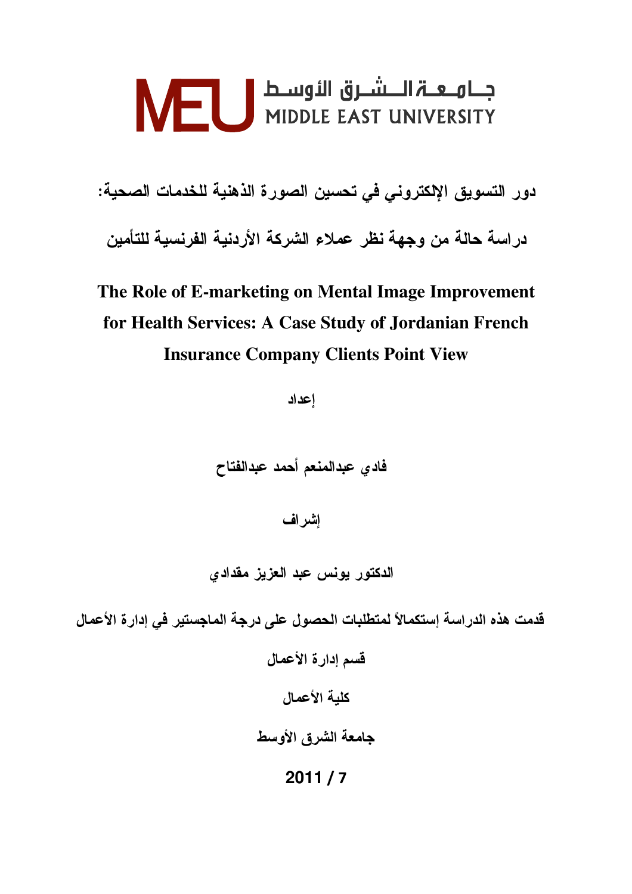جـامـعـة الـشـرق الأوسـط
MIDDLE EAST UNIVERSITY

# دور التسويق الإلكتروني في تحسين الصورة الذهنية للخدمات الصحية:

# دراسة حالة من وجهة نظر عملاء الشركة الأردنية الفرنسية للتأمين

# The Role of E-marketing on Mental Image Improvement for Health Services: A Case Study of Jordanian French Insurance Company Clients Point View

**إعداد**

**فادي عبدالمنعم أحمد عبدالفتاح**

**إشراف**

**الدكتور يونس عبد العزيز مقدادي**

**قدمت هذه الدراسة إستكمالاً لمتطلبات الحصول على درجة الماجستير في إدارة الأعمال**

**قسم إدارة الأعمال**

**كلية الأعمال**

**جامعة الشرق الأوسط**

**2011 / 7**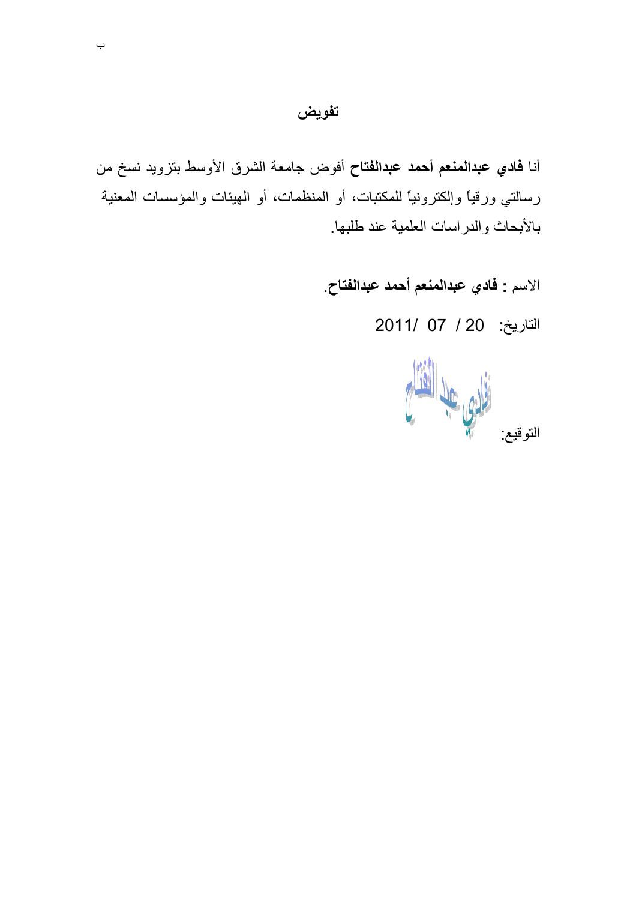# تفويض

أنا **فادي عبدالمنعم أحمد عبدالفتاح** أفوض جامعة الشرق الأوسط بتزويد نسخ من رسالتي ورقياً وإلكترونياً للمكتبات، أو المنظمات، أو الهيئات والمؤسسات المعنية بالأبحاث والدراسات العلمية عند طلبها.

الاسم : **فادي عبدالمنعم أحمد عبدالفتاح**.

التاريخ: 20 / 07 /2011

التوقيع: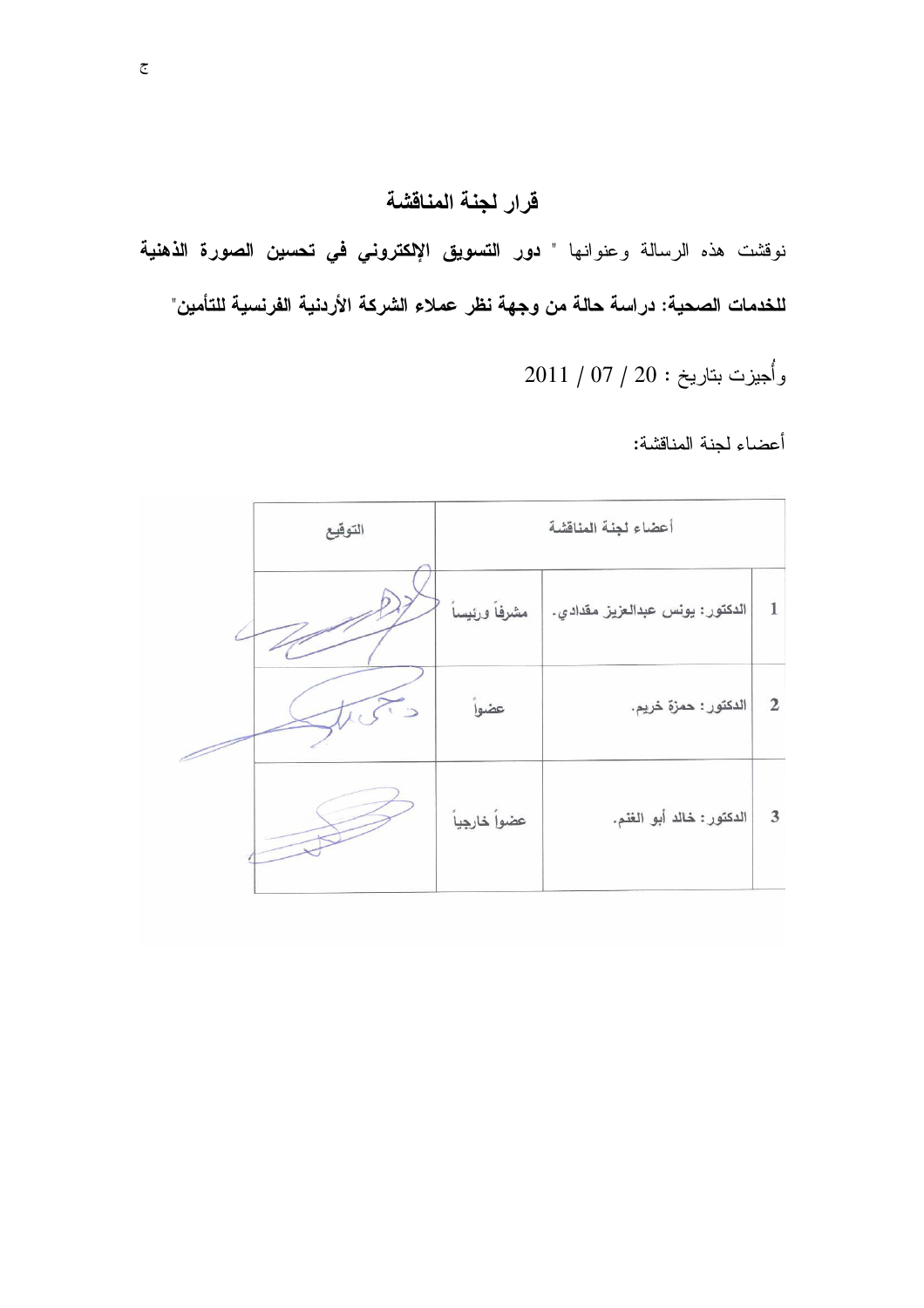## قرار لجنة المناقشة

نوقشت هذه الرسالة وعنوانها " **دور التسويق الإلكتروني في تحسين الصورة الذهنية للخدمات الصحية: دراسة حالة من وجهة نظر عملاء الشركة الأردنية الفرنسية للتأمين**"

وأُجيزت بتاريخ : 20 / 07 / 2011

أعضاء لجنة المناقشة:

| | أعضاء لجنة المناقشة | | التوقيع |
|---|---|---|---|
| 1 | الدكتور: يونس عبدالعزيز مقدادي. | مشرفاً ورئيساً | |
| 2 | الدكتور: حمزة خريم. | عضواً | |
| 3 | الدكتور: خالد أبو الغنم. | عضواً خارجياً | |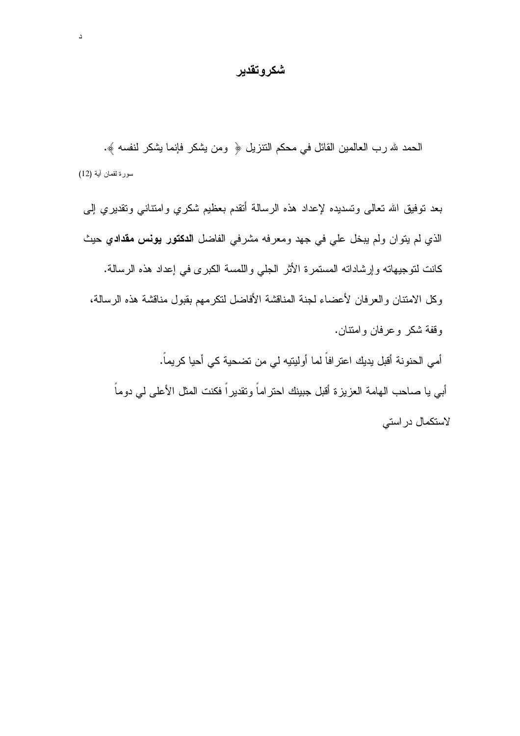# شكروتقدير

الحمد لله رب العالمين القائل في محكم التنزيل ﴿ ومن يشكر فإنما يشكر لنفسه ﴾.

سورة لقمان آية (12)

بعد توفيق الله تعالى وتسديده لإعداد هذه الرسالة أتقدم بعظيم شكري وامتناني وتقديري إلى الذي لم يتوان ولم يبخل علي في جهد ومعرفه مشرفي الفاضل **الدكتور يونس مقدادي** حيث كانت لتوجيهاته وإرشاداته المستمرة الأثر الجلي واللمسة الكبرى في إعداد هذه الرسالة.

وكل الامتنان والعرفان لأعضاء لجنة المناقشة الأفاضل لتكرمهم بقبول مناقشة هذه الرسالة، وقفة شكر وعرفان وامتنان.

أمي الحنونة أقبل يديك اعترافاً لما أوليتيه لي من تضحية كي أحيا كريماً.

أبي يا صاحب الهامة العزيزة أقبل جبينك احتراماً وتقديراً فكنت المثل الأعلى لي دوماً لاستكمال دراستي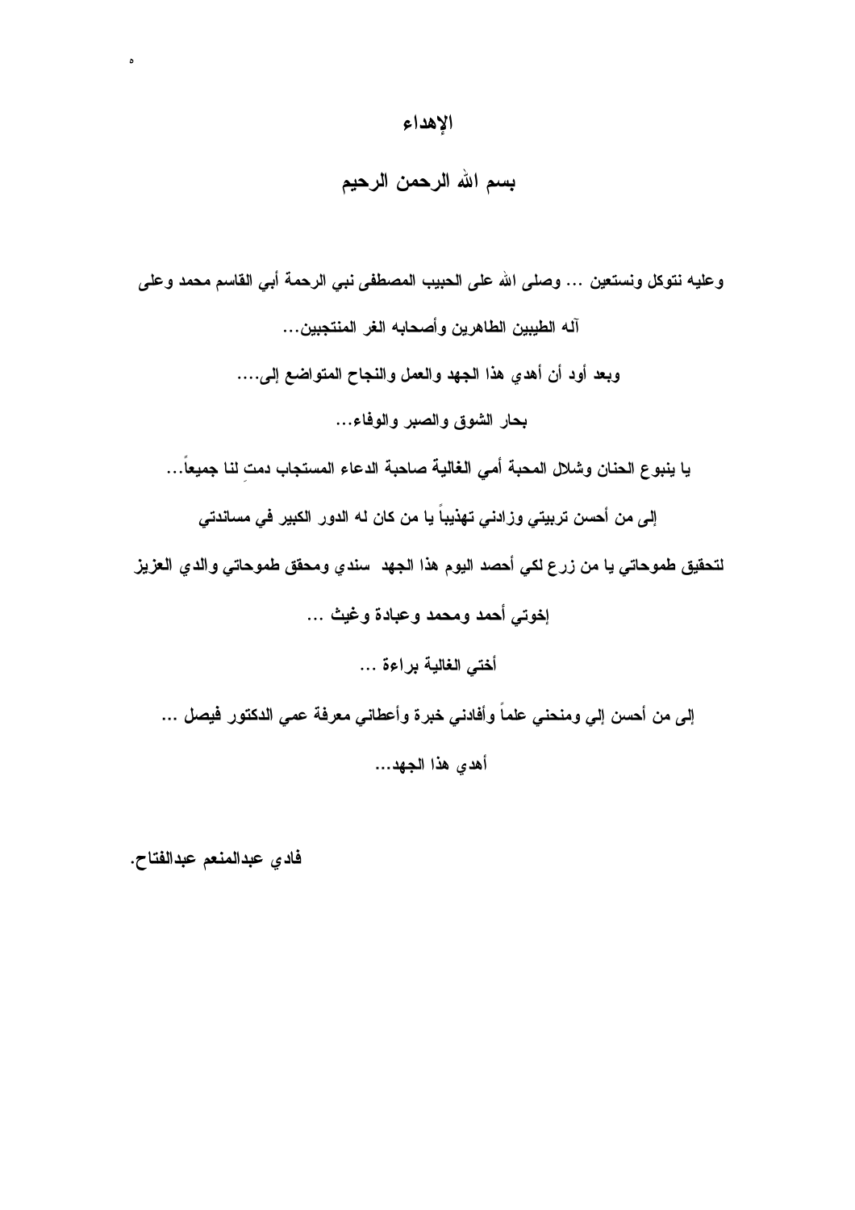# الإهداء

## بسم الله الرحمن الرحيم

وعليه نتوكل ونستعين ... وصلى الله على الحبيب المصطفى نبي الرحمة أبي القاسم محمد وعلى

آله الطيبين الطاهرين وأصحابه الغر المنتجبين...

وبعد أود أن أهدي هذا الجهد والعمل والنجاح المتواضع إلى....

بحار الشوق والصبر والوفاء...

يا ينبوع الحنان وشلال المحبة أمي الغالية صاحبة الدعاء المستجاب دمتِ لنا جميعاً...

إلى من أحسن تربيتي وزادني تهذيباً يا من كان له الدور الكبير في مساندتي

لتحقيق طموحاتي يا من زرع لكي أحصد اليوم هذا الجهد سندي ومحقق طموحاتي والدي العزيز

إخوتي أحمد ومحمد وعبادة وغيث ...

أختي الغالية براءة ...

إلى من أحسن إلي ومنحني علماً وأفادني خبرة وأعطاني معرفة عمي الدكتور فيصل ...

أهدي هذا الجهد...

فادي عبدالمنعم عبدالفتاح.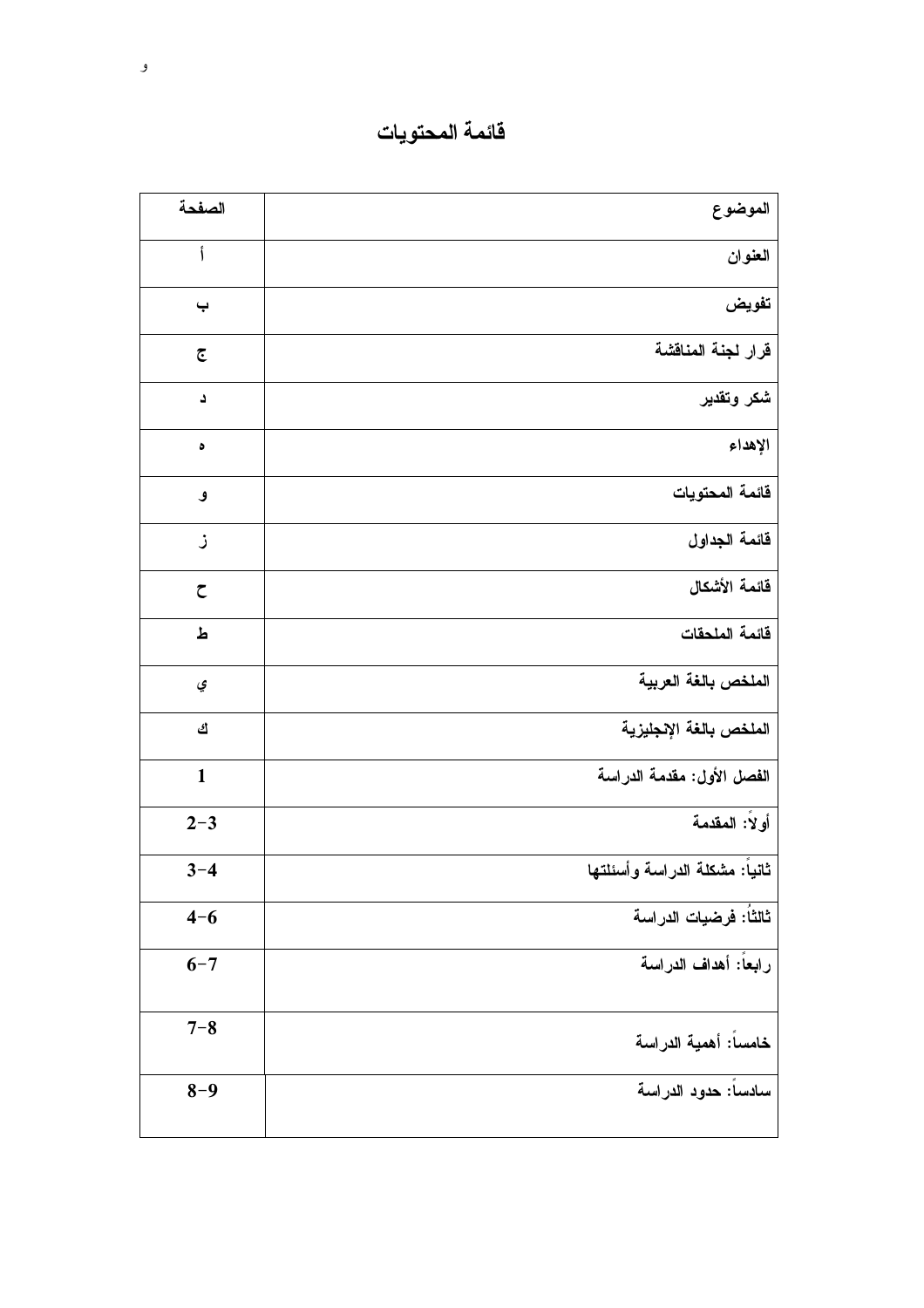# قائمة المحتويات

| الموضوع | الصفحة |
| --- | --- |
| العنوان | أ |
| تفويض | ب |
| قرار لجنة المناقشة | ج |
| شكر وتقدير | د |
| الإهداء | ه |
| قائمة المحتويات | و |
| قائمة الجداول | ز |
| قائمة الأشكال | ح |
| قائمة الملحقات | ط |
| الملخص باللغة العربية | ي |
| الملخص باللغة الإنجليزية | ك |
| الفصل الأول: مقدمة الدراسة | 1 |
| أولاً: المقدمة | 2-3 |
| ثانياً: مشكلة الدراسة وأسئلتها | 3-4 |
| ثالثُا: فرضيات الدراسة | 4-6 |
| رابعاً: أهداف الدراسة | 6-7 |
| خامساً: أهمية الدراسة | 7-8 |
| سادساً: حدود الدراسة | 8-9 |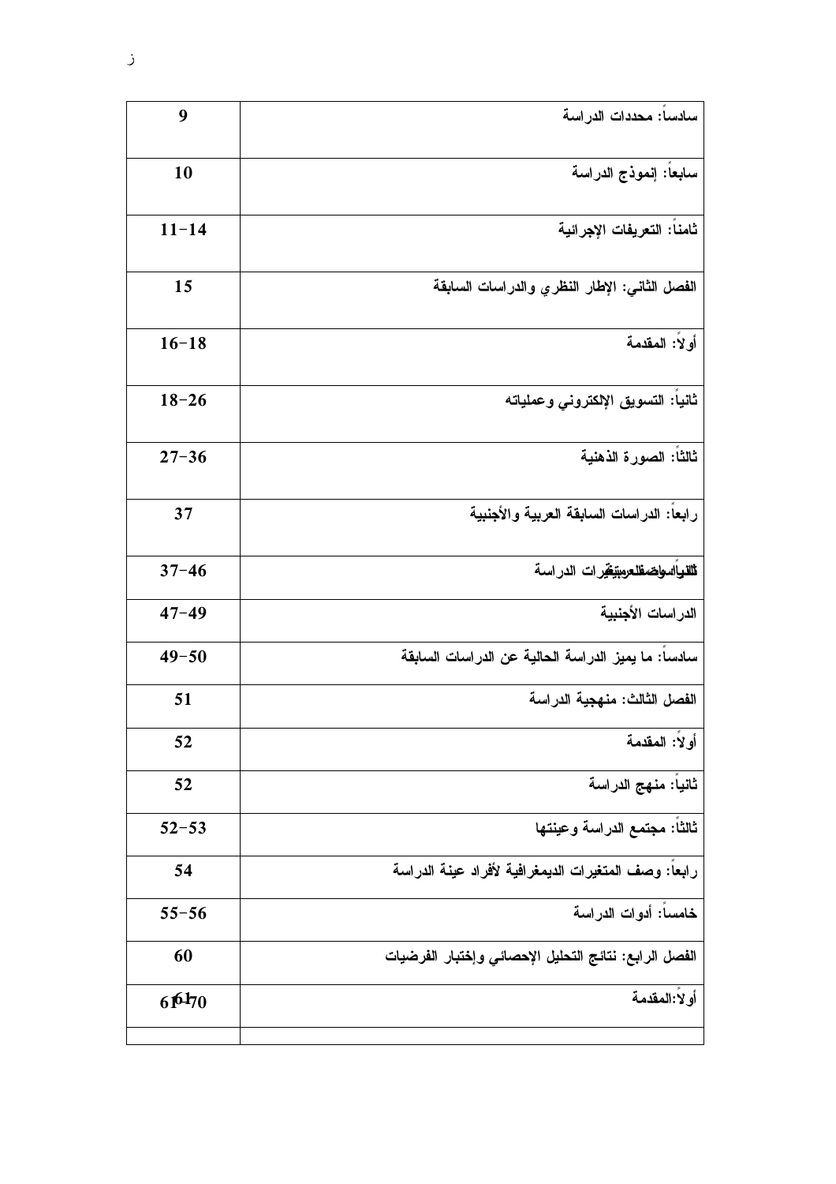| سادساً: محددات الدراسة | 9 |
|---|---|
| سابعاً: إنموذج الدراسة | 10 |
| ثامناً: التعريفات الإجرائية | 11-14 |
| الفصل الثاني: الإطار النظري والدراسات السابقة | 15 |
| أولاً: المقدمة | 16-18 |
| ثانياً: التسويق الإلكتروني وعملياته | 18-26 |
| ثالثاً: الصورة الذهنية | 27-36 |
| رابعاً: الدراسات السابقة العربية والأجنبية | 37 |
| ثالثاً: أسواق...متغيرات الدراسة | 37-46 |
| الدراسات الأجنبية | 47-49 |
| سادساً: ما يميز الدراسة الحالية عن الدراسات السابقة | 49-50 |
| الفصل الثالث: منهجية الدراسة | 51 |
| أولاً: المقدمة | 52 |
| ثانياً: منهج الدراسة | 52 |
| ثالثاً: مجتمع الدراسة وعينتها | 52-53 |
| رابعاً: وصف المتغيرات الديمغرافية لأفراد عينة الدراسة | 54 |
| خامساً: أدوات الدراسة | 55-56 |
| الفصل الرابع: نتائج التحليل الإحصائي وإختبار الفرضيات | 60 |
| أولاً:المقدمة | 61-70 |
| | |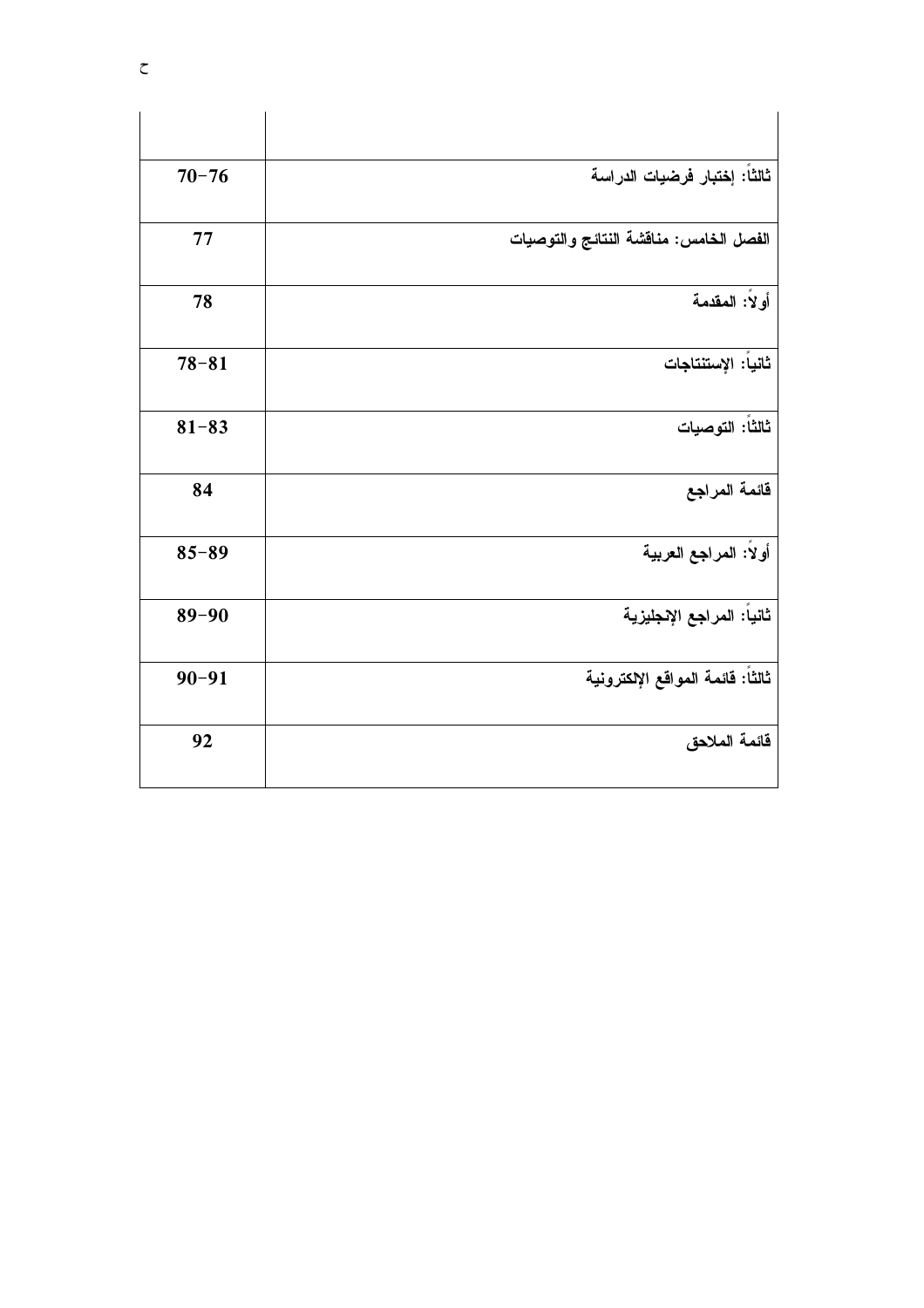| | |
|---|---|
| ثالثاً: إختبار فرضيات الدراسة | 70-76 |
| الفصل الخامس: مناقشة النتائج والتوصيات | 77 |
| أولاً: المقدمة | 78 |
| ثانياً: الإستنتاجات | 78-81 |
| ثالثاً: التوصيات | 81-83 |
| قائمة المراجع | 84 |
| أولاً: المراجع العربية | 85-89 |
| ثانياً: المراجع الإنجليزية | 89-90 |
| ثالثاً: قائمة المواقع الإلكترونية | 90-91 |
| قائمة الملاحق | 92 |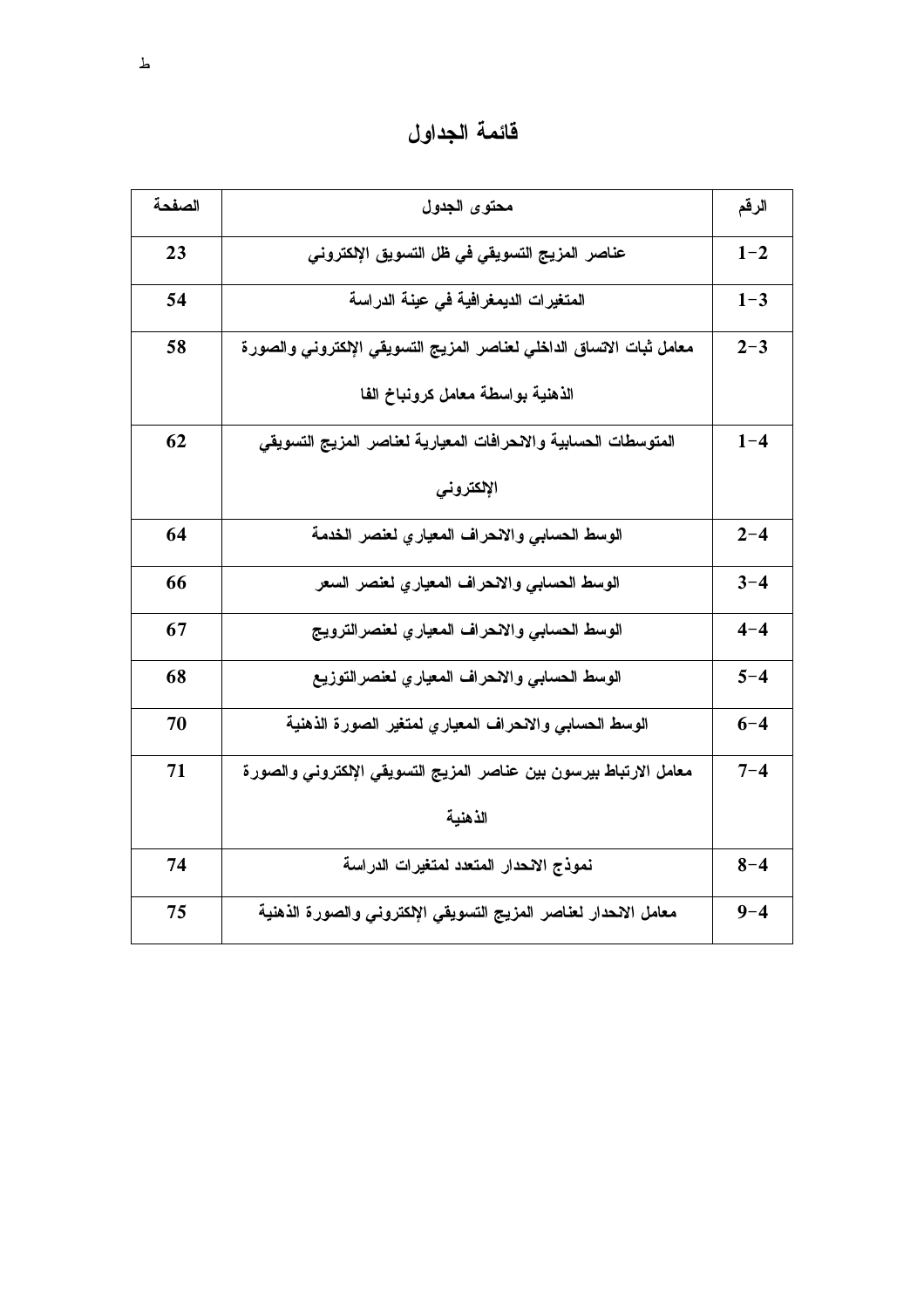# قائمة الجداول

| الرقم | محتوى الجدول | الصفحة |
|---|---|---|
| 1-2 | عناصر المزيج التسويقي في ظل التسويق الإلكتروني | 23 |
| 1-3 | المتغيرات الديمغرافية في عينة الدراسة | 54 |
| 2-3 | معامل ثبات الاتساق الداخلي لعناصر المزيج التسويقي الإلكتروني والصورة الذهنية بواسطة معامل كرونباخ الفا | 58 |
| 1-4 | المتوسطات الحسابية والانحرافات المعيارية لعناصر المزيج التسويقي الإلكتروني | 62 |
| 2-4 | الوسط الحسابي والانحراف المعياري لعنصر الخدمة | 64 |
| 3-4 | الوسط الحسابي والانحراف المعياري لعنصر السعر | 66 |
| 4-4 | الوسط الحسابي والانحراف المعياري لعنصرالترويج | 67 |
| 5-4 | الوسط الحسابي والانحراف المعياري لعنصرالتوزيع | 68 |
| 6-4 | الوسط الحسابي والانحراف المعياري لمتغير الصورة الذهنية | 70 |
| 7-4 | معامل الارتباط بيرسون بين عناصر المزيج التسويقي الإلكتروني والصورة الذهنية | 71 |
| 8-4 | نموذج الانحدار المتعدد لمتغيرات الدراسة | 74 |
| 9-4 | معامل الانحدار لعناصر المزيج التسويقي الإلكتروني والصورة الذهنية | 75 |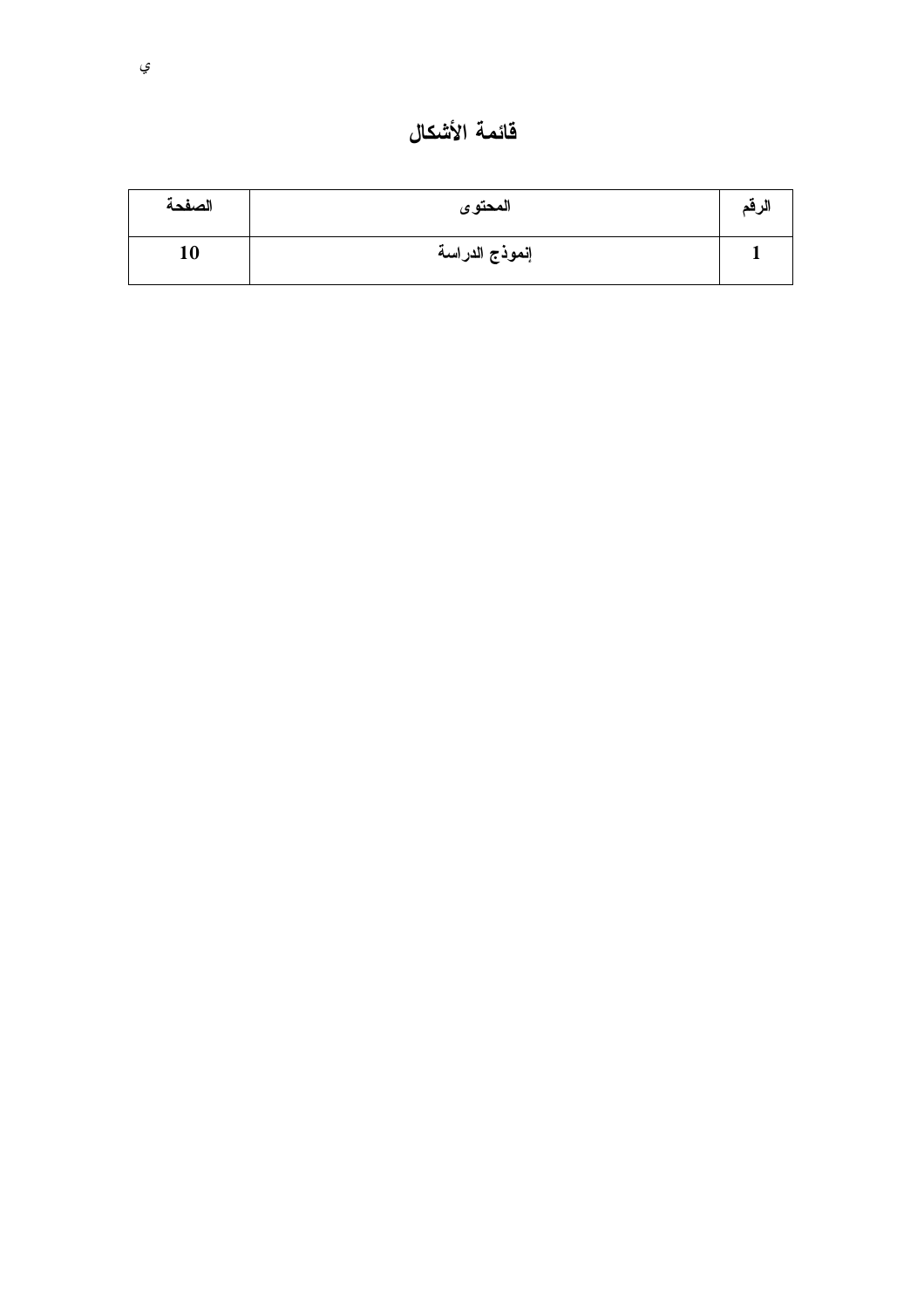# قائمة الأشكال

| الرقم | المحتوى | الصفحة |
|---|---|---|
| 1 | إنموذج الدراسة | 10 |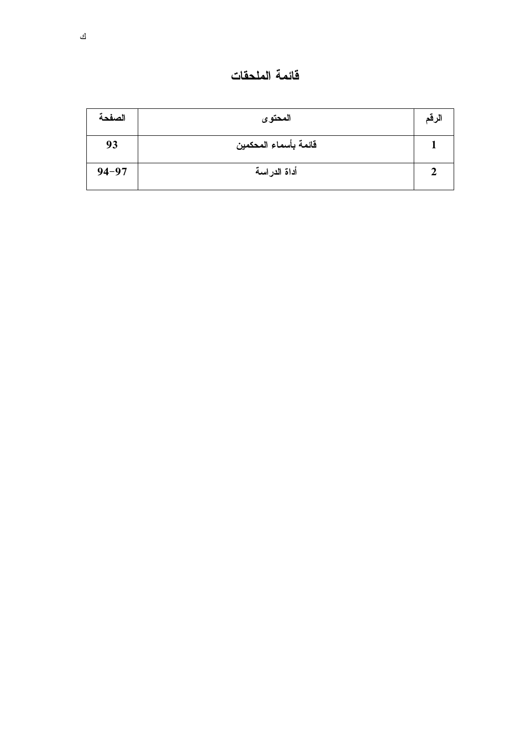# قائمة الملحقات

| الرقم | المحتوى | الصفحة |
|---|---|---|
| 1 | قائمة بأسماء المحكمين | 93 |
| 2 | أداة الدراسة | 94-97 |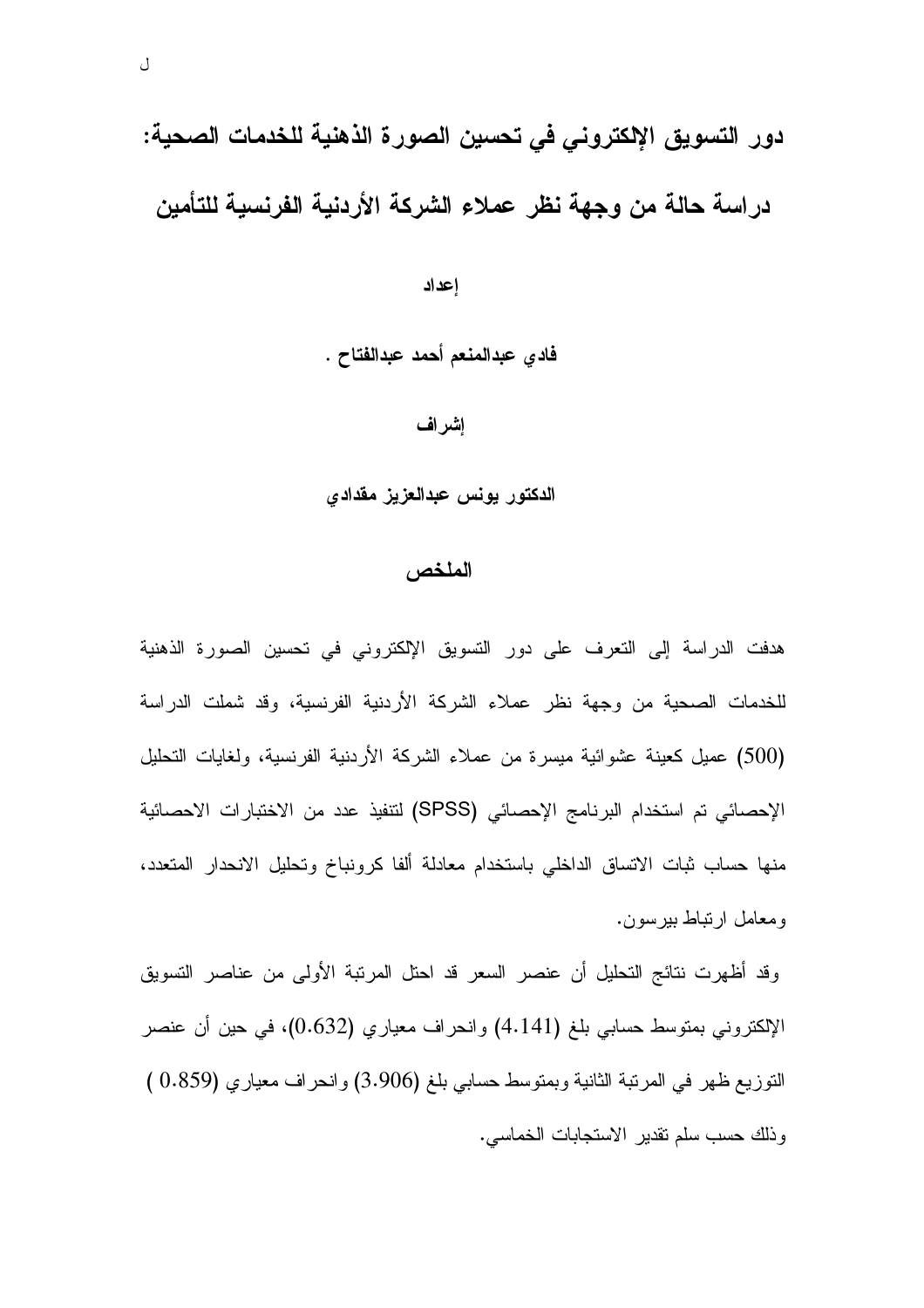# دور التسويق الإلكتروني في تحسين الصورة الذهنية للخدمات الصحية: دراسة حالة من وجهة نظر عملاء الشركة الأردنية الفرنسية للتأمين

**إعداد**

**فادي عبدالمنعم أحمد عبدالفتاح .**

**إشراف**

**الدكتور يونس عبدالعزيز مقدادي**

## الملخص

هدفت الدراسة إلى التعرف على دور التسويق الإلكتروني في تحسين الصورة الذهنية للخدمات الصحية من وجهة نظر عملاء الشركة الأردنية الفرنسية، وقد شملت الدراسة (500) عميل كعينة عشوائية ميسرة من عملاء الشركة الأردنية الفرنسية، ولغايات التحليل الإحصائي تم استخدام البرنامج الإحصائي (SPSS) لتنفيذ عدد من الاختبارات الاحصائية منها حساب ثبات الاتساق الداخلي باستخدام معادلة ألفا كرونباخ وتحليل الانحدار المتعدد، ومعامل ارتباط بيرسون.

وقد أظهرت نتائج التحليل أن عنصر السعر قد احتل المرتبة الأولى من عناصر التسويق الإلكتروني بمتوسط حسابي بلغ (4.141) وانحراف معياري (0.632)، في حين أن عنصر التوزيع ظهر في المرتبة الثانية وبمتوسط حسابي بلغ (3.906) وانحراف معياري (0.859 ) وذلك حسب سلم تقدير الاستجابات الخماسي.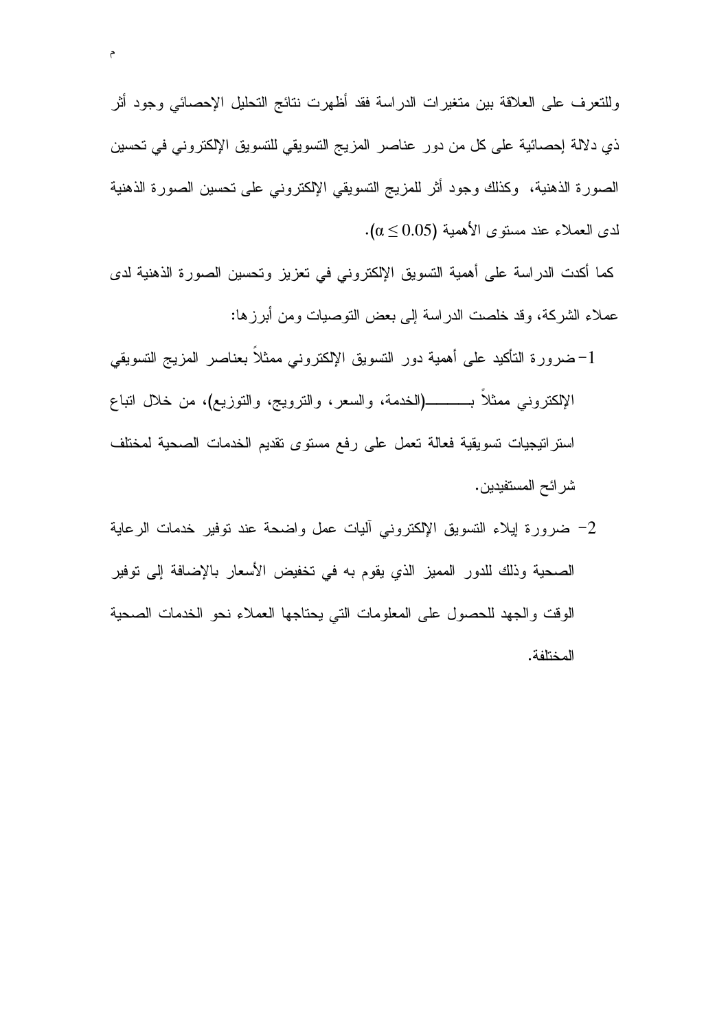وللتعرف على العلاقة بين متغيرات الدراسة فقد أظهرت نتائج التحليل الإحصائي وجود أثر ذي دلالة إحصائية على كل من دور عناصر المزيج التسويقي للتسويق الإلكتروني في تحسين الصورة الذهنية، وكذلك وجود أثر للمزيج التسويقي الإلكتروني على تحسين الصورة الذهنية لدى العملاء عند مستوى الأهمية ($\alpha \leq 0.05$).

كما أكدت الدراسة على أهمية التسويق الإلكتروني في تعزيز وتحسين الصورة الذهنية لدى عملاء الشركة، وقد خلصت الدراسة إلى بعض التوصيات ومن أبرزها:

1- ضرورة التأكيد على أهمية دور التسويق الإلكتروني ممثلاً بعناصر المزيج التسويقي الإلكتروني ممثلاً بـــــــ(الخدمة، والسعر، والترويج، والتوزيع)، من خلال اتباع استراتيجيات تسويقية فعالة تعمل على رفع مستوى تقديم الخدمات الصحية لمختلف شرائح المستفيدين.

2- ضرورة إيلاء التسويق الإلكتروني آليات عمل واضحة عند توفير خدمات الرعاية الصحية وذلك للدور المميز الذي يقوم به في تخفيض الأسعار بالإضافة إلى توفير الوقت والجهد للحصول على المعلومات التي يحتاجها العملاء نحو الخدمات الصحية المختلفة.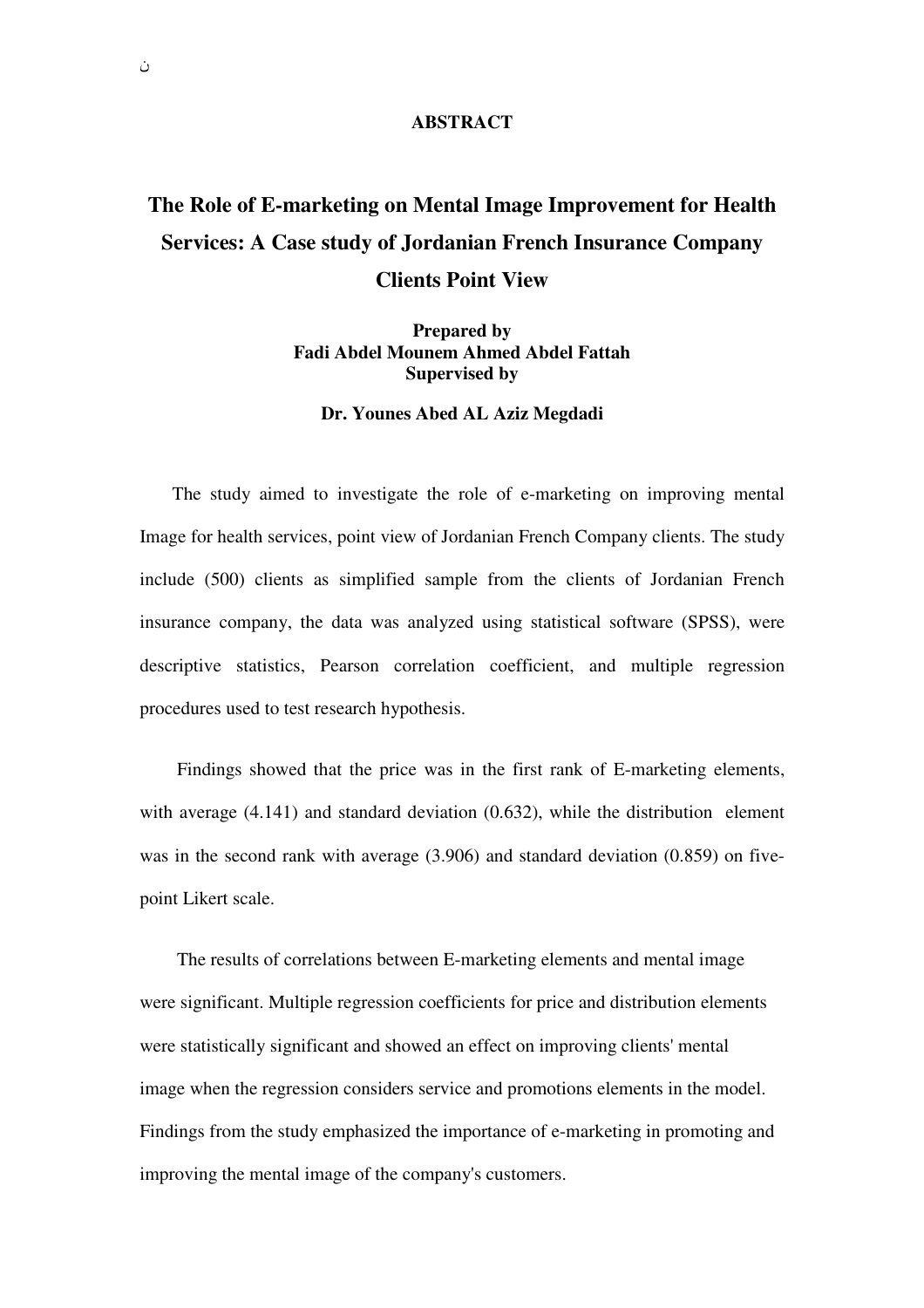## ABSTRACT

# The Role of E-marketing on Mental Image Improvement for Health Services: A Case study of Jordanian French Insurance Company Clients Point View

**Prepared by**
**Fadi Abdel Mounem Ahmed Abdel Fattah**
**Supervised by**

**Dr. Younes Abed AL Aziz Megdadi**

The study aimed to investigate the role of e-marketing on improving mental Image for health services, point view of Jordanian French Company clients. The study include (500) clients as simplified sample from the clients of Jordanian French insurance company, the data was analyzed using statistical software (SPSS), were descriptive statistics, Pearson correlation coefficient, and multiple regression procedures used to test research hypothesis.

Findings showed that the price was in the first rank of E-marketing elements, with average (4.141) and standard deviation (0.632), while the distribution element was in the second rank with average (3.906) and standard deviation (0.859) on five-point Likert scale.

The results of correlations between E-marketing elements and mental image were significant. Multiple regression coefficients for price and distribution elements were statistically significant and showed an effect on improving clients' mental image when the regression considers service and promotions elements in the model. Findings from the study emphasized the importance of e-marketing in promoting and improving the mental image of the company's customers.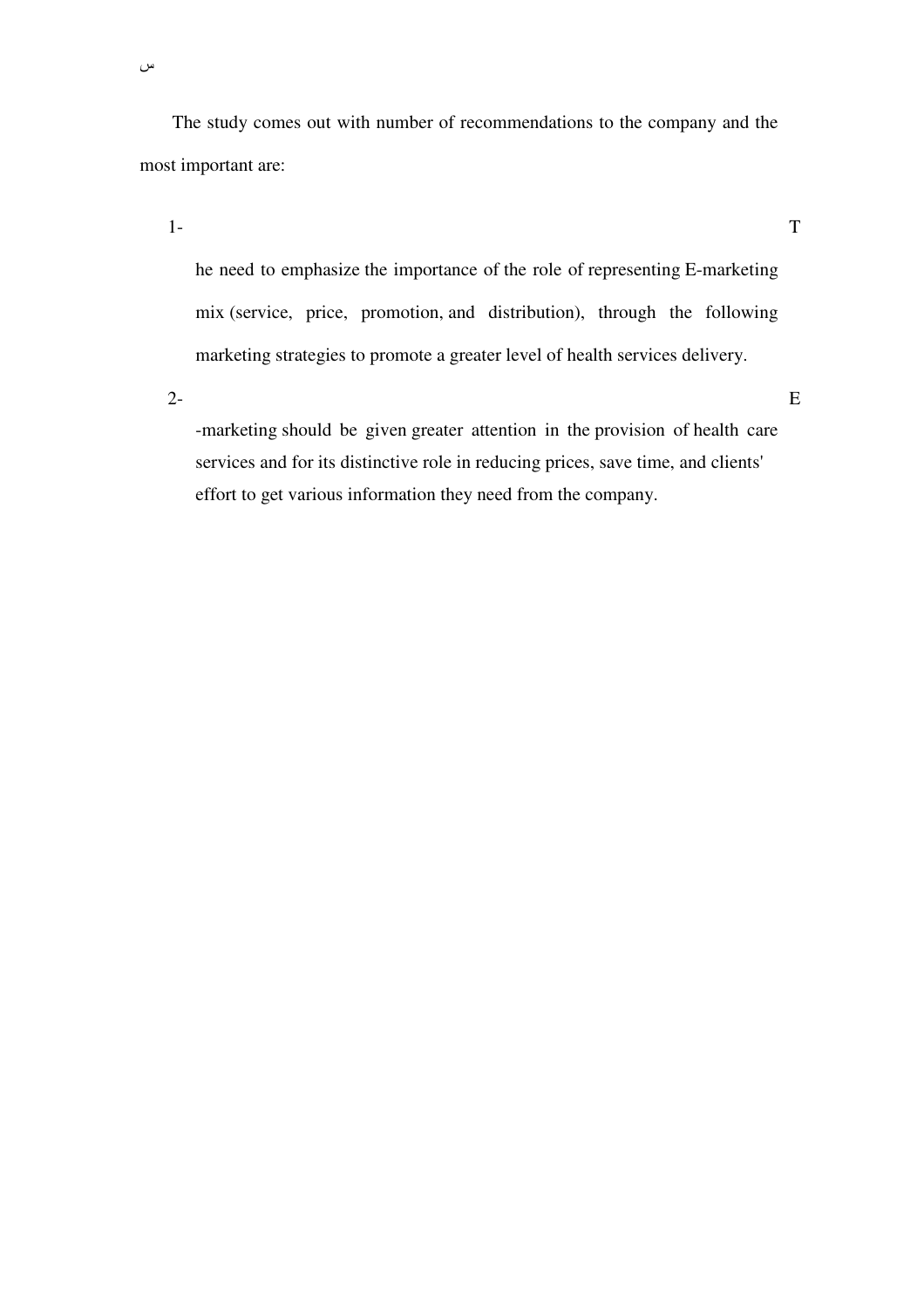The study comes out with number of recommendations to the company and the most important are:

1- The need to emphasize the importance of the role of representing E-marketing mix (service, price, promotion, and distribution), through the following marketing strategies to promote a greater level of health services delivery.
2- E-marketing should be given greater attention in the provision of health care services and for its distinctive role in reducing prices, save time, and clients' effort to get various information they need from the company.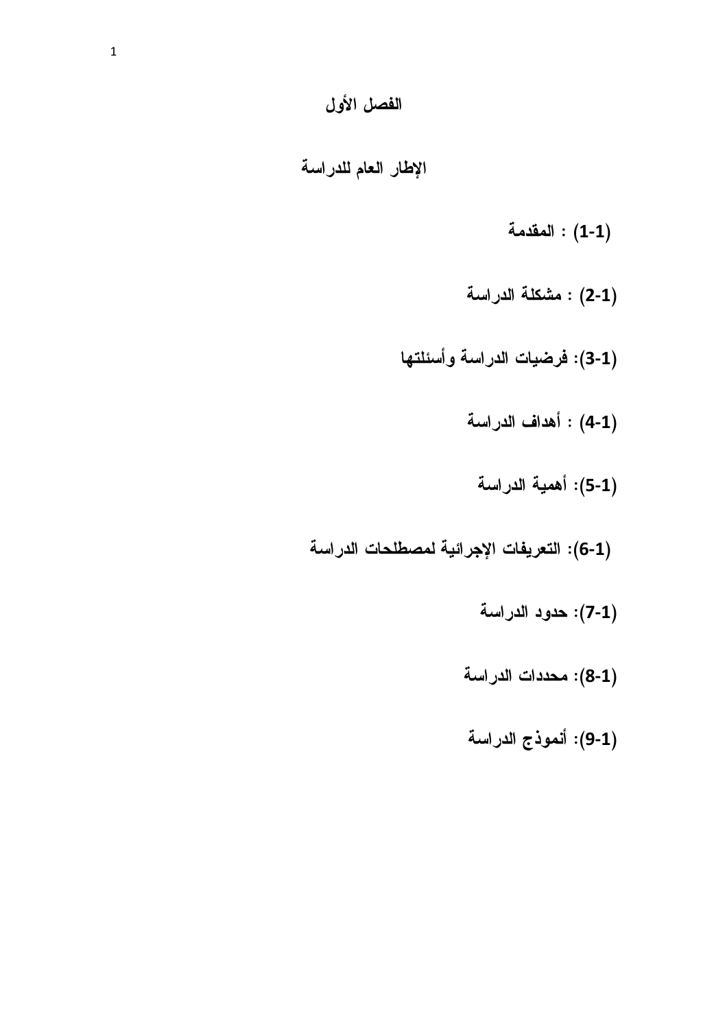# الفصل الأول

## الإطار العام للدراسة

**(1-1) : المقدمة**

**(2-1) : مشكلة الدراسة**

**(3-1): فرضيات الدراسة وأسئلتها**

**(4-1) : أهداف الدراسة**

**(5-1): أهمية الدراسة**

**(6-1): التعريفات الإجرائية لمصطلحات الدراسة**

**(7-1): حدود الدراسة**

**(8-1): محددات الدراسة**

**(9-1): أنموذج الدراسة**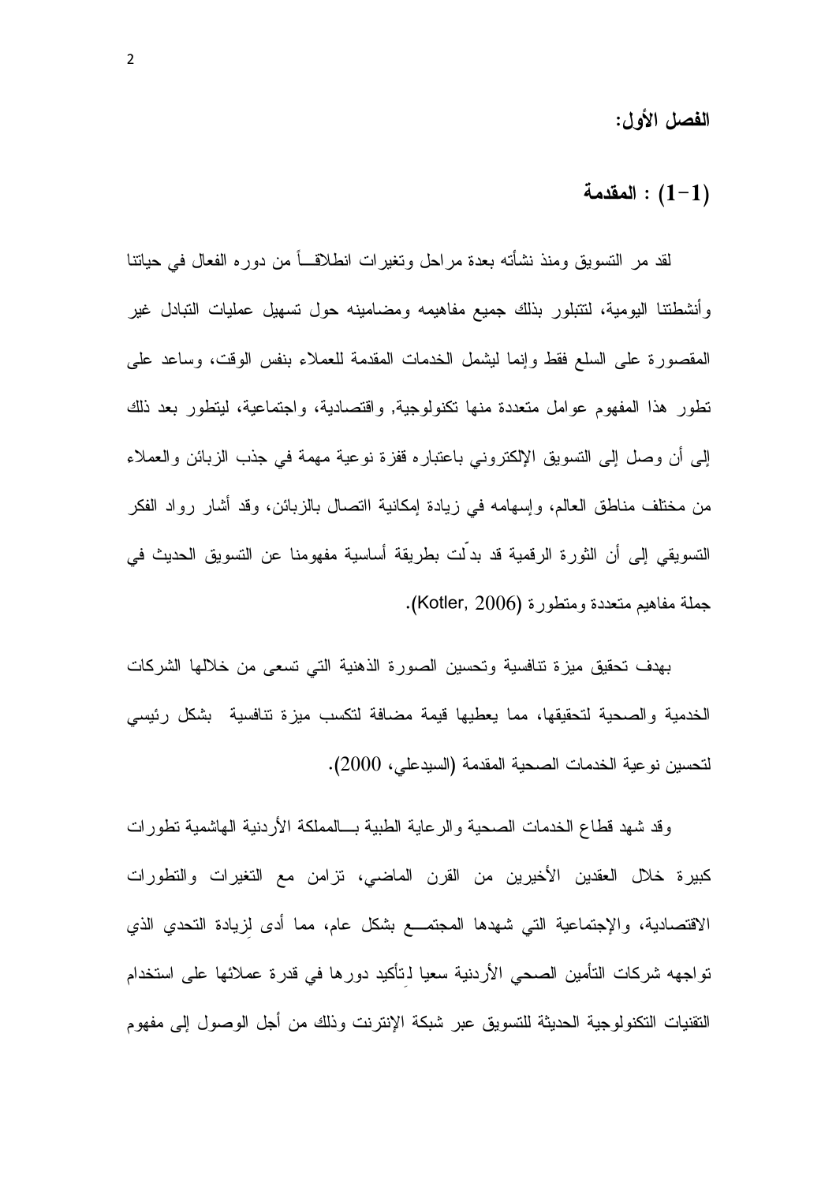## الفصل الأول:

### (1-1) : المقدمة

لقد مر التسويق ومنذ نشأته بعدة مراحل وتغيرات انطلاقاً من دوره الفعال في حياتنا وأنشطتنا اليومية، لتتبلور بذلك جميع مفاهيمه ومضامينه حول تسهيل عمليات التبادل غير المقصورة على السلع فقط وإنما ليشمل الخدمات المقدمة للعملاء بنفس الوقت، وساعد على تطور هذا المفهوم عوامل متعددة منها تكنولوجية, واقتصادية، واجتماعية، ليتطور بعد ذلك إلى أن وصل إلى التسويق الإلكتروني باعتباره قفزة نوعية مهمة في جذب الزبائن والعملاء من مختلف مناطق العالم، وإسهامه في زيادة إمكانية االتصال بالزبائن، وقد أشار رواد الفكر التسويقي إلى أن الثورة الرقمية قد بدّلت بطريقة أساسية مفهومنا عن التسويق الحديث في جملة مفاهيم متعددة ومتطورة (Kotler, 2006).

بهدف تحقيق ميزة تنافسية وتحسين الصورة الذهنية التي تسعى من خلالها الشركات الخدمية والصحية لتحقيقها، مما يعطيها قيمة مضافة لتكسب ميزة تنافسية بشكل رئيسي لتحسين نوعية الخدمات الصحية المقدمة (السيدعلي، 2000).

وقد شهد قطاع الخدمات الصحية والرعاية الطبية بالمملكة الأردنية الهاشمية تطورات كبيرة خلال العقدين الأخيرين من القرن الماضي، تزامن مع التغيرات والتطورات الاقتصادية، والإجتماعية التي شهدها المجتمع بشكل عام، مما أدى لِزيادة التحدي الذي تواجهه شركات التأمين الصحي الأردنية سعيا لِتأكيد دورها في قدرة عملائها على استخدام التقنيات التكنولوجية الحديثة للتسويق عبر شبكة الإنترنت وذلك من أجل الوصول إلى مفهوم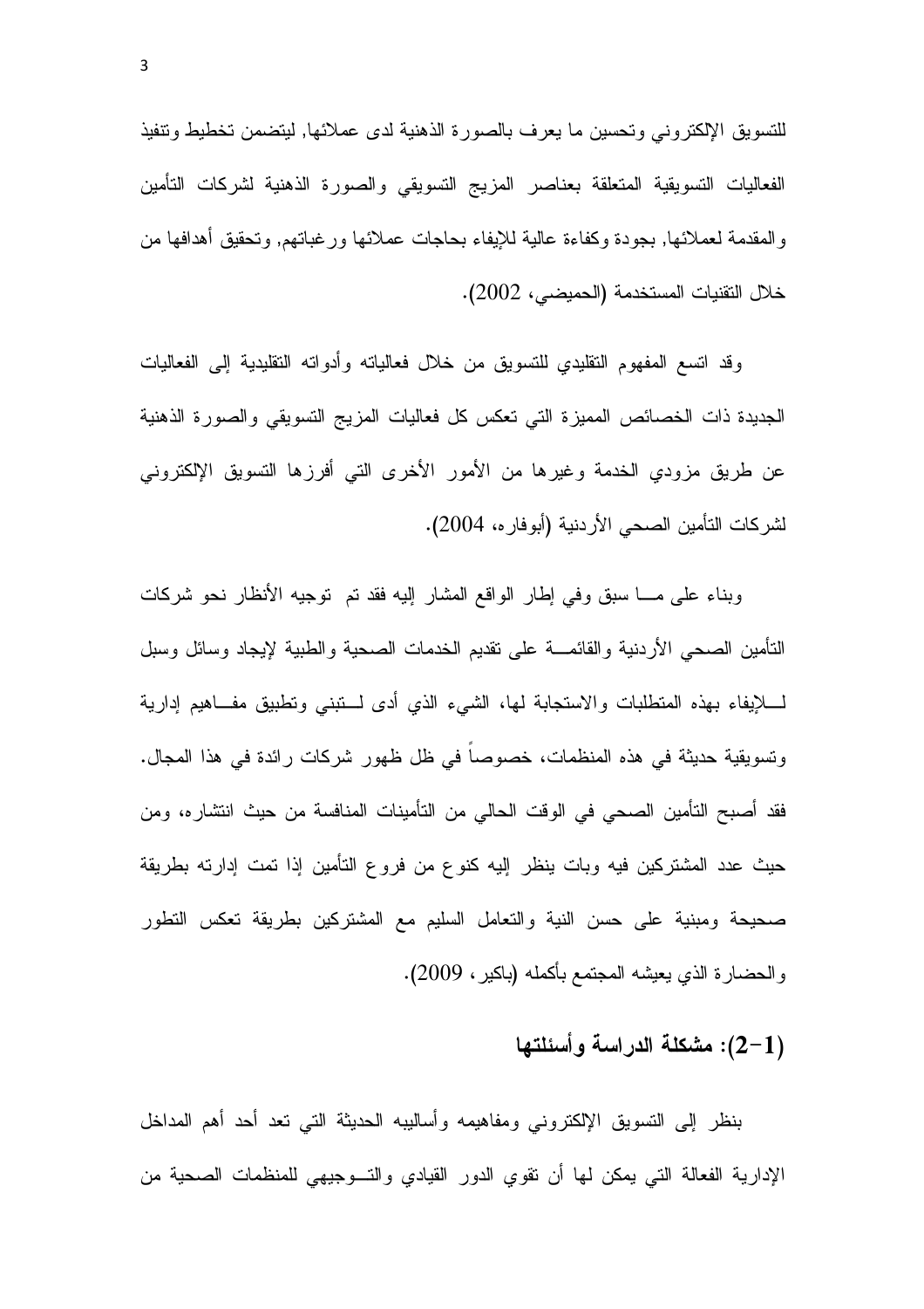للتسويق الإلكتروني وتحسين ما يعرف بالصورة الذهنية لدى عملائها, ليتضمن تخطيط وتنفيذ الفعاليات التسويقية المتعلقة بعناصر المزيج التسويقي والصورة الذهنية لشركات التأمين والمقدمة لعملائها, بجودة وكفاءة عالية للإيفاء بحاجات عملائها ورغباتهم, وتحقيق أهدافها من خلال التقنيات المستخدمة (الحميضي، 2002).

وقد اتسع المفهوم التقليدي للتسويق من خلال فعالياته وأدواته التقليدية إلى الفعاليات الجديدة ذات الخصائص المميزة التي تعكس كل فعاليات المزيج التسويقي والصورة الذهنية عن طريق مزودي الخدمة وغيرها من الأمور الأخرى التي أفرزها التسويق الإلكتروني لشركات التأمين الصحي الأردنية (أبوفاره، 2004).

وبناء على ما سبق وفي إطار الواقع المشار إليه فقد تم توجيه الأنظار نحو شركات التأمين الصحي الأردنية والقائمة على تقديم الخدمات الصحية والطبية لإيجاد وسائل وسبل للإيفاء بهذه المتطلبات والاستجابة لها، الشيء الذي أدى لتبني وتطبيق مفاهيم إدارية وتسويقية حديثة في هذه المنظمات، خصوصاً في ظل ظهور شركات رائدة في هذا المجال. فقد أصبح التأمين الصحي في الوقت الحالي من التأمينات المنافسة من حيث انتشاره، ومن حيث عدد المشتركين فيه وبات ينظر إليه كنوع من فروع التأمين إذا تمت إدارته بطريقة صحيحة ومبنية على حسن النية والتعامل السليم مع المشتركين بطريقة تعكس التطور والحضارة الذي يعيشه المجتمع بأكمله (باكير، 2009).

## (1-2): مشكلة الدراسة وأسئلتها

ينظر إلى التسويق الإلكتروني ومفاهيمه وأساليبه الحديثة التي تعد أحد أهم المداخل الإدارية الفعالة التي يمكن لها أن تقوي الدور القيادي والتوجيهي للمنظمات الصحية من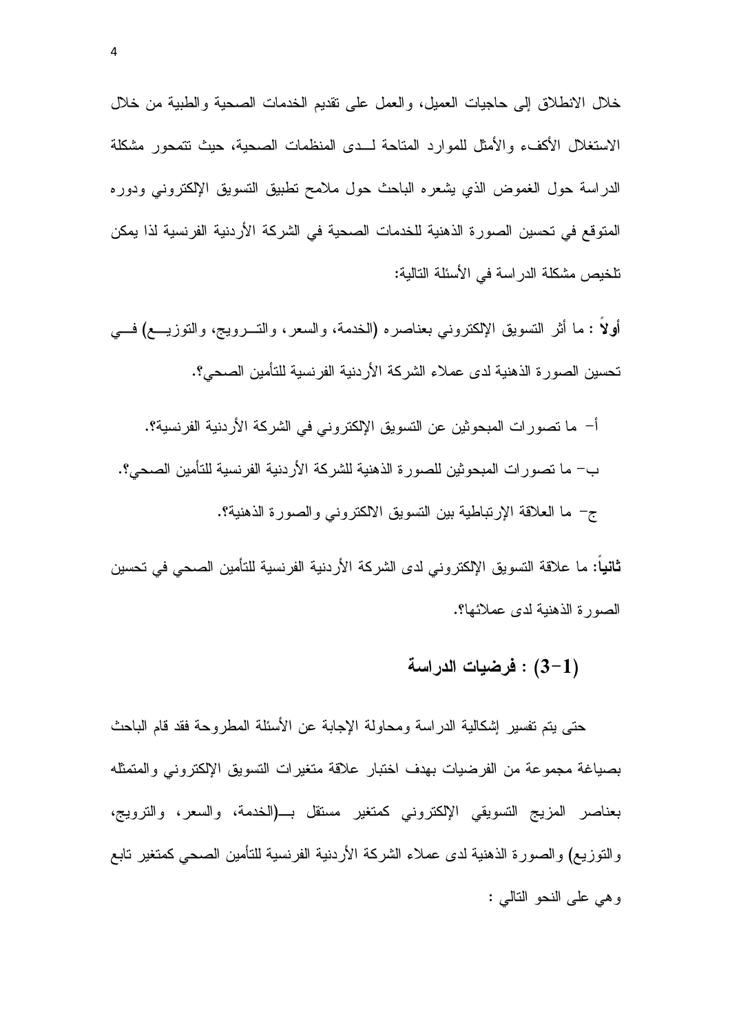خلال الانطلاق إلى حاجيات العميل، والعمل على تقديم الخدمات الصحية والطبية من خلال الاستغلال الأكفء والأمثل للموارد المتاحة لــدى المنظمات الصحية، حيث تتمحور مشكلة الدراسة حول الغموض الذي يشعره الباحث حول ملامح تطبيق التسويق الإلكتروني ودوره المتوقع في تحسين الصورة الذهنية للخدمات الصحية في الشركة الأردنية الفرنسية لذا يمكن تلخيص مشكلة الدراسة في الأسئلة التالية:

**أولاً** : ما أثر التسويق الإلكتروني بعناصره (الخدمة، والسعر، والتــرويج، والتوزيــع) فــي تحسين الصورة الذهنية لدى عملاء الشركة الأردنية الفرنسية للتأمين الصحي؟.

أ- ما تصورات المبحوثين عن التسويق الإلكتروني في الشركة الأردنية الفرنسية؟.

ب- ما تصورات المبحوثين للصورة الذهنية للشركة الأردنية الفرنسية للتأمين الصحي؟.

ج- ما العلاقة الإرتباطية بين التسويق الالكتروني والصورة الذهنية؟.

**ثانياً**: ما علاقة التسويق الإلكتروني لدى الشركة الأردنية الفرنسية للتأمين الصحي في تحسين الصورة الذهنية لدى عملائها؟.

## (1-3) : فرضيات الدراسة

حتى يتم تفسير إشكالية الدراسة ومحاولة الإجابة عن الأسئلة المطروحة فقد قام الباحث بصياغة مجموعة من الفرضيات بهدف اختبار علاقة متغيرات التسويق الإلكتروني والمتمثله بعناصر المزيج التسويقي الإلكتروني كمتغير مستقل بــ(الخدمة، والسعر، والترويج، والتوزيع) والصورة الذهنية لدى عملاء الشركة الأردنية الفرنسية للتأمين الصحي كمتغير تابع وهي على النحو التالي :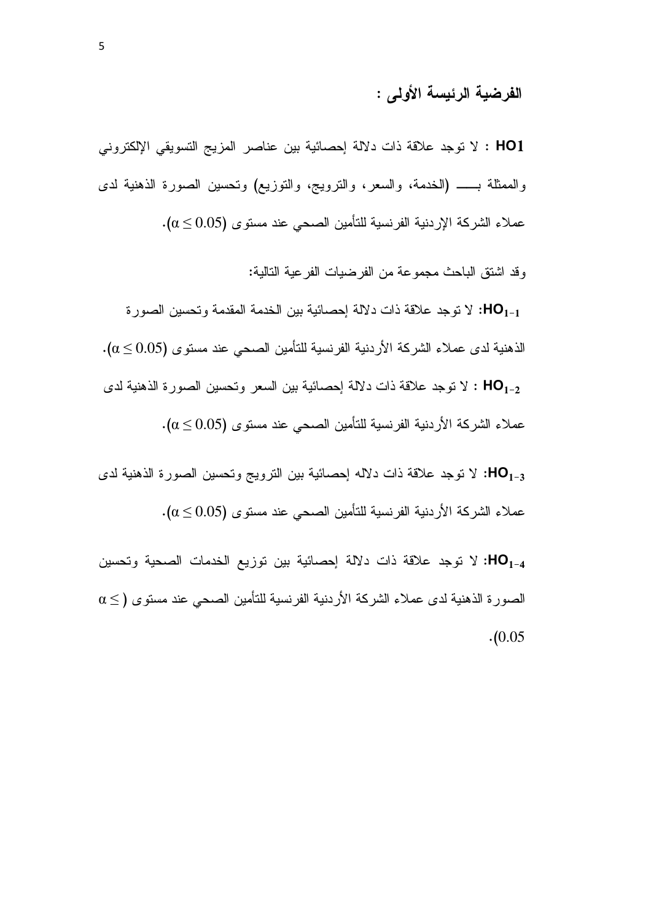### الفرضية الرئيسة الأولى :

**HO1** : لا توجد علاقة ذات دلالة إحصائية بين عناصر المزيج التسويقي الإلكتروني والممثلة بـــــ (الخدمة، والسعر، والترويج، والتوزيع) وتحسين الصورة الذهنية لدى عملاء الشركة الإردنية الفرنسية للتأمين الصحي عند مستوى $(\alpha \leq 0.05)$.

وقد اشتق الباحث مجموعة من الفرضيات الفرعية التالية:

**$HO_{1-1}$**: لا توجد علاقة ذات دلالة إحصائية بين الخدمة المقدمة وتحسين الصورة الذهنية لدى عملاء الشركة الأردنية الفرنسية للتأمين الصحي عند مستوى $(\alpha \leq 0.05)$.

**$HO_{1-2}$** : لا توجد علاقة ذات دلالة إحصائية بين السعر وتحسين الصورة الذهنية لدى عملاء الشركة الأردنية الفرنسية للتأمين الصحي عند مستوى $(\alpha \leq 0.05)$.

**$HO_{1-3}$**: لا توجد علاقة ذات دلاله إحصائية بين الترويج وتحسين الصورة الذهنية لدى عملاء الشركة الأردنية الفرنسية للتأمين الصحي عند مستوى $(\alpha \leq 0.05)$.

**$HO_{1-4}$**: لا توجد علاقة ذات دلالة إحصائية بين توزيع الخدمات الصحية وتحسين الصورة الذهنية لدى عملاء الشركة الأردنية الفرنسية للتأمين الصحي عند مستوى $(\alpha \leq 0.05)$.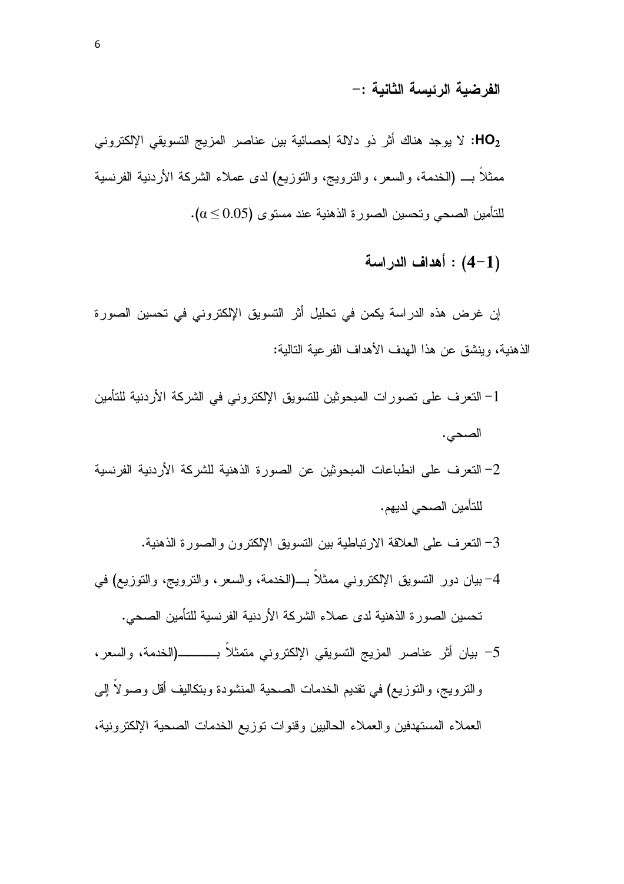### الفرضية الرئيسة الثانية :-

**$HO_2$**: لا يوجد هناك أثر ذو دلالة إحصائية بين عناصر المزيج التسويقي الإلكتروني ممثلاً بـــ (الخدمة، والسعر، والترويج، والتوزيع) لدى عملاء الشركة الأردنية الفرنسية للتأمين الصحي وتحسين الصورة الذهنية عند مستوى ($\alpha \leq 0.05$).

## (4-1) : أهداف الدراسة

إن غرض هذه الدراسة يكمن في تحليل أثر التسويق الإلكتروني في تحسين الصورة الذهنية، وينشق عن هذا الهدف الأهداف الفرعية التالية:

1- التعرف على تصورات المبحوثين للتسويق الإلكتروني في الشركة الأردنية للتأمين الصحي.

2- التعرف على انطباعات المبحوثين عن الصورة الذهنية للشركة الأردنية الفرنسية للتأمين الصحي لديهم.

3- التعرف على العلاقة الارتباطية بين التسويق الإلكترون والصورة الذهنية.

4- بيان دور التسويق الإلكتروني ممثلاً بـــ(الخدمة، والسعر، والترويج، والتوزيع) في تحسين الصورة الذهنية لدى عملاء الشركة الأردنية الفرنسية للتأمين الصحي.

5- بيان أثر عناصر المزيج التسويقي الإلكتروني متمثلاً بـــــــــ(الخدمة، والسعر، والترويج، والتوزيع) في تقديم الخدمات الصحية المنشودة وبتكاليف أقل وصولاً إلى العملاء المستهدفين والعملاء الحاليين وقنوات توزيع الخدمات الصحية الإلكترونية،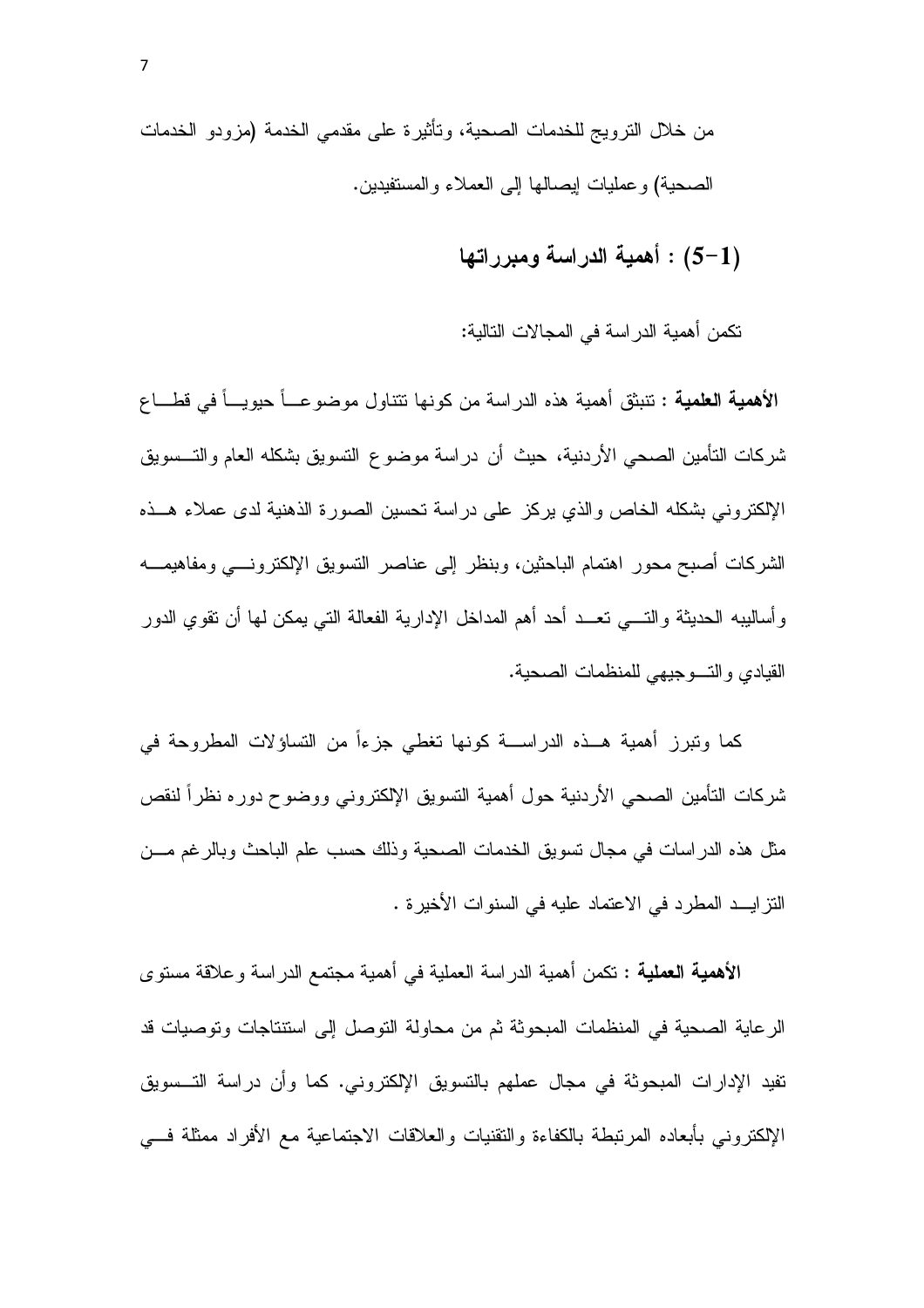من خلال الترويج للخدمات الصحية، وتأثيرة على مقدمي الخدمة (مزودو الخدمات الصحية) وعمليات إيصالها إلى العملاء والمستفيدين.

## (1-5) : أهمية الدراسة ومبرراتها

تكمن أهمية الدراسة في المجالات التالية:

**الأهمية العلمية** : تنبثق أهمية هذه الدراسة من كونها تتناول موضوعاً حيوياً في قطاع شركات التأمين الصحي الأردنية، حيث أن دراسة موضوع التسويق بشكله العام والتسويق الإلكتروني بشكله الخاص والذي يركز على دراسة تحسين الصورة الذهنية لدى عملاء هذه الشركات أصبح محور اهتمام الباحثين، وبنظر إلى عناصر التسويق الإلكتروني ومفاهيمه وأساليبه الحديثة والتي تعد أحد أهم المداخل الإدارية الفعالة التي يمكن لها أن تقوي الدور القيادي والتوجيهي للمنظمات الصحية.

كما وتبرز أهمية هذه الدراسة كونها تغطي جزءاً من التساؤلات المطروحة في شركات التأمين الصحي الأردنية حول أهمية التسويق الإلكتروني ووضوح دوره نظراً لنقص مثل هذه الدراسات في مجال تسويق الخدمات الصحية وذلك حسب علم الباحث وبالرغم من التزايد المطرد في الاعتماد عليه في السنوات الأخيرة .

**الأهمية العملية** : تكمن أهمية الدراسة العملية في أهمية مجتمع الدراسة وعلاقة مستوى الرعاية الصحية في المنظمات المبحوثة ثم من محاولة التوصل إلى استنتاجات وتوصيات قد تفيد الإدارات المبحوثة في مجال عملهم بالتسويق الإلكتروني. كما وأن دراسة التسويق الإلكتروني بأبعاده المرتبطة بالكفاءة والتقنيات والعلاقات الاجتماعية مع الأفراد ممثلة في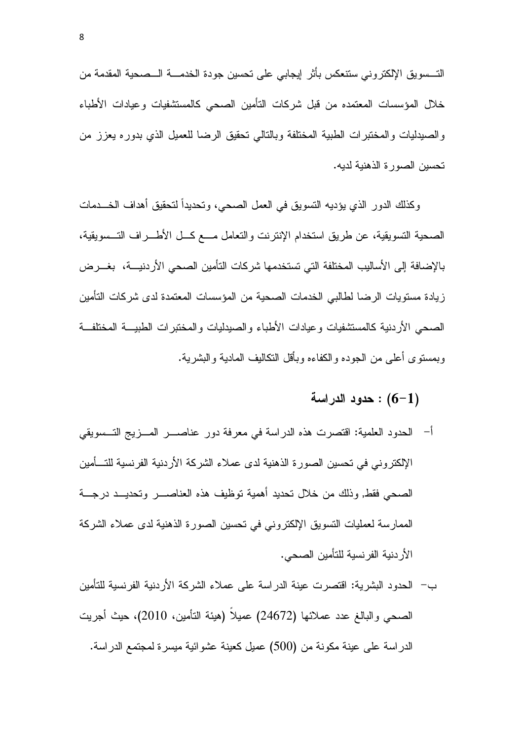التسويق الإلكتروني ستنعكس بأثر إيجابي على تحسين جودة الخدمة الصحية المقدمة من خلال المؤسسات المعتمده من قبل شركات التأمين الصحي كالمستشفيات وعيادات الأطباء والصيدليات والمختبرات الطبية المختلفة وبالتالي تحقيق الرضا للعميل الذي بدوره يعزز من تحسين الصورة الذهنية لديه.

وكذلك الدور الذي يؤديه التسويق في العمل الصحي، وتحديداً لتحقيق أهداف الخدمات الصحية التسويقية، عن طريق استخدام الإنترنت والتعامل مع كل الأطراف التسويقية، بالإضافة إلى الأساليب المختلفة التي تستخدمها شركات التأمين الصحي الأردنية، بغرض زيادة مستويات الرضا لطالبي الخدمات الصحية من المؤسسات المعتمدة لدى شركات التأمين الصحي الأردنية كالمستشفيات وعيادات الأطباء والصيدليات والمختبرات الطبية المختلفة وبمستوى أعلى من الجوده والكفاءه وبأقل التكاليف المادية والبشرية.

## (1-6) : حدود الدراسة

أ- الحدود العلمية: اقتصرت هذه الدراسة في معرفة دور عناصر المزيج التسويقي الإلكتروني في تحسين الصورة الذهنية لدى عملاء الشركة الأردنية الفرنسية للتأمين الصحي فقط, وذلك من خلال تحديد أهمية توظيف هذه العناصر وتحديد درجة الممارسة لعمليات التسويق الإلكتروني في تحسين الصورة الذهنية لدى عملاء الشركة الأردنية الفرنسية للتأمين الصحي.

ب- الحدود البشرية: اقتصرت عينة الدراسة على عملاء الشركة الأردنية الفرنسية للتأمين الصحي والبالغ عدد عملائها (24672) عميلاً (هيئة التأمين، 2010)، حيث أجريت الدراسة على عينة مكونة من (500) عميل كعينة عشوائية ميسرة لمجتمع الدراسة.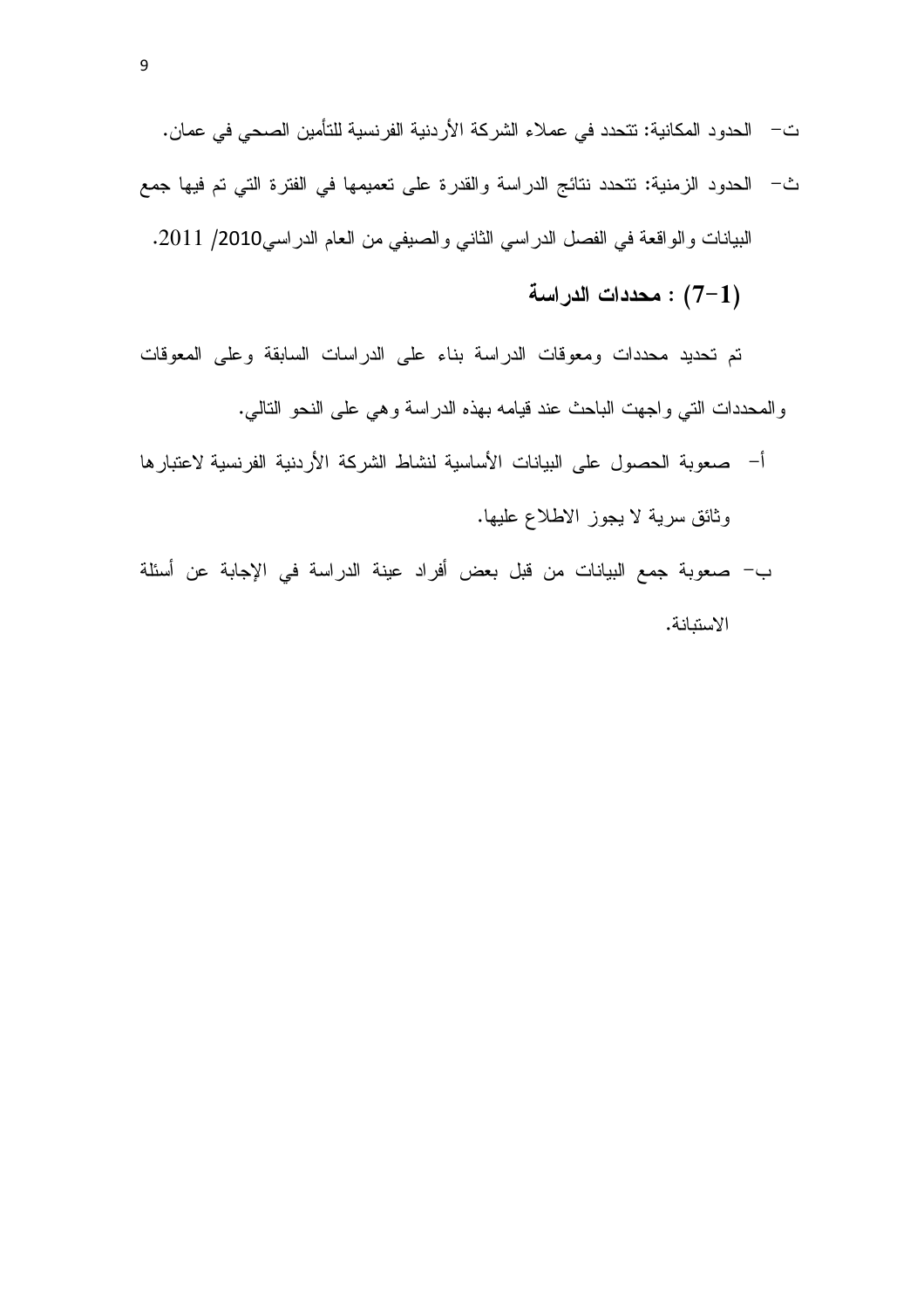ت- الحدود المكانية: تتحدد في عملاء الشركة الأردنية الفرنسية للتأمين الصحي في عمان.

ث- الحدود الزمنية: تتحدد نتائج الدراسة والقدرة على تعميمها في الفترة التي تم فيها جمع البيانات والواقعة في الفصل الدراسي الثاني والصيفي من العام الدراسي2010/ 2011.

### (1-7) : محددات الدراسة

تم تحديد محددات ومعوقات الدراسة بناء على الدراسات السابقة وعلى المعوقات والمحددات التي واجهت الباحث عند قيامه بهذه الدراسة وهي على النحو التالي.

أ- صعوبة الحصول على البيانات الأساسية لنشاط الشركة الأردنية الفرنسية لاعتبارها وثائق سرية لا يجوز الاطلاع عليها.

ب- صعوبة جمع البيانات من قبل بعض أفراد عينة الدراسة في الإجابة عن أسئلة الاستبانة.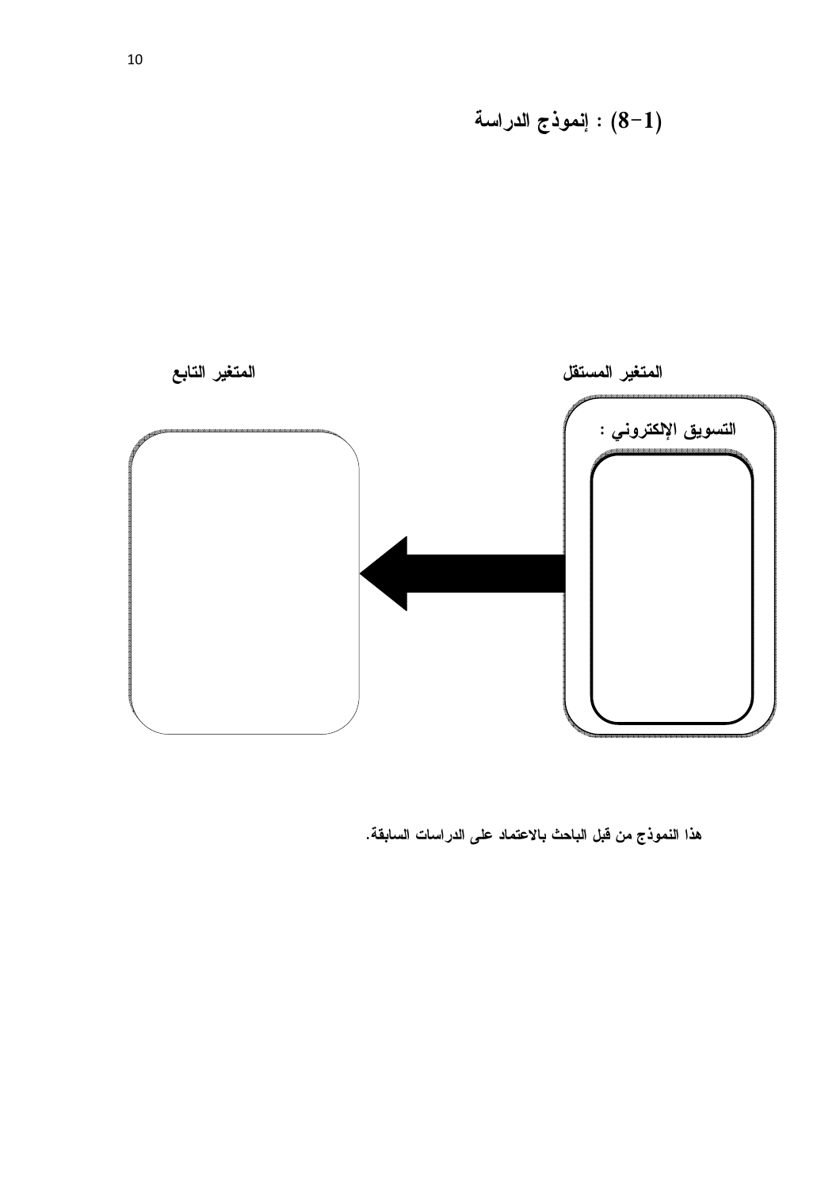### (1-8) : إنموذج الدراسة

**المتغير المستقل**

**التسويق الإلكتروني :**

**المتغير التابع**

**هذا النموذج من قبل الباحث بالاعتماد على الدراسات السابقة.**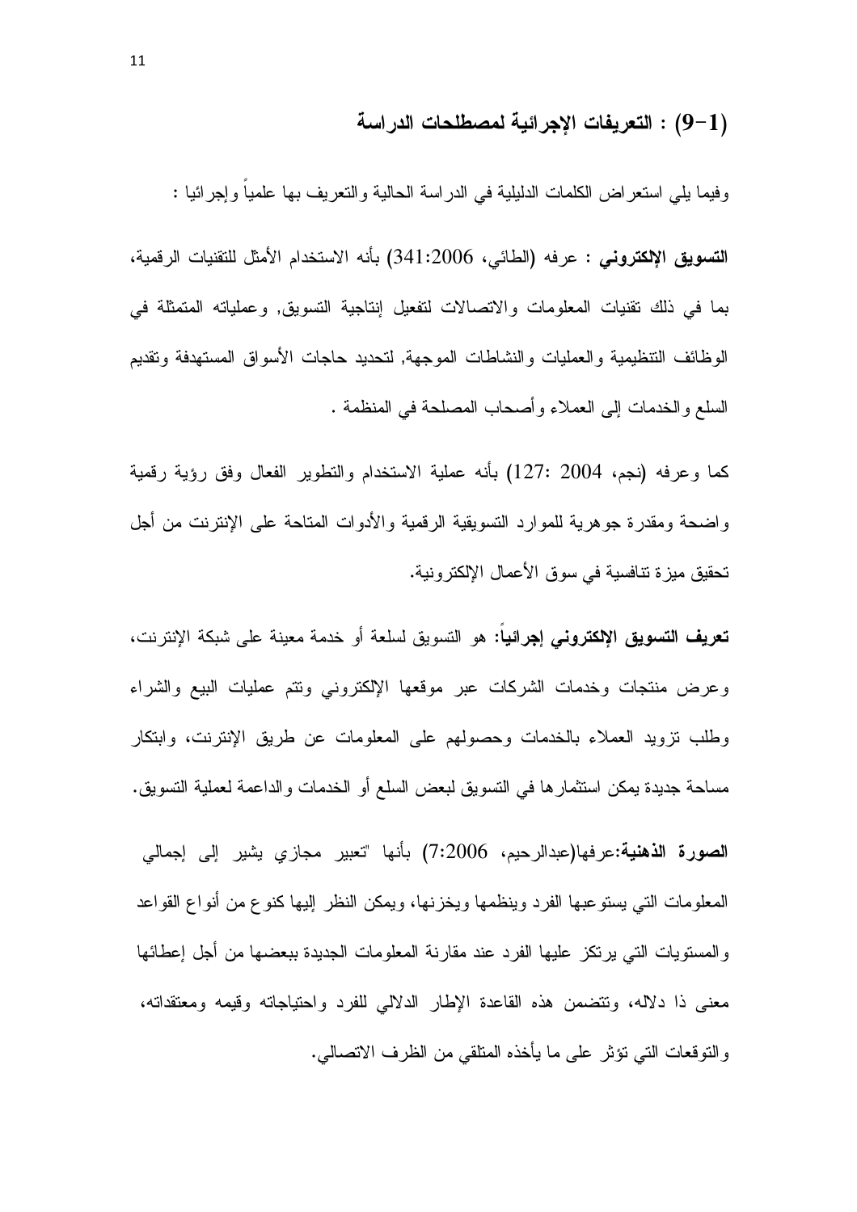## (1-9) : التعريفات الإجرائية لمصطلحات الدراسة

وفيما يلي استعراض الكلمات الدليلية في الدراسة الحالية والتعريف بها علمياً وإجرائيا :

**التسويق الإلكتروني** : عرفه (الطائي، 341:2006) بأنه الاستخدام الأمثل للتقنيات الرقمية، بما في ذلك تقنيات المعلومات والاتصالات لتفعيل إنتاجية التسويق, وعملياته المتمثلة في الوظائف التنظيمية والعمليات والنشاطات الموجهة, لتحديد حاجات الأسواق المستهدفة وتقديم السلع والخدمات إلى العملاء وأصحاب المصلحة في المنظمة .

كما وعرفه (نجم، 2004 :127) بأنه عملية الاستخدام والتطوير الفعال وفق رؤية رقمية واضحة ومقدرة جوهرية للموارد التسويقية الرقمية والأدوات المتاحة على الإنترنت من أجل تحقيق ميزة تنافسية في سوق الأعمال الإلكترونية.

**تعريف التسويق الإلكتروني إجرائياً:** هو التسويق لسلعة أو خدمة معينة على شبكة الإنترنت، وعرض منتجات وخدمات الشركات عبر موقعها الإلكتروني وتتم عمليات البيع والشراء وطلب تزويد العملاء بالخدمات وحصولهم على المعلومات عن طريق الإنترنت، وابتكار مساحة جديدة يمكن استثمارها في التسويق لبعض السلع أو الخدمات والداعمة لعملية التسويق.

**الصورة الذهنية:**عرفها(عبدالرحيم، 7:2006) بأنها "تعبير مجازي يشير إلى إجمالي المعلومات التي يستوعبها الفرد وينظمها ويخزنها، ويمكن النظر إليها كنوع من أنواع القواعد والمستويات التي يرتكز عليها الفرد عند مقارنة المعلومات الجديدة ببعضها من أجل إعطائها معنى ذا دلاله، وتتضمن هذه القاعدة الإطار الدلالي للفرد واحتياجاته وقيمه ومعتقداته، والتوقعات التي تؤثر على ما يأخذه المتلقي من الظرف الاتصالي.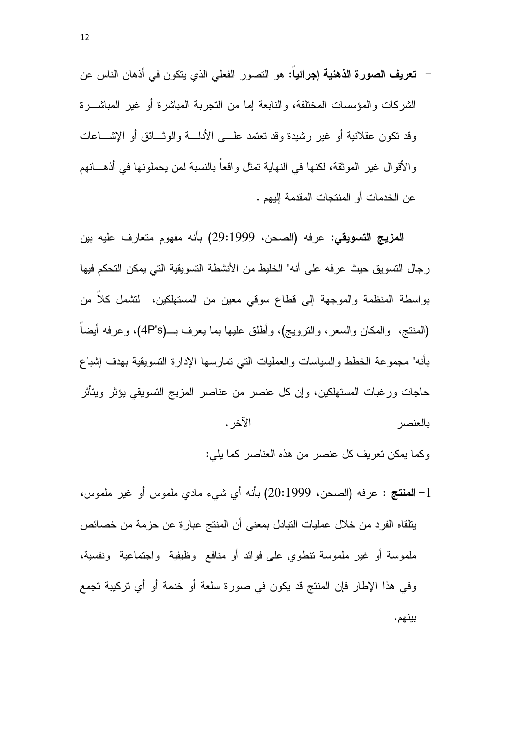- **تعريف الصورة الذهنية إجرائياً:** هو التصور الفعلي الذي يتكون في أذهان الناس عن الشركات والمؤسسات المختلفة، والنابعة إما من التجربة المباشرة أو غير المباشرة وقد تكون عقلانية أو غير رشيدة وقد تعتمد على الأدلة والوثائق أو الإشاعات والأقوال غير الموثقة، لكنها في النهاية تمثل واقعاً بالنسبة لمن يحملونها في أذهانهم عن الخدمات أو المنتجات المقدمة إليهم .

**المزيج التسويقي:** عرفه (الصحن، 29:1999) بأنه مفهوم متعارف عليه بين رجال التسويق حيث عرفه على أنه" الخليط من الأنشطة التسويقية التي يمكن التحكم فيها بواسطة المنظمة والموجهة إلى قطاع سوقي معين من المستهلكين، لتشمل كلاً من (المنتج، والمكان والسعر، والترويج)، وأطلق عليها بما يعرف بـ(4P's)، وعرفه أيضاً بأنه" مجموعة الخطط والسياسات والعمليات التي تمارسها الإدارة التسويقية بهدف إشباع حاجات ورغبات المستهلكين، وإن كل عنصر من عناصر المزيج التسويقي يؤثر ويتأثر بالعنصر الآخر.

وكما يمكن تعريف كل عنصر من هذه العناصر كما يلي:

1- **المنتج** : عرفه (الصحن، 20:1999) بأنه أي شيء مادي ملموس أو غير ملموس، يتلقاه الفرد من خلال عمليات التبادل بمعنى أن المنتج عبارة عن حزمة من خصائص ملموسة أو غير ملموسة تنطوي على فوائد أو منافع وظيفية واجتماعية ونفسية، وفي هذا الإطار فإن المنتج قد يكون في صورة سلعة أو خدمة أو أي تركيبة تجمع بينهم.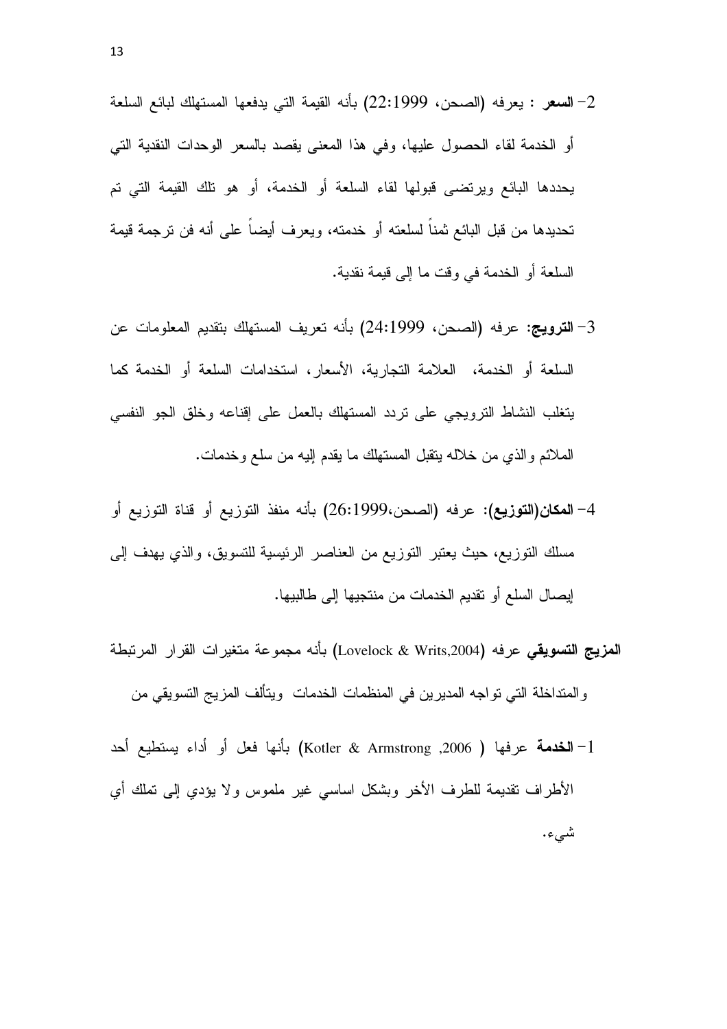2- **السعر** : يعرفه (الصحن، 22:1999) بأنه القيمة التي يدفعها المستهلك لبائع السلعة أو الخدمة لقاء الحصول عليها، وفي هذا المعنى يقصد بالسعر الوحدات النقدية التي يحددها البائع ويرتضى قبولها لقاء السلعة أو الخدمة، أو هو تلك القيمة التي تم تحديدها من قبل البائع ثمناً لسلعته أو خدمته، ويعرف أيضاً على أنه فن ترجمة قيمة السلعة أو الخدمة في وقت ما إلى قيمة نقدية.

3- **الترويج:** عرفه (الصحن، 24:1999) بأنه تعريف المستهلك بتقديم المعلومات عن السلعة أو الخدمة، العلامة التجارية، الأسعار، استخدامات السلعة أو الخدمة كما يتغلب النشاط الترويجي على تردد المستهلك بالعمل على إقناعه وخلق الجو النفسي الملائم والذي من خلاله يتقبل المستهلك ما يقدم إليه من سلع وخدمات.

4- **المكان(التوزيع):** عرفه (الصحن،26:1999) بأنه منفذ التوزيع أو قناة التوزيع أو مسلك التوزيع، حيث يعتبر التوزيع من العناصر الرئيسية للتسويق، والذي يهدف إلى إيصال السلع أو تقديم الخدمات من منتجيها إلى طالبيها.

**المزيج التسويقي** عرفه (Lovelock & Writs,2004) بأنه مجموعة متغيرات القرار المرتبطة والمتداخلة التي تواجه المديرين في المنظمات الخدمات ويتألف المزيج التسويقي من

1- **الخدمة** عرفها ( Kotler & Armstrong ,2006) بأنها فعل أو أداء يستطيع أحد الأطراف تقديمة للطرف الأخر وبشكل اساسي غير ملموس ولا يؤدي إلى تملك أي شيء.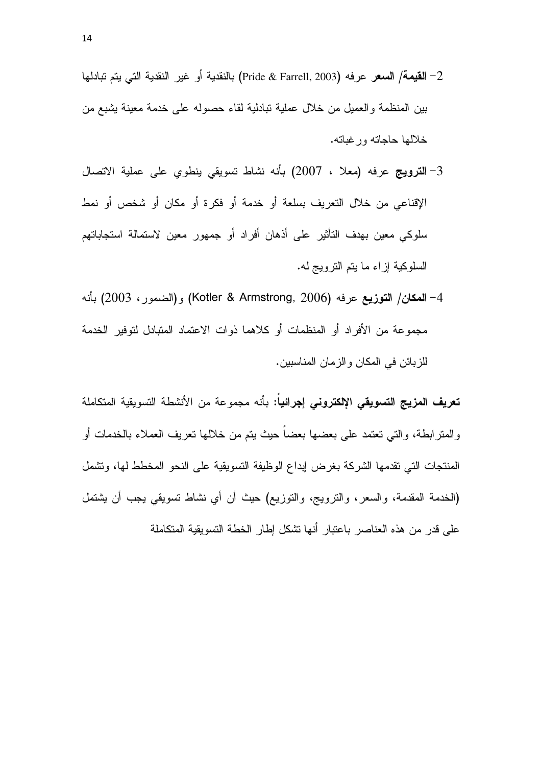2- **القيمة/ السعر** عرفه (Pride & Farrell, 2003) بالنقدية أو غير النقدية التي يتم تبادلها بين المنظمة والعميل من خلال عملية تبادلية لقاء حصوله على خدمة معينة يشبع من خلالها حاجاته ورغباته.

3- **الترويج** عرفه (معلا ، 2007) بأنه نشاط تسويقي ينطوي على عملية الاتصال الإقناعي من خلال التعريف بسلعة أو خدمة أو فكرة أو مكان أو شخص أو نمط سلوكي معين بهدف التأثير على أذهان أفراد أو جمهور معين لاستمالة استجاباتهم السلوكية إزاء ما يتم الترويج له.

4- **المكان/ التوزيع** عرفه (Kotler & Armstrong, 2006) و(الضمور، 2003) بأنه مجموعة من الأفراد أو المنظمات أو كلاهما ذوات الاعتماد المتبادل لتوفير الخدمة للزبائن في المكان والزمان المناسبين.

**تعريف المزيج التسويقي الإلكتروني إجرائياً:** بأنه مجموعة من الأنشطة التسويقية المتكاملة والمترابطة، والتي تعتمد على بعضها بعضاً حيث يتم من خلالها تعريف العملاء بالخدمات أو المنتجات التي تقدمها الشركة بغرض إيداع الوظيفة التسويقية على النحو المخطط لها، وتشمل (الخدمة المقدمة، والسعر، والترويج، والتوزيع) حيث أن أي نشاط تسويقي يجب أن يشتمل على قدر من هذه العناصر باعتبار أنها تشكل إطار الخطة التسويقية المتكاملة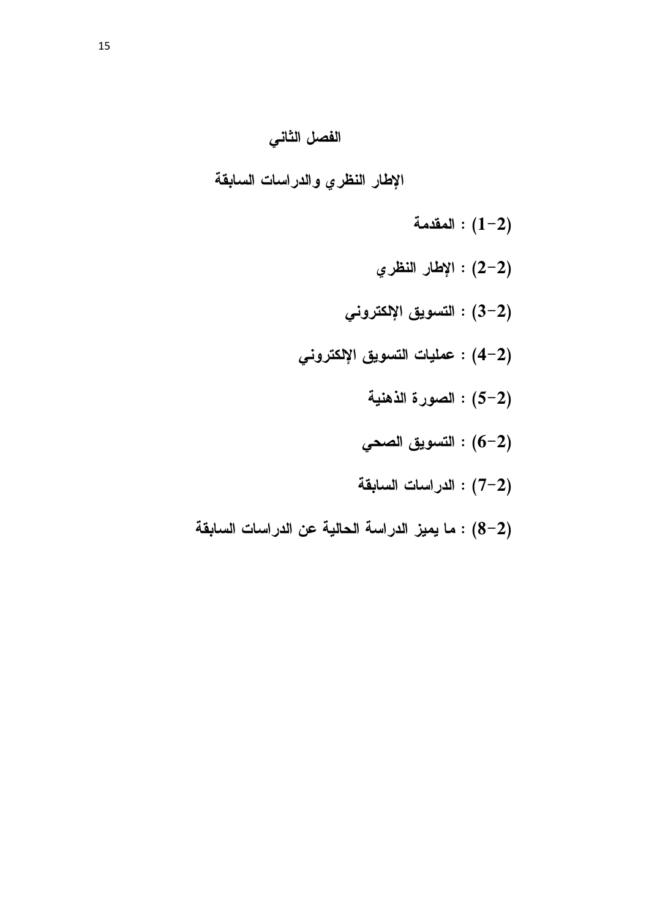# الفصل الثاني

## الإطار النظري والدراسات السابقة

**(2−1) : المقدمة**

**(2−2) : الإطار النظري**

**(2−3) : التسويق الإلكتروني**

**(2−4) : عمليات التسويق الإلكتروني**

**(2−5) : الصورة الذهنية**

**(2−6) : التسويق الصحي**

**(2−7) : الدراسات السابقة**

**(2−8) : ما يميز الدراسة الحالية عن الدراسات السابقة**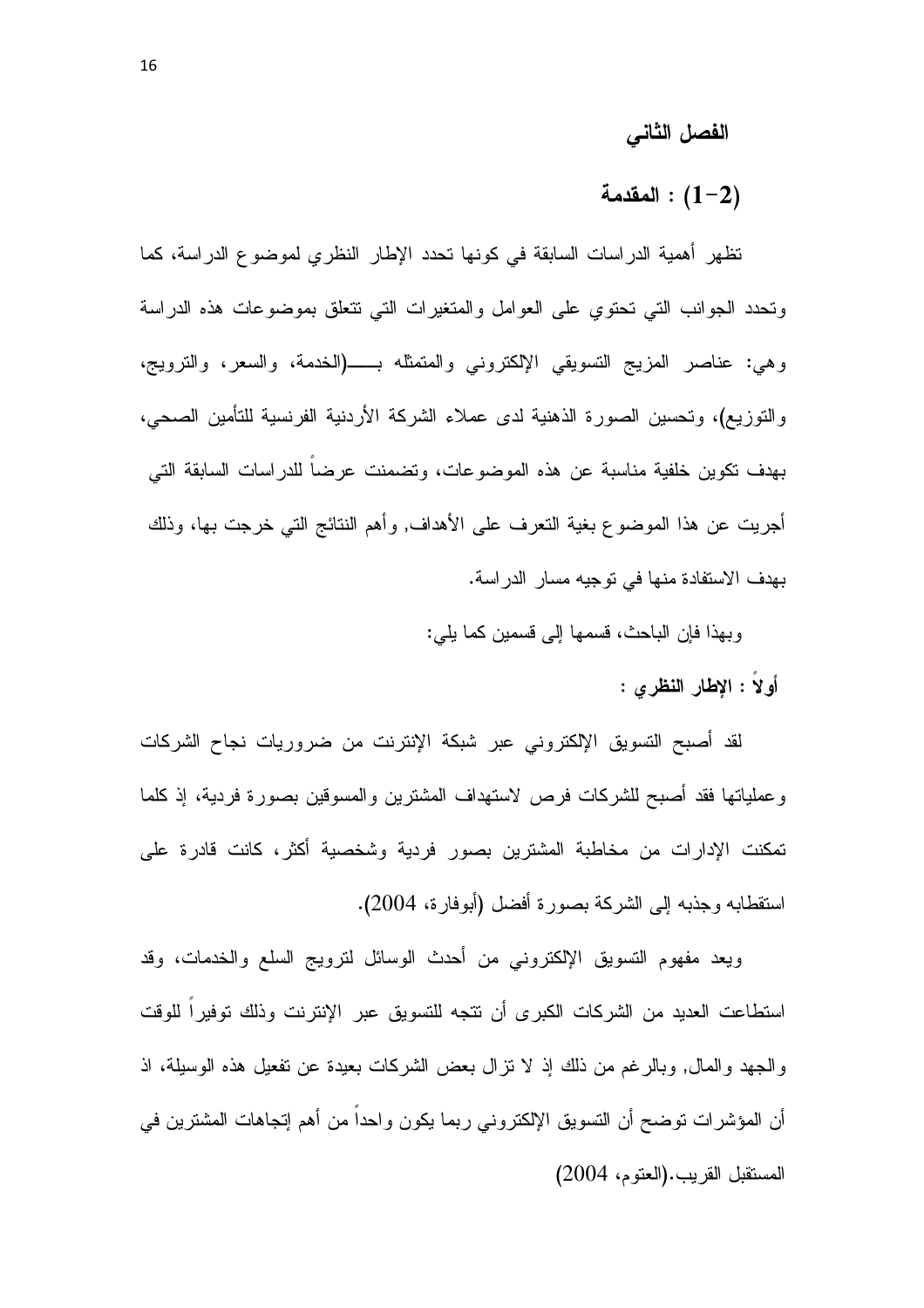## الفصل الثاني

### (2-1) : المقدمة

تظهر أهمية الدراسات السابقة في كونها تحدد الإطار النظري لموضوع الدراسة، كما وتحدد الجوانب التي تحتوي على العوامل والمتغيرات التي تتعلق بموضوعات هذه الدراسة وهي: عناصر المزيج التسويقي الإلكتروني والمتمثله بـــــ(الخدمة، والسعر، والترويج، والتوزيع)، وتحسين الصورة الذهنية لدى عملاء الشركة الأردنية الفرنسية للتأمين الصحي، بهدف تكوين خلفية مناسبة عن هذه الموضوعات، وتضمنت عرضاً للدراسات السابقة التي أجريت عن هذا الموضوع بغية التعرف على الأهداف, وأهم النتائج التي خرجت بها، وذلك بهدف الاستفادة منها في توجيه مسار الدراسة.

وبهذا فإن الباحث، قسمها إلى قسمين كما يلي:

**أولاً : الإطار النظري :**

لقد أصبح التسويق الإلكتروني عبر شبكة الإنترنت من ضروريات نجاح الشركات وعملياتها فقد أصبح للشركات فرص لاستهداف المشترين والمسوقين بصورة فردية، إذ كلما تمكنت الإدارات من مخاطبة المشترين بصور فردية وشخصية أكثر، كانت قادرة على استقطابه وجذبه إلى الشركة بصورة أفضل (أبوفارة، 2004).

ويعد مفهوم التسويق الإلكتروني من أحدث الوسائل لترويج السلع والخدمات، وقد استطاعت العديد من الشركات الكبرى أن تتجه للتسويق عبر الإنترنت وذلك توفيراً للوقت والجهد والمال, وبالرغم من ذلك إذ لا تزال بعض الشركات بعيدة عن تفعيل هذه الوسيلة، اذ أن المؤشرات توضح أن التسويق الإلكتروني ربما يكون واحداً من أهم إتجاهات المشترين في المستقبل القريب.(العتوم، 2004)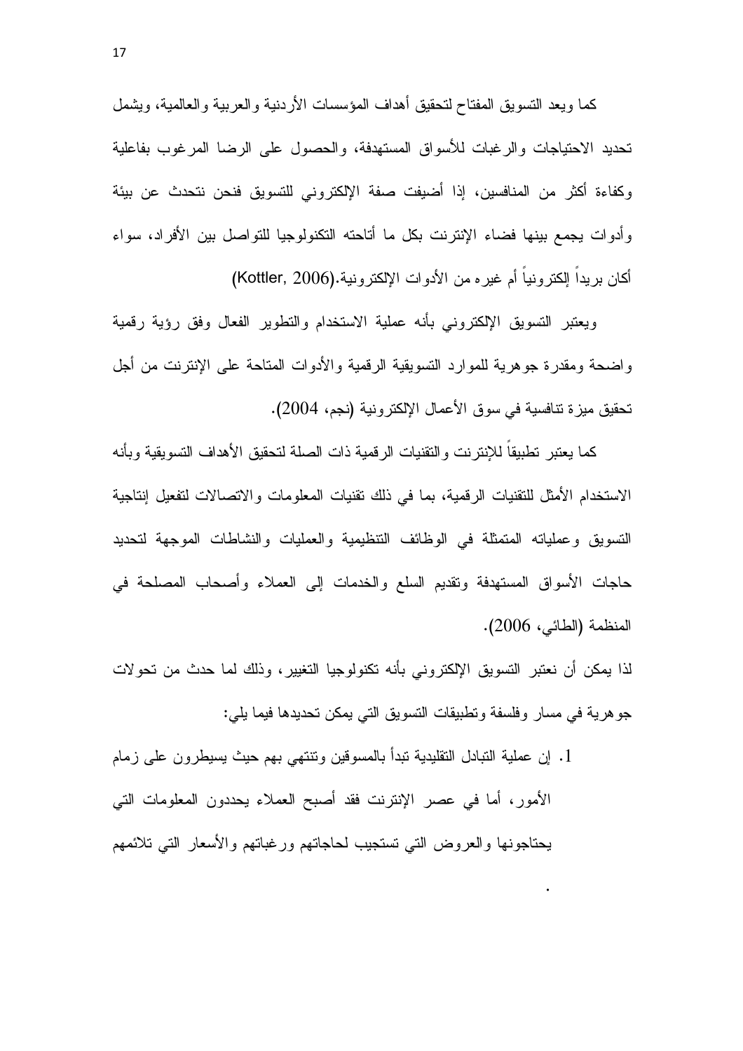كما ويعد التسويق المفتاح لتحقيق أهداف المؤسسات الأردنية والعربية والعالمية، ويشمل تحديد الاحتياجات والرغبات للأسواق المستهدفة، والحصول على الرضا المرغوب بفاعلية وكفاءة أكثر من المنافسين، إذا أضيفت صفة الإلكتروني للتسويق فنحن نتحدث عن بيئة وأدوات يجمع بينها فضاء الإنترنت بكل ما أتاحته التكنولوجيا للتواصل بين الأفراد، سواء أكان بريداً إلكترونياً أم غيره من الأدوات الإلكترونية.(Kottler, 2006)

ويعتبر التسويق الإلكتروني بأنه عملية الاستخدام والتطوير الفعال وفق رؤية رقمية واضحة ومقدرة جوهرية للموارد التسويقية الرقمية والأدوات المتاحة على الإنترنت من أجل تحقيق ميزة تنافسية في سوق الأعمال الإلكترونية (نجم، 2004).

كما يعتبر تطبيقاً للإنترنت والتقنيات الرقمية ذات الصلة لتحقيق الأهداف التسويقية وبأنه الاستخدام الأمثل للتقنيات الرقمية، بما في ذلك تقنيات المعلومات والاتصالات لتفعيل إنتاجية التسويق وعملياته المتمثلة في الوظائف التنظيمية والعمليات والنشاطات الموجهة لتحديد حاجات الأسواق المستهدفة وتقديم السلع والخدمات إلى العملاء وأصحاب المصلحة في المنظمة (الطائي، 2006).

لذا يمكن أن نعتبر التسويق الإلكتروني بأنه تكنولوجيا التغيير، وذلك لما حدث من تحولات جوهرية في مسار وفلسفة وتطبيقات التسويق التي يمكن تحديدها فيما يلي:

1. إن عملية التبادل التقليدية تبدأ بالمسوقين وتنتهي بهم حيث يسيطرون على زمام الأمور، أما في عصر الإنترنت فقد أصبح العملاء يحددون المعلومات التي يحتاجونها والعروض التي تستجيب لحاجاتهم ورغباتهم والأسعار التي تلائمهم .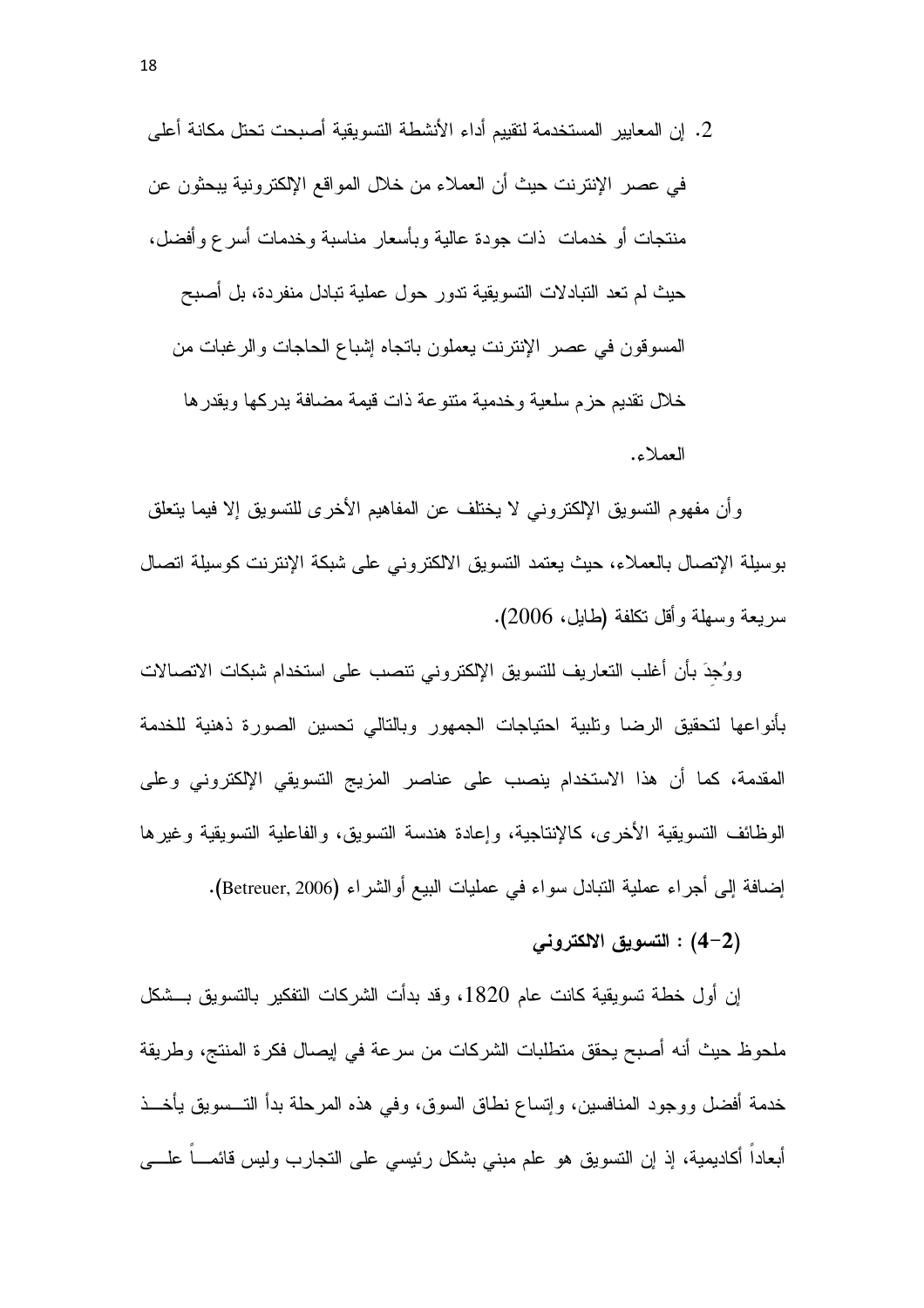2. إن المعايير المستخدمة لتقييم أداء الأنشطة التسويقية أصبحت تحتل مكانة أعلى في عصر الإنترنت حيث أن العملاء من خلال المواقع الإلكترونية يبحثون عن منتجات أو خدمات ذات جودة عالية وبأسعار مناسبة وخدمات أسرع وأفضل، حيث لم تعد التبادلات التسويقية تدور حول عملية تبادل منفردة، بل أصبح المسوقون في عصر الإنترنت يعملون باتجاه إشباع الحاجات والرغبات من خلال تقديم حزم سلعية وخدمية متنوعة ذات قيمة مضافة يدركها ويقدرها العملاء.

وأن مفهوم التسويق الإلكتروني لا يختلف عن المفاهيم الأخرى للتسويق إلا فيما يتعلق بوسيلة الإتصال بالعملاء، حيث يعتمد التسويق الالكتروني على شبكة الإنترنت كوسيلة اتصال سريعة وسهلة وأقل تكلفة (طايل، 2006).

ووُجِدَ بأن أغلب التعاريف للتسويق الإلكتروني تنصب على استخدام شبكات الاتصالات بأنواعها لتحقيق الرضا وتلبية احتياجات الجمهور وبالتالي تحسين الصورة ذهنية للخدمة المقدمة، كما أن هذا الاستخدام ينصب على عناصر المزيج التسويقي الإلكتروني وعلى الوظائف التسويقية الأخرى، كالإنتاجية، وإعادة هندسة التسويق، والفاعلية التسويقية وغيرها إضافة إلى أجراء عملية التبادل سواء في عمليات البيع أوالشراء (Betreuer, 2006).

**(2-4) : التسويق الالكتروني**

إن أول خطة تسويقية كانت عام 1820، وقد بدأت الشركات التفكير بالتسويق بشكل ملحوظ حيث أنه أصبح يحقق متطلبات الشركات من سرعة في إيصال فكرة المنتج، وطريقة خدمة أفضل ووجود المنافسين، وإتساع نطاق السوق، وفي هذه المرحلة بدأ التسويق يأخذ أبعاداً أكاديمية، إذ إن التسويق هو علم مبني بشكل رئيسي على التجارب وليس قائماً على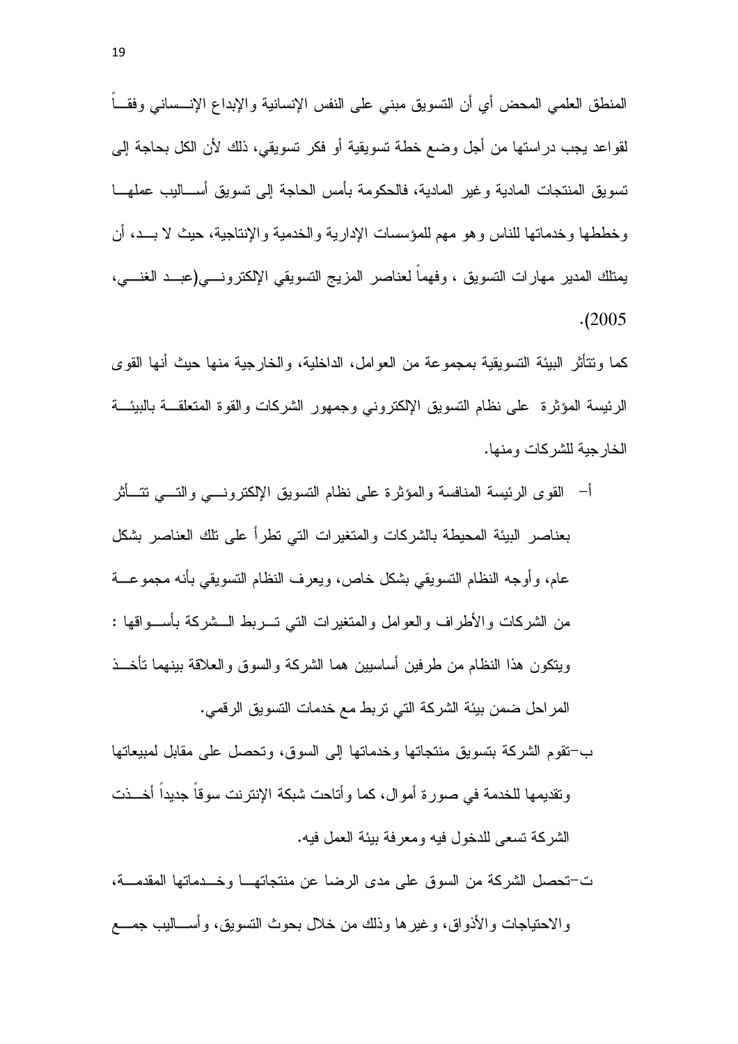المنطق العلمي المحض أي أن التسويق مبني على النفس الإنسانية والإبداع الإنساني وفقاً لقواعد يجب دراستها من أجل وضع خطة تسويقية أو فكر تسويقي، ذلك لأن الكل بحاجة إلى تسويق المنتجات المادية وغير المادية، فالحكومة بأمس الحاجة إلى تسويق أساليب عملها وخططها وخدماتها للناس وهو مهم للمؤسسات الإدارية والخدمية والإنتاجية، حيث لا بد، أن يمتلك المدير مهارات التسويق ، وفهماً لعناصر المزيج التسويقي الإلكتروني(عبد الغني، 2005).

كما وتتأثر البيئة التسويقية بمجموعة من العوامل، الداخلية، والخارجية منها حيث أنها القوى الرئيسة المؤثرة على نظام التسويق الإلكتروني وجمهور الشركات والقوة المتعلقة بالبيئة الخارجية للشركات ومنها.

أ- القوى الرئيسة المنافسة والمؤثرة على نظام التسويق الإلكتروني والتي تتأثر بعناصر البيئة المحيطة بالشركات والمتغيرات التي تطرأ على تلك العناصر بشكل عام، وأوجه النظام التسويقي بشكل خاص، ويعرف النظام التسويقي بأنه مجموعة من الشركات والأطراف والعوامل والمتغيرات التي تربط الشركة بأسواقها : ويتكون هذا النظام من طرفين أساسيين هما الشركة والسوق والعلاقة بينهما تأخذ المراحل ضمن بيئة الشركة التي تربط مع خدمات التسويق الرقمي.

ب-تقوم الشركة بتسويق منتجاتها وخدماتها إلى السوق، وتحصل على مقابل لمبيعاتها وتقديمها للخدمة في صورة أموال، كما وأتاحت شبكة الإنترنت سوقاً جديداً أخذت الشركة تسعى للدخول فيه ومعرفة بيئة العمل فيه.

ت-تحصل الشركة من السوق على مدى الرضا عن منتجاتها وخدماتها المقدمة، والاحتياجات والأذواق، وغيرها وذلك من خلال بحوث التسويق، وأساليب جمع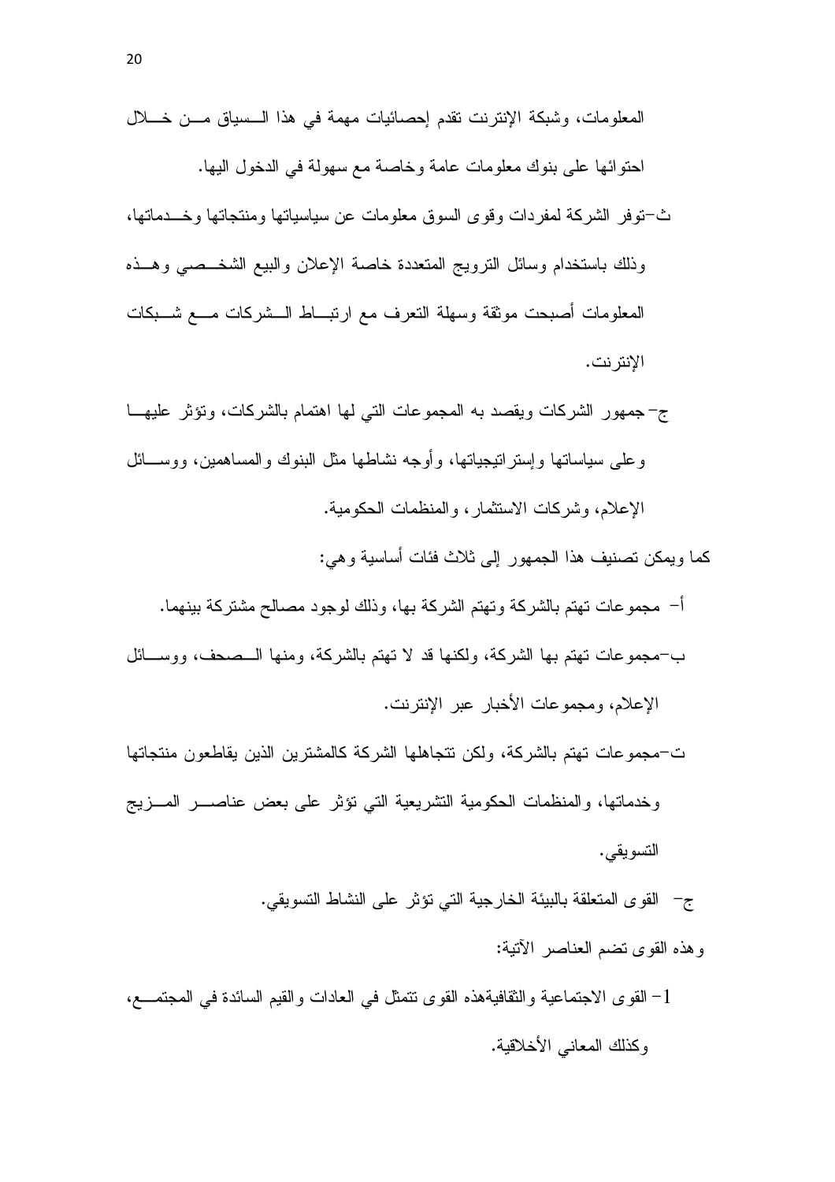المعلومات، وشبكة الإنترنت تقدم إحصائيات مهمة في هذا السياق من خلال احتوائها على بنوك معلومات عامة وخاصة مع سهولة في الدخول اليها.

ث-توفر الشركة لمفردات وقوى السوق معلومات عن سياسياتها ومنتجاتها وخدماتها، وذلك باستخدام وسائل الترويج المتعددة خاصة الإعلان والبيع الشخصي وهذه المعلومات أصبحت موثقة وسهلة التعرف مع ارتباط الشركات مع شبكات الإنترنت.

ج- جمهور الشركات ويقصد به المجموعات التي لها اهتمام بالشركات، وتؤثر عليها وعلى سياساتها وإستراتيجياتها، وأوجه نشاطها مثل البنوك والمساهمين، ووسائل الإعلام، وشركات الاستثمار، والمنظمات الحكومية.

كما ويمكن تصنيف هذا الجمهور إلى ثلاث فئات أساسية وهي:

أ- مجموعات تهتم بالشركة وتهتم الشركة بها، وذلك لوجود مصالح مشتركة بينهما.

ب-مجموعات تهتم بها الشركة، ولكنها قد لا تهتم بالشركة، ومنها الصحف، ووسائل الإعلام، ومجموعات الأخبار عبر الإنترنت.

ت-مجموعات تهتم بالشركة، ولكن تتجاهلها الشركة كالمشترين الذين يقاطعون منتجاتها وخدماتها، والمنظمات الحكومية التشريعية التي تؤثر على بعض عناصر المزيج التسويقي.

ج- القوى المتعلقة بالبيئة الخارجية التي تؤثر على النشاط التسويقي.

وهذه القوى تضم العناصر الآتية:

1- القوى الاجتماعية والثقافيةهذه القوى تتمثل في العادات والقيم السائدة في المجتمع، وكذلك المعاني الأخلاقية.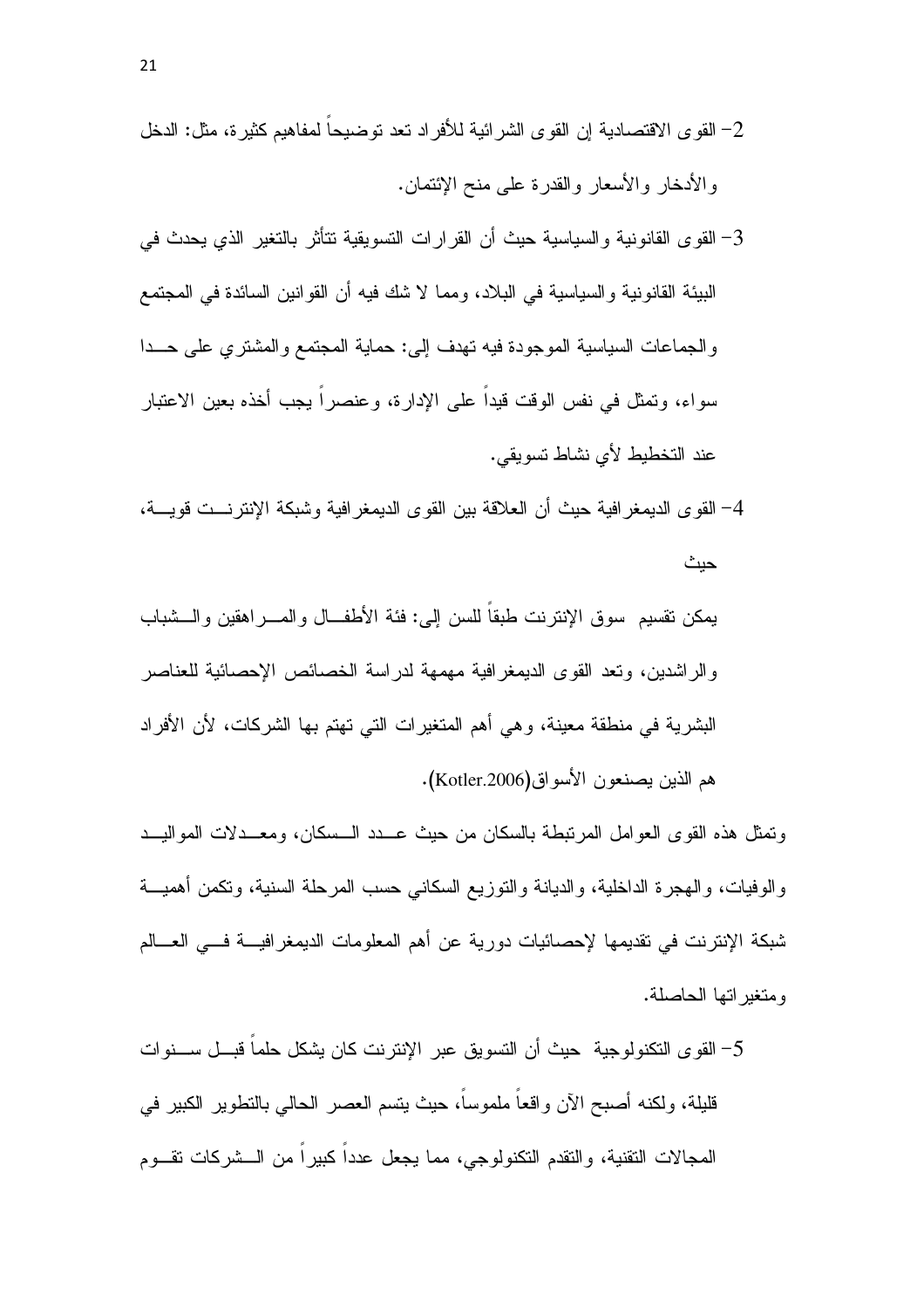2- القوى الاقتصادية إن القوى الشرائية للأفراد تعد توضيحاً لمفاهيم كثيرة، مثل: الدخل والأدخار والأسعار والقدرة على منح الإئتمان.

3- القوى القانونية والسياسية حيث أن القرارات التسويقية تتأثر بالتغير الذي يحدث في البيئة القانونية والسياسية في البلاد، ومما لا شك فيه أن القوانين السائدة في المجتمع والجماعات السياسية الموجودة فيه تهدف إلى: حماية المجتمع والمشتري على حـدا سواء، وتمثل في نفس الوقت قيداً على الإدارة، وعنصراً يجب أخذه بعين الاعتبار عند التخطيط لأي نشاط تسويقي.

4- القوى الديمغرافية حيث أن العلاقة بين القوى الديمغرافية وشبكة الإنترنـت قويـة، حيث

يمكن تقسيم سوق الإنترنت طبقاً للسن إلى: فئة الأطفـال والمـراهقين والـشباب والراشدين، وتعد القوى الديمغرافية مهمهة لدراسة الخصائص الإحصائية للعناصر البشرية في منطقة معينة، وهي أهم المتغيرات التي تهتم بها الشركات، لأن الأفراد هم الذين يصنعون الأسواق(Kotler.2006).

وتمثل هذه القوى العوامل المرتبطة بالسكان من حيث عـدد الـسكان، ومعـدلات المواليـد والوفيات، والهجرة الداخلية، والديانة والتوزيع السكاني حسب المرحلة السنية، وتكمن أهميـة شبكة الإنترنت في تقديمها لإحصائيات دورية عن أهم المعلومات الديمغرافيـة فـي العـالم ومتغيراتها الحاصلة.

5- القوى التكنولوجية حيث أن التسويق عبر الإنترنت كان يشكل حلماً قبـل سـنوات قليلة، ولكنه أصبح الآن واقعاً ملموساً، حيث يتسم العصر الحالي بالتطوير الكبير في المجالات التقنية، والتقدم التكنولوجي، مما يجعل عدداً كبيراً من الـشركات تقـوم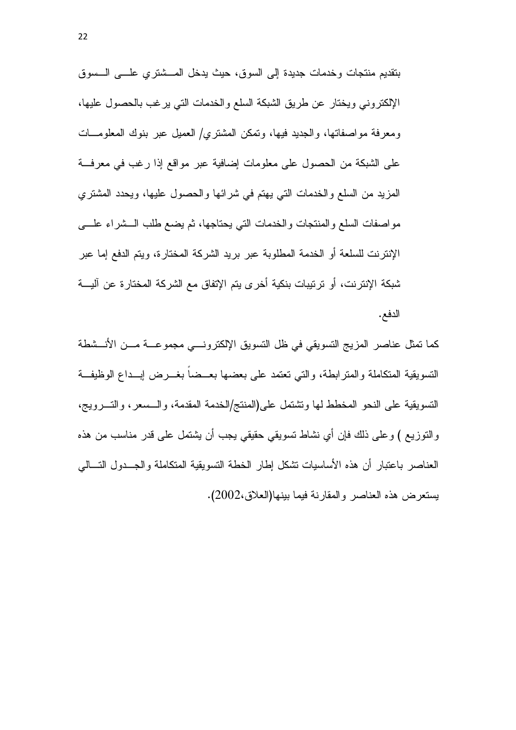بتقديم منتجات وخدمات جديدة إلى السوق، حيث يدخل المشتري على السوق الإلكتروني ويختار عن طريق الشبكة السلع والخدمات التي يرغب بالحصول عليها، ومعرفة مواصفاتها، والجديد فيها، وتمكن المشتري/ العميل عبر بنوك المعلومات على الشبكة من الحصول على معلومات إضافية عبر مواقع إذا رغب في معرفة المزيد من السلع والخدمات التي يهتم في شرائها والحصول عليها، ويحدد المشتري مواصفات السلع والمنتجات والخدمات التي يحتاجها، ثم يضع طلب الشراء على الإنترنت للسلعة أو الخدمة المطلوبة عبر بريد الشركة المختارة، ويتم الدفع إما عبر شبكة الإنترنت، أو ترتيبات بنكية أخرى يتم الإتفاق مع الشركة المختارة عن آلية الدفع.

كما تمثل عناصر المزيج التسويقي في ظل التسويق الإلكتروني مجموعة من الأنشطة التسويقية المتكاملة والمترابطة، والتي تعتمد على بعضها بعضاً بغرض إبداع الوظيفة التسويقية على النحو المخطط لها وتشتمل على(المنتج/الخدمة المقدمة، والسعر، والترويج، والتوزيع ) وعلى ذلك فإن أي نشاط تسويقي حقيقي يجب أن يشتمل على قدر مناسب من هذه العناصر باعتبار أن هذه الأساسيات تشكل إطار الخطة التسويقية المتكاملة والجدول التالي يستعرض هذه العناصر والمقارنة فيما بينها(العلاق،2002).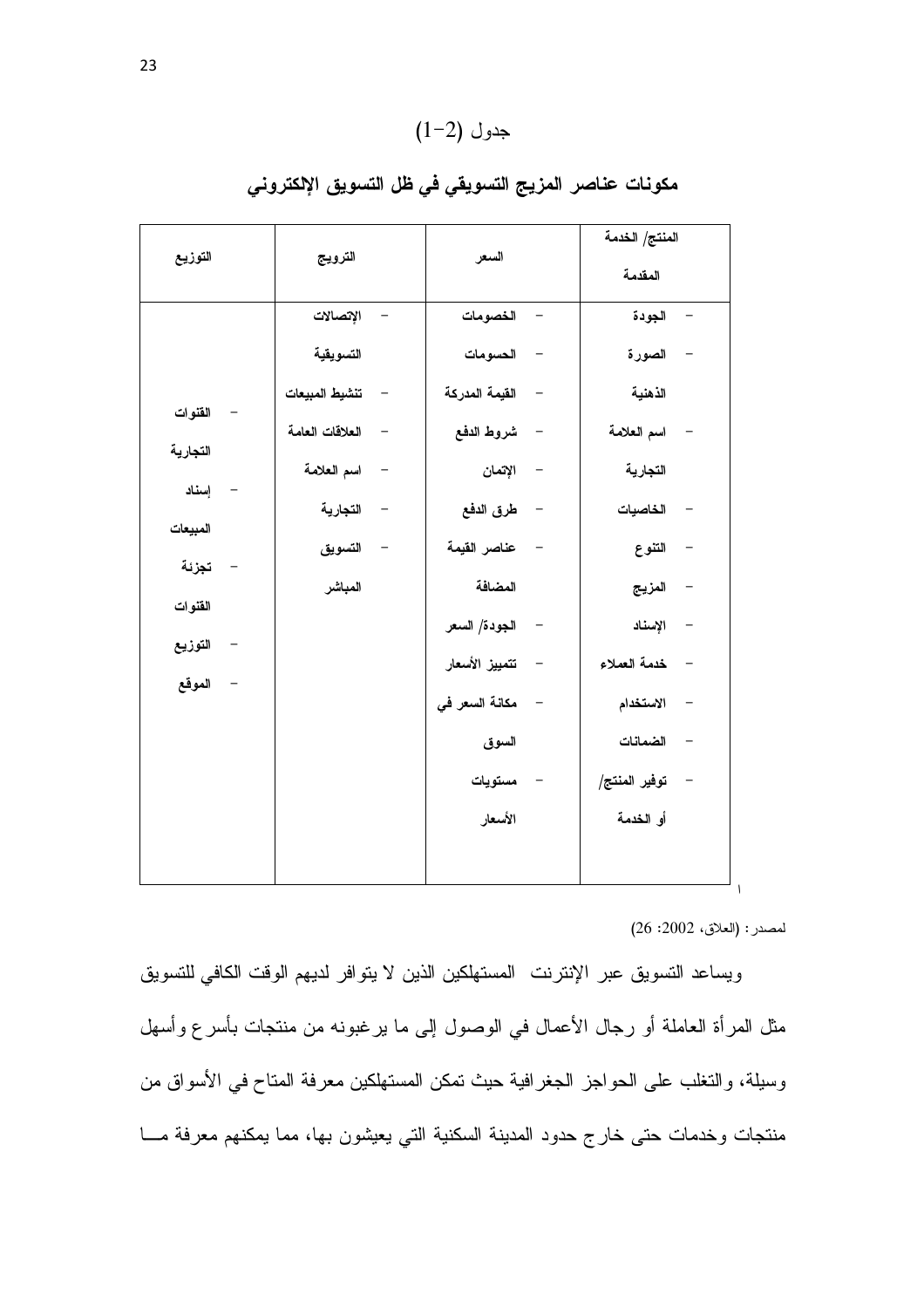جدول (2-1)

**مكونات عناصر المزيج التسويقي في ظل التسويق الإلكتروني**

| المنتج/ الخدمة المقدمة | السعر | الترويج | التوزيع |
|---|---|---|---|
| - الجودة<br>- الصورة الذهنية<br>- اسم العلامة التجارية<br>- الخاصيات<br>- التنوع<br>- المزيج<br>- الإسناد<br>- خدمة العملاء<br>- الاستخدام<br>- الضمانات<br>- توفير المنتج/ أو الخدمة | - الخصومات<br>- الحسومات<br>- القيمة المدركة<br>- شروط الدفع<br>- الإئتمان<br>- طرق الدفع<br>- عناصر القيمة المضافة<br>- الجودة/ السعر<br>- تتمييز الأسعار<br>- مكانة السعر في السوق<br>- مستويات الأسعار | - الإتصالات التسويقية<br>- تنشيط المبيعات<br>- العلاقات العامة<br>- اسم العلامة<br>- التجارية<br>- التسويق المباشر | - القنوات التجارية<br>- إسناد المبيعات<br>- تجزئة القنوات<br>- التوزيع<br>- الموقع |

لمصدر: (العلاق، 2002: 26)

ويساعد التسويق عبر الإنترنت المستهلكين الذين لا يتوافر لديهم الوقت الكافي للتسويق مثل المرأة العاملة أو رجال الأعمال في الوصول إلى ما يرغبونه من منتجات بأسرع وأسهل وسيلة، والتغلب على الحواجز الجغرافية حيث تمكن المستهلكين معرفة المتاح في الأسواق من منتجات وخدمات حتى خارج حدود المدينة السكنية التي يعيشون بها، مما يمكنهم معرفة مـــا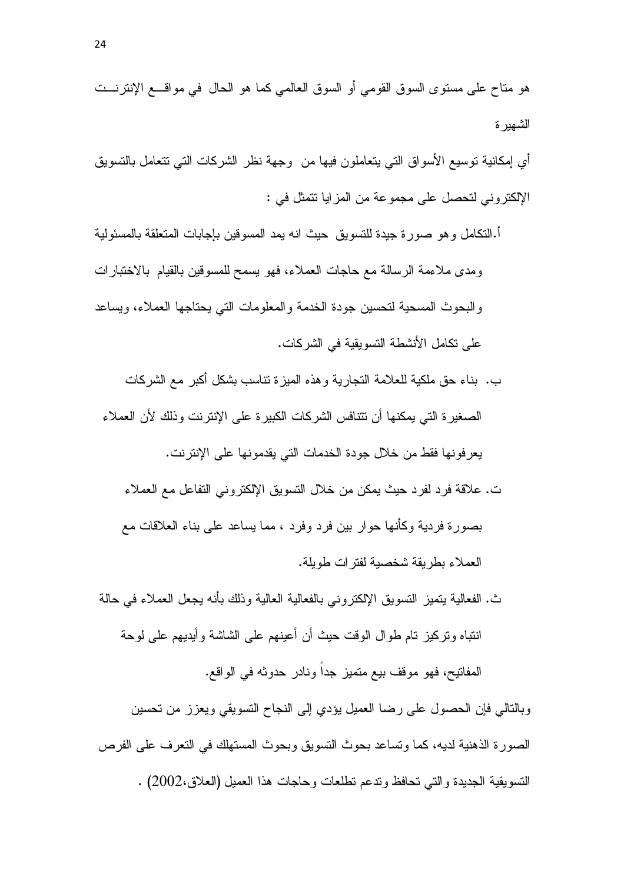هو متاح على مستوى السوق القومي أو السوق العالمي كما هو الحال في مواقــع الإنترنــت الشهيرة

أي إمكانية توسيع الأسواق التي يتعاملون فيها من وجهة نظر الشركات التي تتعامل بالتسويق الإلكتروني لتحصل على مجموعة من المزايا تتمثل في :

أ. التكامل وهو صورة جيدة للتسويق حيث انه يمد المسوقين بإجابات المتعلقة بالمسئولية ومدى ملاءمة الرسالة مع حاجات العملاء، فهو يسمح للمسوقين بالقيام بالاختبارات والبحوث المسحية لتحسين جودة الخدمة والمعلومات التي يحتاجها العملاء، ويساعد على تكامل الأنشطة التسويقية في الشركات.

ب. بناء حق ملكية للعلامة التجارية وهذه الميزة تناسب بشكل أكبر مع الشركات الصغيرة التي يمكنها أن تتنافس الشركات الكبيرة على الإنترنت وذلك لأن العملاء يعرفونها فقط من خلال جودة الخدمات التي يقدمونها على الإنترنت.

ت. علاقة فرد لفرد حيث يمكن من خلال التسويق الإلكتروني التفاعل مع العملاء بصورة فردية وكأنها حوار بين فرد وفرد ، مما يساعد على بناء العلاقات مع العملاء بطريقة شخصية لفترات طويلة.

ث. الفعالية يتميز التسويق الإلكتروني بالفعالية العالية وذلك بأنه يجعل العملاء في حالة انتباه وتركيز تام طوال الوقت حيث أن أعينهم على الشاشة وأيديهم على لوحة المفاتيح، فهو موقف بيع متميز جداً ونادر حدوثه في الواقع.

وبالتالي فإن الحصول على رضا العميل يؤدي إلى النجاح التسويقي ويعزز من تحسين الصورة الذهنية لديه، كما وتساعد بحوث التسويق وبحوث المستهلك في التعرف على الفرص التسويقية الجديدة والتي تحافظ وتدعم تطلعات وحاجات هذا العميل (العلاق،2002) .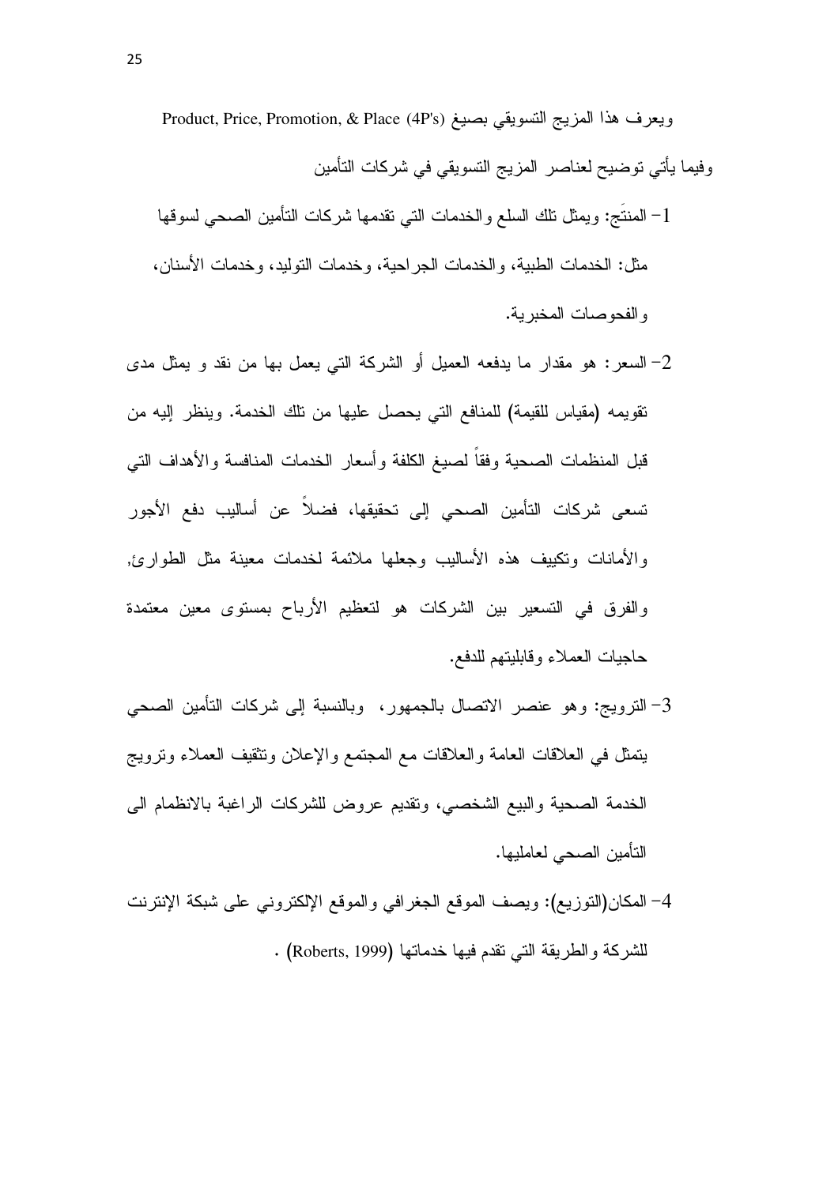ويعرف هذا المزيج التسويقي بصيغ (4P's) Product, Price, Promotion, & Place

وفيما يأتي توضيح لعناصر المزيج التسويقي في شركات التأمين

1- المنتَج: ويمثل تلك السلع والخدمات التي تقدمها شركات التأمين الصحي لسوقها مثل: الخدمات الطبية، والخدمات الجراحية، وخدمات التوليد، وخدمات الأسنان، والفحوصات المخبرية.

2- السعر: هو مقدار ما يدفعه العميل أو الشركة التي يعمل بها من نقد و يمثل مدى تقويمه (مقياس للقيمة) للمنافع التي يحصل عليها من تلك الخدمة. وينظر إليه من قبل المنظمات الصحية وفقاً لصيغ الكلفة وأسعار الخدمات المنافسة والأهداف التي تسعى شركات التأمين الصحي إلى تحقيقها، فضلاً عن أساليب دفع الأجور والأمانات وتكييف هذه الأساليب وجعلها ملائمة لخدمات معينة مثل الطوارئ, والفرق في التسعير بين الشركات هو لتعظيم الأرباح بمستوى معين معتمدة حاجيات العملاء وقابليتهم للدفع.

3- الترويج: وهو عنصر الاتصال بالجمهور، وبالنسبة إلى شركات التأمين الصحي يتمثل في العلاقات العامة والعلاقات مع المجتمع والإعلان وتثقيف العملاء وترويج الخدمة الصحية والبيع الشخصي، وتقديم عروض للشركات الراغبة بالانظمام الى التأمين الصحي لعامليها.

4- المكان(التوزيع): ويصف الموقع الجغرافي والموقع الإلكتروني على شبكة الإنترنت للشركة والطريقة التي تقدم فيها خدماتها (Roberts, 1999) .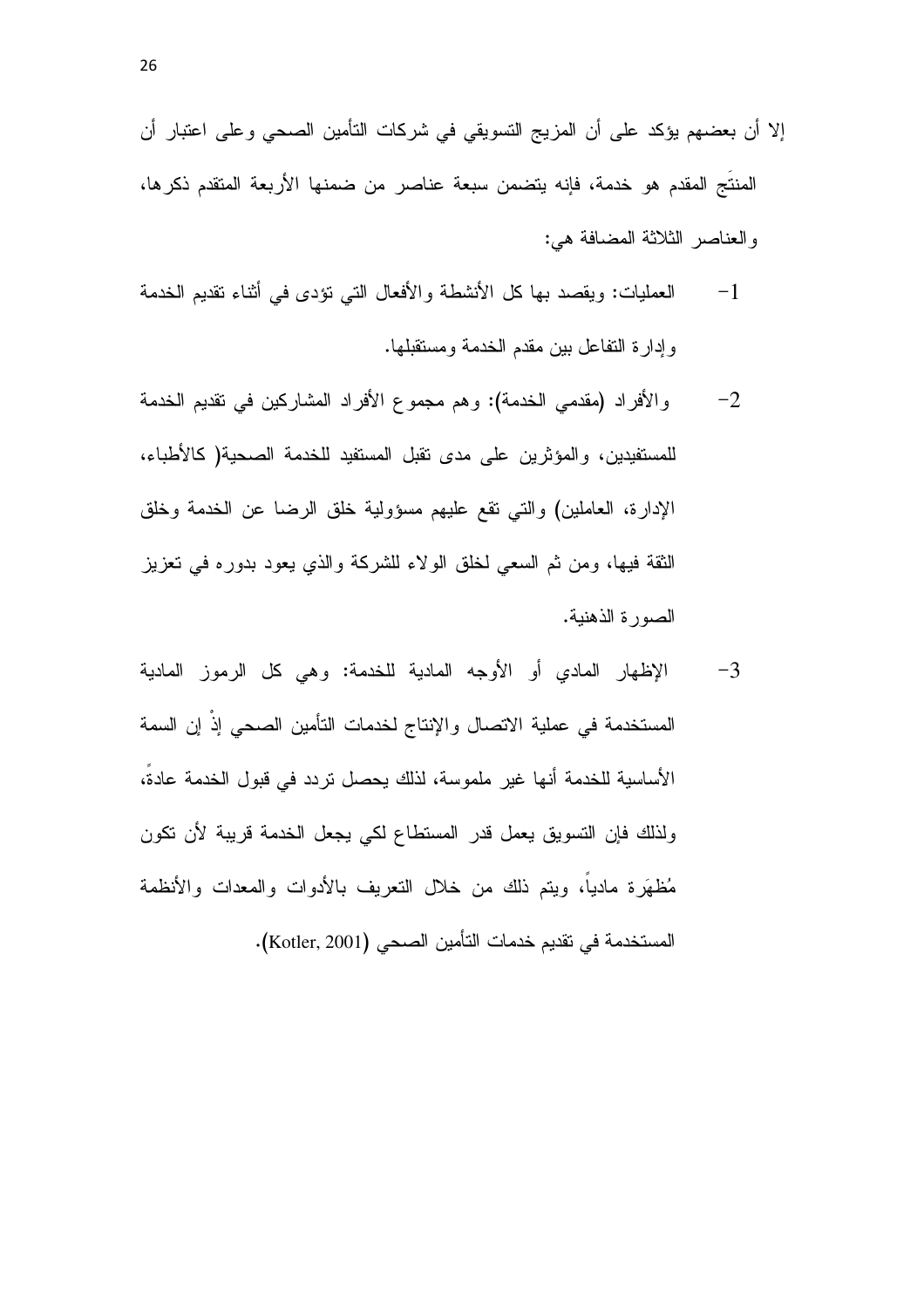إلا أن بعضهم يؤكد على أن المزيج التسويقي في شركات التأمين الصحي وعلى اعتبار أن المنتَج المقدم هو خدمة، فإنه يتضمن سبعة عناصر من ضمنها الأربعة المتقدم ذكرها، والعناصر الثلاثة المضافة هي:

1- العمليات: ويقصد بها كل الأنشطة والأفعال التي تؤدى في أثناء تقديم الخدمة وإدارة التفاعل بين مقدم الخدمة ومستقبلها.

2- والأفراد (مقدمي الخدمة): وهم مجموع الأفراد المشاركين في تقديم الخدمة للمستفيدين، والمؤثرين على مدى تقبل المستفيد للخدمة الصحية( كالأطباء، الإدارة، العاملين) والتي تقع عليهم مسؤولية خلق الرضا عن الخدمة وخلق الثقة فيها، ومن ثم السعي لخلق الولاء للشركة والذي يعود بدوره في تعزيز الصورة الذهنية.

3- الإظهار المادي أو الأوجه المادية للخدمة: وهي كل الرموز المادية المستخدمة في عملية الاتصال والإنتاج لخدمات التأمين الصحي إذْ إن السمة الأساسية للخدمة أنها غير ملموسة، لذلك يحصل تردد في قبول الخدمة عادةً، ولذلك فإن التسويق يعمل قدر المستطاع لكي يجعل الخدمة قريبة لأن تكون مُظهَرة مادياً، ويتم ذلك من خلال التعريف بالأدوات والمعدات والأنظمة المستخدمة في تقديم خدمات التأمين الصحي (Kotler, 2001).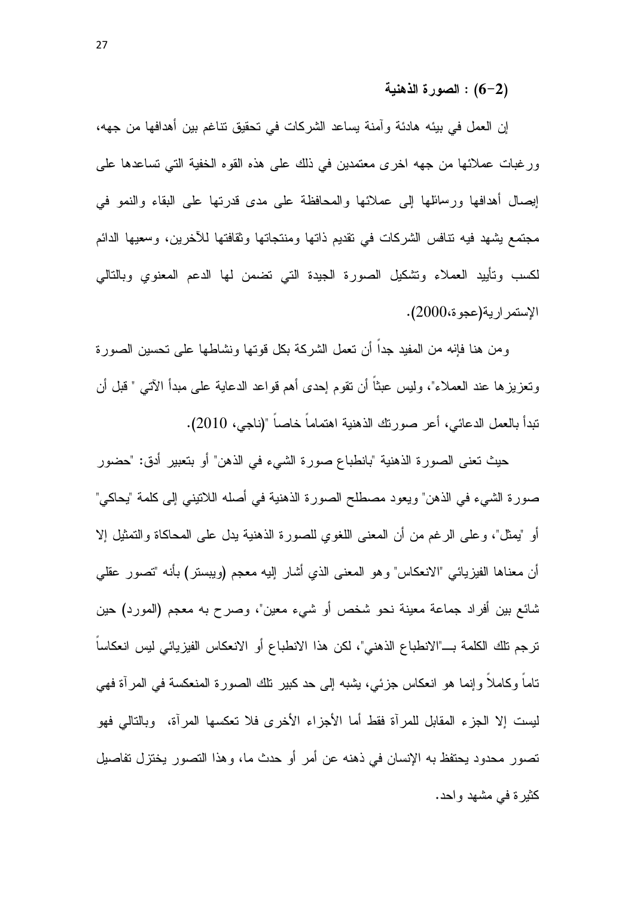### (2-6) : الصورة الذهنية

إن العمل في بيئه هادئة وآمنة يساعد الشركات في تحقيق تناغم بين أهدافها من جهه، ورغبات عملائها من جهه اخرى معتمدين في ذلك على هذه القوه الخفية التي تساعدها على إيصال أهدافها ورسائلها إلى عملائها والمحافظة على مدى قدرتها على البقاء والنمو في مجتمع يشهد فيه تنافس الشركات في تقديم ذاتها ومنتجاتها وثقافتها للآخرين، وسعيها الدائم لكسب وتأييد العملاء وتشكيل الصورة الجيدة التي تضمن لها الدعم المعنوي وبالتالي الإستمرارية(عجوة،2000).

ومن هنا فإنه من المفيد جداً أن تعمل الشركة بكل قوتها ونشاطها على تحسين الصورة وتعزيزها عند العملاء"، وليس عبثاً أن تقوم إحدى أهم قواعد الدعاية على مبدأ الآتي " قبل أن تبدأ بالعمل الدعائي، أعر صورتك الذهنية اهتماماً خاصاً "(ناجي، 2010).

حيث تعنى الصورة الذهنية "بانطباع صورة الشيء في الذهن" أو بتعبير أدق: "حضور صورة الشيء في الذهن" ويعود مصطلح الصورة الذهنية في أصله اللاتيني إلى كلمة "يحاكي" أو "يمثل"، وعلى الرغم من أن المعنى اللغوي للصورة الذهنية يدل على المحاكاة والتمثيل إلا أن معناها الفيزيائي "الانعكاس" وهو المعنى الذي أشار إليه معجم (ويبستر) بأنه "تصور عقلي شائع بين أفراد جماعة معينة نحو شخص أو شيء معين"، وصرح به معجم (المورد) حين ترجم تلك الكلمة بـــ"الانطباع الذهني"، لكن هذا الانطباع أو الانعكاس الفيزيائي ليس انعكاساً تاماً وكاملاً وإنما هو انعكاس جزئي، يشبه إلى حد كبير تلك الصورة المنعكسة في المرآة فهي ليست إلا الجزء المقابل للمرآة فقط أما الأجزاء الأخرى فلا تعكسها المرآة، وبالتالي فهو تصور محدود يحتفظ به الإنسان في ذهنه عن أمر أو حدث ما، وهذا التصور يختزل تفاصيل كثيرة في مشهد واحد.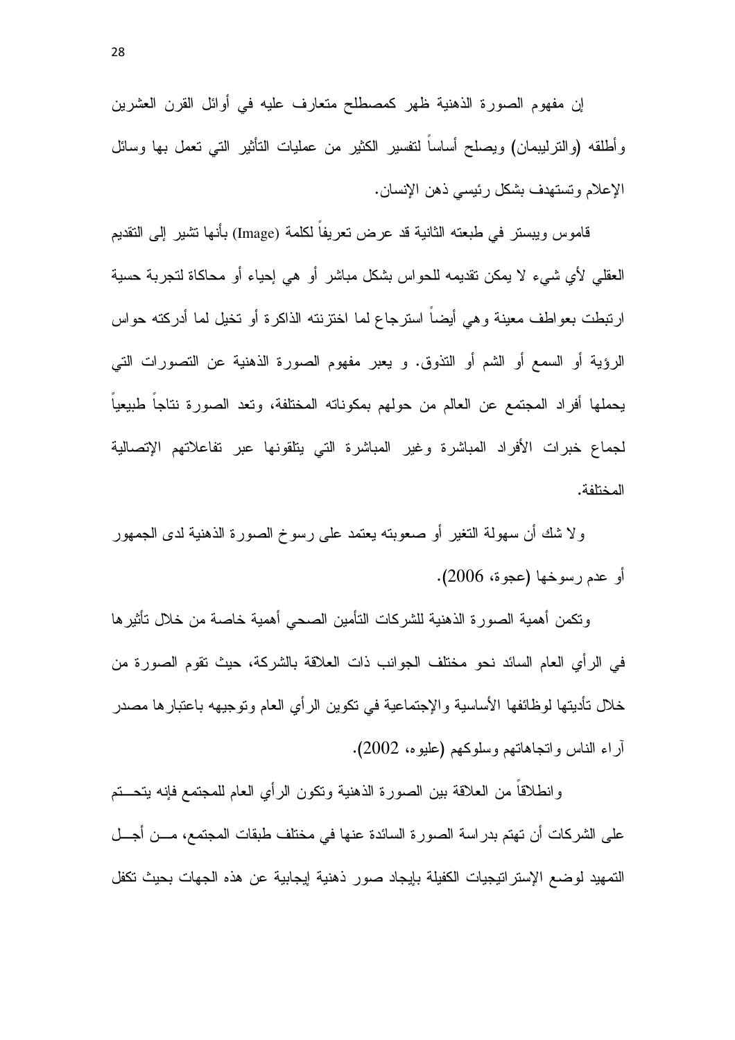إن مفهوم الصورة الذهنية ظهر كمصطلح متعارف عليه في أوائل القرن العشرين وأطلقه (والترليبمان) ويصلح أساساً لتفسير الكثير من عمليات التأثير التي تعمل بها وسائل الإعلام وتستهدف بشكل رئيسي ذهن الإنسان.

قاموس ويبستر في طبعته الثانية قد عرض تعريفاً لكلمة (Image) بأنها تشير إلى التقديم العقلي لأي شيء لا يمكن تقديمه للحواس بشكل مباشر أو هي إحياء أو محاكاة لتجربة حسية ارتبطت بعواطف معينة وهي أيضاً استرجاع لما اختزنته الذاكرة أو تخيل لما أدركته حواس الرؤية أو السمع أو الشم أو التذوق. و يعبر مفهوم الصورة الذهنية عن التصورات التي يحملها أفراد المجتمع عن العالم من حولهم بمكوناته المختلفة، وتعد الصورة نتاجاً طبيعياً لجماع خبرات الأفراد المباشرة وغير المباشرة التي يتلقونها عبر تفاعلاتهم الإتصالية المختلفة.

ولا شك أن سهولة التغير أو صعوبته يعتمد على رسوخ الصورة الذهنية لدى الجمهور أو عدم رسوخها (عجوة، 2006).

وتكمن أهمية الصورة الذهنية للشركات التأمين الصحي أهمية خاصة من خلال تأثيرها في الرأي العام السائد نحو مختلف الجوانب ذات العلاقة بالشركة، حيث تقوم الصورة من خلال تأديتها لوظائفها الأساسية والإجتماعية في تكوين الرأي العام وتوجيهه باعتبارها مصدر آراء الناس واتجاهاتهم وسلوكهم (عليوه، 2002).

وانطلاقاً من العلاقة بين الصورة الذهنية وتكون الرأي العام للمجتمع فإنه يتحتم على الشركات أن تهتم بدراسة الصورة السائدة عنها في مختلف طبقات المجتمع، من أجل التمهيد لوضع الإستراتيجيات الكفيلة بإيجاد صور ذهنية إيجابية عن هذه الجهات بحيث تكفل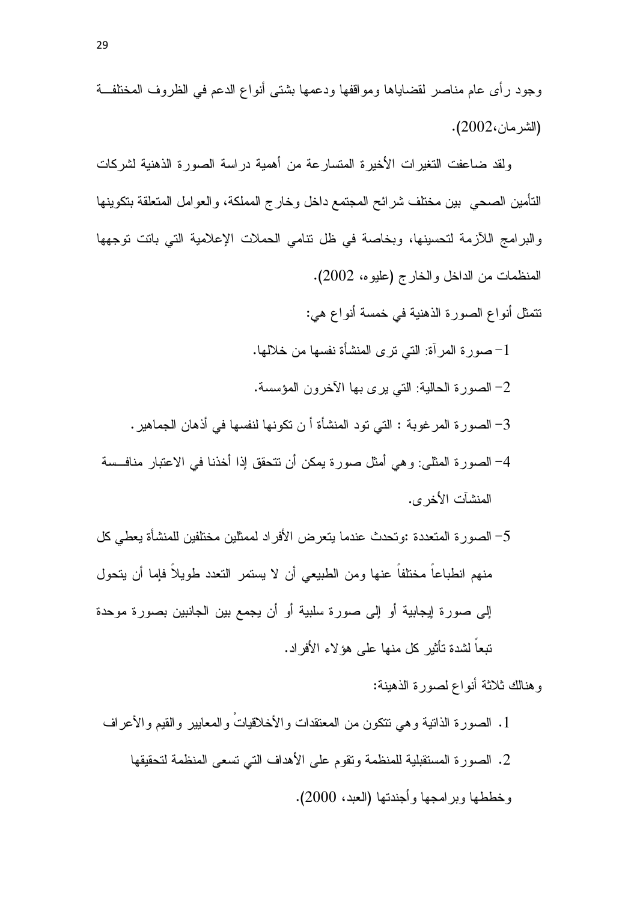وجود رأى عام مناصر لقضاياها ومواقفها ودعمها بشتى أنواع الدعم في الظروف المختلفة (الشرمان،2002).

ولقد ضاعفت التغيرات الأخيرة المتسارعة من أهمية دراسة الصورة الذهنية لشركات التأمين الصحي بين مختلف شرائح المجتمع داخل وخارج المملكة، والعوامل المتعلقة بتكوينها والبرامج اللآزمة لتحسينها، وبخاصة في ظل تنامي الحملات الإعلامية التي باتت توجهها المنظمات من الداخل والخارج (عليوه، 2002).

تتمثل أنواع الصورة الذهنية في خمسة أنواع هي:

1- صورة المرآة: التي ترى المنشأة نفسها من خلالها.

2- الصورة الحالية: التي يرى بها الآخرون المؤسسة.

3- الصورة المرغوبة : التي تود المنشأة أ ن تكونها لنفسها في أذهان الجماهير.

4- الصورة المثلى: وهي أمثل صورة يمكن أن تتحقق إذا أخذنا في الاعتبار منافسة المنشآت الأخرى.

5- الصورة المتعددة :وتحدث عندما يتعرض الأفراد لممثلين مختلفين للمنشأة يعطي كل منهم انطباعاً مختلفاً عنها ومن الطبيعي أن لا يستمر التعدد طويلاً فإما أن يتحول إلى صورة إيجابية أو إلى صورة سلبية أو أن يجمع بين الجانبين بصورة موحدة تبعاً لشدة تأثير كل منها على هؤلاء الأفراد.

وهنالك ثلاثة أنواع لصورة الذهينة:

1. الصورة الذاتية وهي تتكون من المعتقدات والأخلاقياتْ والمعايير والقيم والأعراف
2. الصورة المستقبلية للمنظمة وتقوم على الأهداف التي تسعى المنظمة لتحقيقها وخططها وبرامجها وأجندتها (العبد، 2000).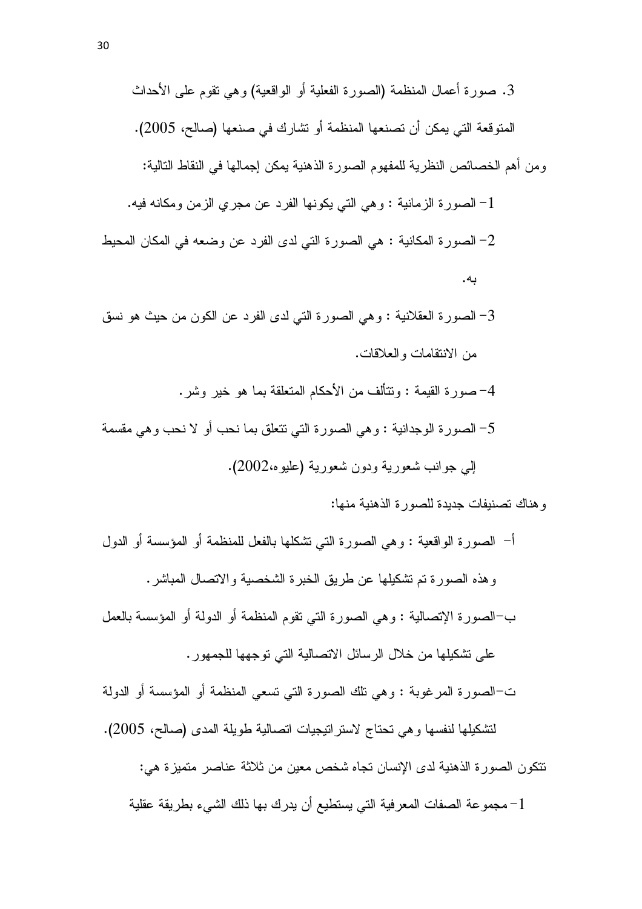3. صورة أعمال المنظمة (الصورة الفعلية أو الواقعية) وهي تقوم على الأحداث المتوقعة التي يمكن أن تصنعها المنظمة أو تشارك في صنعها (صالح، 2005).

ومن أهم الخصائص النظرية للمفهوم الصورة الذهنية يمكن إجمالها في النقاط التالية:

1- الصورة الزمانية : وهي التي يكونها الفرد عن مجري الزمن ومكانه فيه.

2- الصورة المكانية : هي الصورة التي لدى الفرد عن وضعه في المكان المحيط به.

3- الصورة العقلانية : وهي الصورة التي لدى الفرد عن الكون من حيث هو نسق من الانتقامات والعلاقات.

4- صورة القيمة : وتتألف من الأحكام المتعلقة بما هو خير وشر.

5- الصورة الوجدانية : وهي الصورة التي تتعلق بما نحب أو لا نحب وهي مقسمة إلي جوانب شعورية ودون شعورية (عليوه،2002).

وهناك تصنيفات جديدة للصورة الذهنية منها:

أ- الصورة الواقعية : وهي الصورة التي تشكلها بالفعل للمنظمة أو المؤسسة أو الدول وهذه الصورة تم تشكيلها عن طريق الخبرة الشخصية والاتصال المباشر.

ب-الصورة الإتصالية : وهي الصورة التي تقوم المنظمة أو الدولة أو المؤسسة بالعمل على تشكيلها من خلال الرسائل الاتصالية التي توجهها للجمهور.

ت-الصورة المرغوبة : وهي تلك الصورة التي تسعي المنظمة أو المؤسسة أو الدولة لتشكيلها لنفسها وهي تحتاج لاستراتيجيات اتصالية طويلة المدى (صالح، 2005).

تتكون الصورة الذهنية لدى الإنسان تجاه شخص معين من ثلاثة عناصر متميزة هي:

1- مجموعة الصفات المعرفية التي يستطيع أن يدرك بها ذلك الشيء بطريقة عقلية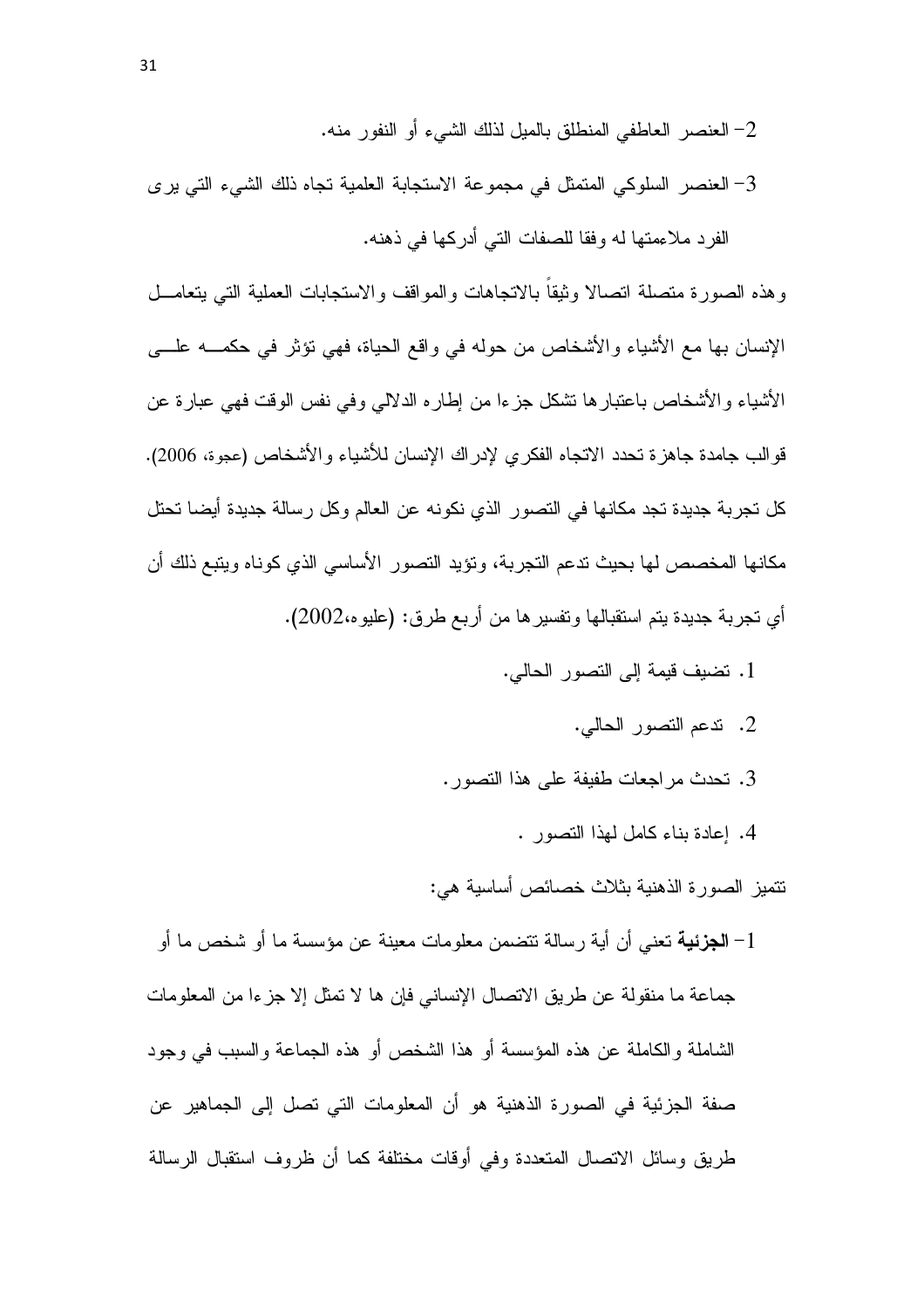2- العنصر العاطفي المنطلق بالميل لذلك الشيء أو النفور منه.

3- العنصر السلوكي المتمثل في مجموعة الاستجابة العلمية تجاه ذلك الشيء التي يرى الفرد ملاءمتها له وفقا للصفات التي أدركها في ذهنه.

وهذه الصورة متصلة اتصالا وثيقاً بالاتجاهات والمواقف والاستجابات العملية التي يتعامل الإنسان بها مع الأشياء والأشخاص من حوله في واقع الحياة، فهي تؤثر في حكمه على الأشياء والأشخاص باعتبارها تشكل جزءا من إطاره الدلالي وفي نفس الوقت فهي عبارة عن قوالب جامدة جاهزة تحدد الاتجاه الفكري لإدراك الإنسان للأشياء والأشخاص (عجوة، 2006). كل تجربة جديدة تجد مكانها في التصور الذي نكونه عن العالم وكل رسالة جديدة أيضا تحتل مكانها المخصص لها بحيث تدعم التجربة، وتؤيد التصور الأساسي الذي كوناه ويتبع ذلك أن أي تجربة جديدة يتم استقبالها وتفسيرها من أربع طرق: (عليوه،2002).

1. تضيف قيمة إلى التصور الحالي.
2. تدعم التصور الحالي.
3. تحدث مراجعات طفيفة على هذا التصور.
4. إعادة بناء كامل لهذا التصور .

تتميز الصورة الذهنية بثلاث خصائص أساسية هي:

1- **الجزئية** تعني أن أية رسالة تتضمن معلومات معينة عن مؤسسة ما أو شخص ما أو جماعة ما منقولة عن طريق الاتصال الإنساني فإن ها لا تمثل إلا جزءا من المعلومات الشاملة والكاملة عن هذه المؤسسة أو هذا الشخص أو هذه الجماعة والسبب في وجود صفة الجزئية في الصورة الذهنية هو أن المعلومات التي تصل إلى الجماهير عن طريق وسائل الاتصال المتعددة وفي أوقات مختلفة كما أن ظروف استقبال الرسالة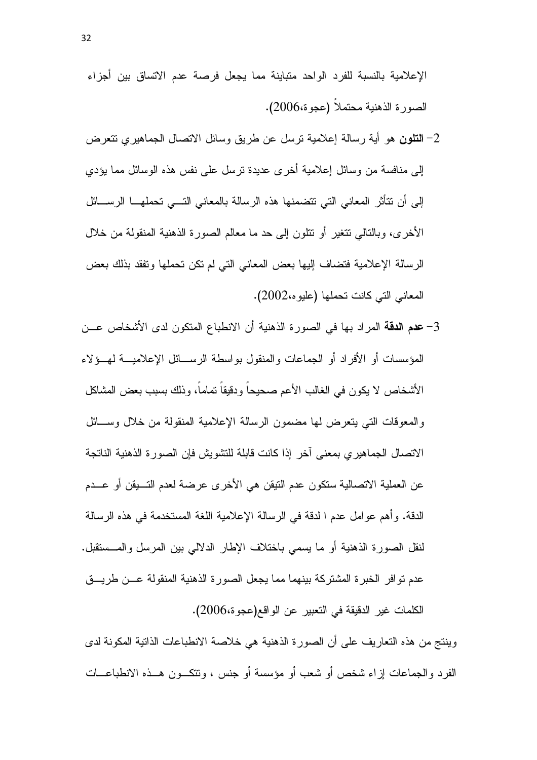الإعلامية بالنسبة للفرد الواحد متباينة مما يجعل فرصة عدم الاتساق بين أجزاء الصورة الذهنية محتملاً (عجوة،2006).

2- **التلون** هو أية رسالة إعلامية ترسل عن طريق وسائل الاتصال الجماهيري تتعرض إلى منافسة من وسائل إعلامية أخرى عديدة ترسل على نفس هذه الوسائل مما يؤدي إلى أن تتأثر المعاني التي تتضمنها هذه الرسالة بالمعاني التي تحملها الرسائل الأخرى، وبالتالي تتغير أو تتلون إلى حد ما معالم الصورة الذهنية المنقولة من خلال الرسالة الإعلامية فتضاف إليها بعض المعاني التي لم تكن تحملها وتفقد بذلك بعض المعاني التي كانت تحملها (عليوه،2002).

3- **عدم الدقة** المراد بها في الصورة الذهنية أن الانطباع المتكون لدى الأشخاص عن المؤسسات أو الأفراد أو الجماعات والمنقول بواسطة الرسائل الإعلامية لهؤلاء الأشخاص لا يكون في الغالب الأعم صحيحاً ودقيقاً تماماً، وذلك بسبب بعض المشاكل والمعوقات التي يتعرض لها مضمون الرسالة الإعلامية المنقولة من خلال وسائل الاتصال الجماهيري بمعنى آخر إذا كانت قابلة للتشويش فإن الصورة الذهنية الناتجة عن العملية الاتصالية ستكون عدم التيقن هي الأخرى عرضة لعدم التيقن أو عدم الدقة. وأهم عوامل عدم ا لدقة في الرسالة الإعلامية اللغة المستخدمة في هذه الرسالة لنقل الصورة الذهنية أو ما يسمي باختلاف الإطار الدلالي بين المرسل والمستقبل. عدم توافر الخبرة المشتركة بينهما مما يجعل الصورة الذهنية المنقولة عن طريق الكلمات غير الدقيقة في التعبير عن الواقع(عجوة،2006).

وينتج من هذه التعاريف على أن الصورة الذهنية هي خلاصة الانطباعات الذاتية المكونة لدى الفرد والجماعات إزاء شخص أو شعب أو مؤسسة أو جنس ، وتتكون هذه الانطباعات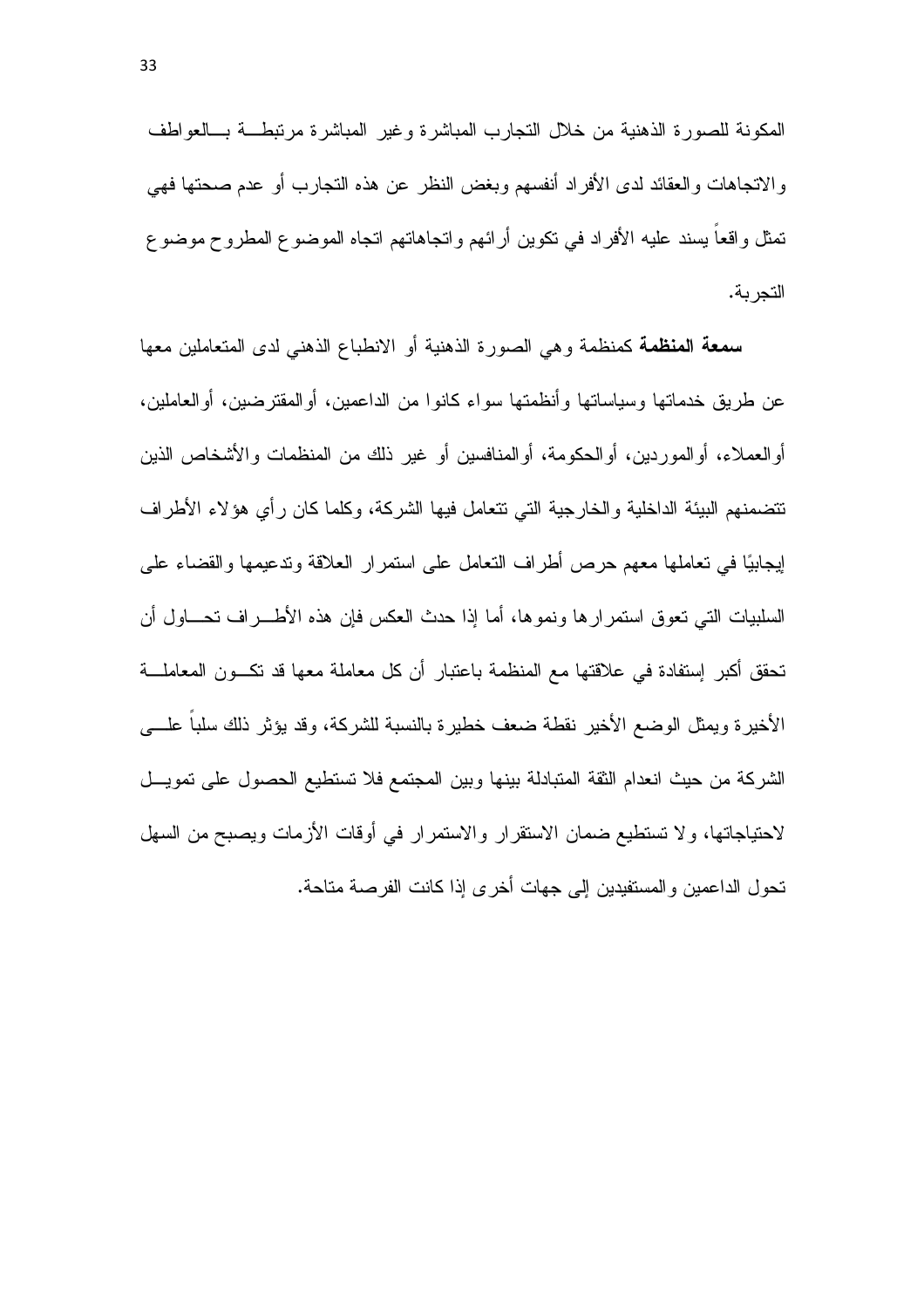المكونة للصورة الذهنية من خلال التجارب المباشرة وغير المباشرة مرتبطـــة بـــالعواطف والاتجاهات والعقائد لدى الأفراد أنفسهم وبغض النظر عن هذه التجارب أو عدم صحتها فهي تمثل واقعاً يسند عليه الأفراد في تكوين أرائهم واتجاهاتهم اتجاه الموضوع المطروح موضوع التجربة.

**سمعة المنظمة** كمنظمة وهي الصورة الذهنية أو الانطباع الذهني لدى المتعاملين معها عن طريق خدماتها وسياساتها وأنظمتها سواء كانوا من الداعمين، أوالمقترضين، أوالعاملين، أوالعملاء، أوالموردين، أوالحكومة، أوالمنافسين أو غير ذلك من المنظمات والأشخاص الذين تتضمنهم البيئة الداخلية والخارجية التي تتعامل فيها الشركة، وكلما كان رأي هؤلاء الأطراف إيجابيًا في تعاملها معهم حرص أطراف التعامل على استمرار العلاقة وتدعيمها والقضاء على السلبيات التي تعوق استمرارها ونموها، أما إذا حدث العكس فإن هذه الأطـــراف تحـــاول أن تحقق أكبر إستفادة في علاقتها مع المنظمة باعتبار أن كل معاملة معها قد تكـــون المعاملـــة الأخيرة ويمثل الوضع الأخير نقطة ضعف خطيرة بالنسبة للشركة، وقد يؤثر ذلك سلباً علـــى الشركة من حيث انعدام الثقة المتبادلة بينها وبين المجتمع فلا تستطيع الحصول على تمويـــل لاحتياجاتها، ولا تستطيع ضمان الاستقرار والاستمرار في أوقات الأزمات ويصبح من السهل تحول الداعمين والمستفيدين إلى جهات أخرى إذا كانت الفرصة متاحة.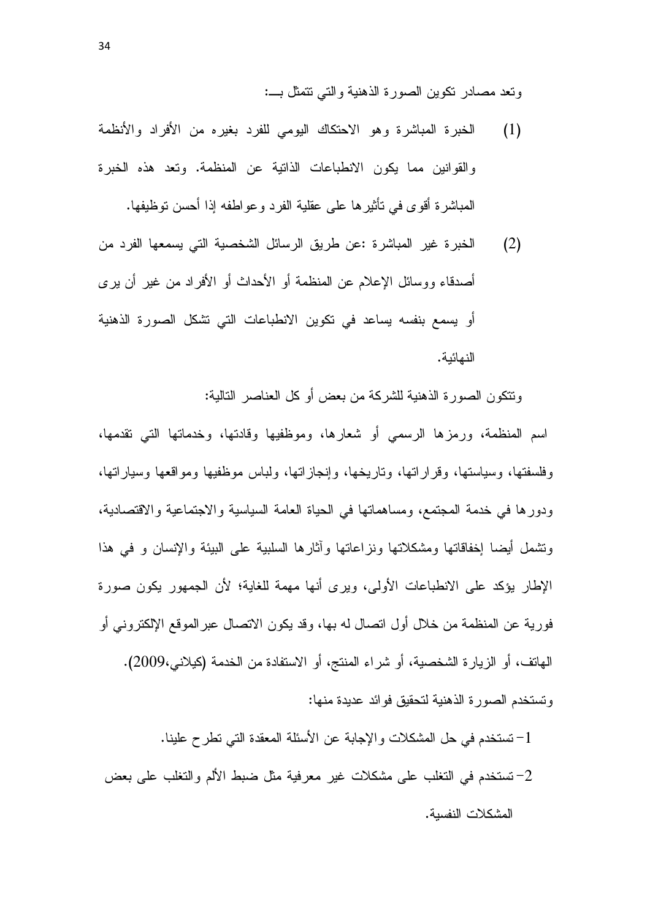وتعد مصادر تكوين الصورة الذهنية والتي تتمثل بـــ:

(1) الخبرة المباشرة وهو الاحتكاك اليومي للفرد بغيره من الأفراد والأنظمة والقوانين مما يكون الانطباعات الذاتية عن المنظمة. وتعد هذه الخبرة المباشرة أقوى في تأثيرها على عقلية الفرد وعواطفه إذا أحسن توظيفها.

(2) الخبرة غير المباشرة :عن طريق الرسائل الشخصية التي يسمعها الفرد من أصدقاء ووسائل الإعلام عن المنظمة أو الأحداث أو الأفراد من غير أن يرى أو يسمع بنفسه يساعد في تكوين الانطباعات التي تشكل الصورة الذهنية النهائية.

وتتكون الصورة الذهنية للشركة من بعض أو كل العناصر التالية:

اسم المنظمة، ورمزها الرسمي أو شعارها، وموظفيها وقادتها، وخدماتها التي تقدمها، وفلسفتها، وسياستها، وقراراتها، وتاريخها، وإنجازاتها، ولباس موظفيها ومواقعها وسياراتها، ودورها في خدمة المجتمع، ومساهماتها في الحياة العامة السياسية والاجتماعية والاقتصادية، وتشمل أيضا إخفاقاتها ومشكلاتها ونزاعاتها وآثارها السلبية على البيئة والإنسان و في هذا الإطار يؤكد على الانطباعات الأولى، ويرى أنها مهمة للغاية؛ لأن الجمهور يكون صورة فورية عن المنظمة من خلال أول اتصال له بها، وقد يكون الاتصال عبرالموقع الإلكتروني أو الهاتف، أو الزيارة الشخصية، أو شراء المنتج، أو الاستفادة من الخدمة (كيلاني،2009).

وتستخدم الصورة الذهنية لتحقيق فوائد عديدة منها:

1- تستخدم في حل المشكلات والإجابة عن الأسئلة المعقدة التي تطرح علينا.

2- تستخدم في التغلب على مشكلات غير معرفية مثل ضبط الألم والتغلب على بعض المشكلات النفسية.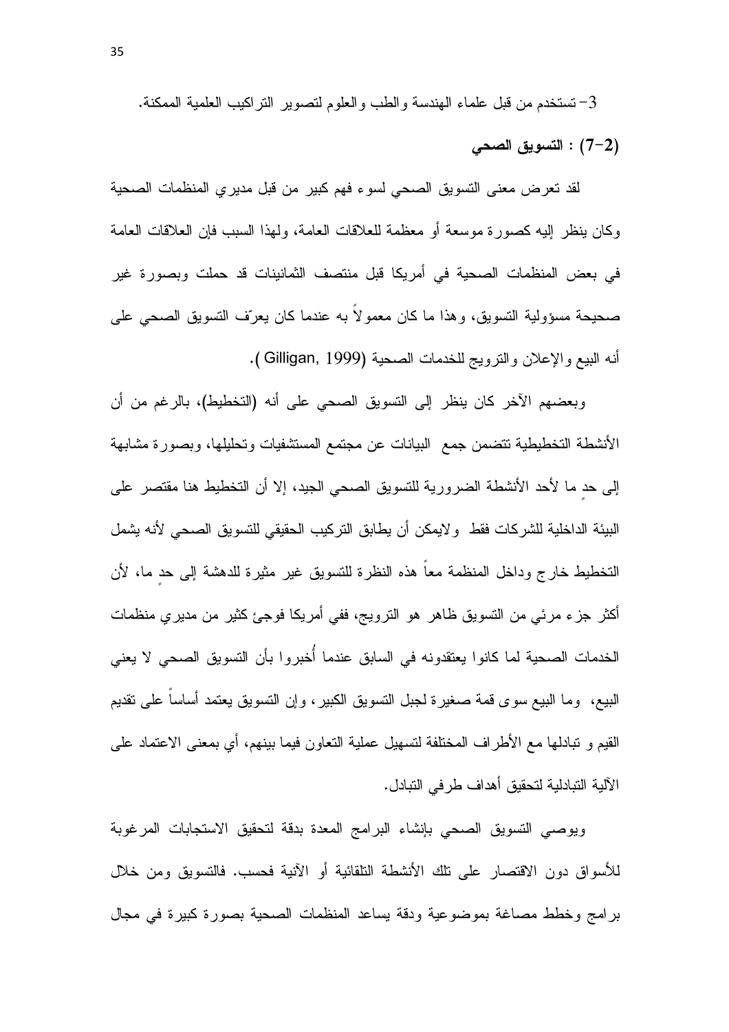3- تستخدم من قبل علماء الهندسة والطب والعلوم لتصوير التراكيب العلمية الممكنة.

**(7-2) : التسويق الصحي**

لقد تعرض معنى التسويق الصحي لسوء فهم كبير من قبل مديري المنظمات الصحية وكان ينظر إليه كصورة موسعة أو معظمة للعلاقات العامة، ولهذا السبب فإن العلاقات العامة في بعض المنظمات الصحية في أمريكا قبل منتصف الثمانينات قد حملت وبصورة غير صحيحة مسؤولية التسويق، وهذا ما كان معمولاً به عندما كان يعرّف التسويق الصحي على أنه البيع والإعلان والترويج للخدمات الصحية (Gilligan, 1999 ).

وبعضهم الآخر كان ينظر إلى التسويق الصحي على أنه (التخطيط)، بالرغم من أن الأنشطة التخطيطية تتضمن جمع البيانات عن مجتمع المستشفيات وتحليلها، وبصورة مشابهة إلى حدٍ ما لأحد الأنشطة الضرورية للتسويق الصحي الجيد، إلا أن التخطيط هنا مقتصر على البيئة الداخلية للشركات فقط ولايمكن أن يطابق التركيب الحقيقي للتسويق الصحي لأنه يشمل التخطيط خارج وداخل المنظمة معاً هذه النظرة للتسويق غير مثيرة للدهشة إلى حدٍ ما، لأن أكثر جزء مرئي من التسويق ظاهر هو الترويج، ففي أمريكا فوجئ كثير من مديري منظمات الخدمات الصحية لما كانوا يعتقدونه في السابق عندما أُخبروا بأن التسويق الصحي لا يعني البيع، وما البيع سوى قمة صغيرة لجبل التسويق الكبير، وإن التسويق يعتمد أساساً على تقديم القيم و تبادلها مع الأطراف المختلفة لتسهيل عملية التعاون فيما بينهم، أي بمعنى الاعتماد على الآلية التبادلية لتحقيق أهداف طرفي التبادل.

ويوصي التسويق الصحي بإنشاء البرامج المعدة بدقة لتحقيق الاستجابات المرغوبة للأسواق دون الاقتصار على تلك الأنشطة التلقائية أو الآنية فحسب. فالتسويق ومن خلال برامج وخطط مصاغة بموضوعية ودقة يساعد المنظمات الصحية بصورة كبيرة في مجال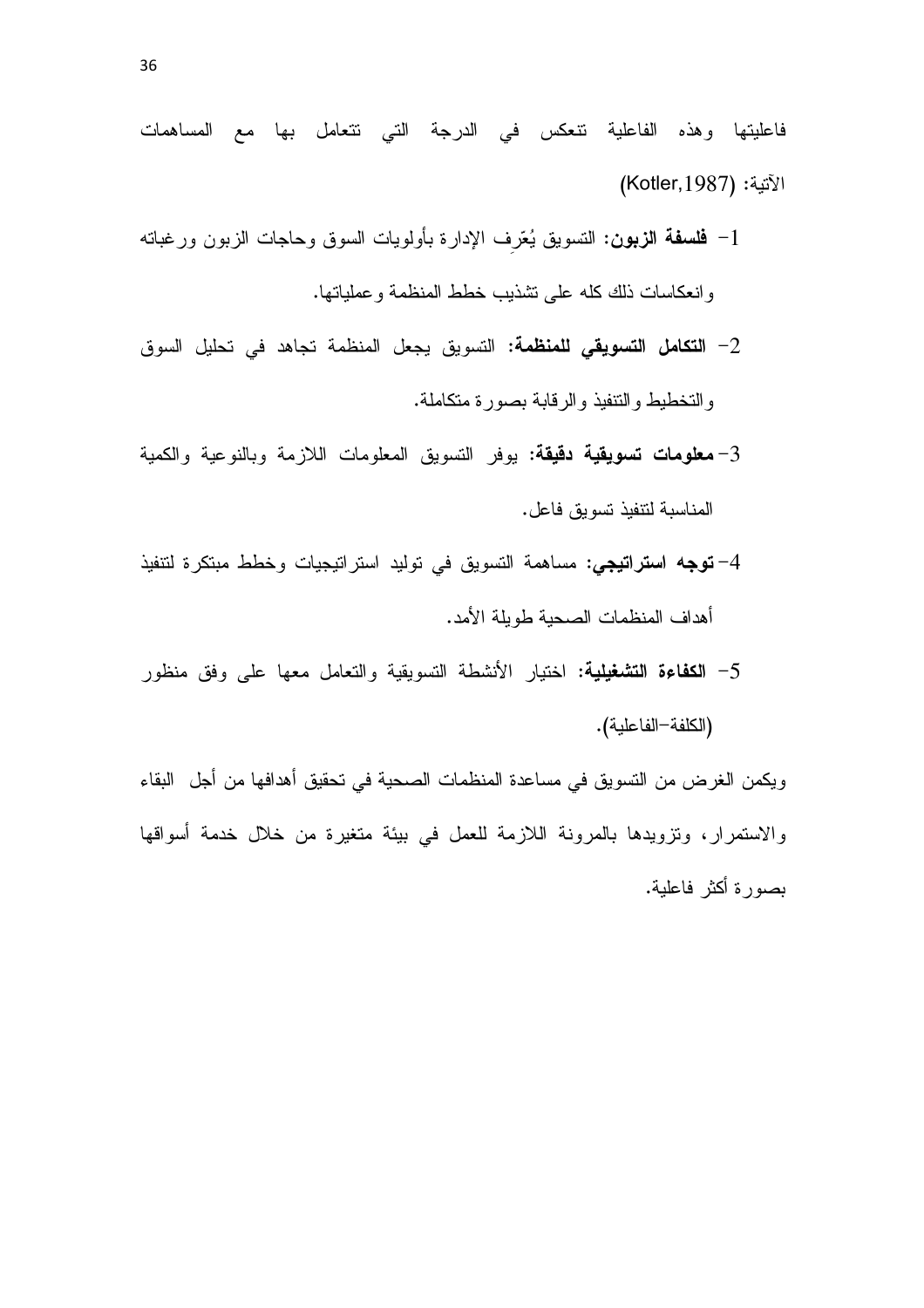فاعليتها وهذه الفاعلية تنعكس في الدرجة التي تتعامل بها مع المساهمات الآتية: (Kotler,1987)

1- **فلسفة الزبون:** التسويق يُعّرِف الإدارة بأولويات السوق وحاجات الزبون ورغباته وانعكاسات ذلك كله على تشذيب خطط المنظمة وعملياتها.

2- **التكامل التسويقي للمنظمة:** التسويق يجعل المنظمة تجاهد في تحليل السوق والتخطيط والتنفيذ والرقابة بصورة متكاملة.

3- **معلومات تسويقية دقيقة:** يوفر التسويق المعلومات اللازمة وبالنوعية والكمية المناسبة لتنفيذ تسويق فاعل.

4- **توجه استراتيجي:** مساهمة التسويق في توليد استراتيجيات وخطط مبتكرة لتنفيذ أهداف المنظمات الصحية طويلة الأمد.

5- **الكفاءة التشغيلية:** اختيار الأنشطة التسويقية والتعامل معها على وفق منظور (الكلفة-الفاعلية).

ويكمن الغرض من التسويق في مساعدة المنظمات الصحية في تحقيق أهدافها من أجل البقاء والاستمرار، وتزويدها بالمرونة اللازمة للعمل في بيئة متغيرة من خلال خدمة أسواقها بصورة أكثر فاعلية.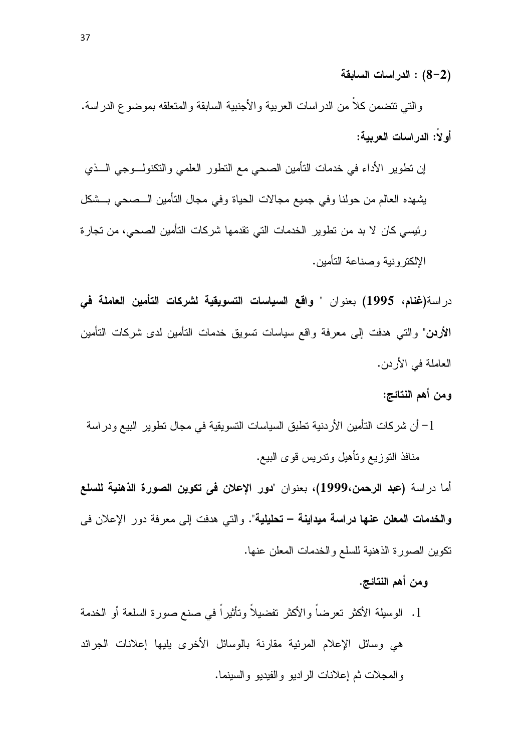### (8-2) : الدراسات السابقة

والتي تتضمن كلاً من الدراسات العربية والأجنبية السابقة والمتعلقه بموضوع الدراسة.

**أولاً: الدراسات العربية:**

إن تطوير الأداء في خدمات التأمين الصحي مع التطور العلمي والتكنولوجي الذي يشهده العالم من حولنا وفي جميع مجالات الحياة وفي مجال التأمين الصحي بشكل رئيسي كان لا بد من تطوير الخدمات التي تقدمها شركات التأمين الصحي، من تجارة الإلكترونية وصناعة التأمين.

دراسة**(غنام، 1995)** بعنوان " **واقع السياسات التسويقية لشركات التأمين العاملة في الأردن**" والتي هدفت إلى معرفة واقع سياسات تسويق خدمات التأمين لدى شركات التأمين العاملة في الأردن.

**ومن أهم النتائج:**

1- أن شركات التأمين الأردنية تطبق السياسات التسويقية في مجال تطوير البيع ودراسة منافذ التوزيع وتأهيل وتدريس قوى البيع.

أما دراسة **(عبد الرحمن،1999)**، بعنوان "**دور الإعلان فى تكوين الصورة الذهنية للسلع والخدمات المعلن عنها دراسة ميداينة – تحليلية**". والتي هدفت إلى معرفة دور الإعلان فى تكوين الصورة الذهنية للسلع والخدمات المعلن عنها.

**ومن أهم النتائج.**

1. الوسيلة الأكثر تعرضاً والأكثر تفضيلاً وتأثيراً في صنع صورة السلعة أو الخدمة هي وسائل الإعلام المرئية مقارنة بالوسائل الأخرى يليها إعلانات الجرائد والمجلات ثم إعلانات الراديو والفيديو والسينما.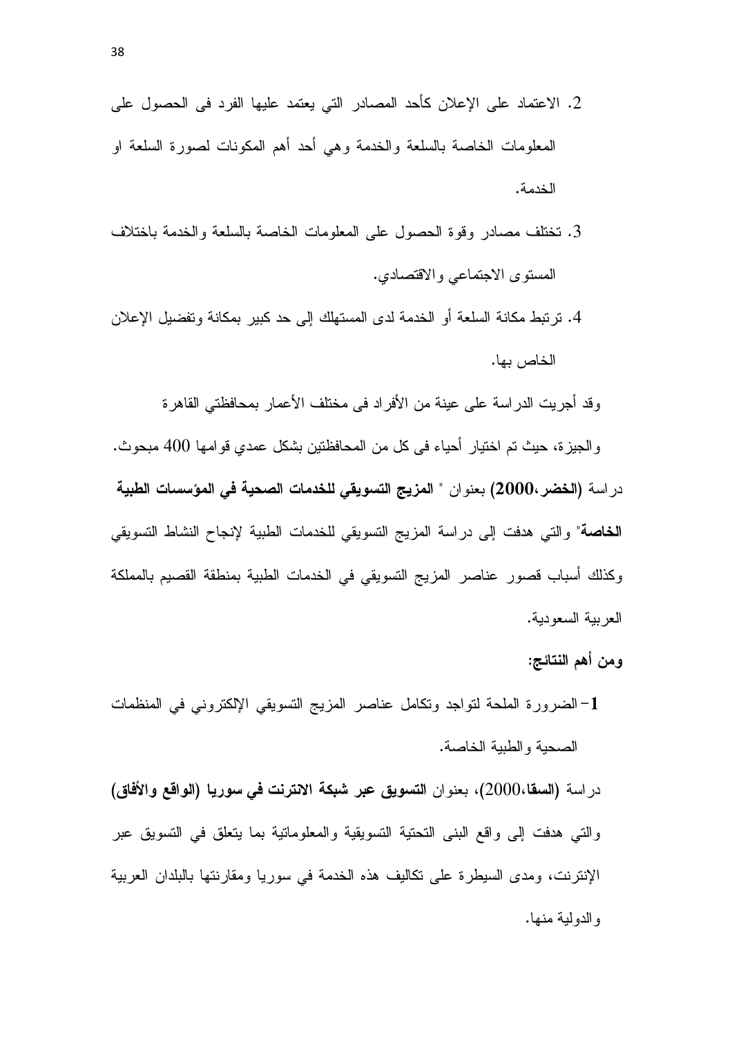2. الاعتماد على الإعلان كأحد المصادر التي يعتمد عليها الفرد فى الحصول على المعلومات الخاصة بالسلعة والخدمة وهي أحد أهم المكونات لصورة السلعة او الخدمة.

3. تختلف مصادر وقوة الحصول على المعلومات الخاصة بالسلعة والخدمة باختلاف المستوى الاجتماعي والاقتصادي.

4. ترتبط مكانة السلعة أو الخدمة لدى المستهلك إلى حد كبير بمكانة وتفضيل الإعلان الخاص بها.

وقد أجريت الدراسة على عينة من الأفراد فى مختلف الأعمار بمحافظتي القاهرة والجيزة، حيث تم اختيار أحياء فى كل من المحافظتين بشكل عمدي قوامها 400 مبحوث.

دراسة **(الخضر،2000)** بعنوان " **المزيج التسويقي للخدمات الصحية في المؤسسات الطبية الخاصة**" والتي هدفت إلى دراسة المزيج التسويقي للخدمات الطبية لإنجاح النشاط التسويقي وكذلك أسباب قصور عناصر المزيج التسويقي في الخدمات الطبية بمنطقة القصيم بالمملكة العربية السعودية.

**ومن أهم النتائج:**

**1**- الضرورة الملحة لتواجد وتكامل عناصر المزيج التسويقي الإلكتروني في المنظمات الصحية والطبية الخاصة.

دراسة **(السقا**،2000)، بعنوان **التسويق عبر شبكة الانترنت في سوريا (الواقع والأفاق)** والتي هدفت إلى واقع البنى التحتية التسويقية والمعلوماتية بما يتعلق في التسويق عبر الإنترنت، ومدى السيطرة على تكاليف هذه الخدمة في سوريا ومقارنتها بالبلدان العربية والدولية منها.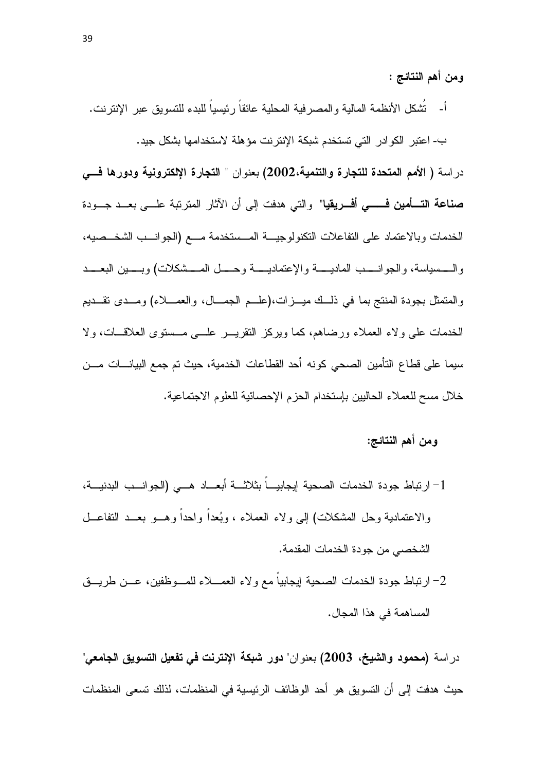**ومن أهم النتائج :**

أ- تُشكل الأنظمة المالية والمصرفية المحلية عائقاً رئيسياً للبدء للتسويق عبر الإنترنت.

ب- اعتبر الكوادر التي تستخدم شبكة الإنترنت مؤهلة لاستخدامها بشكل جيد.

دراسة ( **الأمم المتحدة للتجارة والتنمية،2002**) بعنوان " **التجارة الإلكترونية ودورها في صناعة التأمين في أفريقيا**" والتي هدفت إلى أن الآثار المترتبة على بعد جودة الخدمات وبالاعتماد على التفاعلات التكنولوجية المستخدمة مع (الجوانب الشخصيه، والسياسة، والجوانب المادية والإعتمادية وحل المشكلات) وبين البعد والمتمثل بجودة المنتج بما في ذلك ميزات،(علم الجمال، والعملاء) ومدى تقديم الخدمات على ولاء العملاء ورضاهم، كما ويركز التقرير على مستوى العلاقات، ولا سيما على قطاع التأمين الصحي كونه أحد القطاعات الخدمية، حيث تم جمع البيانات من خلال مسح للعملاء الحاليين بإستخدام الحزم الإحصائية للعلوم الاجتماعية.

**ومن أهم النتائج:**

1- ارتباط جودة الخدمات الصحية إيجابياً بثلاثة أبعاد هي (الجوانب البدنية، والاعتمادية وحل المشكلات) إلى ولاء العملاء ، وبُعداً واحداً وهو بعد التفاعل الشخصي من جودة الخدمات المقدمة.

2- ارتباط جودة الخدمات الصحية إيجابياً مع ولاء العملاء للموظفين، عن طريق المساهمة في هذا المجال.

دراسة (**محمود والشيخ، 2003**) بعنوان" **دور شبكة الإنترنت في تفعيل التسويق الجامعي**" حيث هدفت إلى أن التسويق هو أحد الوظائف الرئيسية في المنظمات، لذلك تسعى المنظمات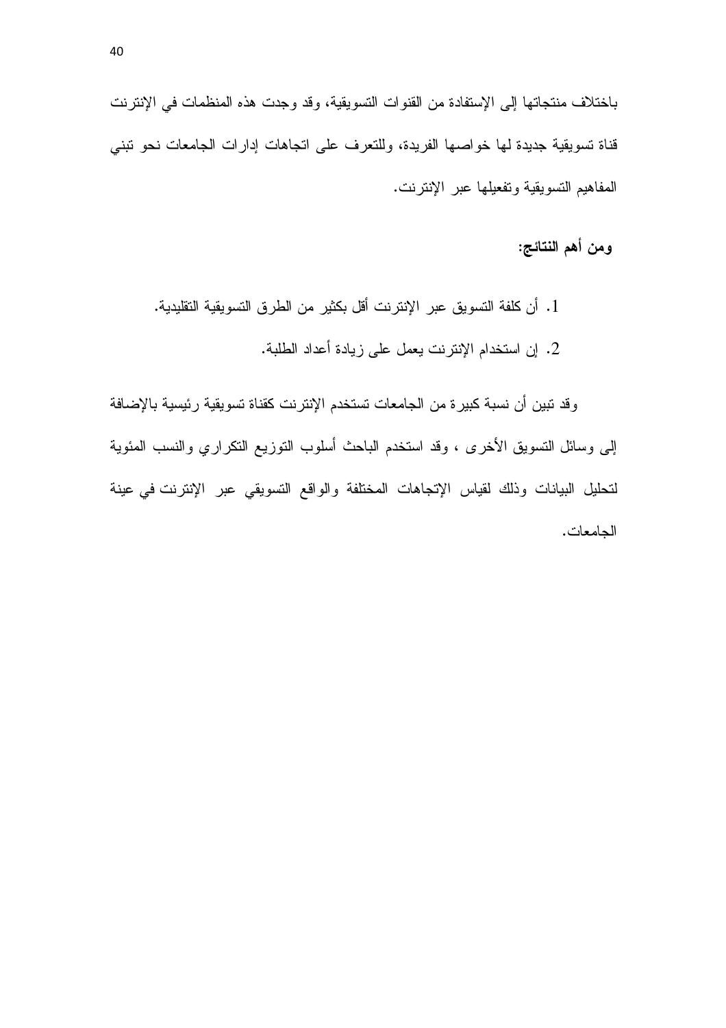باختلاف منتجاتها إلى الإستفادة من القنوات التسويقية، وقد وجدت هذه المنظمات في الإنترنت قناة تسويقية جديدة لها خواصها الفريدة، وللتعرف على اتجاهات إدارات الجامعات نحو تبني المفاهيم التسويقية وتفعيلها عبر الإنترنت.

**ومن أهم النتائج:**

1. أن كلفة التسويق عبر الإنترنت أقل بكثير من الطرق التسويقية التقليدية.
2. إن استخدام الإنترنت يعمل على زيادة أعداد الطلبة.

وقد تبين أن نسبة كبيرة من الجامعات تستخدم الإنترنت كقناة تسويقية رئيسية بالإضافة إلى وسائل التسويق الأخرى ، وقد استخدم الباحث أسلوب التوزيع التكراري والنسب المئوية لتحليل البيانات وذلك لقياس الإتجاهات المختلفة والواقع التسويقي عبر الإنترنت في عينة الجامعات.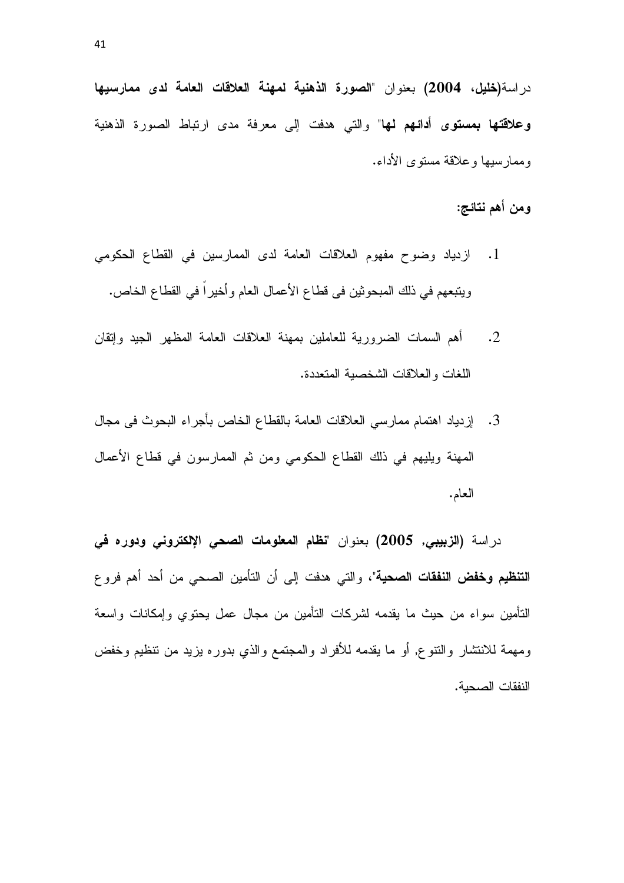دراسة(**خليل، 2004**) بعنوان "**الصورة الذهنية لمهنة العلاقات العامة لدى ممارسيها وعلاقتها بمستوى أدائهم لها**" والتي هدفت إلى معرفة مدى ارتباط الصورة الذهنية وممارسيها وعلاقة مستوى الأداء.

**ومن أهم نتائج:**

1. ازدياد وضوح مفهوم العلاقات العامة لدى الممارسين في القطاع الحكومي ويتبعهم في ذلك المبحوثين فى قطاع الأعمال العام وأخيراً في القطاع الخاص.
2. أهم السمات الضرورية للعاملين بمهنة العلاقات العامة المظهر الجيد وإتقان اللغات والعلاقات الشخصية المتعددة.
3. إزدياد اهتمام ممارسي العلاقات العامة بالقطاع الخاص بأجراء البحوث فى مجال المهنة ويليهم في ذلك القطاع الحكومي ومن ثم الممارسون في قطاع الأعمال العام.

دراسة (**الزبيبي, 2005**) بعنوان "**نظام المعلومات الصحي الإلكتروني ودوره في التنظيم وخفض النفقات الصحية**"، والتي هدفت إلى أن التأمين الصحي من أحد أهم فروع التأمين سواء من حيث ما يقدمه لشركات التأمين من مجال عمل يحتوي وإمكانات واسعة ومهمة للانتشار والتنوع, أو ما يقدمه للأفراد والمجتمع والذي بدوره يزيد من تنظيم وخفض النفقات الصحية.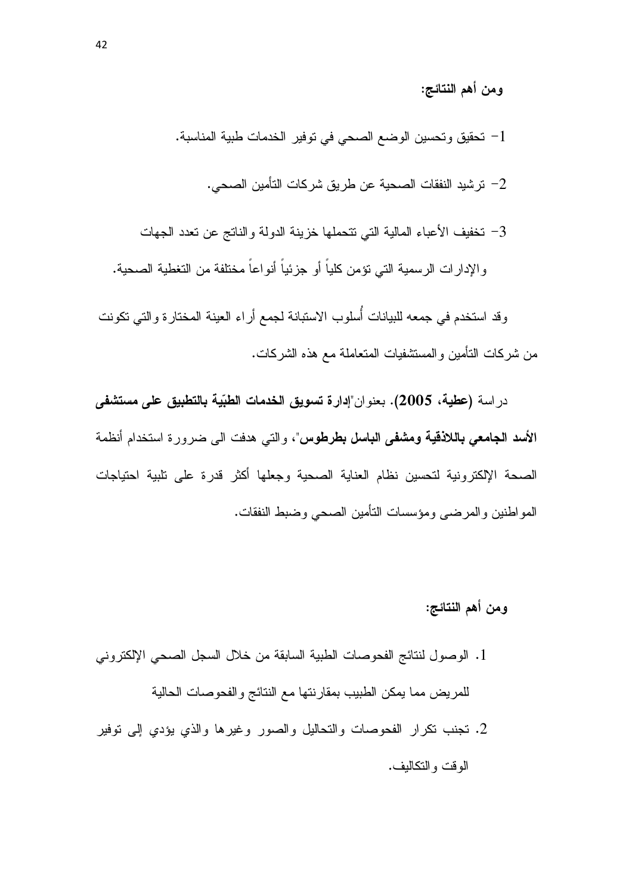**ومن أهم النتائج:**

1- تحقيق وتحسين الوضع الصحي في توفير الخدمات طبية المناسبة.

2- ترشيد النفقات الصحية عن طريق شركات التأمين الصحي.

3- تخفيف الأعباء المالية التي تتحملها خزينة الدولة والناتج عن تعدد الجهات والإدارات الرسمية التي تؤمن كلياً أو جزئياً أنواعاً مختلفة من التغطية الصحية.

وقد استخدم في جمعه للبيانات أُسلوب الاستبانة لجمع أراء العينة المختارة والتي تكونت من شركات التأمين والمستشفيات المتعاملة مع هذه الشركات.

دراسة **(عطية، 2005)**. بعنوان"**إدارة تسويق الخدمات الطبّية بالتطبيق على مستشفى الأسد الجامعي باللاذقية ومشفى الباسل بطرطوس**"، والتي هدفت الى ضرورة استخدام أنظمة الصحة الإلكترونية لتحسين نظام العناية الصحية وجعلها أكثر قدرة على تلبية احتياجات المواطنين والمرضى ومؤسسات التأمين الصحي وضبط النفقات.

**ومن أهم النتائج:**

1. الوصول لنتائج الفحوصات الطبية السابقة من خلال السجل الصحي الإلكتروني للمريض مما يمكن الطبيب بمقارنتها مع النتائج والفحوصات الحالية
2. تجنب تكرار الفحوصات والتحاليل والصور وغيرها والذي يؤدي إلى توفير الوقت والتكاليف.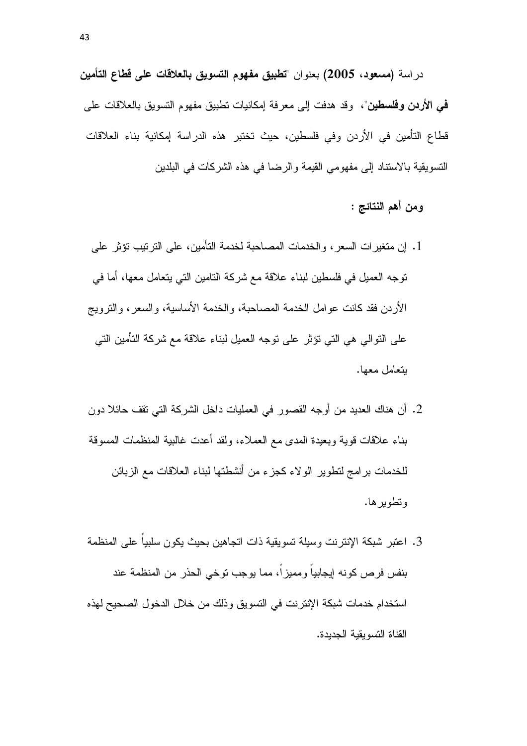دراسة **(مسعود، 2005)** بعنوان "**تطبيق مفهوم التسويق بالعلاقات على قطاع التأمين في الأردن وفلسطين**"، وقد هدفت إلى معرفة إمكانيات تطبيق مفهوم التسويق بالعلاقات على قطاع التأمين في الأردن وفي فلسطين، حيث تختبر هذه الدراسة إمكانية بناء العلاقات التسويقية بالاستناد إلى مفهومي القيمة والرضا في هذه الشركات في البلدين

**ومن أهم النتائج :**

1. إن متغيرات السعر، والخدمات المصاحبة لخدمة التأمين، على الترتيب تؤثر على توجه العميل في فلسطين لبناء علاقة مع شركة التامين التي يتعامل معها، أما في الأردن فقد كانت عوامل الخدمة المصاحبة، والخدمة الأساسية، والسعر، والترويج على التوالي هي التي تؤثر على توجه العميل لبناء علاقة مع شركة التأمين التي يتعامل معها.
2. أن هناك العديد من أوجه القصور في العمليات داخل الشركة التي تقف حائلا دون بناء علاقات قوية وبعيدة المدى مع العملاء، ولقد أعدت غالبية المنظمات المسوقة للخدمات برامج لتطوير الولاء كجزء من أنشطتها لبناء العلاقات مع الزبائن وتطويرها.
3. اعتبر شبكة الإنترنت وسيلة تسويقية ذات اتجاهين بحيث يكون سلبياً على المنظمة بنفس فرص كونه إيجابياً ومميزاً، مما يوجب توخي الحذر من المنظمة عند استخدام خدمات شبكة الإنترنت في التسويق وذلك من خلال الدخول الصحيح لهذه القناة التسويقية الجديدة.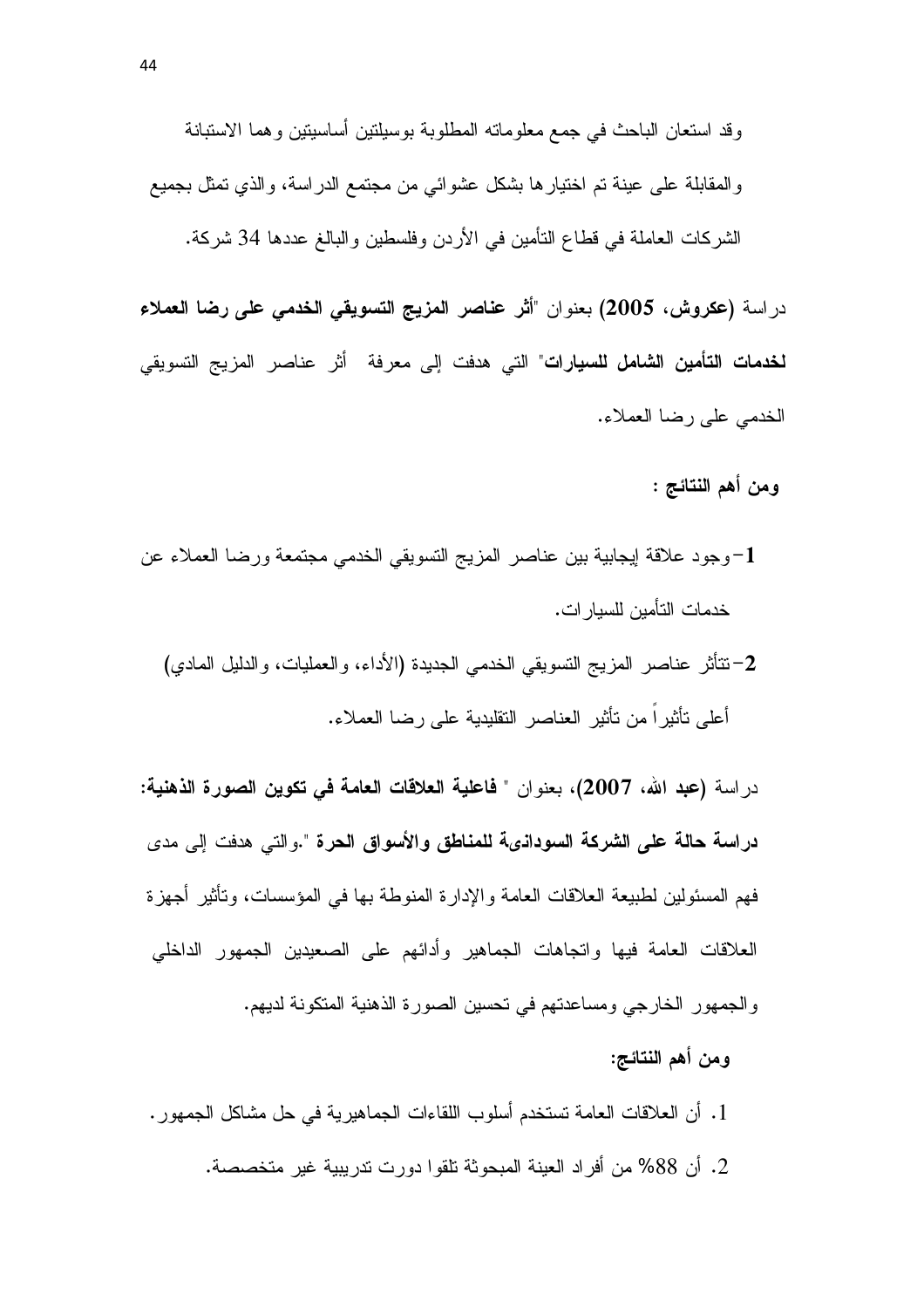وقد استعان الباحث في جمع معلوماته المطلوبة بوسيلتين أساسيتين وهما الاستبانة والمقابلة على عينة تم اختيارها بشكل عشوائي من مجتمع الدراسة، والذي تمثل بجميع الشركات العاملة في قطاع التأمين في الأردن وفلسطين والبالغ عددها 34 شركة.

دراسة **(عكروش، 2005)** بعنوان "**أثر عناصر المزيج التسويقي الخدمي على رضا العملاء لخدمات التأمين الشامل للسيارات**" التي هدفت إلى معرفة أثر عناصر المزيج التسويقي الخدمي على رضا العملاء.

**ومن أهم النتائج :**

1- وجود علاقة إيجابية بين عناصر المزيج التسويقي الخدمي مجتمعة ورضا العملاء عن خدمات التأمين للسيارات.

2- تتأثر عناصر المزيج التسويقي الخدمي الجديدة (الأداء، والعمليات، والدليل المادي) أعلى تأثيراً من تأثير العناصر التقليدية على رضا العملاء.

دراسة **(عبد الله، 2007)**، بعنوان " **فاعلية العلاقات العامة في تكوين الصورة الذهنية: دراسة حالة على الشركة السودانىة للمناطق والأسواق الحرة** ".والتي هدفت إلى مدى فهم المسئولين لطبيعة العلاقات العامة والإدارة المنوطة بها في المؤسسات، وتأثير أجهزة العلاقات العامة فيها واتجاهات الجماهير وأدائهم على الصعيدين الجمهور الداخلي والجمهور الخارجي ومساعدتهم في تحسين الصورة الذهنية المتكونة لديهم.

**ومن أهم النتائج:**

1. أن العلاقات العامة تستخدم أسلوب اللقاءات الجماهيرية في حل مشاكل الجمهور.
2. أن 88% من أفراد العينة المبحوثة تلقوا دورت تدريبية غير متخصصة.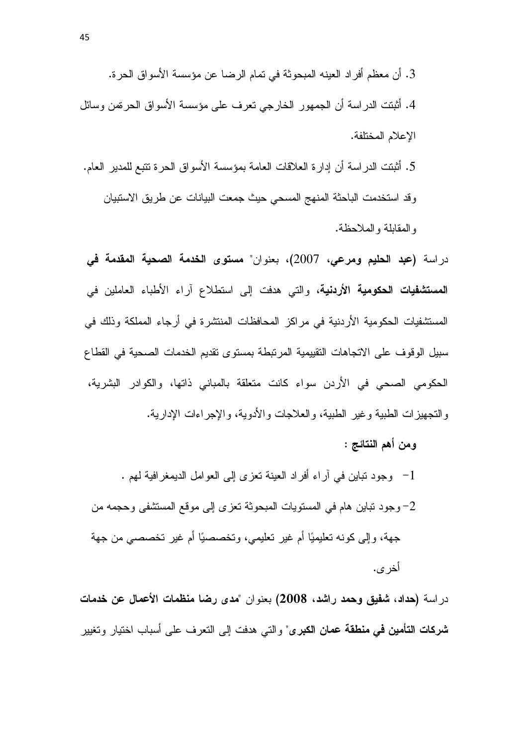3. أن معظم أفراد العينه المبحوثة في تمام الرضا عن مؤسسة الأسواق الحرة.

4. أثبتت الدراسة أن الجمهور الخارجي تعرف على مؤسسة الأسواق الحرةمن وسائل الإعلام المختلفة.

5. أثبتت الدراسة أن إدارة العلاقات العامة بمؤسسة الأسواق الحرة تتبع للمدير العام.

وقد استخدمت الباحثة المنهج المسحي حيث جمعت البيانات عن طريق الاستبيان والمقابلة والملاحظة.

دراسة **(عبد الحليم ومرعي،** 2007)، بعنوان" **مستوى الخدمة الصحية المقدمة في المستشفيات الحكومية الأردنية**، والتي هدفت إلى استطلاع آراء الأطباء العاملين في المستشفيات الحكومية الأردنية في مراكز المحافظات المنتشرة في أرجاء المملكة وذلك في سبيل الوقوف على الاتجاهات التقييمية المرتبطة بمستوى تقديم الخدمات الصحية في القطاع الحكومي الصحي في الأردن سواء كانت متعلقة بالمباني ذاتها، والكوادر البشرية، والتجهيزات الطبية وغير الطبية، والعلاجات والأدوية، والإجراءات الإدارية.

**ومن أهم النتائج :**

1- وجود تباين في آراء أفراد العينة تعزى إلى العوامل الديمغرافية لهم .

2- وجود تباين هام في المستويات المبحوثة تعزى إلى موقع المستشفى وحجمه من جهة، وإلى كونه تعليميًا أم غير تعليمي، وتخصصيًا أم غير تخصصي من جهة أخرى.

دراسة **(حداد، شفيق وحمد راشد، 2008)** بعنوان "**مدى رضا منظمات الأعمال عن خدمات شركات التأمين في منطقة عمان الكبرى**" والتي هدفت إلى التعرف على أسباب اختيار وتغيير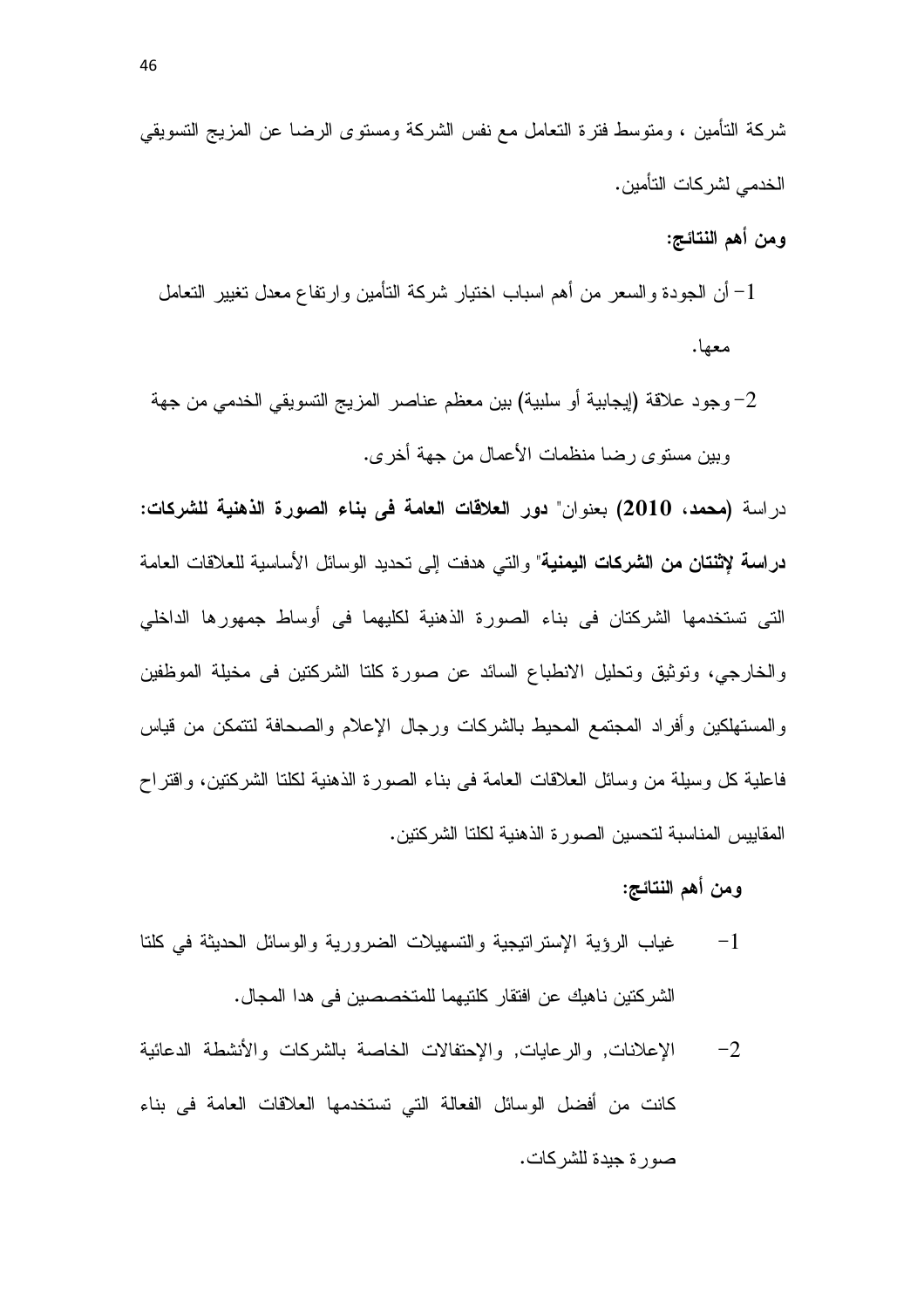شركة التأمين ، ومتوسط فترة التعامل مع نفس الشركة ومستوى الرضا عن المزيج التسويقي الخدمي لشركات التأمين.

**ومن أهم النتائج:**

1- أن الجودة والسعر من أهم اسباب اختيار شركة التأمين وارتفاع معدل تغيير التعامل معها.

2- وجود علاقة (إيجابية أو سلبية) بين معظم عناصر المزيج التسويقي الخدمي من جهة وبين مستوى رضا منظمات الأعمال من جهة أخرى.

دراسة **(محمد، 2010)** بعنوان" **دور العلاقات العامة فى بناء الصورة الذهنية للشركات: دراسة لإثنتان من الشركات اليمنية**" والتي هدفت إلى تحديد الوسائل الأساسية للعلاقات العامة التى تستخدمها الشركتان فى بناء الصورة الذهنية لكليهما فى أوساط جمهورها الداخلي والخارجي، وتوثيق وتحليل الانطباع السائد عن صورة كلتا الشركتين فى مخيلة الموظفين والمستهلكين وأفراد المجتمع المحيط بالشركات ورجال الإعلام والصحافة لتتمكن من قياس فاعلية كل وسيلة من وسائل العلاقات العامة فى بناء الصورة الذهنية لكلتا الشركتين، واقتراح المقاييس المناسبة لتحسين الصورة الذهنية لكلتا الشركتين.

**ومن أهم النتائج:**

1- غياب الرؤية الإستراتيجية والتسهيلات الضرورية والوسائل الحديثة في كلتا الشركتين ناهيك عن افتقار كلتيهما للمتخصصين فى هدا المجال.

2- الإعلانات, والرعايات, والإحتفالات الخاصة بالشركات والأنشطة الدعائية كانت من أفضل الوسائل الفعالة التي تستخدمها العلاقات العامة فى بناء صورة جيدة للشركات.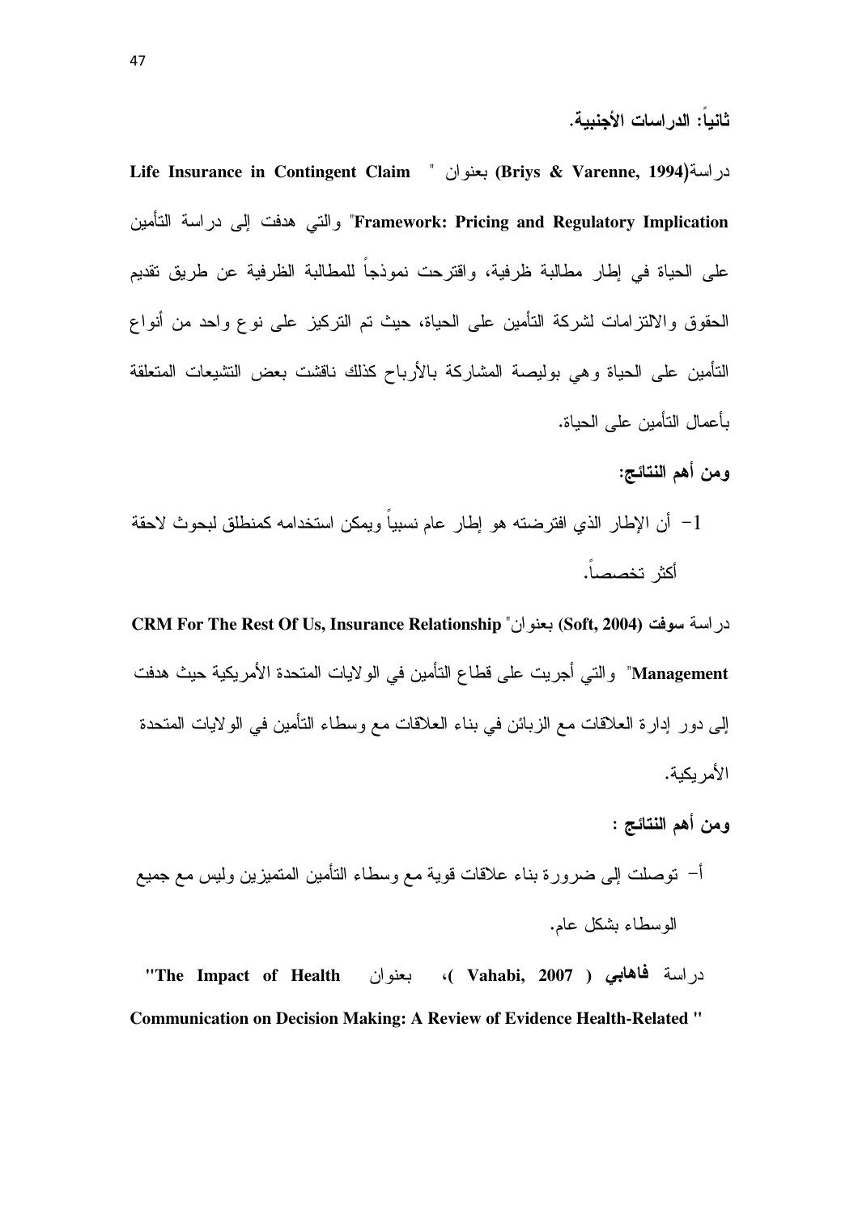### ثانياً: الدراسات الأجنبية.

دراسة(**Briys & Varenne, 1994**) بعنوان " **Life Insurance in Contingent Claim Framework: Pricing and Regulatory Implication**" والتي هدفت إلى دراسة التأمين على الحياة في إطار مطالبة ظرفية، واقترحت نموذجاً للمطالبة الظرفية عن طريق تقديم الحقوق والالتزامات لشركة التأمين على الحياة، حيث تم التركيز على نوع واحد من أنواع التأمين على الحياة وهي بوليصة المشاركة بالأرباح كذلك ناقشت بعض التشيعات المتعلقة بأعمال التأمين على الحياة.

**ومن أهم النتائج:**

1- أن الإطار الذي افترضته هو إطار عام نسبياً ويمكن استخدامه كمنطلق لبحوث لاحقة أكثر تخصصاً.

دراسة **سوفت (Soft, 2004)** بعنوان"**CRM For The Rest Of Us, Insurance Relationship Management**" والتي أجريت على قطاع التأمين في الولايات المتحدة الأمريكية حيث هدفت إلى دور إدارة العلاقات مع الزبائن في بناء العلاقات مع وسطاء التأمين في الولايات المتحدة الأمريكية.

**ومن أهم النتائج :**

أ- توصلت إلى ضرورة بناء علاقات قوية مع وسطاء التأمين المتميزين وليس مع جميع الوسطاء بشكل عام.

دراسة **فاهابي** ( **Vahabi, 2007** )، بعنوان **"The Impact of Health Communication on Decision Making: A Review of Evidence Health-Related "**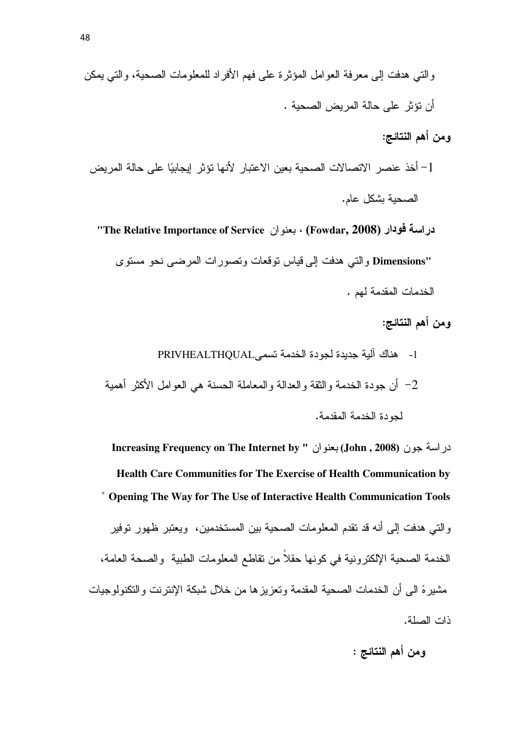والتي هدفت إلى معرفة العوامل المؤثرة على فهم الأفراد للمعلومات الصحية، والتي يمكن أن تؤثر على حالة المريض الصحية .

**ومن أهم النتائج:**

1- أخذ عنصر الاتصالات الصحية بعين الاعتبار لأنها تؤثر إيجابيًا على حالة المريض الصحية بشكل عام.

**دراسة فودار (Fowdar, 2008)** ، بعنوان **"The Relative Importance of Service Dimensions"** والتي هدفت إلى قياس توقعات وتصورات المرضى نحو مستوى الخدمات المقدمة لهم .

**ومن أهم النتائج:**

1- هناك آلية جديدة لجودة الخدمة تسمىPRIVHEALTHQUAL

2- أن جودة الخدمة والثقة والعدالة والمعاملة الحسنة هي العوامل الأكثر أهمية لجودة الخدمة المقدمة.

دراسة جون **(John , 2008)** بعنوان **" Increasing Frequency on The Internet by Health Care Communities for The Exercise of Health Communication by Opening The Way for The Use of Interactive Health Communication Tools "** والتي هدفت إلى أنه قد تقدم المعلومات الصحية بين المستخدمين، ويعتبر ظهور توفير الخدمة الصحية الإلكترونية في كونها حقلاً من تقاطع المعلومات الطبية والصحة العامة، مشيرةً الى أن الخدمات الصحية المقدمة وتعزيزها من خلال شبكة الإنترنت والتكنولوجيات ذات الصلة.

**ومن أهم النتائج :**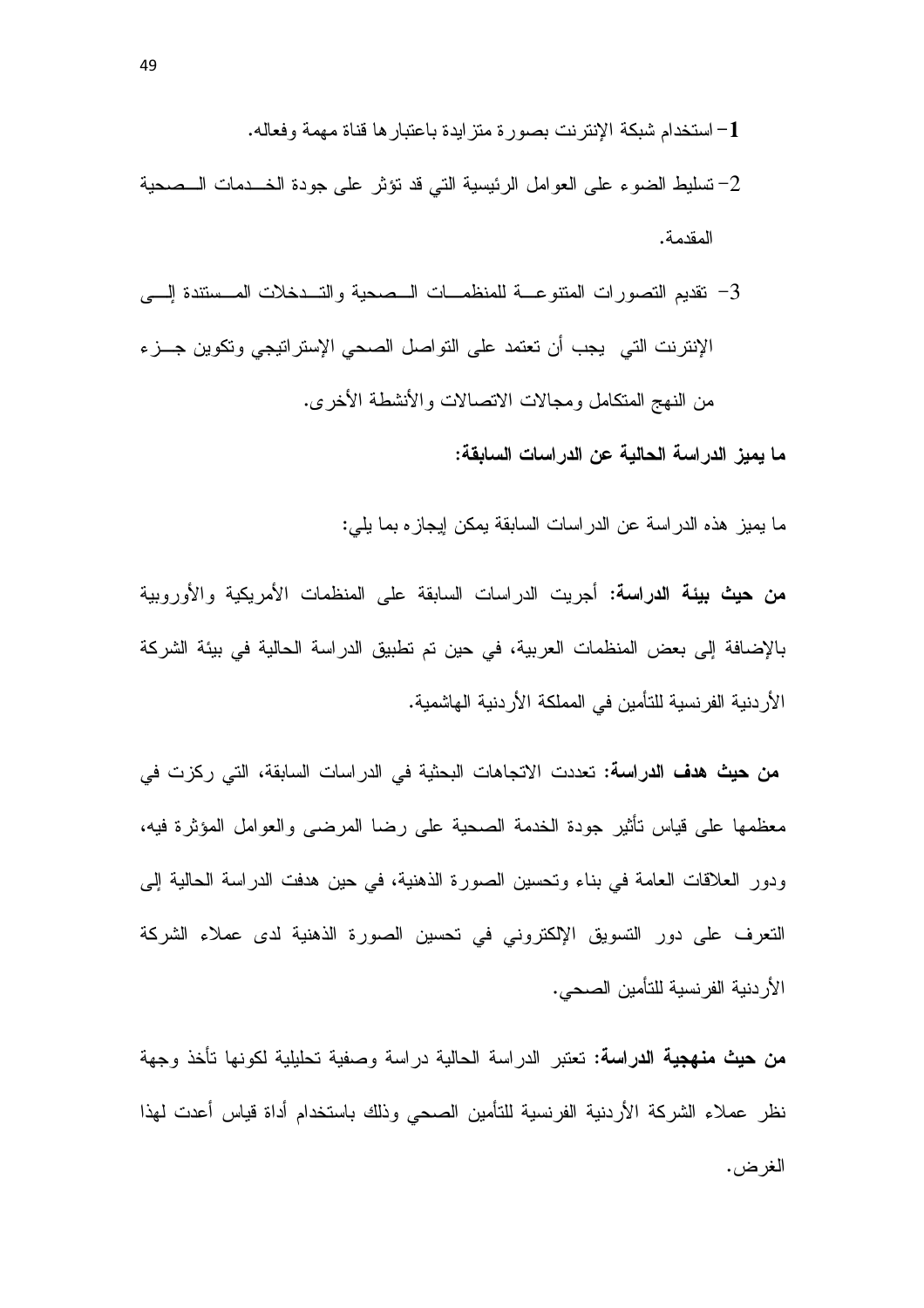1- استخدام شبكة الإنترنت بصورة متزايدة باعتبارها قناة مهمة وفعاله.

2- تسليط الضوء على العوامل الرئيسية التي قد تؤثر على جودة الخدمات الصحية المقدمة.

3- تقديم التصورات المتنوعة للمنظمات الصحية والتدخلات المستندة إلى الإنترنت التي يجب أن تعتمد على التواصل الصحي الإستراتيجي وتكوين جزء من النهج المتكامل ومجالات الاتصالات والأنشطة الأخرى.

**ما يميز الدراسة الحالية عن الدراسات السابقة:**

ما يميز هذه الدراسة عن الدراسات السابقة يمكن إيجازه بما يلي:

**من حيث بيئة الدراسة:** أجريت الدراسات السابقة على المنظمات الأمريكية والأوروبية بالإضافة إلى بعض المنظمات العربية، في حين تم تطبيق الدراسة الحالية في بيئة الشركة الأردنية الفرنسية للتأمين في المملكة الأردنية الهاشمية.

**من حيث هدف الدراسة:** تعددت الاتجاهات البحثية في الدراسات السابقة، التي ركزت في معظمها على قياس تأثير جودة الخدمة الصحية على رضا المرضى والعوامل المؤثرة فيه، ودور العلاقات العامة في بناء وتحسين الصورة الذهنية، في حين هدفت الدراسة الحالية إلى التعرف على دور التسويق الإلكتروني في تحسين الصورة الذهنية لدى عملاء الشركة الأردنية الفرنسية للتأمين الصحي.

**من حيث منهجية الدراسة:** تعتبر الدراسة الحالية دراسة وصفية تحليلية لكونها تأخذ وجهة نظر عملاء الشركة الأردنية الفرنسية للتأمين الصحي وذلك باستخدام أداة قياس أعدت لهذا الغرض.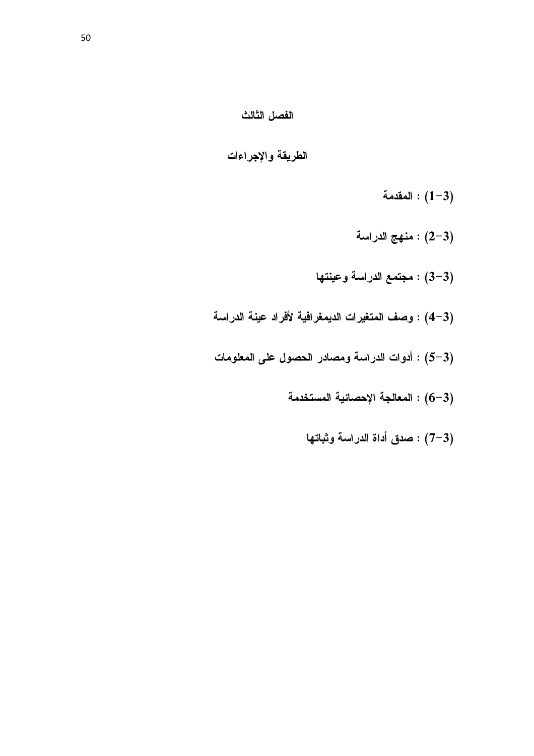# الفصل الثالث

## الطريقة والإجراءات

**(3-1) : المقدمة**

**(3-2) : منهج الدراسة**

**(3-3) : مجتمع الدراسة وعينتها**

**(3-4) : وصف المتغيرات الديمغرافية لأفراد عينة الدراسة**

**(3-5) : أدوات الدراسة ومصادر الحصول على المعلومات**

**(3-6) : المعالجة الإحصائية المستخدمة**

**(3-7) : صدق أداة الدراسة وثباتها**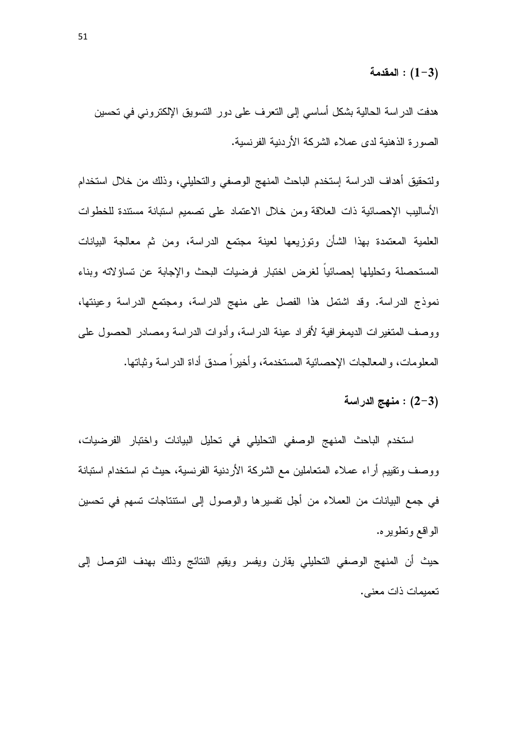### (3-1) : المقدمة

هدفت الدراسة الحالية بشكل أساسي إلى التعرف على دور التسويق الإلكتروني في تحسين الصورة الذهنية لدى عملاء الشركة الأردنية الفرنسية.

ولتحقيق أهداف الدراسة إستخدم الباحث المنهج الوصفي والتحليلي، وذلك من خلال استخدام الأساليب الإحصائية ذات العلاقة ومن خلال الاعتماد على تصميم استبانة مستندة للخطوات العلمية المعتمدة بهذا الشأن وتوزيعها لعينة مجتمع الدراسة، ومن ثم معالجة البيانات المستحصلة وتحليلها إحصائياً لغرض اختبار فرضيات البحث والإجابة عن تساؤلاته وبناء نموذج الدراسة. وقد اشتمل هذا الفصل على منهج الدراسة، ومجتمع الدراسة وعينتها، ووصف المتغيرات الديمغرافية لأفراد عينة الدراسة، وأدوات الدراسة ومصادر الحصول على المعلومات، والمعالجات الإحصائية المستخدمة، وأخيراً صدق أداة الدراسة وثباتها.

### (3-2) : منهج الدراسة

استخدم الباحث المنهج الوصفي التحليلي في تحليل البيانات واختبار الفرضيات، ووصف وتقييم أراء عملاء المتعاملين مع الشركة الأردنية الفرنسية، حيث تم استخدام استبانة في جمع البيانات من العملاء من أجل تفسيرها والوصول إلى استنتاجات تسهم في تحسين الواقع وتطويره.

حيث أن المنهج الوصفي التحليلي يقارن ويفسر ويقيم النتائج وذلك بهدف التوصل إلى تعميمات ذات معنى.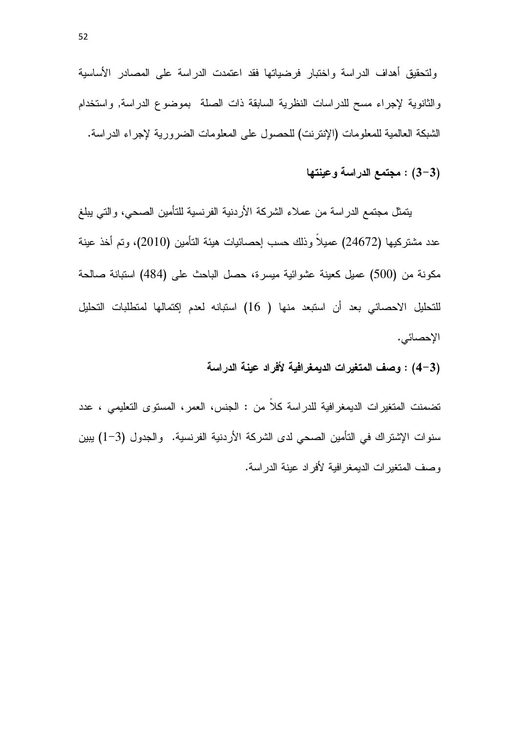ولتحقيق أهداف الدراسة واختبار فرضياتها فقد اعتمدت الدراسة على المصادر الأساسية والثانوية لإجراء مسح للدراسات النظرية السابقة ذات الصلة بموضوع الدراسة, واستخدام الشبكة العالمية للمعلومات (الإنترنت) للحصول على المعلومات الضرورية لإجراء الدراسة.

### (3-3) : مجتمع الدراسة وعينتها

يتمثل مجتمع الدراسة من عملاء الشركة الأردنية الفرنسية للتأمين الصحي، والتي يبلغ عدد مشتركيها (24672) عميلاً وذلك حسب إحصائيات هيئة التأمين (2010)، وتم أخذ عينة مكونة من (500) عميل كعينة عشوائية ميسرة، حصل الباحث على (484) استبانة صالحة للتحليل الاحصائي بعد أن استبعد منها ( 16) استبانه لعدم إكتمالها لمتطلبات التحليل الإحصائي.

### (3-4) : وصف المتغيرات الديمغرافية لأفراد عينة الدراسة

تضمنت المتغيرات الديمغرافية للدراسة كلاً من : الجنس، العمر، المستوى التعليمي ، عدد سنوات الإشتراك في التأمين الصحي لدى الشركة الأردنية الفرنسية. والجدول (3-1) يبين وصف المتغيرات الديمغرافية لأفراد عينة الدراسة.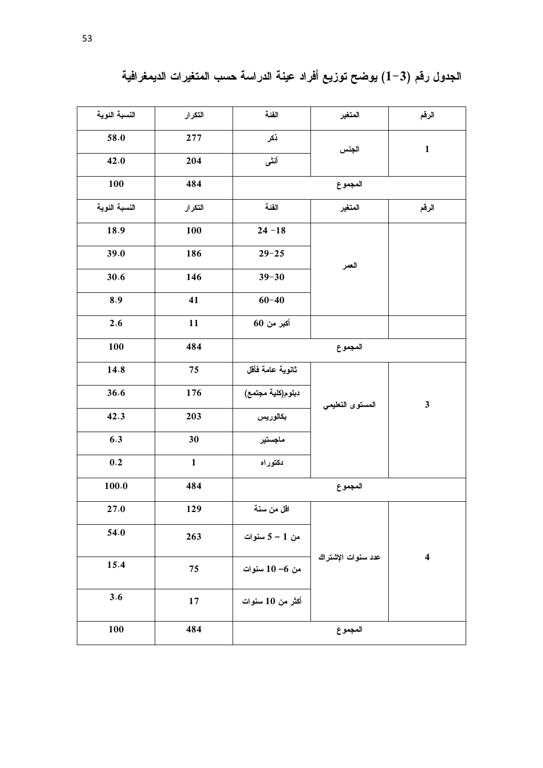## الجدول رقم (3-1) يوضح توزيع أفراد عينة الدراسة حسب المتغيرات الديمغرافية

| الرقم | المتغير | الفئة | التكرار | النسبة النوية |
|---|---|---|---|---|
| 1 | الجنس | ذكر | 277 | 58.0 |
| | | أنثى | 204 | 42.0 |
| المجموع | | | 484 | 100 |
| الرقم | المتغير | الفئة | التكرار | النسبة النوية |
| | العمر | 18- 24 | 100 | 18.9 |
| | | 25-29 | 186 | 39.0 |
| | | 30-39 | 146 | 30.6 |
| | | 40-60 | 41 | 8.9 |
| | | أكبر من 60 | 11 | 2.6 |
| المجموع | | | 484 | 100 |
| 3 | المستوى التعليمي | ثانوية عامة فأقل | 75 | 14.8 |
| | | دبلوم(كلية مجتمع) | 176 | 36.6 |
| | | بكالوريس | 203 | 42.3 |
| | | ماجستير | 30 | 6.3 |
| | | دكتوراه | 1 | 0.2 |
| المجموع | | | 484 | 100.0 |
| 4 | عدد سنوات الإشتراك | اقل من سنة | 129 | 27.0 |
| | | من 1 – 5 سنوات | 263 | 54.0 |
| | | من 6– 10 سنوات | 75 | 15.4 |
| | | أكثر من 10 سنوات | 17 | 3.6 |
| المجموع | | | 484 | 100 |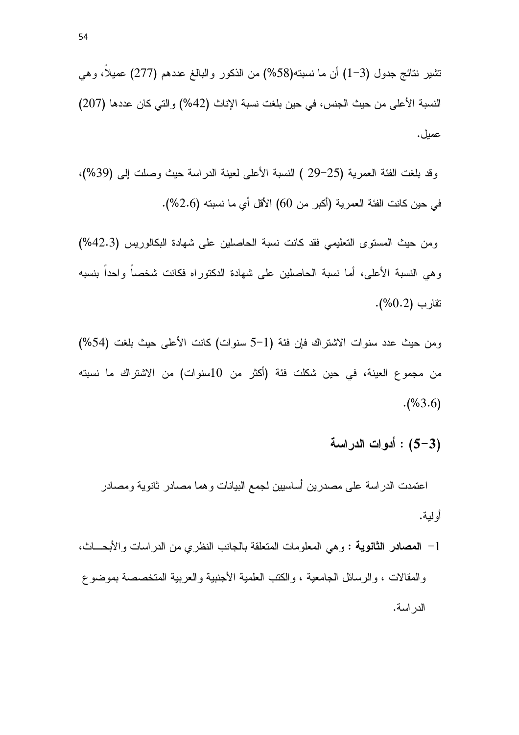تشير نتائج جدول (3-1) أن ما نسبته(58%) من الذكور والبالغ عددهم (277) عميلاً، وهي النسبة الأعلى من حيث الجنس، في حين بلغت نسبة الإناث (42%) والتي كان عددها (207) عميل.

وقد بلغت الفئة العمرية (25-29 ) النسبة الأعلى لعينة الدراسة حيث وصلت إلى (39%)، في حين كانت الفئة العمرية (أكبر من 60) الأقل أي ما نسبته (2.6%).

ومن حيث المستوى التعليمي فقد كانت نسبة الحاصلين على شهادة البكالوريس (42.3%) وهي النسبة الأعلى، أما نسبة الحاصلين على شهادة الدكتوراه فكانت شخصاً واحداً بنسبه تقارب (0.2%).

ومن حيث عدد سنوات الاشتراك فإن فئة (1-5 سنوات) كانت الأعلى حيث بلغت (54%) من مجموع العينة، في حين شكلت فئة (أكثر من 10سنوات) من الاشتراك ما نسبته (3.6%).

## (5-3) : أدوات الدراسة

اعتمدت الدراسة على مصدرين أساسيين لجمع البيانات وهما مصادر ثانوية ومصادر أولية.

1- **المصادر الثانوية** : وهي المعلومات المتعلقة بالجانب النظري من الدراسات والأبحاث، والمقالات ، والرسائل الجامعية ، والكتب العلمية الأجنبية والعربية المتخصصة بموضوع الدراسة.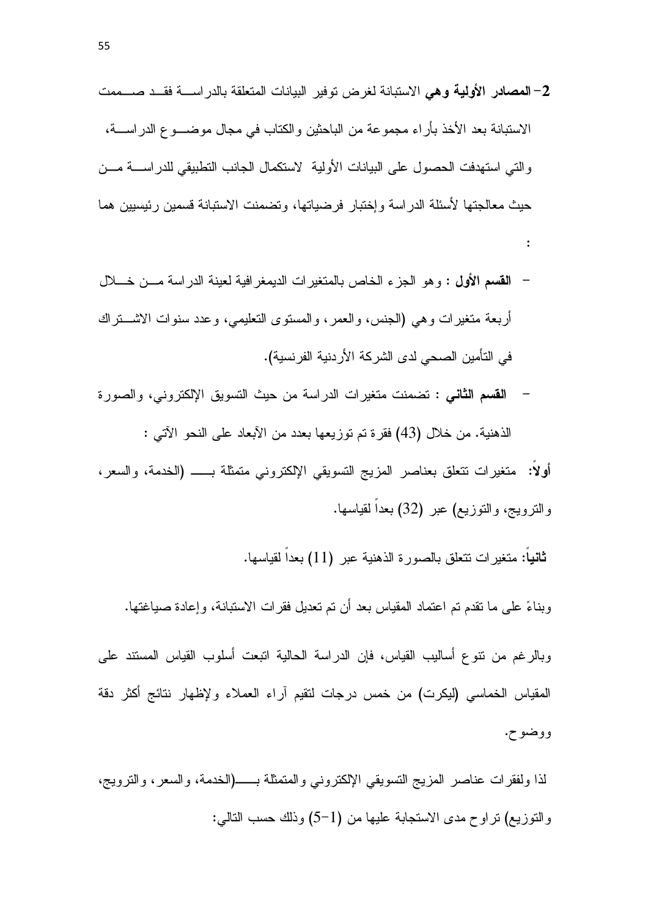2- **المصادر الأولية وهي** الاستبانة لغرض توفير البيانات المتعلقة بالدراسة فقد صممت الاستبانة بعد الأخذ بأراء مجموعة من الباحثين والكتاب في مجال موضوع الدراسة، والتي استهدفت الحصول على البيانات الأولية لاستكمال الجانب التطبيقي للدراسة من حيث معالجتها لأسئلة الدراسة وإختبار فرضياتها، وتضمنت الاستبانة قسمين رئيسيين هما :

- **القسم الأول** : وهو الجزء الخاص بالمتغيرات الديمغرافية لعينة الدراسة من خلال أربعة متغيرات وهي (الجنس، والعمر، والمستوى التعليمي، وعدد سنوات الاشتراك في التأمين الصحي لدى الشركة الأردنية الفرنسية).
- **القسم الثاني** : تضمنت متغيرات الدراسة من حيث التسويق الإلكتروني، والصورة الذهنية. من خلال (43) فقرة تم توزيعها بعدد من الآبعاد على النحو الآتي :

**أولاً:** متغيرات تتعلق بعناصر المزيج التسويقي الإلكتروني متمثلة بـــ (الخدمة، والسعر، والترويج، والتوزيع) عبر (32) بعداً لقياسها.

**ثانياً:** متغيرات تتعلق بالصورة الذهنية عبر (11) بعداً لقياسها.

وبناءً على ما تقدم تم اعتماد المقياس بعد أن تم تعديل فقرات الاستبانة، وإعادة صياغتها.

وبالرغم من تنوع أساليب القياس، فإن الدراسة الحالية اتبعت أسلوب القياس المستند على المقياس الخماسي (ليكرت) من خمس درجات لتقيم آراء العملاء ولإظهار نتائج أكثر دقة ووضوح.

لذا ولفقرات عناصر المزيج التسويقي الإلكتروني والمتمثلة بـــ(الخدمة، والسعر، والترويج، والتوزيع) تراوح مدى الاستجابة عليها من (1-5) وذلك حسب التالي: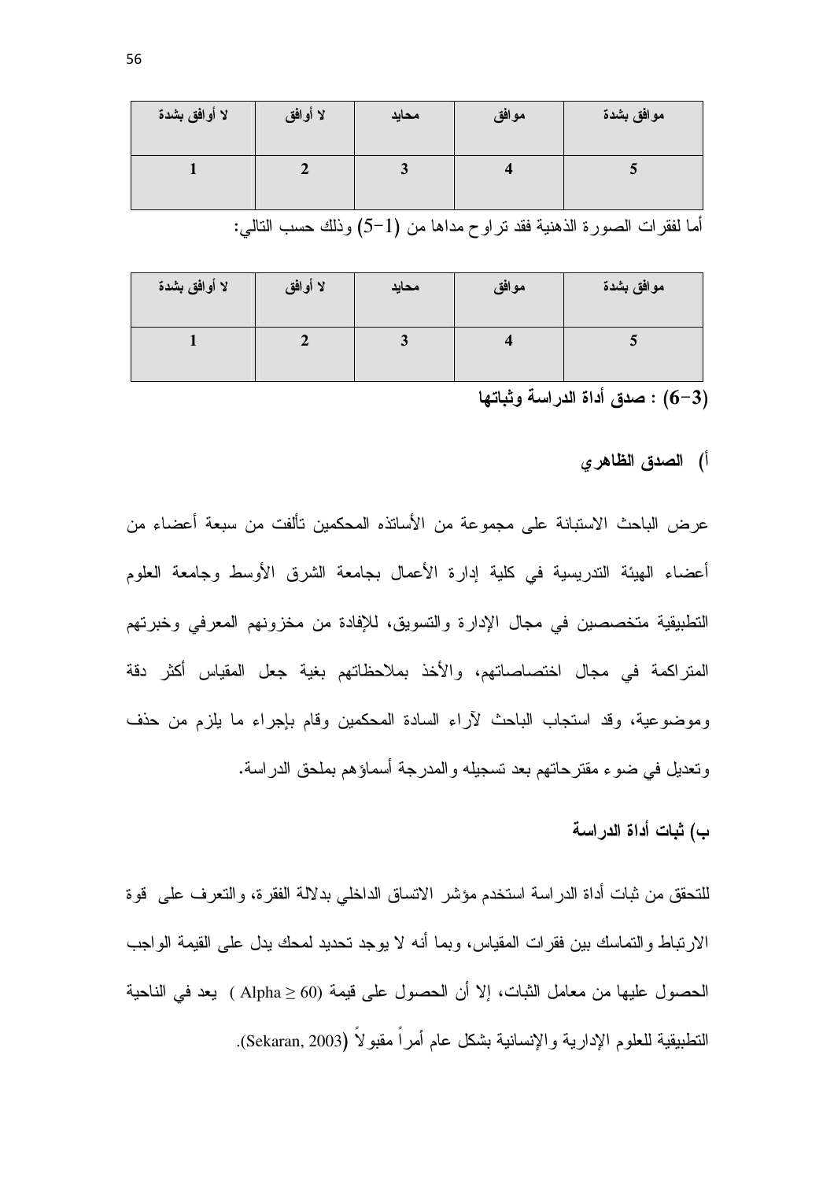| موافق بشدة | موافق | محايد | لا أوافق | لا أوافق بشدة |
|---|---|---|---|---|
| 5 | 4 | 3 | 2 | 1 |

أما لفقرات الصورة الذهنية فقد تراوح مداها من (1-5) وذلك حسب التالي:

| موافق بشدة | موافق | محايد | لا أوافق | لا أوافق بشدة |
|---|---|---|---|---|
| 5 | 4 | 3 | 2 | 1 |

**(3-6) : صدق أداة الدراسة وثباتها**

**أ) الصدق الظاهري**

عرض الباحث الاستبانة على مجموعة من الأساتذه المحكمين تألفت من سبعة أعضاء من أعضاء الهيئة التدريسية في كلية إدارة الأعمال بجامعة الشرق الأوسط وجامعة العلوم التطبيقية متخصصين في مجال الإدارة والتسويق، للإفادة من مخزونهم المعرفي وخبرتهم المتراكمة في مجال اختصاصاتهم، والأخذ بملاحظاتهم بغية جعل المقياس أكثر دقة وموضوعية، وقد استجاب الباحث لآراء السادة المحكمين وقام بإجراء ما يلزم من حذف وتعديل في ضوء مقترحاتهم بعد تسجيله والمدرجة أسماؤهم بملحق الدراسة.

**ب) ثبات أداة الدراسة**

للتحقق من ثبات أداة الدراسة استخدم مؤشر الاتساق الداخلي بدلالة الفقرة، والتعرف على قوة الارتباط والتماسك بين فقرات المقياس، وبما أنه لا يوجد تحديد لمحك يدل على القيمة الواجب الحصول عليها من معامل الثبات، إلا أن الحصول على قيمة ($Alpha \geq 60$) يعد في الناحية التطبيقية للعلوم الإدارية والإنسانية بشكل عام أمراً مقبولاً (Sekaran, 2003).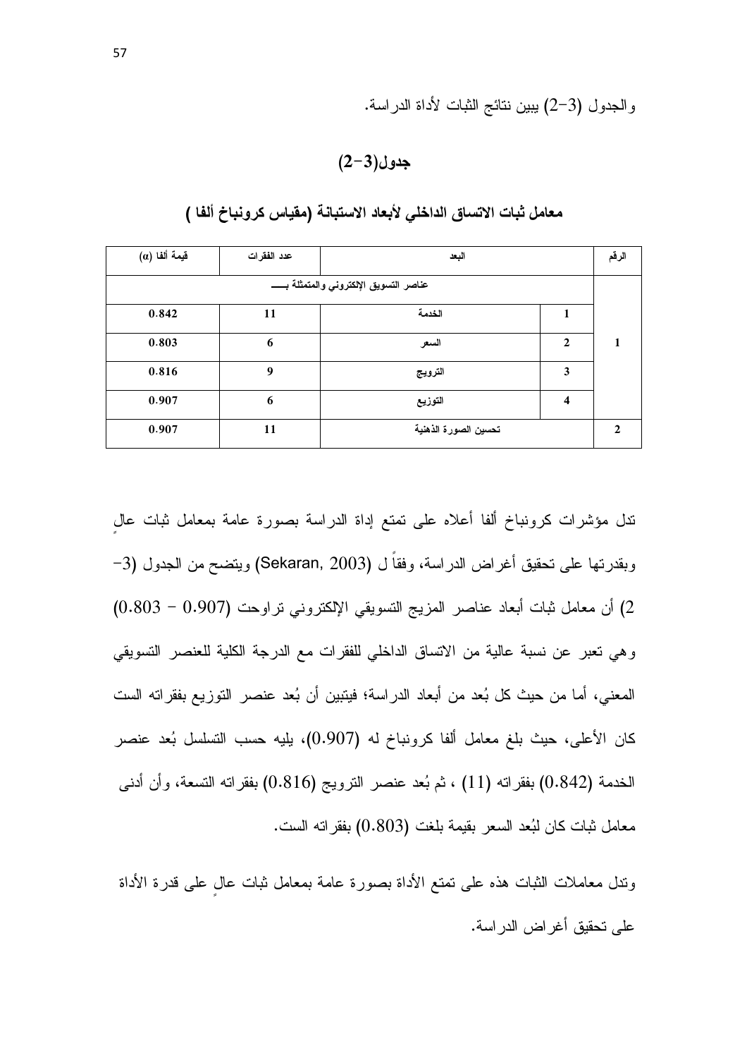والجدول (3–2) يبين نتائج الثبات لأداة الدراسة.

**جدول(3–2)**

**معامل ثبات الاتساق الداخلي لأبعاد الاستبانة (مقياس كرونباخ ألفا )**

| الرقم | | البعد | عدد الفقرات | قيمة ألفا (α) |
|---|---|---|---|---|
| 1 | عناصر التسويق الإلكتروني والمتمثلة بــــ | | | |
| | 1 | الخدمة | 11 | 0.842 |
| | 2 | السعر | 6 | 0.803 |
| | 3 | الترويج | 9 | 0.816 |
| | 4 | التوزيع | 6 | 0.907 |
| 2 | | تحسين الصورة الذهنية | 11 | 0.907 |

تدل مؤشرات كرونباخ ألفا أعلاه على تمتع إداة الدراسة بصورة عامة بمعامل ثبات عالٍ وبقدرتها على تحقيق أغراض الدراسة، وفقاً ل (Sekaran, 2003) ويتضح من الجدول (3–2) أن معامل ثبات أبعاد عناصر المزيج التسويقي الإلكتروني تراوحت (0.907 – 0.803) وهي تعبر عن نسبة عالية من الاتساق الداخلي للفقرات مع الدرجة الكلية للعنصر التسويقي المعني، أما من حيث كل بُعد من أبعاد الدراسة؛ فيتبين أن بُعد عنصر التوزيع بفقراته الست كان الأعلى، حيث بلغ معامل ألفا كرونباخ له (0.907)، يليه حسب التسلسل بُعد عنصر الخدمة (0.842) بفقراته (11) ، ثم بُعد عنصر الترويج (0.816) بفقراته التسعة، وأن أدنى معامل ثبات كان لبُعد السعر بقيمة بلغت (0.803) بفقراته الست.

وتدل معاملات الثبات هذه على تمتع الأداة بصورة عامة بمعامل ثبات عالٍ على قدرة الأداة على تحقيق أغراض الدراسة.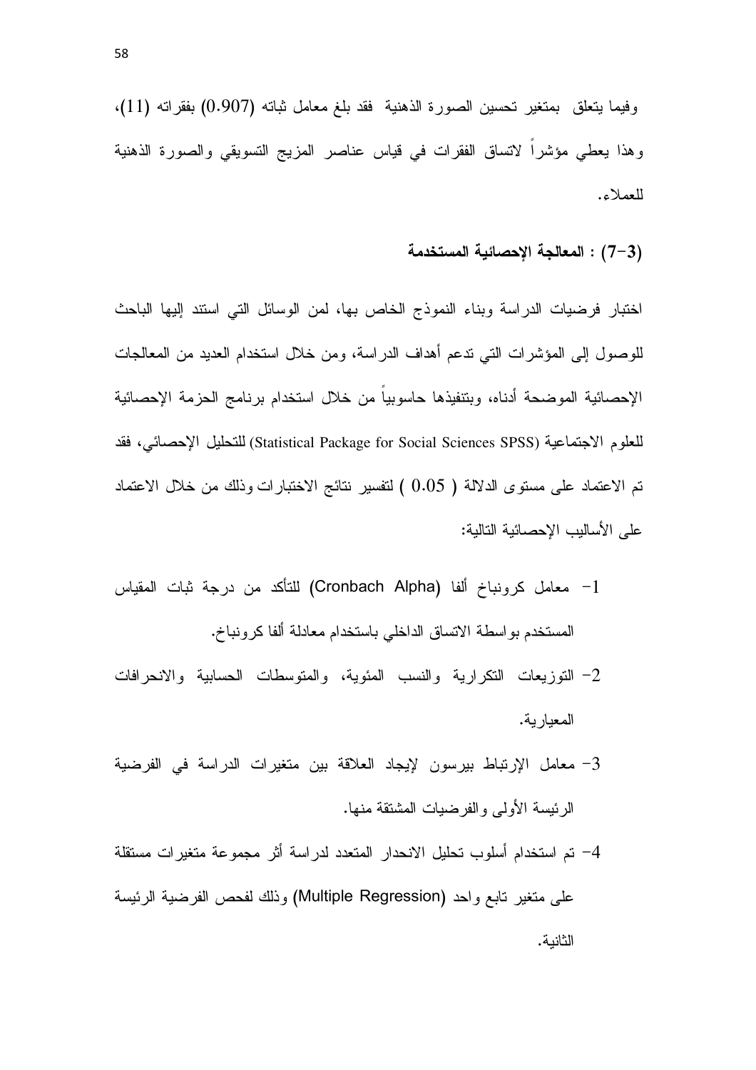وفيما يتعلق بمتغير تحسين الصورة الذهنية فقد بلغ معامل ثباته (0.907) بفقراته (11)، وهذا يعطي مؤشراً لاتساق الفقرات في قياس عناصر المزيج التسويقي والصورة الذهنية للعملاء.

### (3-7) : المعالجة الإحصائية المستخدمة

اختبار فرضيات الدراسة وبناء النموذج الخاص بها، لمن الوسائل التي استند إليها الباحث للوصول إلى المؤشرات التي تدعم أهداف الدراسة، ومن خلال استخدام العديد من المعالجات الإحصائية الموضحة أدناه، وبتنفيذها حاسوبياً من خلال استخدام برنامج الحزمة الإحصائية للعلوم الاجتماعية (Statistical Package for Social Sciences SPSS) للتحليل الإحصائي، فقد تم الاعتماد على مستوى الدلالة ( 0.05 ) لتفسير نتائج الاختبارات وذلك من خلال الاعتماد على الأساليب الإحصائية التالية:

1- معامل كرونباخ ألفا (Cronbach Alpha) للتأكد من درجة ثبات المقياس المستخدم بواسطة الاتساق الداخلي باستخدام معادلة ألفا كرونباخ.

2- التوزيعات التكرارية والنسب المئوية، والمتوسطات الحسابية والانحرافات المعيارية.

3- معامل الإرتباط بيرسون لإيجاد العلاقة بين متغيرات الدراسة في الفرضية الرئيسة الأولى والفرضيات المشتقة منها.

4- تم استخدام أسلوب تحليل الانحدار المتعدد لدراسة أثر مجموعة متغيرات مستقلة على متغير تابع واحد (Multiple Regression) وذلك لفحص الفرضية الرئيسة الثانية.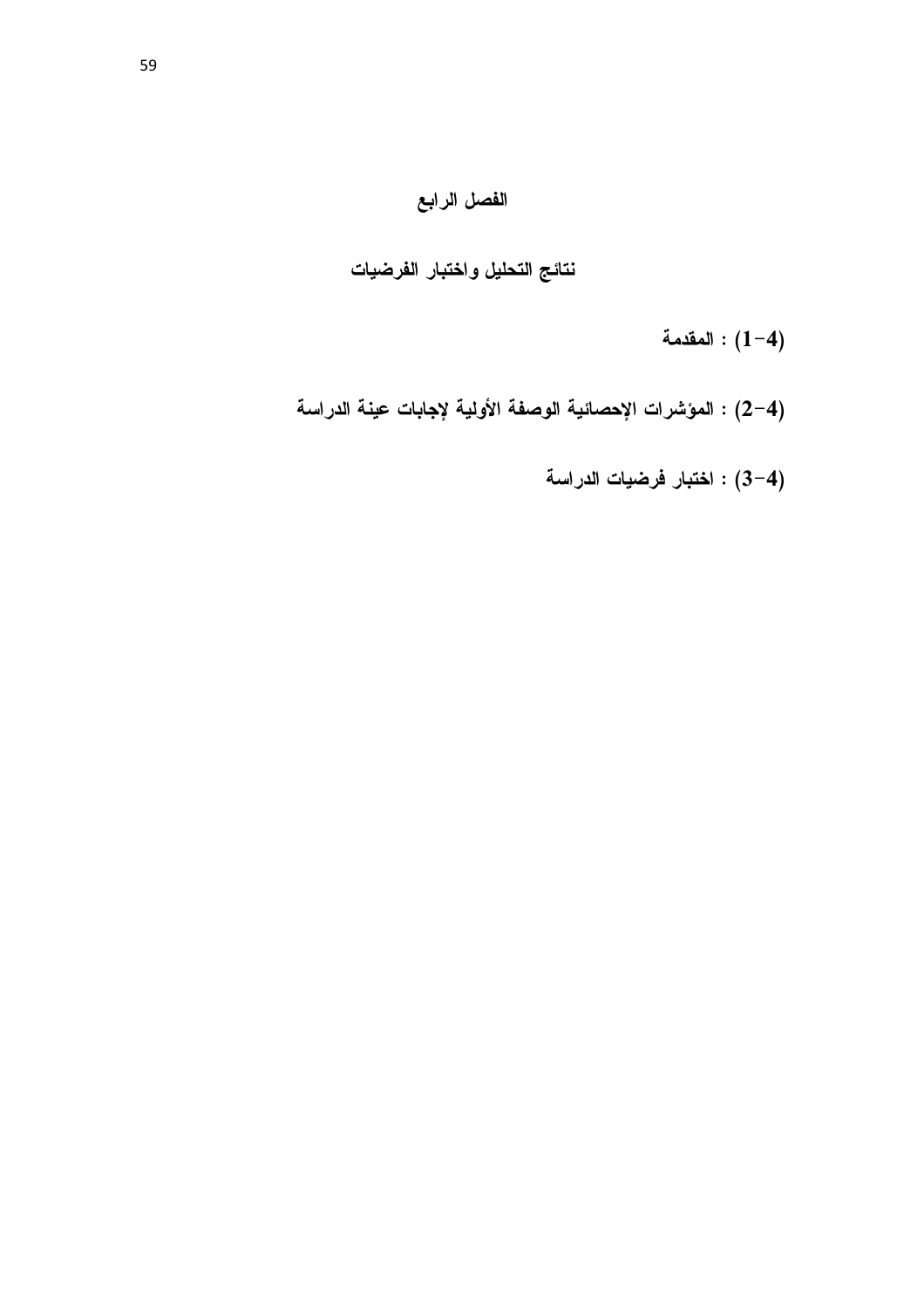# الفصل الرابع

## نتائج التحليل واختبار الفرضيات

(4-1) : المقدمة

(4-2) : المؤشرات الإحصائية الوصفة الأولية لإجابات عينة الدراسة

(4-3) : اختبار فرضيات الدراسة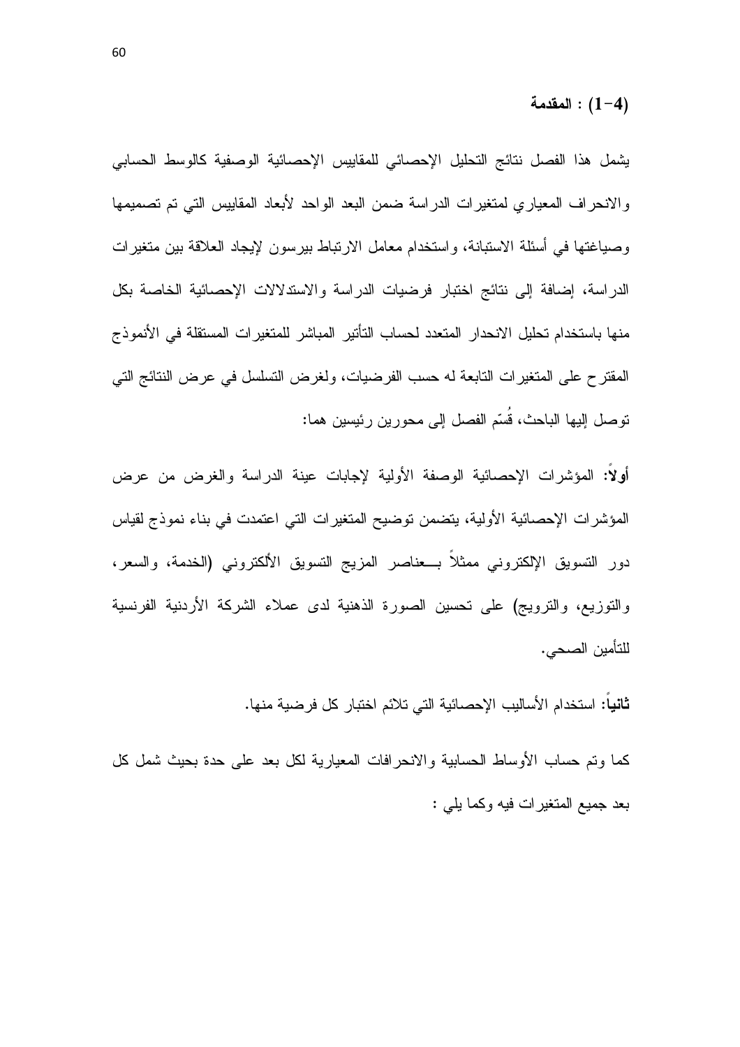## (1-4) : المقدمة

يشمل هذا الفصل نتائج التحليل الإحصائي للمقاييس الإحصائية الوصفية كالوسط الحسابي والانحراف المعياري لمتغيرات الدراسة ضمن البعد الواحد لأبعاد المقاييس التي تم تصميمها وصياغتها في أسئلة الاستبانة، واستخدام معامل الارتباط بيرسون لإيجاد العلاقة بين متغيرات الدراسة، إضافة إلى نتائج اختبار فرضيات الدراسة والاستدلالات الإحصائية الخاصة بكل منها باستخدام تحليل الانحدار المتعدد لحساب التأثير المباشر للمتغيرات المستقلة في الأنموذج المقترح على المتغيرات التابعة له حسب الفرضيات، ولغرض التسلسل في عرض النتائج التي توصل إليها الباحث، قُسّم الفصل إلى محورين رئيسين هما:

**أولاً:** المؤشرات الإحصائية الوصفة الأولية لإجابات عينة الدراسة والغرض من عرض المؤشرات الإحصائية الأولية، يتضمن توضيح المتغيرات التي اعتمدت في بناء نموذج لقياس دور التسويق الإلكتروني ممثلاً بــعناصر المزيج التسويق الألكتروني (الخدمة، والسعر، والتوزيع، والترويج) على تحسين الصورة الذهنية لدى عملاء الشركة الأردنية الفرنسية للتأمين الصحي.

**ثانياً:** استخدام الأساليب الإحصائية التي تلائم اختبار كل فرضية منها.

كما وتم حساب الأوساط الحسابية والانحرافات المعيارية لكل بعد على حدة بحيث شمل كل بعد جميع المتغيرات فيه وكما يلي :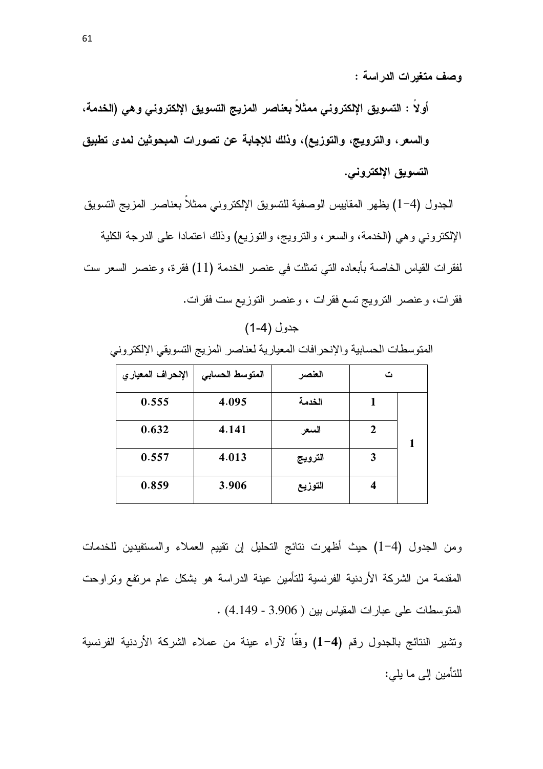**وصف متغيرات الدراسة :**

**أولاً : التسويق الإلكتروني ممثلاً بعناصر المزيج التسويق الإلكتروني وهي (الخدمة، والسعر، والترويج، والتوزيع)، وذلك للإجابة عن تصورات المبحوثين لمدى تطبيق التسويق الإلكتروني.**

الجدول (4-1) يظهر المقاييس الوصفية للتسويق الإلكتروني ممثلاً بعناصر المزيج التسويق الإلكتروني وهي (الخدمة، والسعر، والترويج، والتوزيع) وذلك اعتمادا على الدرجة الكلية لفقرات القياس الخاصة بأبعاده التي تمثلت في عنصر الخدمة (11) فقرة، وعنصر السعر ست فقرات، وعنصر الترويج تسع فقرات ، وعنصر التوزيع ست فقرات.

جدول (4-1)

المتوسطات الحسابية والإنحرافات المعيارية لعناصر المزيج التسويقي الإلكتروني

| ت | | العنصر | المتوسط الحسابي | الإنحراف المعياري |
|---|---|---|---|---|
| 1 | 1 | الخدمة | 4.095 | 0.555 |
| | 2 | السعر | 4.141 | 0.632 |
| | 3 | الترويج | 4.013 | 0.557 |
| | 4 | التوزيع | 3.906 | 0.859 |

ومن الجدول (4-1) حيث أظهرت نتائج التحليل إن تقييم العملاء والمستفيدين للخدمات المقدمة من الشركة الأردنية الفرنسية للتأمين عينة الدراسة هو بشكل عام مرتفع وتراوحت المتوسطات على عبارات المقياس بين ( 3.906 - 4.149) .

وتشير النتائج بالجدول رقم **(4-1)** وفقًا لآراء عينة من عملاء الشركة الأردنية الفرنسية للتأمين إلى ما يلي: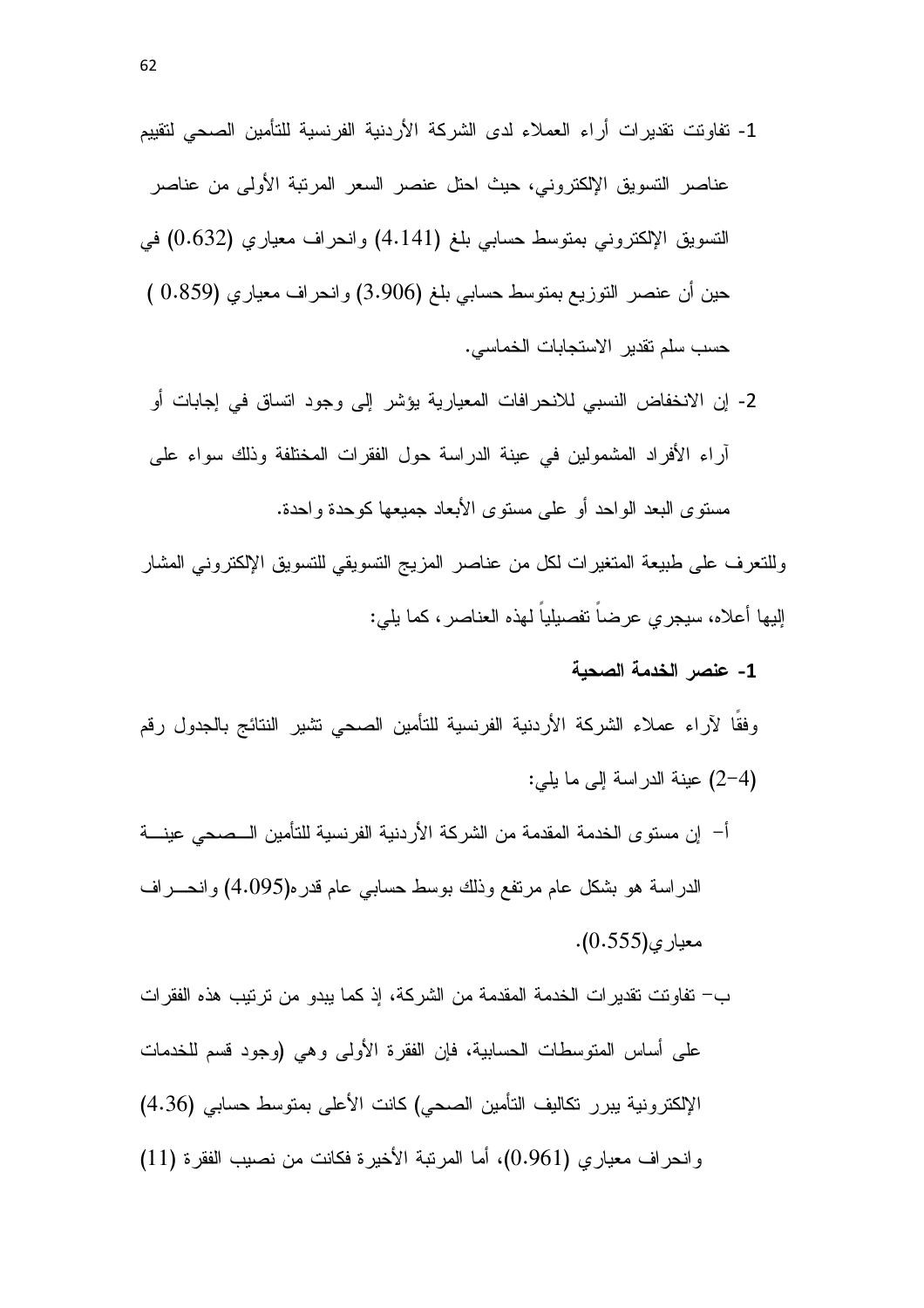1- تفاوتت تقديرات أراء العملاء لدى الشركة الأردنية الفرنسية للتأمين الصحي لتقييم عناصر التسويق الإلكتروني، حيث احتل عنصر السعر المرتبة الأولى من عناصر التسويق الإلكتروني بمتوسط حسابي بلغ (4.141) وانحراف معياري (0.632) في حين أن عنصر التوزيع بمتوسط حسابي بلغ (3.906) وانحراف معياري (0.859 ) حسب سلم تقدير الاستجابات الخماسي.

2- إن الانخفاض النسبي للانحرافات المعيارية يؤشر إلى وجود اتساق في إجابات أو آراء الأفراد المشمولين في عينة الدراسة حول الفقرات المختلفة وذلك سواء على مستوى البعد الواحد أو على مستوى الأبعاد جميعها كوحدة واحدة.

وللتعرف على طبيعة المتغيرات لكل من عناصر المزيج التسويقي للتسويق الإلكتروني المشار إليها أعلاه، سيجري عرضاً تفصيلياً لهذه العناصر، كما يلي:

**1- عنصر الخدمة الصحية**

وفقًا لآراء عملاء الشركة الأردنية الفرنسية للتأمين الصحي تشير النتائج بالجدول رقم (4-2) عينة الدراسة إلى ما يلي:

أ- إن مستوى الخدمة المقدمة من الشركة الأردنية الفرنسية للتأمين الصحي عينة الدراسة هو بشكل عام مرتفع وذلك بوسط حسابي عام قدره(4.095) وانحراف معياري(0.555).

ب- تفاوتت تقديرات الخدمة المقدمة من الشركة، إذ كما يبدو من ترتيب هذه الفقرات على أساس المتوسطات الحسابية، فإن الفقرة الأولى وهي (وجود قسم للخدمات الإلكترونية يبرر تكاليف التأمين الصحي) كانت الأعلى بمتوسط حسابي (4.36) وانحراف معياري (0.961)، أما المرتبة الأخيرة فكانت من نصيب الفقرة (11)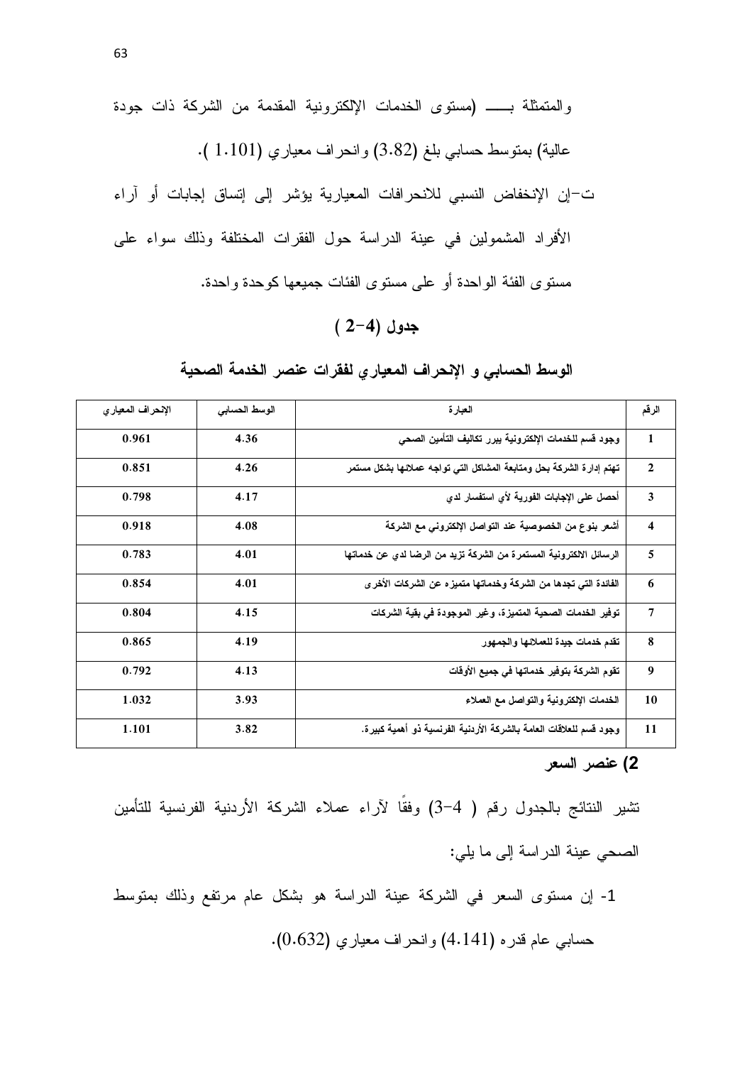والمتمثلة بـــــ (مستوى الخدمات الإلكترونية المقدمة من الشركة ذات جودة عالية) بمتوسط حسابي بلغ (3.82) وانحراف معياري (1.101 ).

ت-إن الإنخفاض النسبي للانحرافات المعيارية يؤشر إلى إتساق إجابات أو آراء الأفراد المشمولين في عينة الدراسة حول الفقرات المختلفة وذلك سواء على مستوى الفئة الواحدة أو على مستوى الفئات جميعها كوحدة واحدة.

**جدول (4-2 )**

**الوسط الحسابي و الإنحراف المعياري لفقرات عنصر الخدمة الصحية**

| الرقم | العبارة | الوسط الحسابي | الإنحراف المعياري |
|---|---|---|---|
| 1 | وجود قسم للخدمات الإلكترونية يبرر تكاليف التأمين الصحي | 4.36 | 0.961 |
| 2 | تهتم إدارة الشركة بحل ومتابعة المشاكل التي تواجه عملائها بشكل مستمر | 4.26 | 0.851 |
| 3 | أحصل على الإجابات الفورية لأي استفسار لدي | 4.17 | 0.798 |
| 4 | أشعر بنوع من الخصوصية عند التواصل الإلكتروني مع الشركة | 4.08 | 0.918 |
| 5 | الرسائل الالكترونية المستمرة من الشركة تزيد من الرضا لدي عن خدماتها | 4.01 | 0.783 |
| 6 | الفائدة التي تجدها من الشركة وخدماتها متميزه عن الشركات الأخرى | 4.01 | 0.854 |
| 7 | توفير الخدمات الصحية المتميزة، وغير الموجودة في بقية الشركات | 4.15 | 0.804 |
| 8 | تقدم خدمات جيدة للعملائها والجمهور | 4.19 | 0.865 |
| 9 | تقوم الشركة بتوفير خدماتها في جميع الأوقات | 4.13 | 0.792 |
| 10 | الخدمات الإلكترونية والتواصل مع العملاء | 3.93 | 1.032 |
| 11 | وجود قسم للعلاقات العامة بالشركة الأردنية الفرنسية ذو أهمية كبيرة. | 3.82 | 1.101 |

**2) عنصر السعر**

تشير النتائج بالجدول رقم ( 4-3) وفقًا لآراء عملاء الشركة الأردنية الفرنسية للتأمين الصحي عينة الدراسة إلى ما يلي:

1- إن مستوى السعر في الشركة عينة الدراسة هو بشكل عام مرتفع وذلك بمتوسط حسابي عام قدره (4.141) وانحراف معياري (0.632).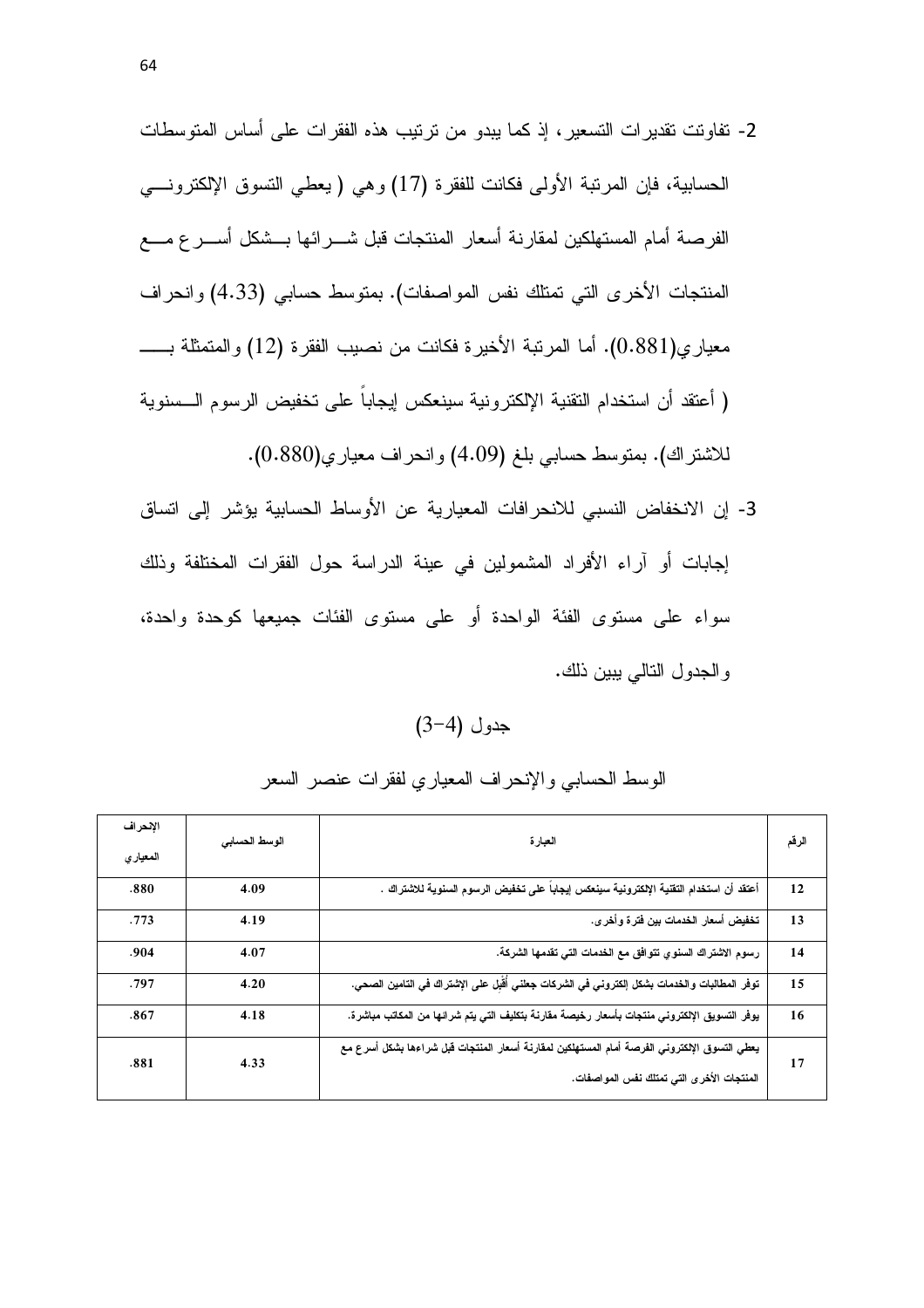2- تفاوتت تقديرات التسعير، إذ كما يبدو من ترتيب هذه الفقرات على أساس المتوسطات الحسابية، فإن المرتبة الأولى فكانت للفقرة (17) وهي ( يعطي التسوق الإلكتروني الفرصة أمام المستهلكين لمقارنة أسعار المنتجات قبل شرائها بشكل أسرع مع المنتجات الأخرى التي تمتلك نفس المواصفات). بمتوسط حسابي (4.33) وانحراف معياري(0.881). أما المرتبة الأخيرة فكانت من نصيب الفقرة (12) والمتمثلة بـ ( أعتقد أن استخدام التقنية الإلكترونية سينعكس إيجاباً على تخفيض الرسوم السنوية للاشتراك). بمتوسط حسابي بلغ (4.09) وانحراف معياري(0.880).

3- إن الانخفاض النسبي للانحرافات المعيارية عن الأوساط الحسابية يؤشر إلى اتساق إجابات أو آراء الأفراد المشمولين في عينة الدراسة حول الفقرات المختلفة وذلك سواء على مستوى الفئة الواحدة أو على مستوى الفئات جميعها كوحدة واحدة، والجدول التالي يبين ذلك.

جدول (4-3)

الوسط الحسابي والإنحراف المعياري لفقرات عنصر السعر

| الرقم | العبارة | الوسط الحسابي | الإنحراف المعياري |
|---|---|---|---|
| 12 | أعتقد أن استخدام التقنية الإلكترونية سينعكس إيجاباً على تخفيض الرسوم السنوية للاشتراك . | 4.09 | .880 |
| 13 | تخفيض أسعار الخدمات بين فترة وأخرى. | 4.19 | .773 |
| 14 | رسوم الاشتراك السنوي تتوافق مع الخدمات التي تقدمها الشركة. | 4.07 | .904 |
| 15 | توفر المطالبات والخدمات بشكل إلكتروني في الشركات جعلني أُقبِل على الإشتراك في التامين الصحي. | 4.20 | .797 |
| 16 | يوفر التسويق الإلكتروني منتجات بأسعار رخيصة مقارنة بتكليف التي يتم شرائها من المكاتب مباشرة. | 4.18 | .867 |
| 17 | يعطي التسوق الإلكتروني الفرصة أمام المستهلكين لمقارنة أسعار المنتجات قبل شراءها بشكل أسرع مع المنتجات الأخرى التي تمتلك نفس المواصفات. | 4.33 | .881 |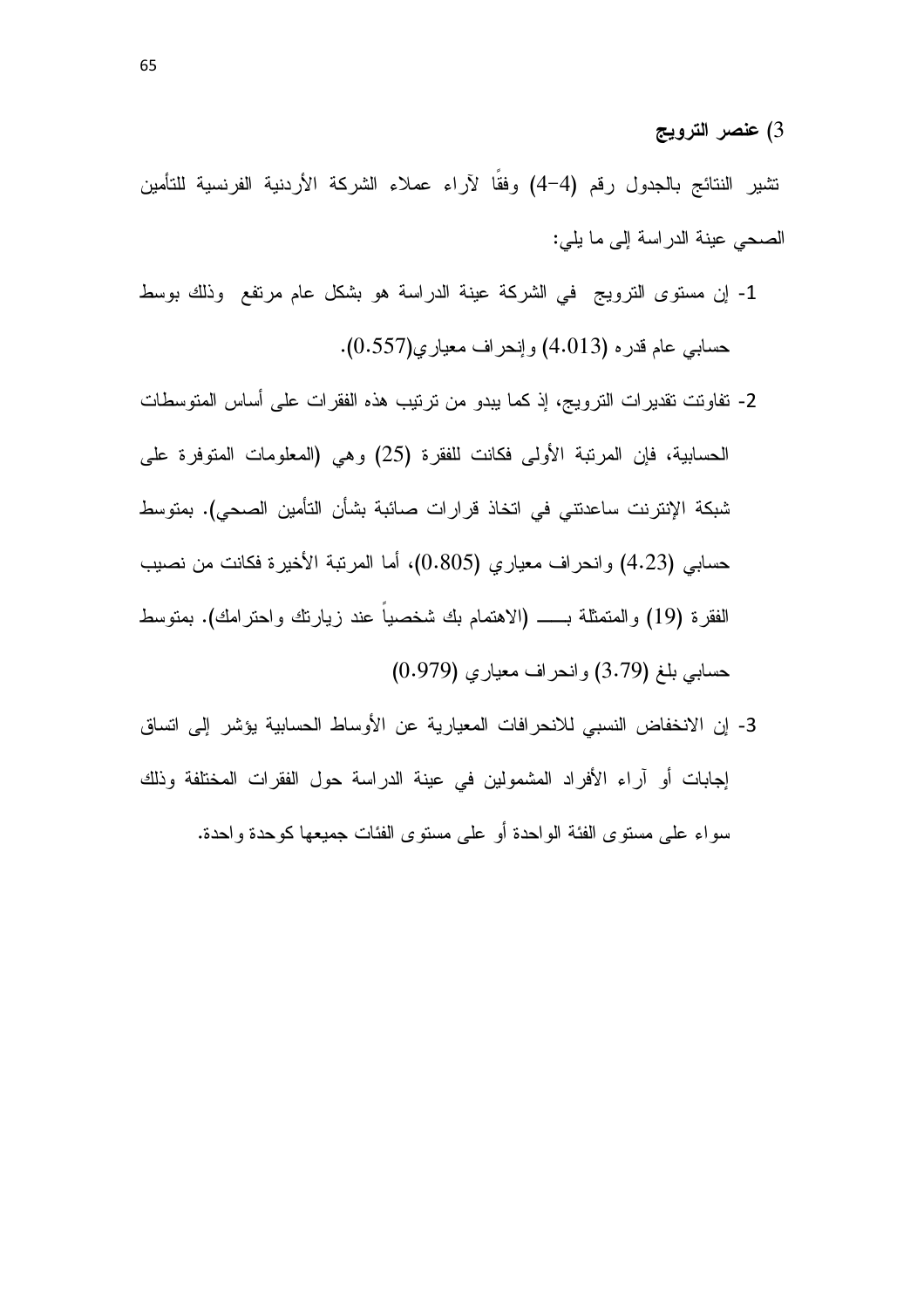### 3) عنصر الترويج

تشير النتائج بالجدول رقم (4-4) وفقًا لآراء عملاء الشركة الأردنية الفرنسية للتأمين الصحي عينة الدراسة إلى ما يلي:

1- إن مستوى الترويج في الشركة عينة الدراسة هو بشكل عام مرتفع وذلك بوسط حسابي عام قدره (4.013) وإنحراف معياري(0.557).

2- تفاوتت تقديرات الترويج، إذ كما يبدو من ترتيب هذه الفقرات على أساس المتوسطات الحسابية، فإن المرتبة الأولى فكانت للفقرة (25) وهي (المعلومات المتوفرة على شبكة الإنترنت ساعدتني في اتخاذ قرارات صائبة بشأن التأمين الصحي). بمتوسط حسابي (4.23) وانحراف معياري (0.805)، أما المرتبة الأخيرة فكانت من نصيب الفقرة (19) والمتمثلة بـــــ (الاهتمام بك شخصياً عند زيارتك واحترامك). بمتوسط حسابي بلغ (3.79) وانحراف معياري (0.979)

3- إن الانخفاض النسبي للانحرافات المعيارية عن الأوساط الحسابية يؤشر إلى اتساق إجابات أو آراء الأفراد المشمولين في عينة الدراسة حول الفقرات المختلفة وذلك سواء على مستوى الفئة الواحدة أو على مستوى الفئات جميعها كوحدة واحدة.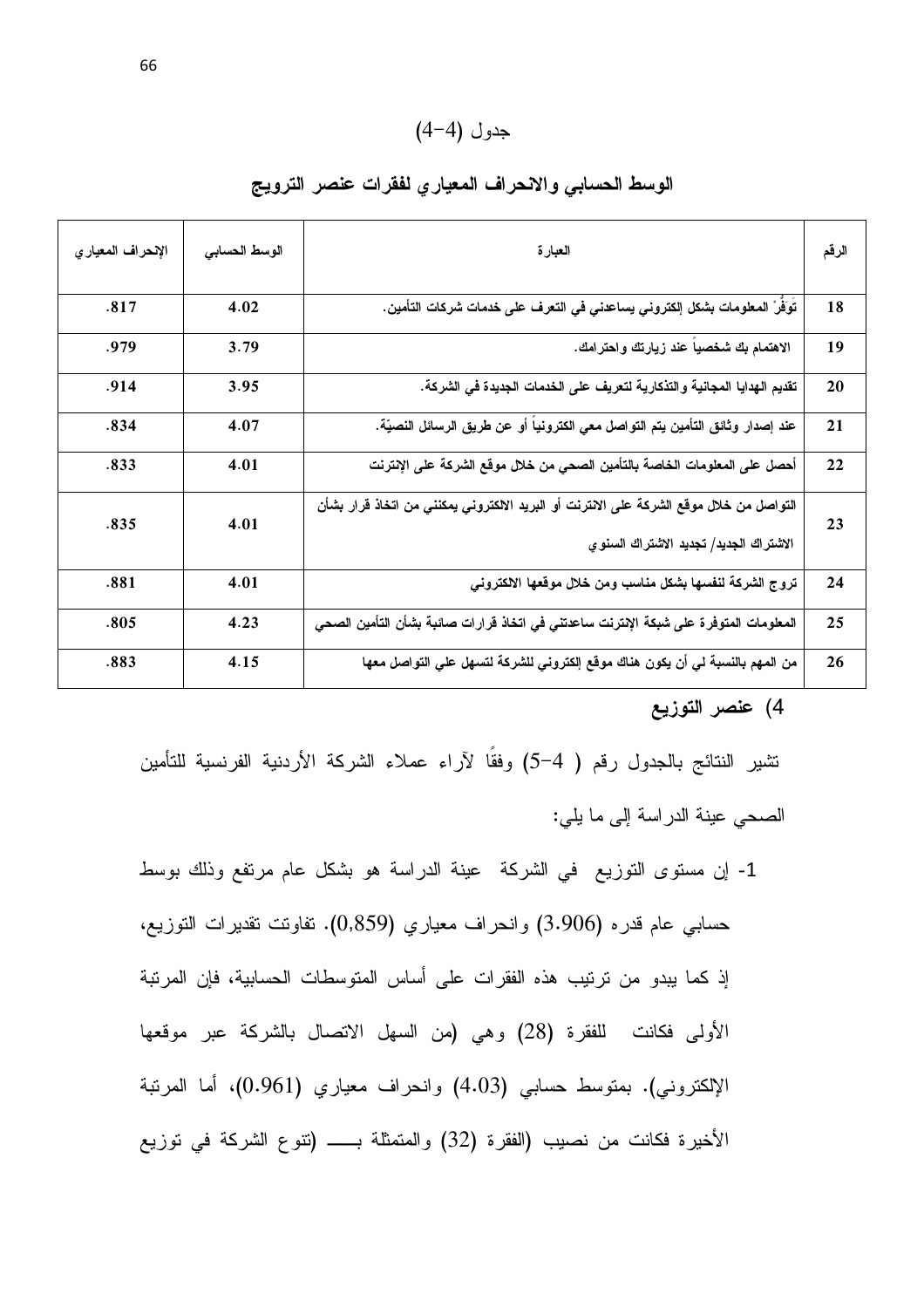جدول (4-4)

**الوسط الحسابي والانحراف المعياري لفقرات عنصر الترويج**

| الرقم | العبارة | الوسط الحسابي | الإنحراف المعياري |
|---|---|---|---|
| 18 | تَوَفُّرْ المعلومات بشكل إلكتروني يساعدني في التعرف على خدمات شركات التأمين. | 4.02 | .817 |
| 19 | الاهتمام بك شخصياً عند زيارتك واحترامك. | 3.79 | .979 |
| 20 | تقديم الهدايا المجانية والتذكارية لتعريف على الخدمات الجديدة في الشركة. | 3.95 | .914 |
| 21 | عند إصدار وثائق التأمين يتم التواصل معي الكترونياً أو عن طريق الرسائل النصيّة. | 4.07 | .834 |
| 22 | أحصل على المعلومات الخاصة بالتأمين الصحي من خلال موقع الشركة على الإنترنت | 4.01 | .833 |
| 23 | التواصل من خلال موقع الشركة على الانترنت أو البريد الالكتروني يمكنني من اتخاذ قرار بشأن الاشتراك الجديد/ تجديد الاشتراك السنوي | 4.01 | .835 |
| 24 | تروج الشركة لنفسها بشكل مناسب ومن خلال موقعها الالكتروني | 4.01 | .881 |
| 25 | المعلومات المتوفرة على شبكة الإنترنت ساعدتني في اتخاذ قرارات صائبة بشأن التأمين الصحي | 4.23 | .805 |
| 26 | من المهم بالنسبة لي أن يكون هناك موقع إلكتروني للشركة لتسهل علي التواصل معها | 4.15 | .883 |

**4) عنصر التوزيع**

تشير النتائج بالجدول رقم ( 4-5) وفقًا لآراء عملاء الشركة الأردنية الفرنسية للتأمين الصحي عينة الدراسة إلى ما يلي:

1- إن مستوى التوزيع في الشركة عينة الدراسة هو بشكل عام مرتفع وذلك بوسط حسابي عام قدره (3.906) وانحراف معياري (0,859). تفاوتت تقديرات التوزيع، إذ كما يبدو من ترتيب هذه الفقرات على أساس المتوسطات الحسابية، فإن المرتبة الأولى فكانت للفقرة (28) وهي (من السهل الاتصال بالشركة عبر موقعها الإلكتروني). بمتوسط حسابي (4.03) وانحراف معياري (0.961)، أما المرتبة الأخيرة فكانت من نصيب (الفقرة (32) والمتمثلة بـــــ (تنوع الشركة في توزيع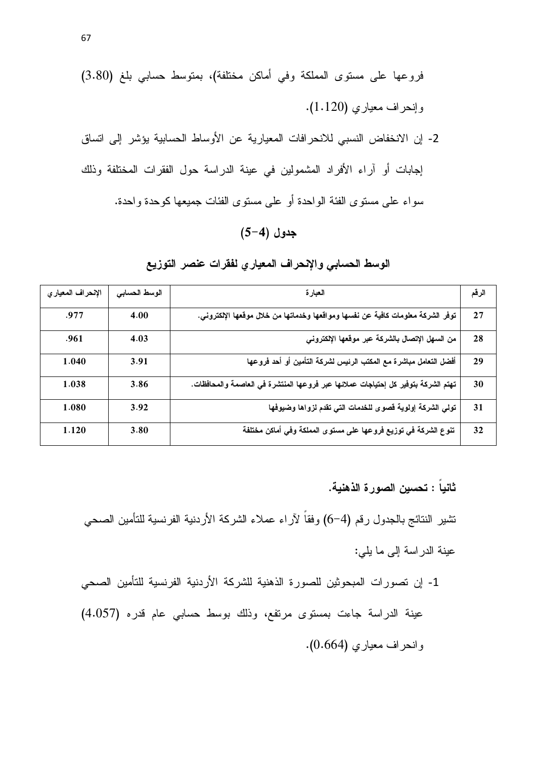فروعها على مستوى المملكة وفي أماكن مختلفة)، بمتوسط حسابي بلغ (3.80) وإنحراف معياري (1.120).

2- إن الانخفاض النسبي للانحرافات المعيارية عن الأوساط الحسابية يؤشر إلى اتساق إجابات أو آراء الأفراد المشمولين في عينة الدراسة حول الفقرات المختلفة وذلك سواء على مستوى الفئة الواحدة أو على مستوى الفئات جميعها كوحدة واحدة.

**جدول (4-5)**

**الوسط الحسابي والإنحراف المعياري لفقرات عنصر التوزيع**

| الرقم | العبارة | الوسط الحسابي | الإنحراف المعياري |
|---|---|---|---|
| 27 | توفر الشركة معلومات كافية عن نفسها ومواقعها وخدماتها من خلال موقعها الإلكتروني. | 4.00 | .977 |
| 28 | من السهل الإتصال بالشركة عبر موقعها الإلكتروني | 4.03 | .961 |
| 29 | أفضل التعامل مباشرة مع المكتب الرئيس لشركة التأمين أو أحد فروعها | 3.91 | 1.040 |
| 30 | تهتم الشركة بتوفير كل إحتياجات عملائها عبر فروعها المنتشرة في العاصمة والمحافظات. | 3.86 | 1.038 |
| 31 | تولي الشركة إولوية قصوى للخدمات التي تقدم لزواها وضيوفها | 3.92 | 1.080 |
| 32 | تنوع الشركة في توزيع فروعها على مستوى المملكة وفي أماكن مختلفة | 3.80 | 1.120 |

### ثانياً : تحسين الصورة الذهنية.

تشير النتائج بالجدول رقم (4-6) وفقاً لآراء عملاء الشركة الأردنية الفرنسية للتأمين الصحي عينة الدراسة إلى ما يلي:

1- إن تصورات المبحوثين للصورة الذهنية للشركة الأردنية الفرنسية للتأمين الصحي عينة الدراسة جاءت بمستوى مرتفع، وذلك بوسط حسابي عام قدره (4.057) وانحراف معياري (0.664).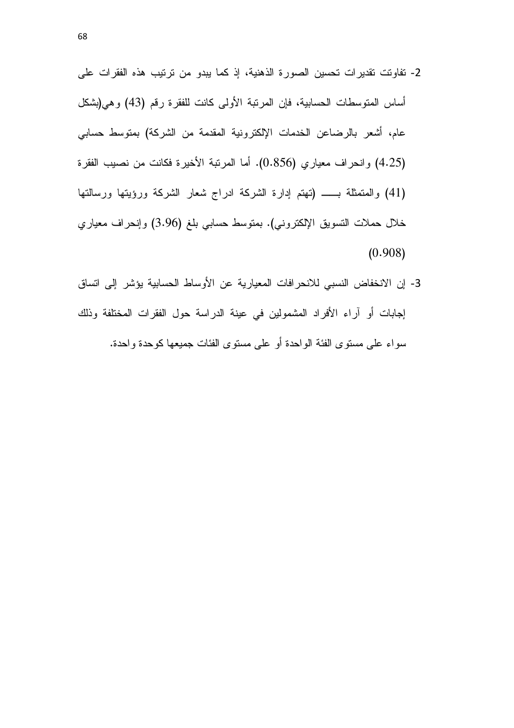2- تفاوتت تقديرات تحسين الصورة الذهنية، إذ كما يبدو من ترتيب هذه الفقرات على أساس المتوسطات الحسابية، فإن المرتبة الأولى كانت للفقرة رقم (43) وهي(بشكل عام، أشعر بالرضاعن الخدمات الإلكترونية المقدمة من الشركة) بمتوسط حسابي (4.25) وانحراف معياري (0.856). أما المرتبة الأخيرة فكانت من نصيب الفقرة (41) والمتمثلة بـــــ (تهتم إدارة الشركة ادراج شعار الشركة ورؤيتها ورسالتها خلال حملات التسويق الإلكتروني). بمتوسط حسابي بلغ (3.96) وإنحراف معياري (0.908)

3- إن الانخفاض النسبي للانحرافات المعيارية عن الأوساط الحسابية يؤشر إلى اتساق إجابات أو آراء الأفراد المشمولين في عينة الدراسة حول الفقرات المختلفة وذلك سواء على مستوى الفئة الواحدة أو على مستوى الفئات جميعها كوحدة واحدة.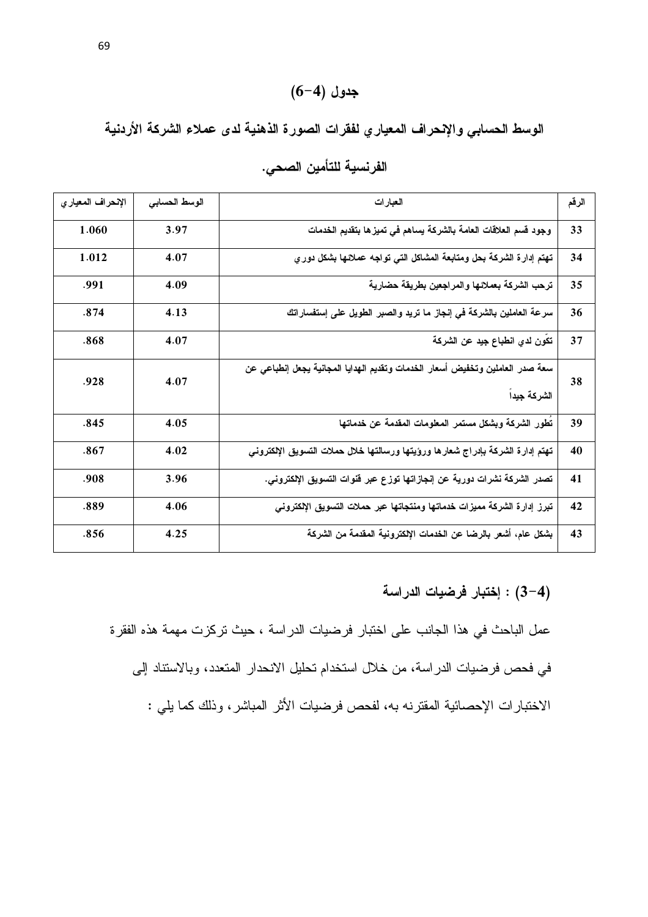## جدول (4-6)

## الوسط الحسابي والإنحراف المعياري لفقرات الصورة الذهنية لدى عملاء الشركة الأردنية الفرنسية للتأمين الصحي.

| الرقم | العبارات | الوسط الحسابي | الإنحراف المعياري |
|---|---|---|---|
| 33 | وجود قسم العلاقات العامة بالشركة يساهم في تميزها بتقديم الخدمات | 3.97 | 1.060 |
| 34 | تهتم إدارة الشركة بحل ومتابعة المشاكل التي تواجه عملائها بشكل دوري | 4.07 | 1.012 |
| 35 | ترحب الشركة بعملائها والمراجعين بطريقة حضارية | 4.09 | .991 |
| 36 | سرعة العاملين بالشركة في إنجاز ما تريد والصبر الطويل على إستفساراتك | 4.13 | .874 |
| 37 | تكّون لدي انطباع جيد عن الشركة | 4.07 | .868 |
| 38 | سعة صدر العاملين وتخفيض أسعار الخدمات وتقديم الهدايا المجانية يجعل إنطباعي عن الشركة جيداً | 4.07 | .928 |
| 39 | تُطور الشركة وبشكل مستمر المعلومات المقدمة عن خدماتها | 4.05 | .845 |
| 40 | تهتم إدارة الشركة بإدراج شعارها ورؤيتها ورسالتها خلال حملات التسويق الإلكتروني | 4.02 | .867 |
| 41 | تصدر الشركة نشرات دورية عن إنجازاتها توزع عبر قنوات التسويق الإلكتروني. | 3.96 | .908 |
| 42 | تبرز إدارة الشركة مميزات خدماتها ومنتجاتها عبر حملات التسويق الإلكتروني | 4.06 | .889 |
| 43 | بشكل عام، أشعر بالرضا عن الخدمات الإلكترونية المقدمة من الشركة | 4.25 | .856 |

### (4-3) : إختبار فرضيات الدراسة

عمل الباحث في هذا الجانب على اختبار فرضيات الدراسة ، حيث تركزت مهمة هذه الفقرة في فحص فرضيات الدراسة، من خلال استخدام تحليل الانحدار المتعدد، وبالاستناد إلى الاختبارات الإحصائية المقترنه به، لفحص فرضيات الأثر المباشر، وذلك كما يلي :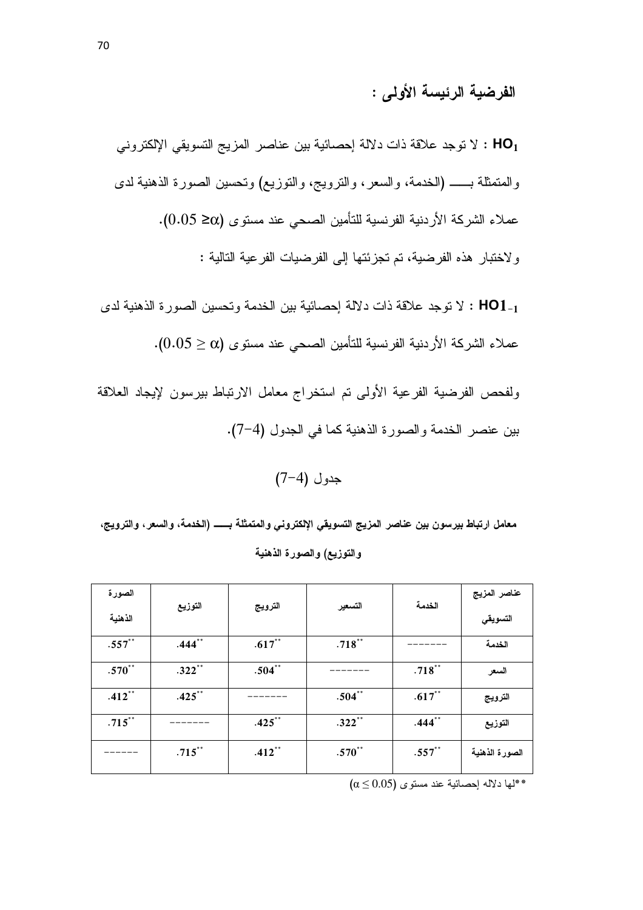## الفرضية الرئيسة الأولى :

**$HO_1$** : لا توجد علاقة ذات دلالة إحصائية بين عناصر المزيج التسويقي الإلكتروني والمتمثلة بـــــ (الخدمة، والسعر، والترويج، والتوزيع) وتحسين الصورة الذهنية لدى عملاء الشركة الأردنية الفرنسية للتأمين الصحي عند مستوى ($\alpha \leq 0.05$).

ولاختبار هذه الفرضية، تم تجزئتها إلى الفرضيات الفرعية التالية :

**$HO1_{-1}$** : لا توجد علاقة ذات دلالة إحصائية بين الخدمة وتحسين الصورة الذهنية لدى عملاء الشركة الأردنية الفرنسية للتأمين الصحي عند مستوى ($\alpha \leq 0.05$).

ولفحص الفرضية الفرعية الأولى تم استخراج معامل الارتباط بيرسون لإيجاد العلاقة بين عنصر الخدمة والصورة الذهنية كما في الجدول (4-7).

جدول (4-7)

**معامل ارتباط بيرسون بين عناصر المزيج التسويقي الإلكتروني والمتمثلة بـــــ (الخدمة، والسعر، والترويج، والتوزيع) والصورة الذهنية**

| عناصر المزيج التسويقي | الخدمة | التسعير | الترويج | التوزيع | الصورة الذهنية |
|---|---|---|---|---|---|
| الخدمة | ------- | .718** | .617** | .444** | .557** |
| السعر | .718** | ------- | .504** | .322** | .570** |
| الترويج | .617** | .504** | ------- | .425** | .412** |
| التوزيع | .444** | .322** | .425** | ------- | .715** |
| الصورة الذهنية | .557** | .570** | .412** | .715** | ------ |

**لها دلاله إحصائية عند مستوى ($\alpha \leq 0.05$)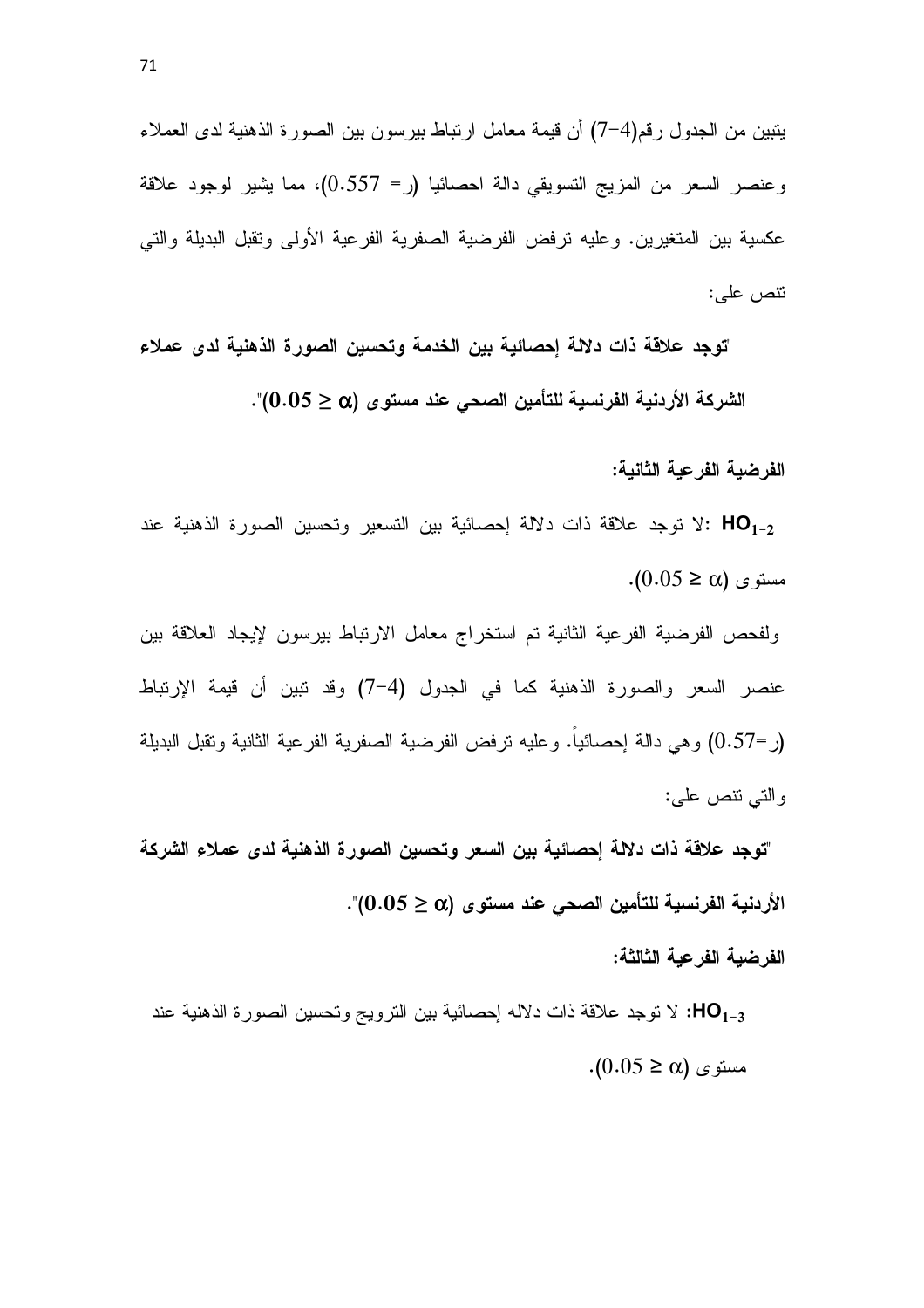يتبين من الجدول رقم(4-7) أن قيمة معامل ارتباط بيرسون بين الصورة الذهنية لدى العملاء وعنصر السعر من المزيج التسويقي دالة احصائيا (ر= 0.557)، مما يشير لوجود علاقة عكسية بين المتغيرين. وعليه ترفض الفرضية الصفرية الفرعية الأولى وتقبل البديلة والتي تنص على:

**"توجد علاقة ذات دلالة إحصائية بين الخدمة وتحسين الصورة الذهنية لدى عملاء الشركة الأردنية الفرنسية للتأمين الصحي عند مستوى ($\alpha \leq 0.05$)".**

**الفرضية الفرعية الثانية:**

**$HO_{1-2}$**: لا توجد علاقة ذات دلالة إحصائية بين التسعير وتحسين الصورة الذهنية عند مستوى ($\alpha \leq 0.05$).

ولفحص الفرضية الفرعية الثانية تم استخراج معامل الارتباط بيرسون لإيجاد العلاقة بين عنصر السعر والصورة الذهنية كما في الجدول (4-7) وقد تبين أن قيمة الإرتباط (ر=0.57) وهي دالة إحصائياً. وعليه ترفض الفرضية الصفرية الفرعية الثانية وتقبل البديلة والتي تنص على:

**"توجد علاقة ذات دلالة إحصائية بين السعر وتحسين الصورة الذهنية لدى عملاء الشركة الأردنية الفرنسية للتأمين الصحي عند مستوى ($\alpha \leq 0.05$)".**

**الفرضية الفرعية الثالثة:**

**$HO_{1-3}$**: لا توجد علاقة ذات دلاله إحصائية بين الترويج وتحسين الصورة الذهنية عند مستوى ($\alpha \leq 0.05$).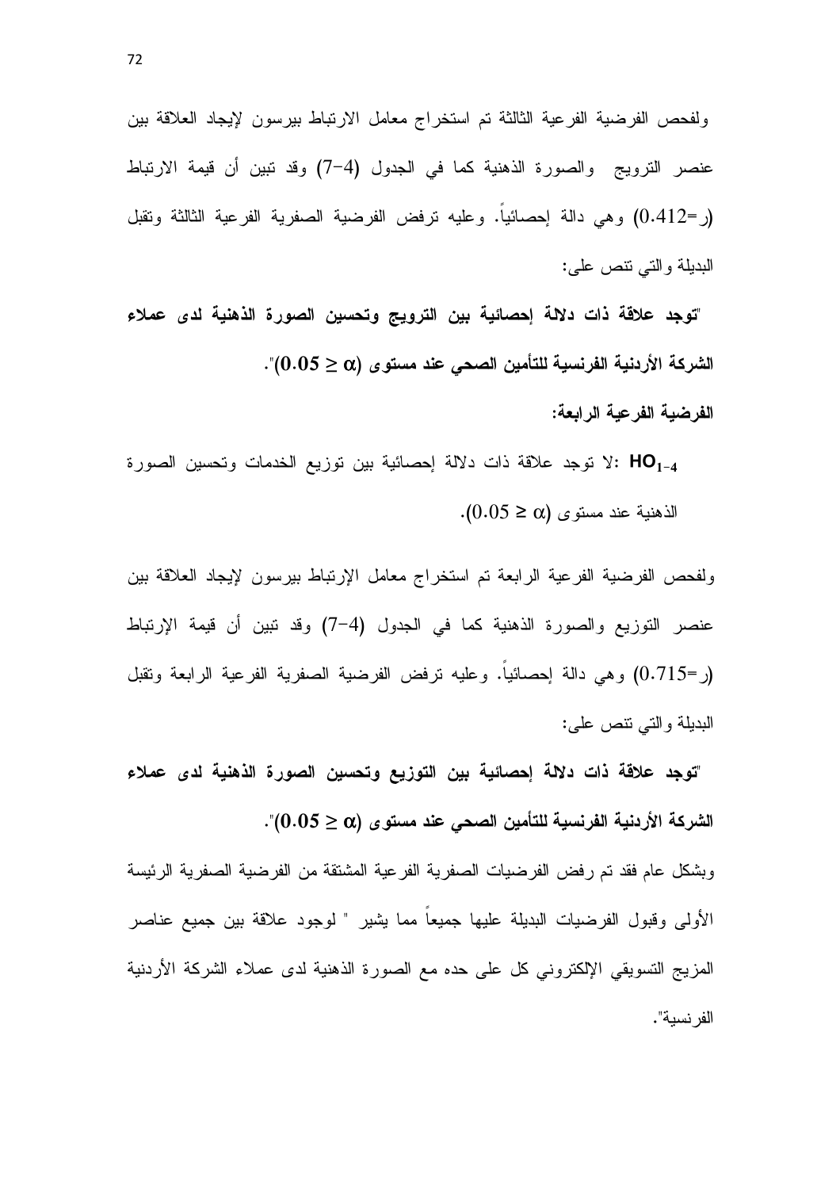ولفحص الفرضية الفرعية الثالثة تم استخراج معامل الارتباط بيرسون لإيجاد العلاقة بين عنصر الترويج والصورة الذهنية كما في الجدول (4-7) وقد تبين أن قيمة الارتباط (ر=0.412) وهي دالة إحصائياً. وعليه ترفض الفرضية الصفرية الفرعية الثالثة وتقبل البديلة والتي تنص على:

**"توجد علاقة ذات دلالة إحصائية بين الترويج وتحسين الصورة الذهنية لدى عملاء الشركة الأردنية الفرنسية للتأمين الصحي عند مستوى ($\alpha \geq 0.05$)".**

**الفرضية الفرعية الرابعة:**

**$HO_{1-4}$**: لا توجد علاقة ذات دلالة إحصائية بين توزيع الخدمات وتحسين الصورة الذهنية عند مستوى ($\alpha \geq 0.05$).

ولفحص الفرضية الفرعية الرابعة تم استخراج معامل الإرتباط بيرسون لإيجاد العلاقة بين عنصر التوزيع والصورة الذهنية كما في الجدول (4-7) وقد تبين أن قيمة الإرتباط (ر=0.715) وهي دالة إحصائياً. وعليه ترفض الفرضية الصفرية الفرعية الرابعة وتقبل البديلة والتي تنص على:

**"توجد علاقة ذات دلالة إحصائية بين التوزيع وتحسين الصورة الذهنية لدى عملاء الشركة الأردنية الفرنسية للتأمين الصحي عند مستوى ($\alpha \geq 0.05$)".**

وبشكل عام فقد تم رفض الفرضيات الصفرية الفرعية المشتقة من الفرضية الصفرية الرئيسة الأولى وقبول الفرضيات البديلة عليها جميعاً مما يشير " لوجود علاقة بين جميع عناصر المزيج التسويقي الإلكتروني كل على حده مع الصورة الذهنية لدى عملاء الشركة الأردنية الفرنسية".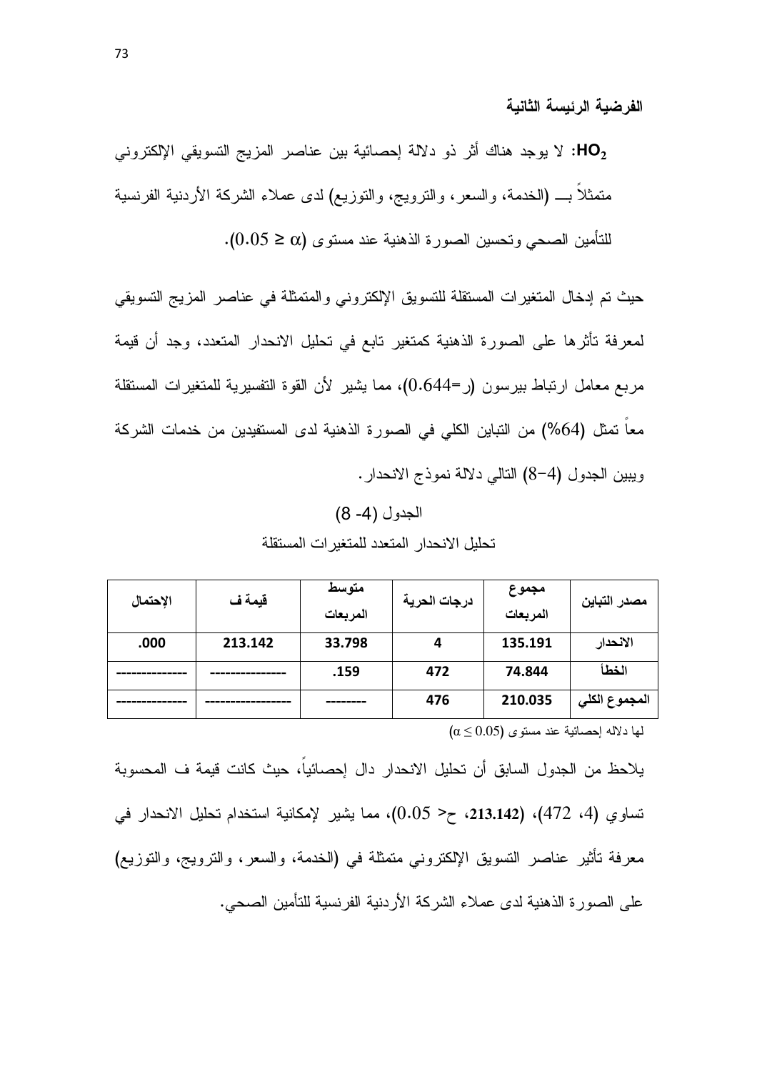**الفرضية الرئيسة الثانية**

**$HO_2$:** لا يوجد هناك أثر ذو دلالة إحصائية بين عناصر المزيج التسويقي الإلكتروني متمثلاً بـــ (الخدمة، والسعر، والترويج، والتوزيع) لدى عملاء الشركة الأردنية الفرنسية للتأمين الصحي وتحسين الصورة الذهنية عند مستوى ($\alpha \geq 0.05$).

حيث تم إدخال المتغيرات المستقلة للتسويق الإلكتروني والمتمثلة في عناصر المزيج التسويقي لمعرفة تأثرها على الصورة الذهنية كمتغير تابع في تحليل الانحدار المتعدد، وجد أن قيمة مربع معامل ارتباط بيرسون (ر=0.644)، مما يشير لأن القوة التفسيرية للمتغيرات المستقلة معاً تمثل (64%) من التباين الكلي في الصورة الذهنية لدى المستفيدين من خدمات الشركة ويبين الجدول (4-8) التالي دلالة نموذج الانحدار.

الجدول (4- 8)

تحليل الانحدار المتعدد للمتغيرات المستقلة

| مصدر التباين | مجموع المربعات | درجات الحرية | متوسط المربعات | قيمة ف | الإحتمال |
|---|---|---|---|---|---|
| **الانحدار** | **135.191** | **4** | **33.798** | **213.142** | **.000** |
| **الخطأ** | **74.844** | **472** | **.159** | -------------- | ------------- |
| **المجموع الكلي** | **210.035** | **476** | -------- | ---------------- | ------------- |

لها دلاله إحصائية عند مستوى ($\alpha \leq 0.05$)

يلاحظ من الجدول السابق أن تحليل الانحدار دال إحصائياً، حيث كانت قيمة ف المحسوبة تساوي (4، 472)، (**213.142**، ح< 0.05)، مما يشير لإمكانية استخدام تحليل الانحدار في معرفة تأثير عناصر التسويق الإلكتروني متمثلة في (الخدمة، والسعر، والترويج، والتوزيع) على الصورة الذهنية لدى عملاء الشركة الأردنية الفرنسية للتأمين الصحي.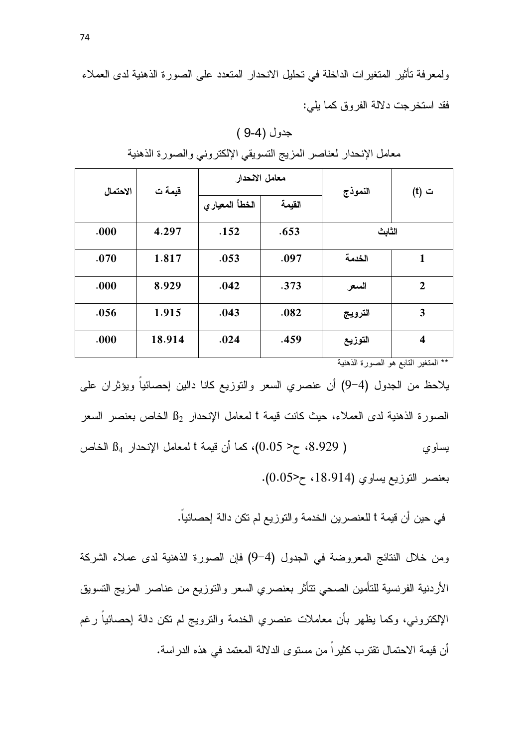ولمعرفة تأثير المتغيرات الداخلة في تحليل الانحدار المتعدد على الصورة الذهنية لدى العملاء فقد استخرجت دلالة الفروق كما يلي:

جدول (4-9 )

معامل الإنحدار لعناصر المزيج التسويقي الإلكتروني والصورة الذهنية

| ت (t) | النموذج | معامل الانحدار | | قيمة ت | الاحتمال |
|---|---|---|---|---|---|
| | | القيمة | الخطأ المعياري | | |
| الثابت | | .653 | .152 | 4.297 | .000 |
| 1 | الخدمة | .097 | .053 | 1.817 | .070 |
| 2 | السعر | .373 | .042 | 8.929 | .000 |
| 3 | الترويج | .082 | .043 | 1.915 | .056 |
| 4 | التوزيع | .459 | .024 | 18.914 | .000 |

** المتغير التابع هو الصورة الذهنية

يلاحظ من الجدول (4-9) أن عنصري السعر والتوزيع كانا دالين إحصائياً ويؤثران على الصورة الذهنية لدى العملاء، حيث كانت قيمة t لمعامل الإنحدار $\beta_2$ الخاص بعنصر السعر يساوي ( 8.929، ح< 0.05)، كما أن قيمة t لمعامل الإنحدار $\beta_4$ الخاص بعنصر التوزيع يساوي (18.914، ح<0.05).

في حين أن قيمة t للعنصرين الخدمة والتوزيع لم تكن دالة إحصائياً.

ومن خلال النتائج المعروضة في الجدول (4-9) فإن الصورة الذهنية لدى عملاء الشركة الأردنية الفرنسية للتأمين الصحي تتأثر بعنصري السعر والتوزيع من عناصر المزيج التسويق الإلكتروني، وكما يظهر بأن معاملات عنصري الخدمة والترويج لم تكن دالة إحصائياً رغم أن قيمة الاحتمال تقترب كثيراً من مستوى الدلالة المعتمد في هذه الدراسة.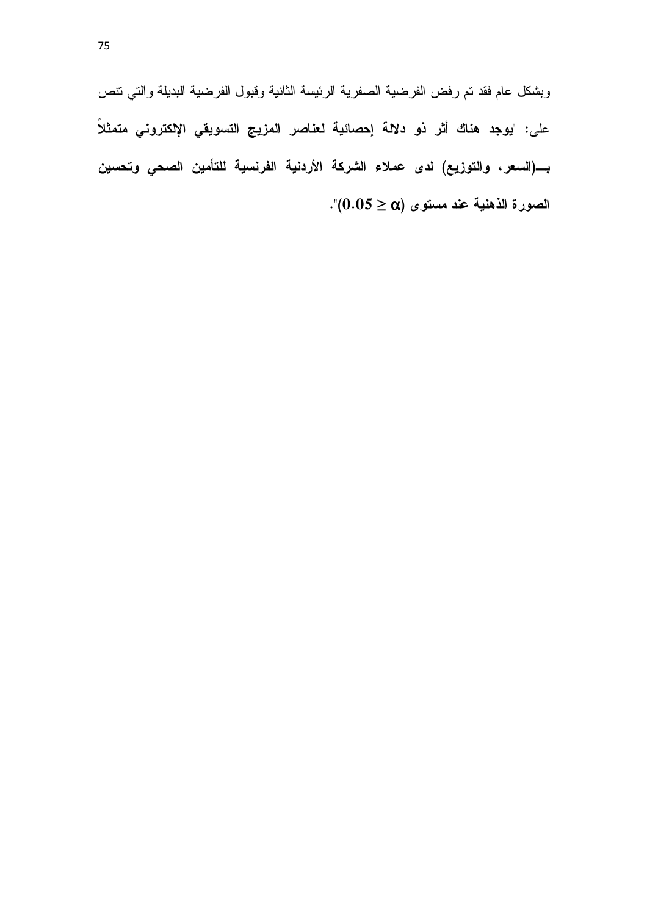وبشكل عام فقد تم رفض الفرضية الصفرية الرئيسة الثانية وقبول الفرضية البديلة والتي تنص على: "**يوجد هناك أثر ذو دلالة إحصائية لعناصر المزيج التسويقي الإلكتروني متمثلاً بـــ(السعر، والتوزيع) لدى عملاء الشركة الأردنية الفرنسية للتأمين الصحي وتحسين الصورة الذهنية عند مستوى ($\alpha \leq 0.05$)**".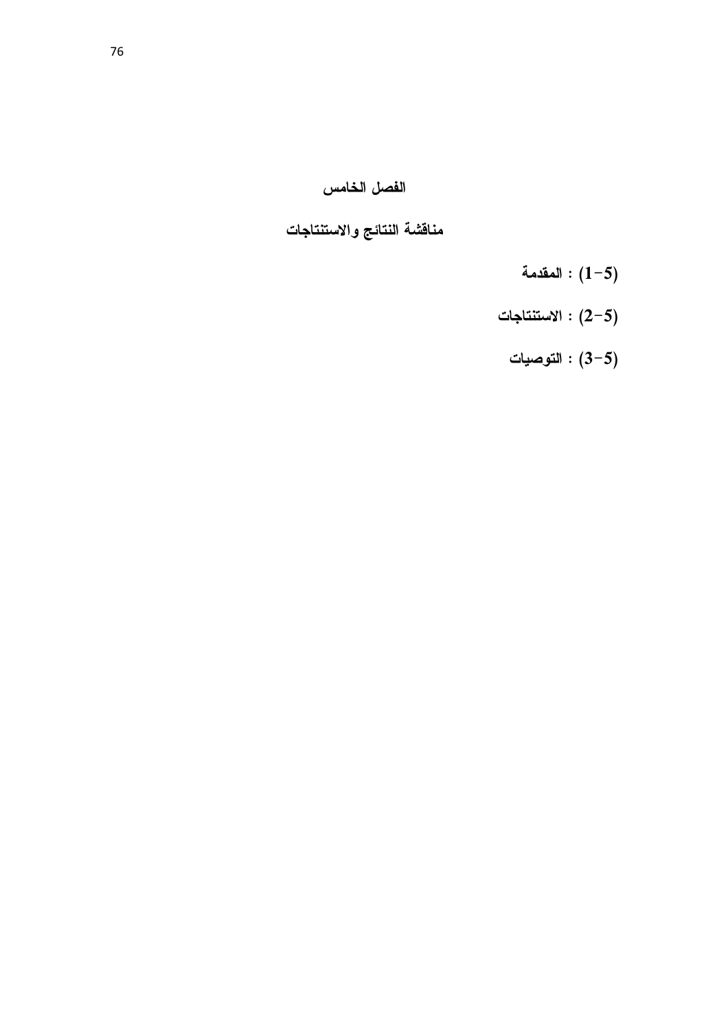# الفصل الخامس

## مناقشة النتائج والاستنتاجات

**(5-1) : المقدمة**

**(5-2) : الاستنتاجات**

**(5-3) : التوصيات**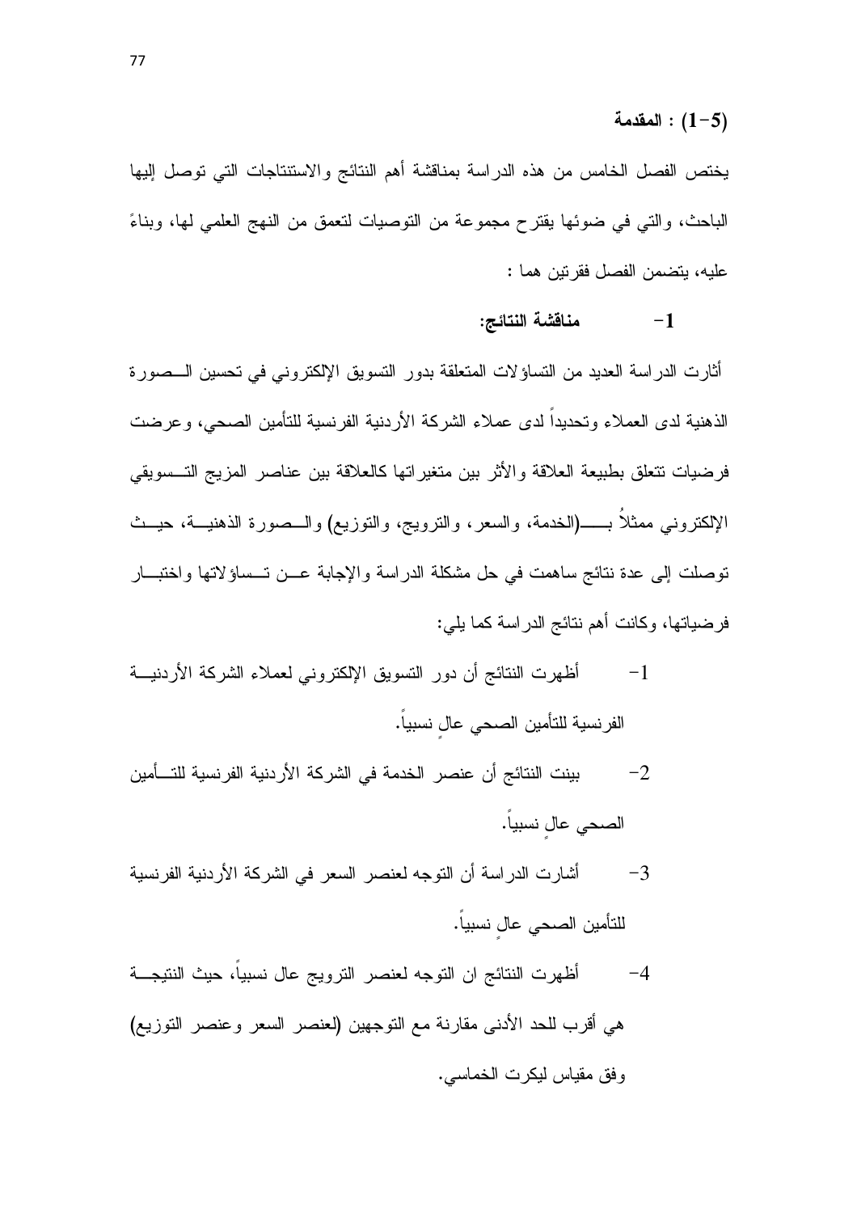## (1-5) : المقدمة

يختص الفصل الخامس من هذه الدراسة بمناقشة أهم النتائج والاستنتاجات التي توصل إليها الباحث، والتي في ضوئها يقترح مجموعة من التوصيات لتعمق من النهج العلمي لها، وبناءً عليه، يتضمن الفصل فقرتين هما :

### 1- مناقشة النتائج:

أثارت الدراسة العديد من التساؤلات المتعلقة بدور التسويق الإلكتروني في تحسين الصورة الذهنية لدى العملاء وتحديداً لدى عملاء الشركة الأردنية الفرنسية للتأمين الصحي، وعرضت فرضيات تتعلق بطبيعة العلاقة والأثر بين متغيراتها كالعلاقة بين عناصر المزيج التسويقي الإلكتروني ممثلاُ بـ(الخدمة، والسعر، والترويج، والتوزيع) والصورة الذهنية، حيث توصلت إلى عدة نتائج ساهمت في حل مشكلة الدراسة والإجابة عن تساؤلاتها واختبار فرضياتها، وكانت أهم نتائج الدراسة كما يلي:

1- أظهرت النتائج أن دور التسويق الإلكتروني لعملاء الشركة الأردنية الفرنسية للتأمين الصحي عالٍ نسبياً.

2- بينت النتائج أن عنصر الخدمة في الشركة الأردنية الفرنسية للتأمين الصحي عالٍ نسبياً.

3- أشارت الدراسة أن التوجه لعنصر السعر في الشركة الأردنية الفرنسية للتأمين الصحي عالٍ نسبياً.

4- أظهرت النتائج ان التوجه لعنصر الترويج عال نسبياً، حيث النتيجة هي أقرب للحد الأدنى مقارنة مع التوجهين (لعنصر السعر وعنصر التوزيع) وفق مقياس ليكرت الخماسي.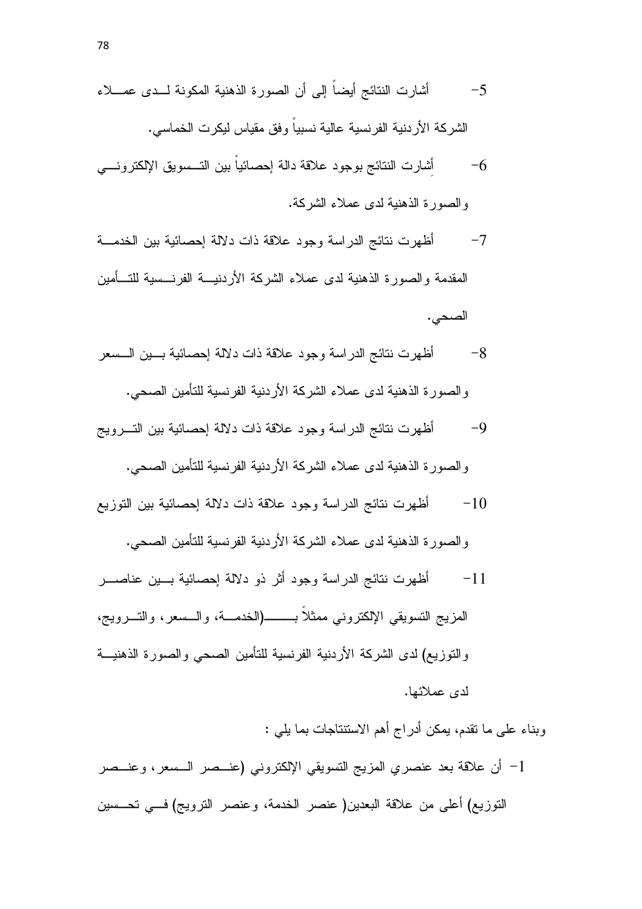5- أشارت النتائج أيضاً إلى أن الصورة الذهنية المكونة لدى عملاء الشركة الأردنية الفرنسية عالية نسبياً وفق مقياس ليكرت الخماسي.

6- أشارت النتائج بوجود علاقة دالة إحصائياً بين التسويق الإلكتروني والصورة الذهنية لدى عملاء الشركة.

7- أظهرت نتائج الدراسة وجود علاقة ذات دلالة إحصائية بين الخدمة المقدمة والصورة الذهنية لدى عملاء الشركة الأردنية الفرنسية للتأمين الصحي.

8- أظهرت نتائج الدراسة وجود علاقة ذات دلالة إحصائية بين السعر والصورة الذهنية لدى عملاء الشركة الأردنية الفرنسية للتأمين الصحي.

9- أظهرت نتائج الدراسة وجود علاقة ذات دلالة إحصائية بين الترويج والصورة الذهنية لدى عملاء الشركة الأردنية الفرنسية للتأمين الصحي.

10- أظهرت نتائج الدراسة وجود علاقة ذات دلالة إحصائية بين التوزيع والصورة الذهنية لدى عملاء الشركة الأردنية الفرنسية للتأمين الصحي.

11- أظهرت نتائج الدراسة وجود أثر ذو دلالة إحصائية بين عناصر المزيج التسويقي الإلكتروني ممثلاً بـ(الخدمة، والسعر، والترويج، والتوزيع) لدى الشركة الأردنية الفرنسية للتأمين الصحي والصورة الذهنية لدى عملائها.

وبناء على ما تقدم، يمكن أدراج أهم الاستنتاجات بما يلي :

1- أن علاقة بعد عنصري المزيج التسويقي الإلكتروني (عنصر السعر، وعنصر التوزيع) أعلى من علاقة البعدين( عنصر الخدمة، وعنصر الترويج) في تحسين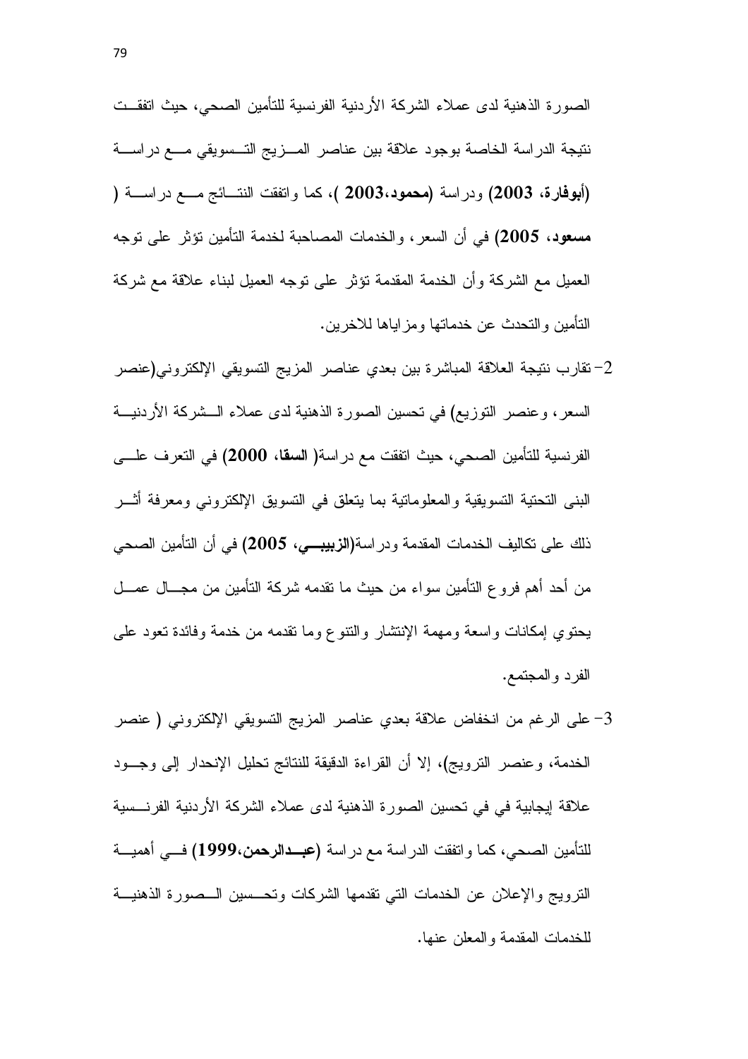الصورة الذهنية لدى عملاء الشركة الأردنية الفرنسية للتأمين الصحي، حيث اتفقت نتيجة الدراسة الخاصة بوجود علاقة بين عناصر المزيج التسويقي مع دراسة (**أبوفارة، 2003**) ودراسة (**محمود،2003** )، كما واتفقت النتائج مع دراسة ( **مسعود، 2005**) في أن السعر، والخدمات المصاحبة لخدمة التأمين تؤثر على توجه العميل مع الشركة وأن الخدمة المقدمة تؤثر على توجه العميل لبناء علاقة مع شركة التأمين والتحدث عن خدماتها ومزاياها للاخرين.

2- تقارب نتيجة العلاقة المباشرة بين بعدي عناصر المزيج التسويقي الإلكتروني(عنصر السعر، وعنصر التوزيع) في تحسين الصورة الذهنية لدى عملاء الشركة الأردنية الفرنسية للتأمين الصحي، حيث اتفقت مع دراسة( **السقا، 2000**) في التعرف على البنى التحتية التسويقية والمعلوماتية بما يتعلق في التسويق الإلكتروني ومعرفة أثر ذلك على تكاليف الخدمات المقدمة ودراسة(**الزبيبي، 2005**) في أن التأمين الصحي من أحد أهم فروع التأمين سواء من حيث ما تقدمه شركة التأمين من مجال عمل يحتوي إمكانات واسعة ومهمة الإنتشار والتنوع وما تقدمه من خدمة وفائدة تعود على الفرد والمجتمع.

3- على الرغم من انخفاض علاقة بعدي عناصر المزيج التسويقي الإلكتروني ( عنصر الخدمة، وعنصر الترويج)، إلا أن القراءة الدقيقة للنتائج تحليل الإنحدار إلى وجود علاقة إيجابية في في تحسين الصورة الذهنية لدى عملاء الشركة الأردنية الفرنسية للتأمين الصحي، كما واتفقت الدراسة مع دراسة (**عبدالرحمن،1999**) في أهمية الترويج والإعلان عن الخدمات التي تقدمها الشركات وتحسين الصورة الذهنية للخدمات المقدمة والمعلن عنها.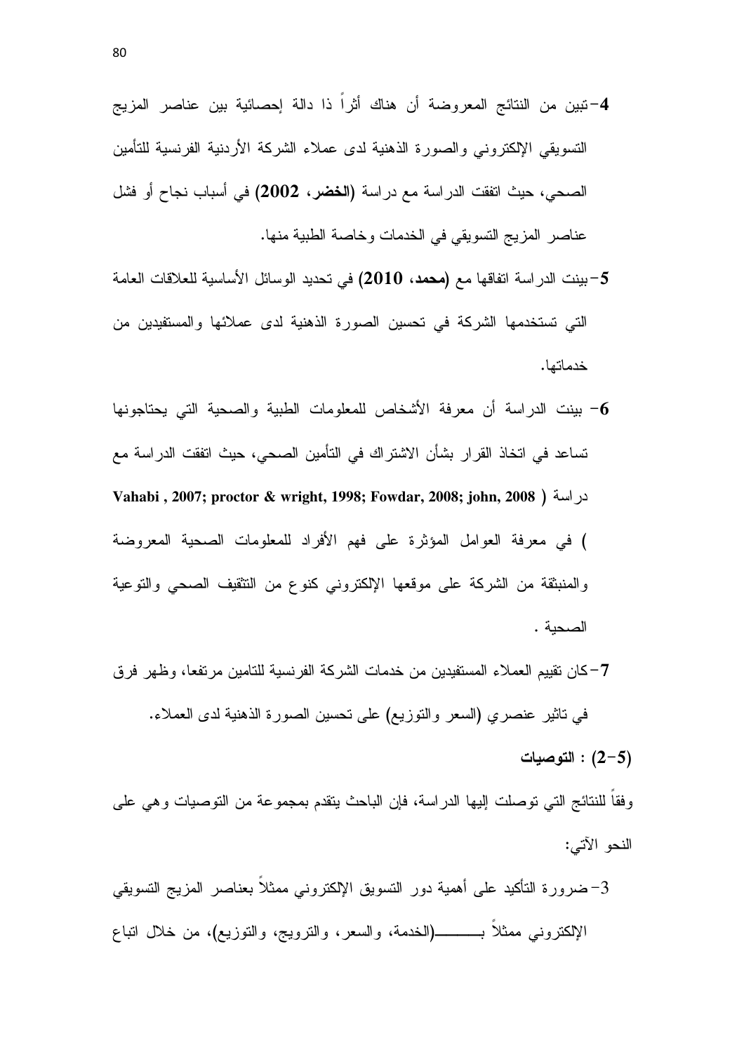4- تبين من النتائج المعروضة أن هناك أثراً ذا دالة إحصائية بين عناصر المزيج التسويقي الإلكتروني والصورة الذهنية لدى عملاء الشركة الأردنية الفرنسية للتأمين الصحي، حيث اتفقت الدراسة مع دراسة (**الخضر، 2002**) في أسباب نجاح أو فشل عناصر المزيج التسويقي في الخدمات وخاصة الطبية منها.

5- بينت الدراسة اتفاقها مع (**محمد، 2010**) في تحديد الوسائل الأساسية للعلاقات العامة التي تستخدمها الشركة في تحسين الصورة الذهنية لدى عملائها والمستفيدين من خدماتها.

6- بينت الدراسة أن معرفة الأشخاص للمعلومات الطبية والصحية التي يحتاجونها تساعد في اتخاذ القرار بشأن الاشتراك في التأمين الصحي، حيث اتفقت الدراسة مع دراسة ( **Vahabi , 2007; proctor & wright, 1998; Fowdar, 2008; john, 2008** ) في معرفة العوامل المؤثرة على فهم الأفراد للمعلومات الصحية المعروضة والمنبثقة من الشركة على موقعها الإلكتروني كنوع من التثقيف الصحي والتوعية الصحية .

7- كان تقييم العملاء المستفيدين من خدمات الشركة الفرنسية للتامين مرتفعا، وظهر فرق في تاثير عنصري (السعر والتوزيع) على تحسين الصورة الذهنية لدى العملاء.

**(5-2) : التوصيات**

وفقاً للنتائج التي توصلت إليها الدراسة، فإن الباحث يتقدم بمجموعة من التوصيات وهي على النحو الآتي:

3- ضرورة التأكيد على أهمية دور التسويق الإلكتروني ممثلاً بعناصر المزيج التسويقي الإلكتروني ممثلاً بـــــــــ(الخدمة، والسعر، والترويج، والتوزيع)، من خلال اتباع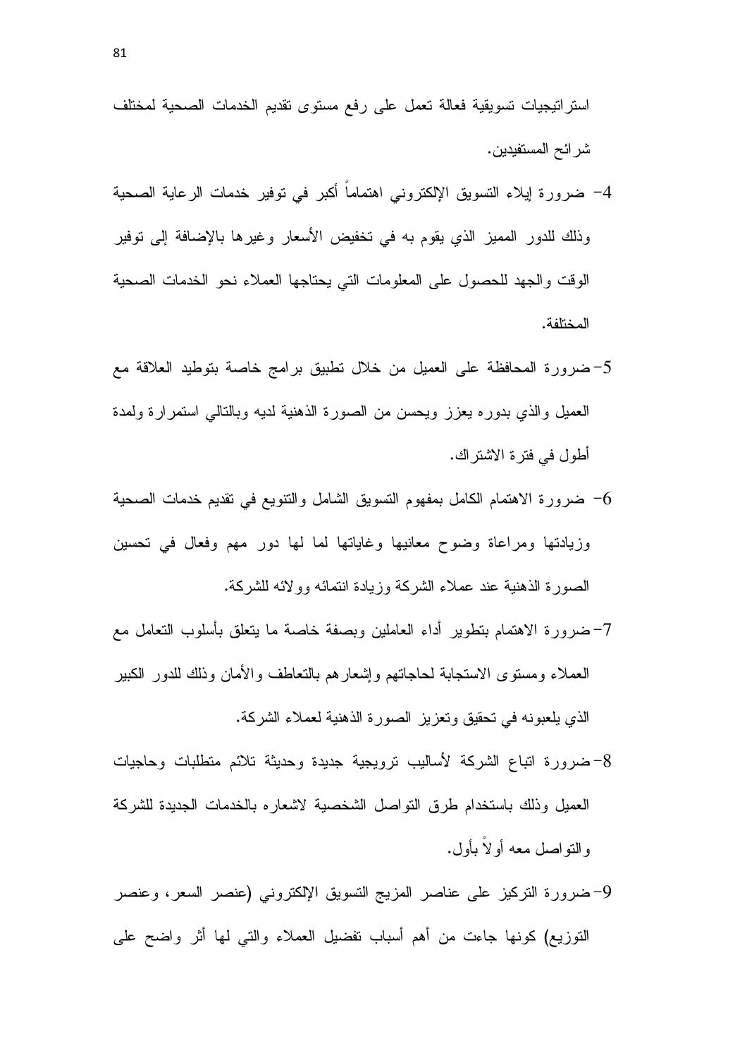استراتيجيات تسويقية فعالة تعمل على رفع مستوى تقديم الخدمات الصحية لمختلف شرائح المستفيدين.

4- ضرورة إيلاء التسويق الإلكتروني اهتماماً أكبر في توفير خدمات الرعاية الصحية وذلك للدور المميز الذي يقوم به في تخفيض الأسعار وغيرها بالإضافة إلى توفير الوقت والجهد للحصول على المعلومات التي يحتاجها العملاء نحو الخدمات الصحية المختلفة.

5- ضرورة المحافظة على العميل من خلال تطبيق برامج خاصة بتوطيد العلاقة مع العميل والذي بدوره يعزز ويحسن من الصورة الذهنية لديه وبالتالي استمرارة ولمدة أطول في فترة الاشتراك.

6- ضرورة الاهتمام الكامل بمفهوم التسويق الشامل والتنويع في تقديم خدمات الصحية وزيادتها ومراعاة وضوح معانيها وغاياتها لما لها دور مهم وفعال في تحسين الصورة الذهنية عند عملاء الشركة وزيادة انتمائه وولائه للشركة.

7- ضرورة الاهتمام بتطوير أداء العاملين وبصفة خاصة ما يتعلق بأسلوب التعامل مع العملاء ومستوى الاستجابة لحاجاتهم وإشعارهم بالتعاطف والأمان وذلك للدور الكبير الذي يلعبونه في تحقيق وتعزيز الصورة الذهنية لعملاء الشركة.

8- ضرورة اتباع الشركة لأساليب ترويجية جديدة وحديثة تلائم متطلبات وحاجيات العميل وذلك باستخدام طرق التواصل الشخصية لاشعاره بالخدمات الجديدة للشركة والتواصل معه أولاً بأول.

9- ضرورة التركيز على عناصر المزيج التسويق الإلكتروني (عنصر السعر، وعنصر التوزيع) كونها جاءت من أهم أسباب تفضيل العملاء والتي لها أثر واضح على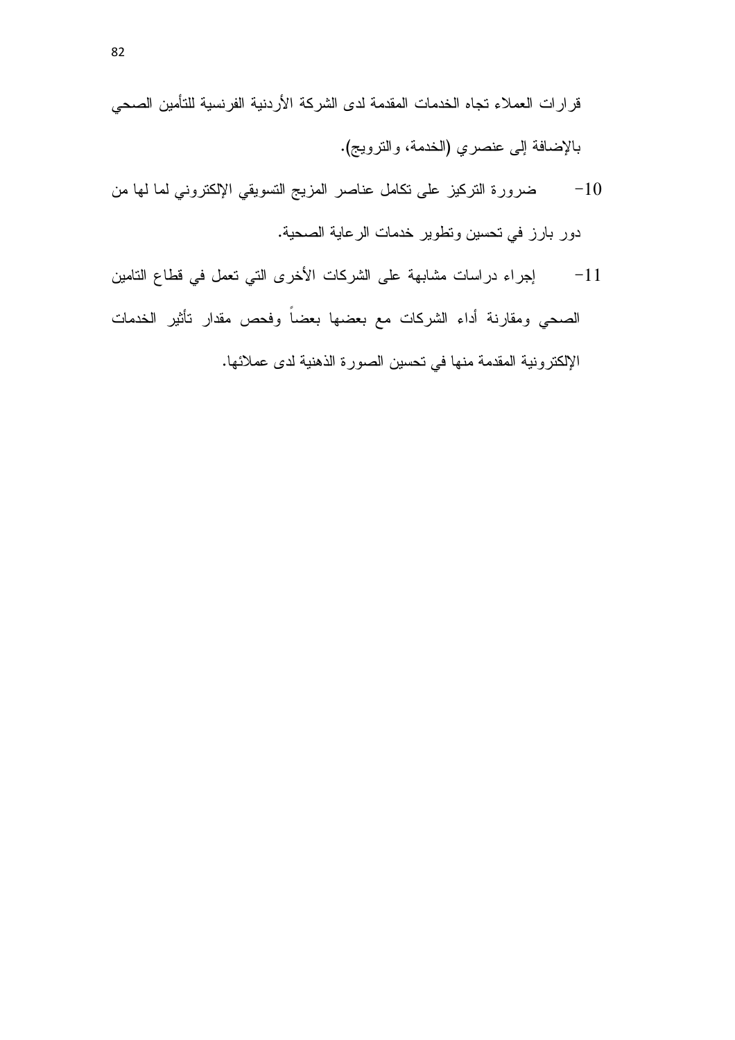قرارات العملاء تجاه الخدمات المقدمة لدى الشركة الأردنية الفرنسية للتأمين الصحي بالإضافة إلى عنصري (الخدمة، والترويج).

10- ضرورة التركيز على تكامل عناصر المزيج التسويقي الإلكتروني لما لها من دور بارز في تحسين وتطوير خدمات الرعاية الصحية.

11- إجراء دراسات مشابهة على الشركات الأخرى التي تعمل في قطاع التامين الصحي ومقارنة أداء الشركات مع بعضها بعضاً وفحص مقدار تأثير الخدمات الإلكترونية المقدمة منها في تحسين الصورة الذهنية لدى عملائها.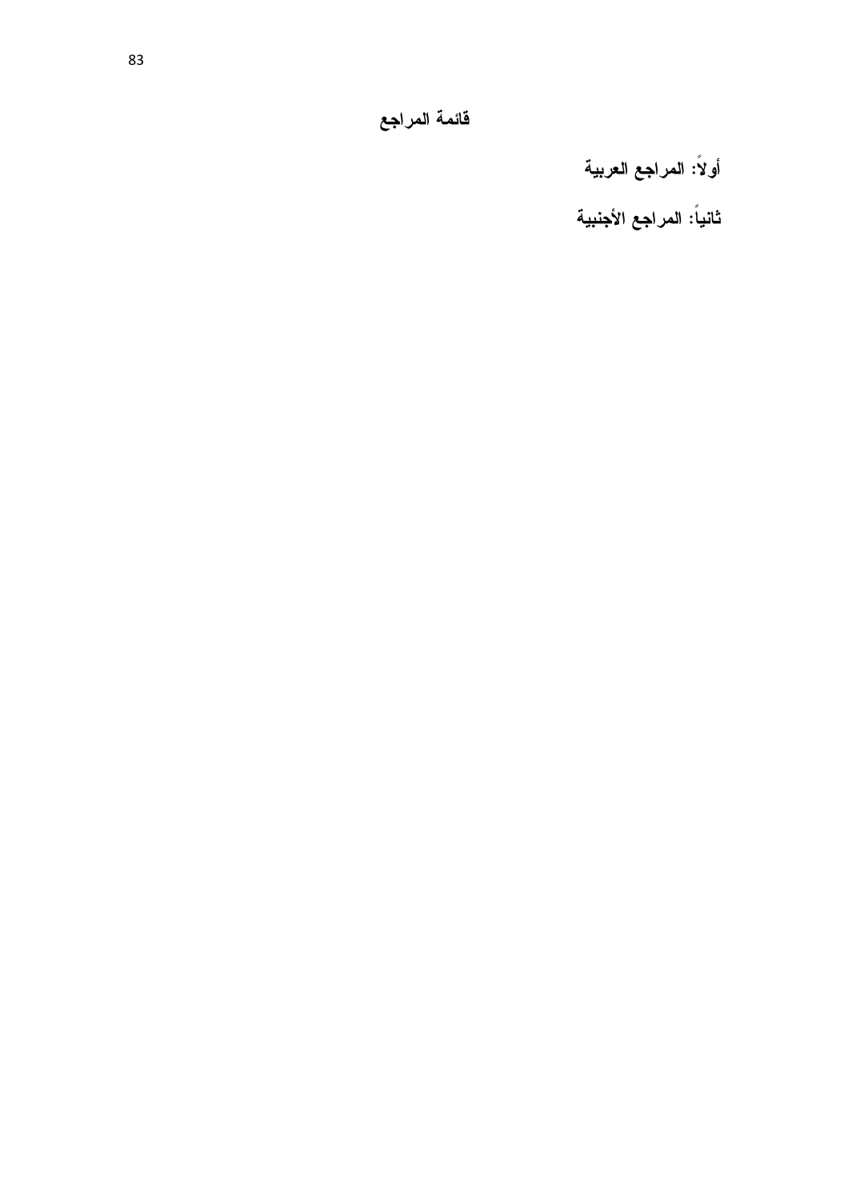# قائمة المراجع

## أولاً: المراجع العربية

## ثانياً: المراجع الأجنبية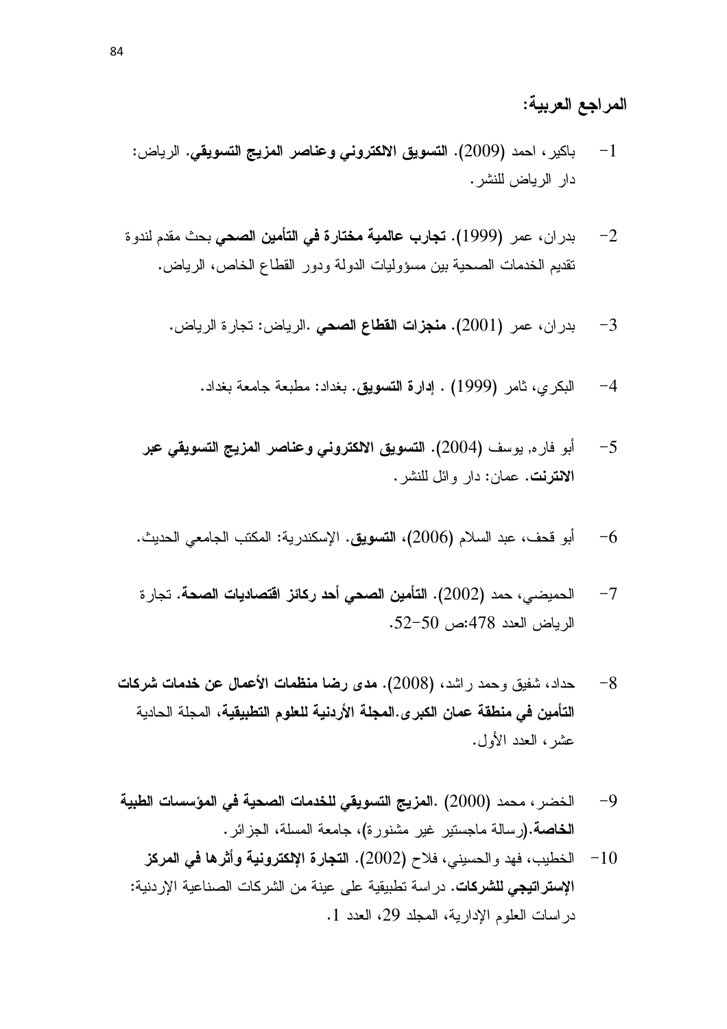## المراجع العربية:

1- باكير، احمد (2009). **التسويق الالكتروني وعناصر المزيج التسويقي**. الرياض: دار الرياض للنشر.

2- بدران، عمر (1999). **تجارب عالمية مختارة في التأمين الصحي** بحث مقدم لندوة تقديم الخدمات الصحية بين مسؤوليات الدولة ودور القطاع الخاص، الرياض.

3- بدران، عمر (2001). **منجزات القطاع الصحي** .الرياض: تجارة الرياض.

4- البكري، ثامر (1999) . **إدارة التسويق**. بغداد: مطبعة جامعة بغداد.

5- أبو فاره, يوسف (2004). **التسويق الالكتروني وعناصر المزيج التسويقي عبر الانترنت**. عمان: دار وائل للنشر.

6- أبو قحف، عبد السلام (2006)، **التسويق**. الإسكندرية: المكتب الجامعي الحديث.

7- الحميضي، حمد (2002). **التأمين الصحي أحد ركائز اقتصاديات الصحة**. تجارة الرياض العدد 478:ص 50-52.

8- حداد، شفيق وحمد راشد، (2008). **مدى رضا منظمات الأعمال عن خدمات شركات التأمين في منطقة عمان الكبرى.المجلة الأردنية للعلوم التطبيقية**، المجلة الحادية عشر، العدد الأول.

9- الخضر، محمد (2000) .**المزيج التسويقي للخدمات الصحية في المؤسسات الطبية الخاصة**.(رسالة ماجستير غير مشنورة)، جامعة المسلة، الجزائر.

10- الخطيب، فهد والحسيني، فلاح (2002). **التجارة الإلكترونية وأثرها في المركز الإستراتيجي للشركات**. دراسة تطبيقية على عينة من الشركات الصناعية الإردنية: دراسات العلوم الإدارية، المجلد 29، العدد 1.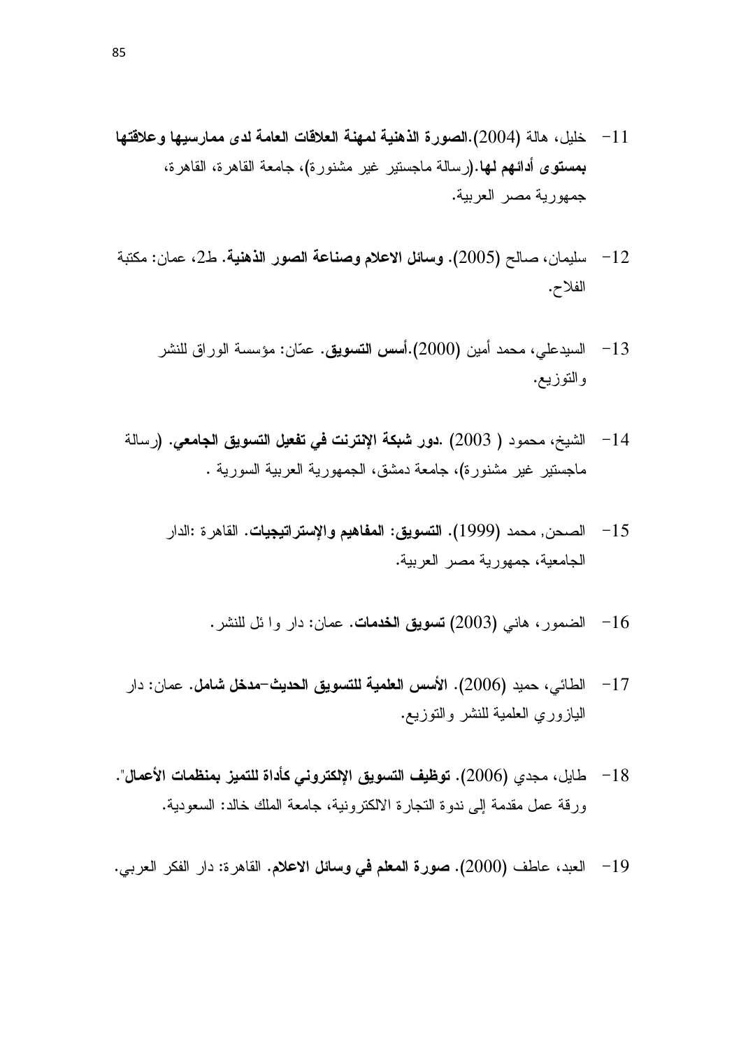11- خليل، هالة (2004).**الصورة الذهنية لمهنة العلاقات العامة لدى ممارسيها وعلاقتها بمستوى أدائهم لها**.(رسالة ماجستير غير مشنورة)، جامعة القاهرة، القاهرة، جمهورية مصر العربية.

12- سليمان، صالح (2005). **وسائل الاعلام وصناعة الصور الذهنية**. ط2، عمان: مكتبة الفلاح.

13- السيدعلي، محمد أمين (2000).**أسس التسويق**. عمّان: مؤسسة الوراق للنشر والتوزيع.

14- الشيخ، محمود ( 2003) .**دور شبكة الإنترنت في تفعيل التسويق الجامعي**. (رسالة ماجستير غير مشنورة)، جامعة دمشق، الجمهورية العربية السورية .

15- الصحن, محمد (1999). **التسويق: المفاهيم والإستراتيجيات**. القاهرة :الدار الجامعية، جمهورية مصر العربية.

16- الضمور، هاني (2003) **تسويق الخدمات**. عمان: دار وا ئل للنشر.

17- الطائي، حميد (2006). **الأسس العلمية للتسويق الحديث–مدخل شامل**. عمان: دار اليازوري العلمية للنشر والتوزيع.

18- طايل، مجدي (2006). **توظيف التسويق الإلكتروني كأداة للتميز بمنظمات الأعمال**". ورقة عمل مقدمة إلى ندوة التجارة الالكترونية، جامعة الملك خالد: السعودية.

19- العبد، عاطف (2000). **صورة المعلم في وسائل الاعلام**. القاهرة: دار الفكر العربي.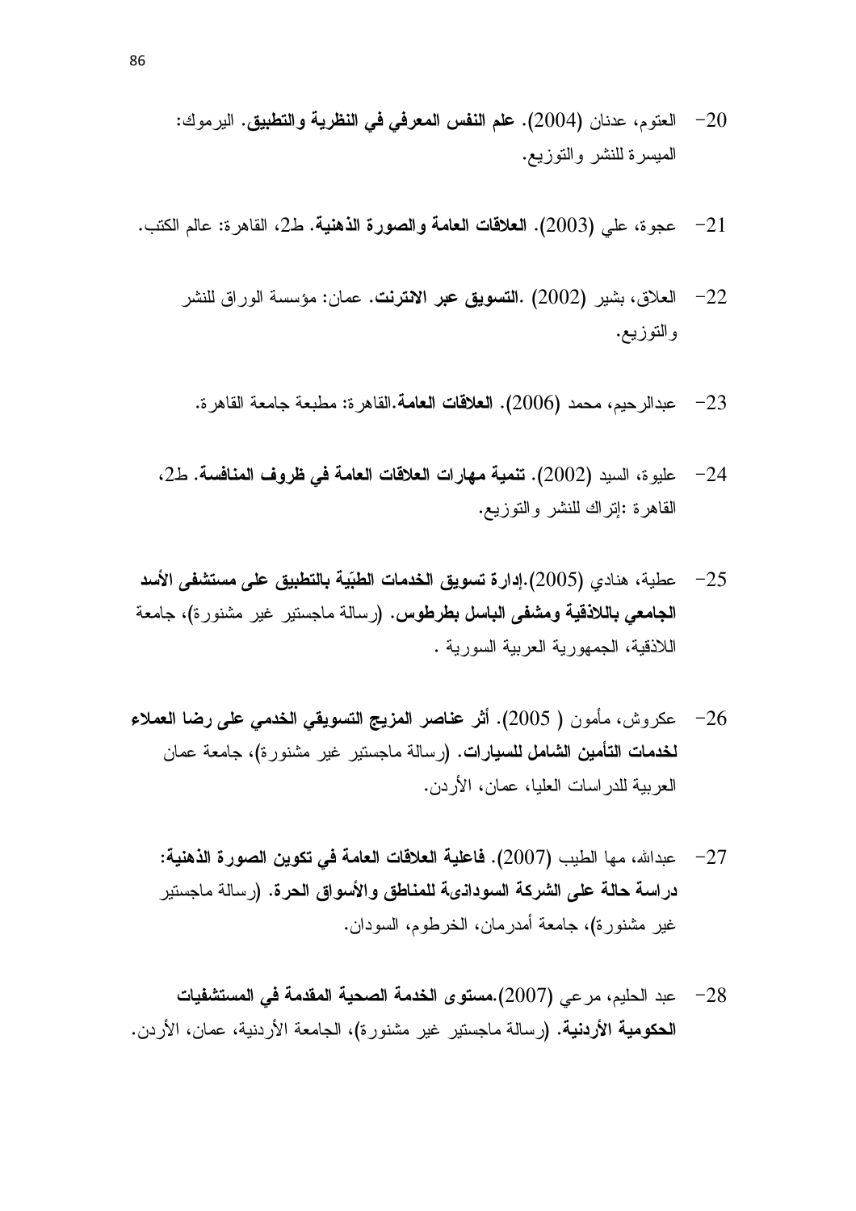20- العتوم، عدنان (2004). **علم النفس المعرفي في النظرية والتطبيق**. اليرموك: الميسرة للنشر والتوزيع.

21- عجوة، علي (2003). **العلاقات العامة والصورة الذهنية**. ط2، القاهرة: عالم الكتب.

22- العلاق، بشير (2002) .**التسويق عبر الانترنت**. عمان: مؤسسة الوراق للنشر والتوزيع.

23- عبدالرحيم، محمد (2006). **العلاقات العامة**.القاهرة: مطبعة جامعة القاهرة.

24- عليوة، السيد (2002). **تنمية مهارات العلاقات العامة في ظروف المنافسة**. ط2، القاهرة :إتراك للنشر والتوزيع.

25- عطية، هنادي (2005).**إدارة تسويق الخدمات الطبّية بالتطبيق على مستشفى الأسد الجامعي باللاذقية ومشفى الباسل بطرطوس**. (رسالة ماجستير غير مشنورة)، جامعة اللاذقية، الجمهورية العربية السورية .

26- عكروش، مأمون ( 2005). **أثر عناصر المزيج التسويقي الخدمي على رضا العملاء لخدمات التأمين الشامل للسيارات**. (رسالة ماجستير غير مشنورة)، جامعة عمان العربية للدراسات العليا، عمان، الأردن.

27- عبدالله، مها الطيب (2007). **فاعلية العلاقات العامة في تكوين الصورة الذهنية: دراسة حالة على الشركة السودانىة للمناطق والأسواق الحرة**. (رسالة ماجستير غير مشنورة)، جامعة أمدرمان، الخرطوم، السودان.

28- عبد الحليم، مرعي (2007).**مستوى الخدمة الصحية المقدمة في المستشفيات الحكومية الأردنية**. (رسالة ماجستير غير مشنورة)، الجامعة الأردنية، عمان، الأردن.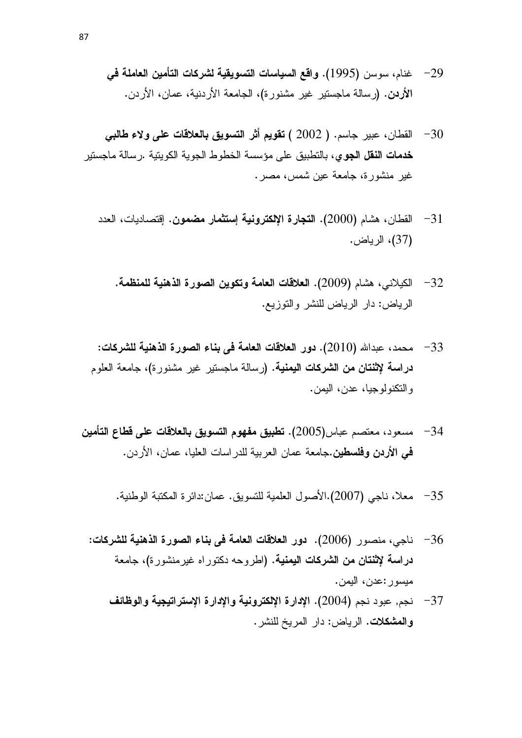29- غنام، سوسن (1995). **واقع السياسات التسويقية لشركات التأمين العاملة في الأردن.** (رسالة ماجستير غير مشنورة)، الجامعة الأردنية، عمان، الأردن.

30- القطان، عبير جاسم. ( 2002 ) **تقويم أثر التسويق بالعلاقات على ولاء طالبي خدمات النقل الجوي**، بالتطبيق على مؤسسة الخطوط الجوية الكويتية .رسالة ماجستير غير منشورة، جامعة عين شمس، مصر.

31- القطان، هشام (2000). **التجارة الإلكترونية إستثمار مضمون.** إقتصاديات، العدد (37)، الرياض.

32- الكيلاني، هشام (2009). **العلاقات العامة وتكوين الصورة الذهنية للمنظمة.** الرياض: دار الرياض للنشر والتوزيع.

33- محمد، عبدالله (2010). **دور العلاقات العامة فى بناء الصورة الذهنية للشركات: دراسة لإثنتان من الشركات اليمنية.** (رسالة ماجستير غير مشنورة)، جامعة العلوم والتكنولوجيا، عدن، اليمن.

34- مسعود، معتصم عباس(2005). **تطبيق مفهوم التسويق بالعلاقات على قطاع التأمين في الأردن وفلسطين**.جامعة عمان العربية للدراسات العليا، عمان، الأردن.

35- معلا، ناجي (2007).الأصول العلمية للتسويق. عمان:دائرة المكتبة الوطنية.

36- ناجي، منصور (2006). **دور العلاقات العامة فى بناء الصورة الذهنية للشركات: دراسة لإثنتان من الشركات اليمنية.** (اطروحه دكتوراه غيرمنشورة)، جامعة ميسور:عدن، اليمن.

37- نجم, عبود نجم (2004). **الإدارة الإلكترونية والإدارة الإستراتيجية والوظائف والمشكلات.** الرياض: دار المريخ للنشر.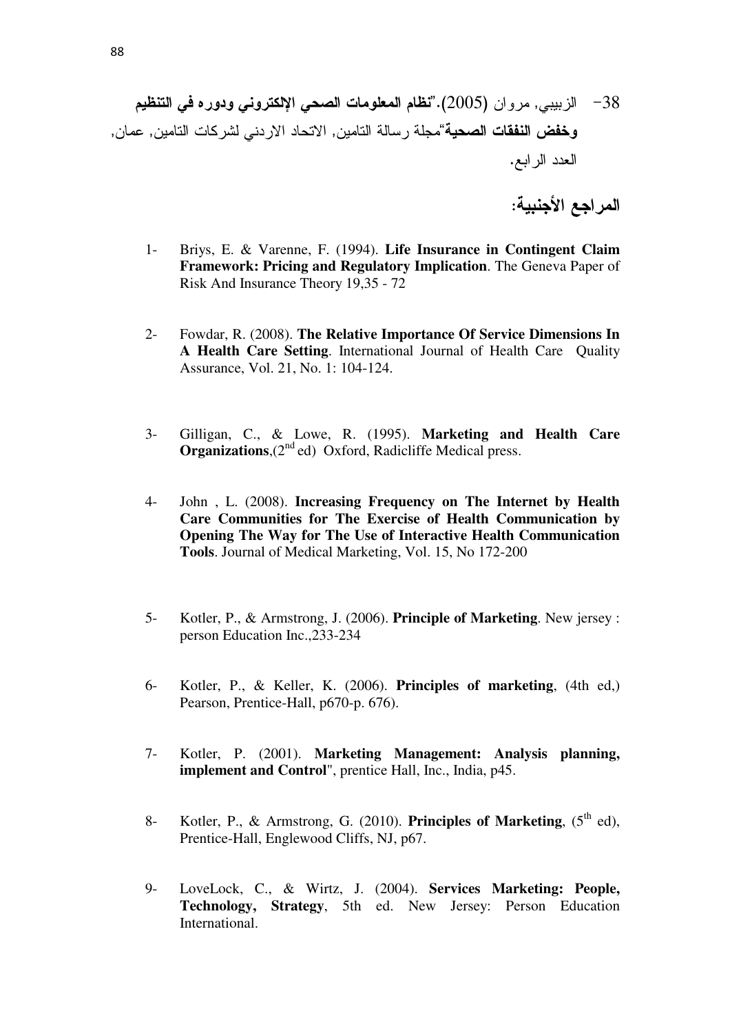38- الزبيبي, مروان (2005)."**نظام المعلومات الصحي الإلكتروني ودوره في التنظيم وخفض النفقات الصحية**"مجلة رسالة التامين, الاتحاد الاردني لشركات التامين, عمان, العدد الرابع.

## المراجع الأجنبية:

1- Briys, E. & Varenne, F. (1994). **Life Insurance in Contingent Claim Framework: Pricing and Regulatory Implication**. The Geneva Paper of Risk And Insurance Theory 19,35 - 72

2- Fowdar, R. (2008). **The Relative Importance Of Service Dimensions In A Health Care Setting**. International Journal of Health Care Quality Assurance, Vol. 21, No. 1: 104-124.

3- Gilligan, C., & Lowe, R. (1995). **Marketing and Health Care Organizations**,(2nd ed) Oxford, Radicliffe Medical press.

4- John , L. (2008). **Increasing Frequency on The Internet by Health Care Communities for The Exercise of Health Communication by Opening The Way for The Use of Interactive Health Communication Tools**. Journal of Medical Marketing, Vol. 15, No 172-200

5- Kotler, P., & Armstrong, J. (2006). **Principle of Marketing**. New jersey : person Education Inc.,233-234

6- Kotler, P., & Keller, K. (2006). **Principles of marketing**, (4th ed,) Pearson, Prentice-Hall, p670-p. 676).

7- Kotler, P. (2001). **Marketing Management: Analysis planning, implement and Control**", prentice Hall, Inc., India, p45.

8- Kotler, P., & Armstrong, G. (2010). **Principles of Marketing**, (5th ed), Prentice-Hall, Englewood Cliffs, NJ, p67.

9- LoveLock, C., & Wirtz, J. (2004). **Services Marketing: People, Technology, Strategy**, 5th ed. New Jersey: Person Education International.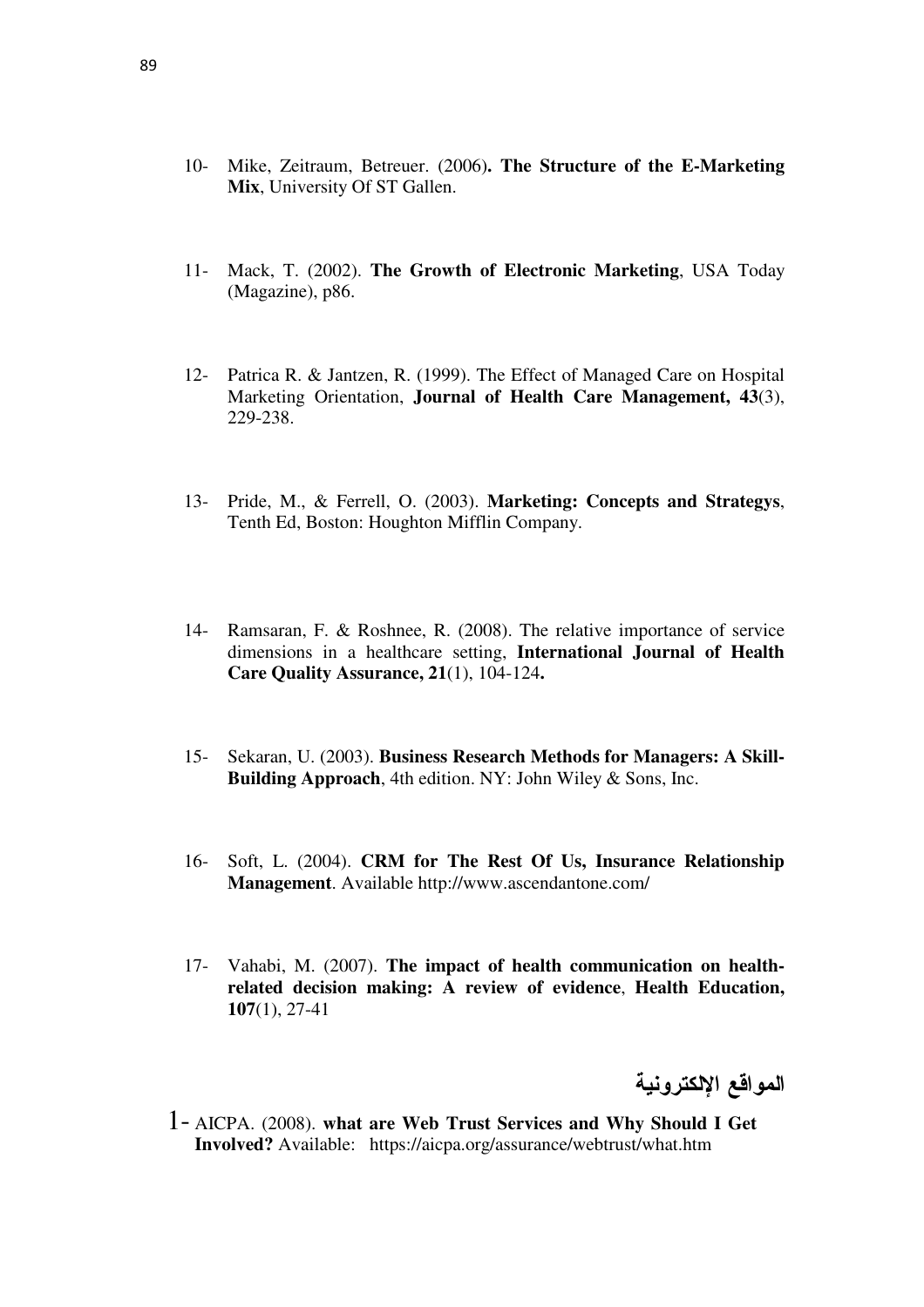10- Mike, Zeitraum, Betreuer. (2006)**. The Structure of the E-Marketing Mix**, University Of ST Gallen.

11- Mack, T. (2002). **The Growth of Electronic Marketing**, USA Today (Magazine), p86.

12- Patrica R. & Jantzen, R. (1999). The Effect of Managed Care on Hospital Marketing Orientation, **Journal of Health Care Management, 43**(3), 229-238.

13- Pride, M., & Ferrell, O. (2003). **Marketing: Concepts and Strategys**, Tenth Ed, Boston: Houghton Mifflin Company.

14- Ramsaran, F. & Roshnee, R. (2008). The relative importance of service dimensions in a healthcare setting, **International Journal of Health Care Quality Assurance, 21**(1), 104-124**.**

15- Sekaran, U. (2003). **Business Research Methods for Managers: A Skill-Building Approach**, 4th edition. NY: John Wiley & Sons, Inc.

16- Soft, L. (2004). **CRM for The Rest Of Us, Insurance Relationship Management**. Available http://www.ascendantone.com/

17- Vahabi, M. (2007). **The impact of health communication on health-related decision making: A review of evidence**, **Health Education, 107**(1), 27-41

## المواقع الإلكترونية

1- AICPA. (2008). **what are Web Trust Services and Why Should I Get Involved?** Available: https://aicpa.org/assurance/webtrust/what.htm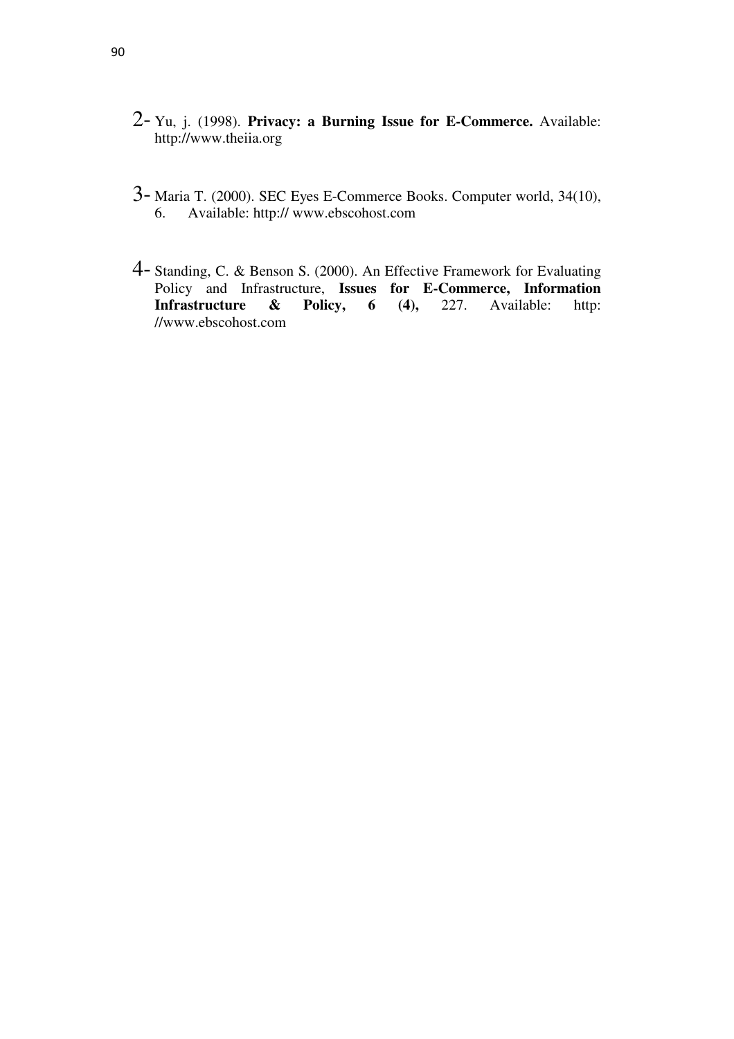2- Yu, j. (1998). **Privacy: a Burning Issue for E-Commerce.** Available: http://www.theiia.org

3- Maria T. (2000). SEC Eyes E-Commerce Books. Computer world, 34(10), 6. Available: http:// www.ebscohost.com

4- Standing, C. & Benson S. (2000). An Effective Framework for Evaluating Policy and Infrastructure, **Issues for E-Commerce, Information Infrastructure & Policy, 6 (4),** 227. Available: http: //www.ebscohost.com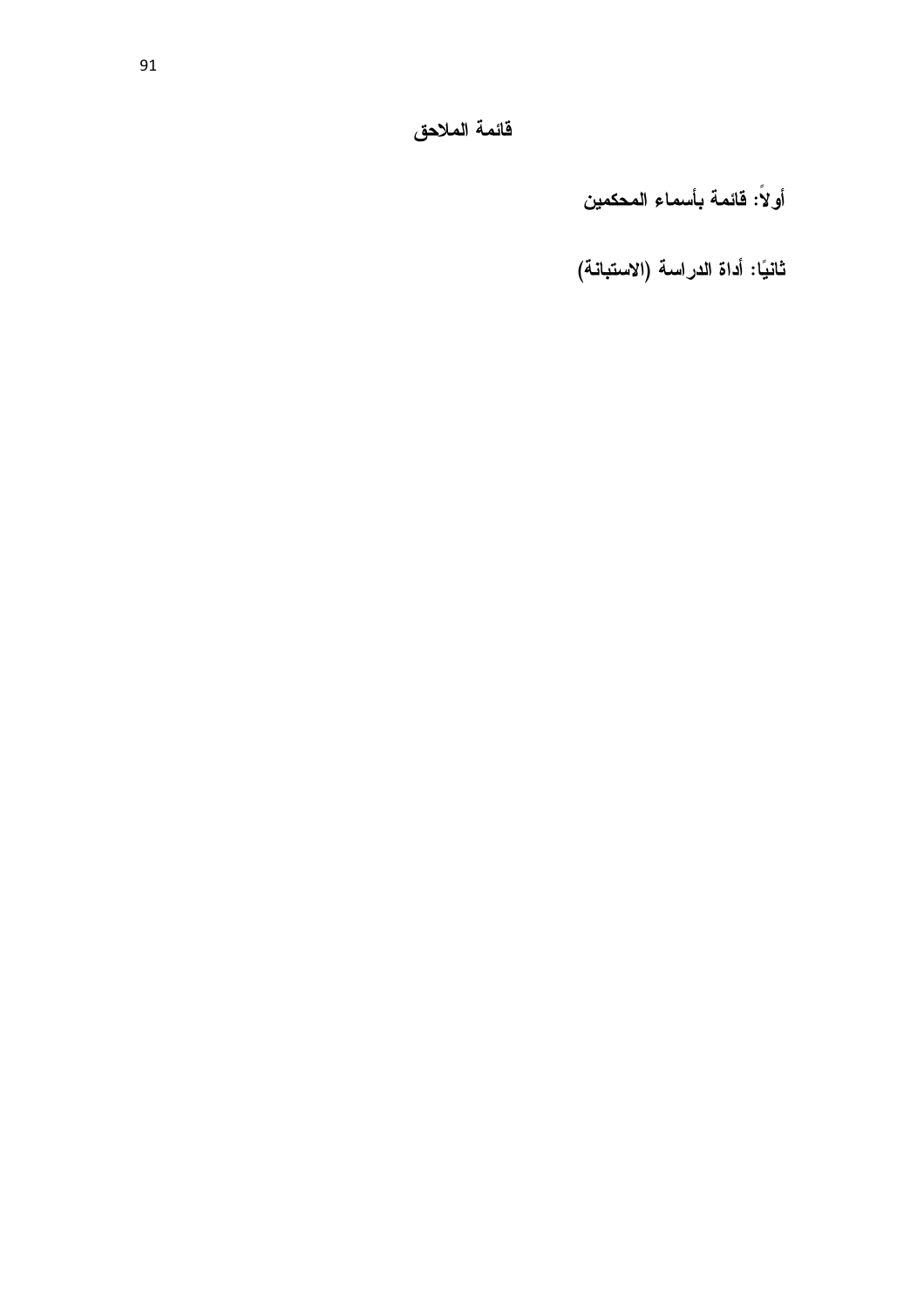# قائمة الملاحق

**أولاً: قائمة بأسماء المحكمين**

**ثانيًا: أداة الدراسة (الاستبانة)**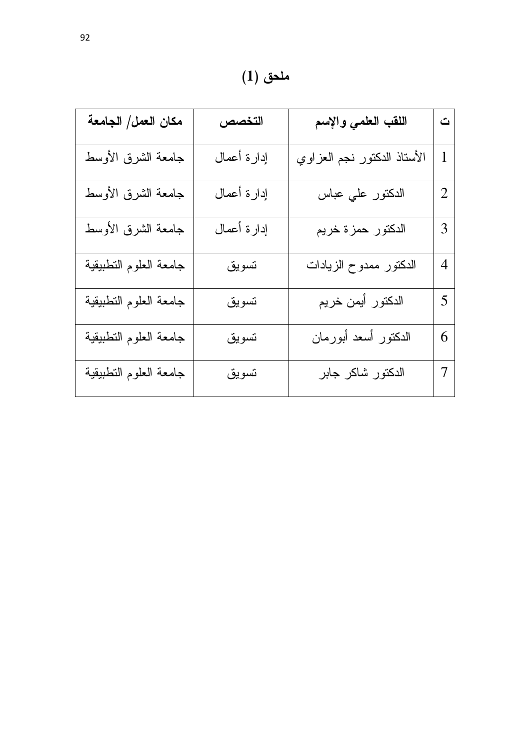# ملحق (1)

| ت | اللقب العلمي والإسم | التخصص | مكان العمل/ الجامعة |
|---|---|---|---|
| 1 | الأستاذ الدكتور نجم العزاوي | إدارة أعمال | جامعة الشرق الأوسط |
| 2 | الدكتور علي عباس | إدارة أعمال | جامعة الشرق الأوسط |
| 3 | الدكتور حمزة خريم | إدارة أعمال | جامعة الشرق الأوسط |
| 4 | الدكتور ممدوح الزيادات | تسويق | جامعة العلوم التطبيقية |
| 5 | الدكتور أيمن خريم | تسويق | جامعة العلوم التطبيقية |
| 6 | الدكتور أسعد أبورمان | تسويق | جامعة العلوم التطبيقية |
| 7 | الدكتور شاكر جابر | تسويق | جامعة العلوم التطبيقية |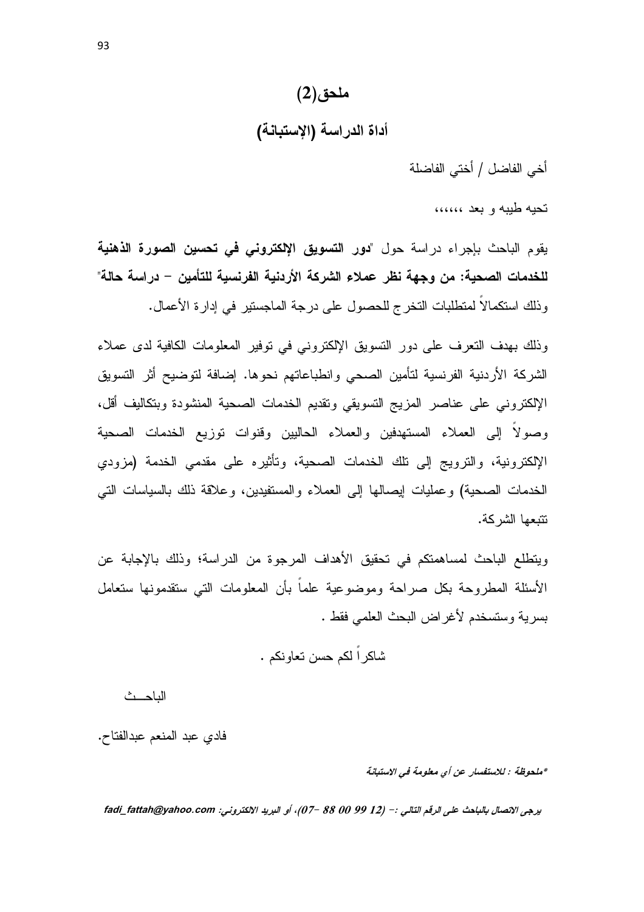# ملحق(2)

## أداة الدراسة (الإستبانة)

أخي الفاضل / أختي الفاضلة

تحيه طيبه و بعد ،،،،،،

يقوم الباحث بإجراء دراسة حول "**دور التسويق الإلكتروني في تحسين الصورة الذهنية للخدمات الصحية: من وجهة نظر عملاء الشركة الأردنية الفرنسية للتأمين – دراسة حالة**" وذلك استكمالاً لمتطلبات التخرج للحصول على درجة الماجستير في إدارة الأعمال.

وذلك بهدف التعرف على دور التسويق الإلكتروني في توفير المعلومات الكافية لدى عملاء الشركة الأردنية الفرنسية لتأمين الصحي وانطباعاتهم نحوها. إضافة لتوضيح أثر التسويق الإلكتروني على عناصر المزيج التسويقي وتقديم الخدمات الصحية المنشودة وبتكاليف أقل، وصولاً إلى العملاء المستهدفين والعملاء الحاليين وقنوات توزيع الخدمات الصحية الإلكترونية، والترويج إلى تلك الخدمات الصحية، وتأثيره على مقدمي الخدمة (مزودي الخدمات الصحية) وعمليات إيصالها إلى العملاء والمستفيدين، وعلاقة ذلك بالسياسات التي تتبعها الشركة.

ويتطلع الباحث لمساهمتكم في تحقيق الأهداف المرجوة من الدراسة؛ وذلك بالإجابة عن الأسئلة المطروحة بكل صراحة وموضوعية علماً بأن المعلومات التي ستقدمونها ستعامل بسرية وستستخدم لأغراض البحث العلمي فقط .

شاكراً لكم حسن تعاونكم .

الباحــث

فادي عبد المنعم عبدالفتاح.

*\*ملحوظة : للاستفسار عن أي معلومة في الاستبانة*

***يرجى الاتصال بالباحث على الرقم التالي :- (12 99 00 88 -07)، أو البريد الالكتروني: fadi_fattah@yahoo.com***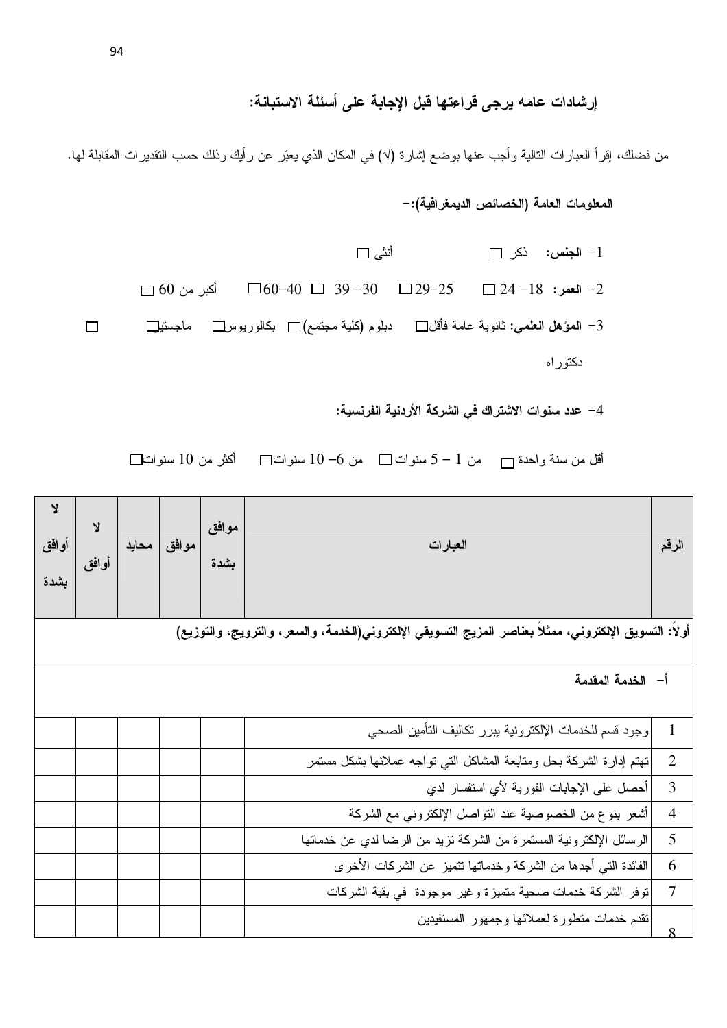### إرشادات عامه يرجى قراءتها قبل الإجابة على أسئلة الاستبانة:

من فضلك، إقرأ العبارات التالية وأجب عنها بوضع إشارة (√) في المكان الذي يعبّر عن رأيك وذلك حسب التقديرات المقابلة لها.

**المعلومات العامة (الخصائص الديمغرافية):-**

1- **الجنس:** ذكر ☐ أنثى ☐

2- **العمر:** 18- 24 ☐ 25-29 ☐ 30- 39 ☐ 40-60 ☐ أكبر من 60 ☐

3- **المؤهل العلمي:** ثانوية عامة فأقل☐ دبلوم (كلية مجتمع) ☐ بكالوريوس☐ ماجستير☐ دكتوراه ☐

4- **عدد سنوات الاشتراك في الشركة الأردنية الفرنسية:**

أقل من سنة واحدة ☐ من 1 – 5 سنوات ☐ من 6– 10 سنوات☐ أكثر من 10 سنوات☐

| الرقم | العبارات | موافق بشدة | موافق | محايد | لا أوافق | لا أوافق بشدة |
|---|---|---|---|---|---|---|
| **أولاً: التسويق الإلكتروني، ممثلاً بعناصر المزيج التسويقي الإلكتروني(الخدمة، والسعر، والترويج، والتوزيع)** | | | | | | |
| **أ- الخدمة المقدمة** | | | | | | |
| 1 | وجود قسم للخدمات الإلكترونية يبرر تكاليف التأمين الصحي | | | | | |
| 2 | تهتم إدارة الشركة بحل ومتابعة المشاكل التي تواجه عملائها بشكل مستمر | | | | | |
| 3 | أحصل على الإجابات الفورية لأي استفسار لدي | | | | | |
| 4 | أشعر بنوع من الخصوصية عند التواصل الإلكتروني مع الشركة | | | | | |
| 5 | الرسائل الإلكترونية المستمرة من الشركة تزيد من الرضا لدي عن خدماتها | | | | | |
| 6 | الفائدة التي أجدها من الشركة وخدماتها تتميز عن الشركات الأخرى | | | | | |
| 7 | توفر الشركة خدمات صحية متميزة وغير موجودة في بقية الشركات | | | | | |
| 8 | تقدم خدمات متطورة لعملائها وجمهور المستفيدين | | | | | |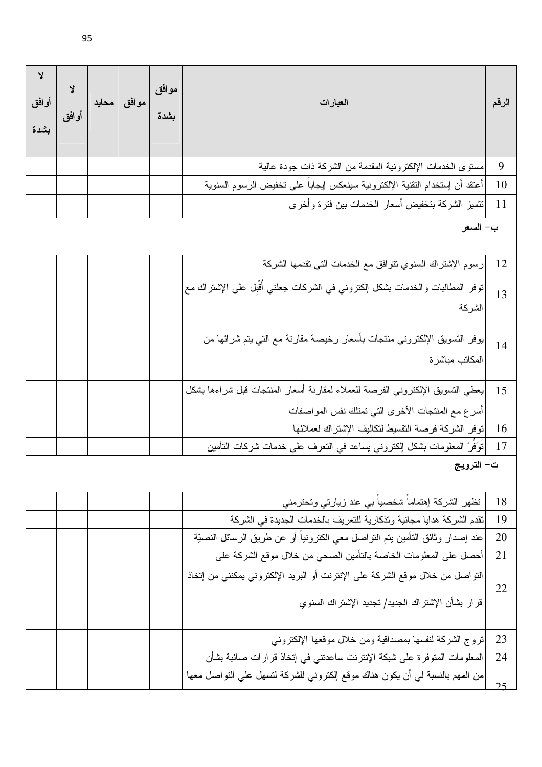| الرقم | العبارات | موافق بشدة | موافق | محايد | لا أوافق | لا أوافق بشدة |
|---|---|---|---|---|---|---|
| 9 | مستوى الخدمات الإلكترونية المقدمة من الشركة ذات جودة عالية | | | | | |
| 10 | أعتقد أن إستخدام التقنية الإلكترونية سينعكس إيجاباً على تخفيض الرسوم السنوية | | | | | |
| 11 | تتميز الشركة بتخفيض أسعار الخدمات بين فترة وأخرى | | | | | |
| **ب- السعر** | | | | | | |
| 12 | رسوم الإشتراك السنوي تتوافق مع الخدمات التي تقدمها الشركة | | | | | |
| 13 | توفر المطالبات والخدمات بشكل إلكتروني في الشركات جعلني أُقْبِل على الإشتراك مع الشركة | | | | | |
| 14 | يوفر التسويق الإلكتروني منتجات بأسعار رخيصة مقارنة مع التي يتم شرائها من المكاتب مباشرة | | | | | |
| 15 | يعطي التسويق الإلكتروني الفرصة للعملاء لمقارنة أسعار المنتجات قبل شراءها بشكل أسرع مع المنتجات الأخرى التي تمتلك نفس المواصفات | | | | | |
| 16 | توفر الشركة فرصة التقسيط لتكاليف الإشتراك لعملائها | | | | | |
| 17 | تَوَفُّرْ المعلومات بشكل إلكتروني يساعد في التعرف على خدمات شركات التأمين | | | | | |
| **ت- الترويج** | | | | | | |
| 18 | تظهر الشركة إهتماماً شخصياً بي عند زيارتي وتحترمني | | | | | |
| 19 | تقدم الشركة هدايا مجانية وتذكارية للتعريف بالخدمات الجديدة في الشركة | | | | | |
| 20 | عند إصدار وثائق التأمين يتم التواصل معي الكترونياً أو عن طريق الرسائل النصيّة | | | | | |
| 21 | أحصل على المعلومات الخاصة بالتأمين الصحي من خلال موقع الشركة على | | | | | |
| 22 | التواصل من خلال موقع الشركة على الإنترنت أو البريد الإلكتروني يمكنني من إتخاذ قرار بشأن الإشتراك الجديد/ تجديد الإشتراك السنوي | | | | | |
| 23 | تروج الشركة لنفسها بمصداقية ومن خلال موقعها الإلكتروني | | | | | |
| 24 | المعلومات المتوفرة على شبكة الإنترنت ساعدتني في إتخاذ قرارات صائبة بشأن | | | | | |
| 25 | من المهم بالنسبة لي أن يكون هناك موقع إلكتروني للشركة لتسهل علي التواصل معها | | | | | |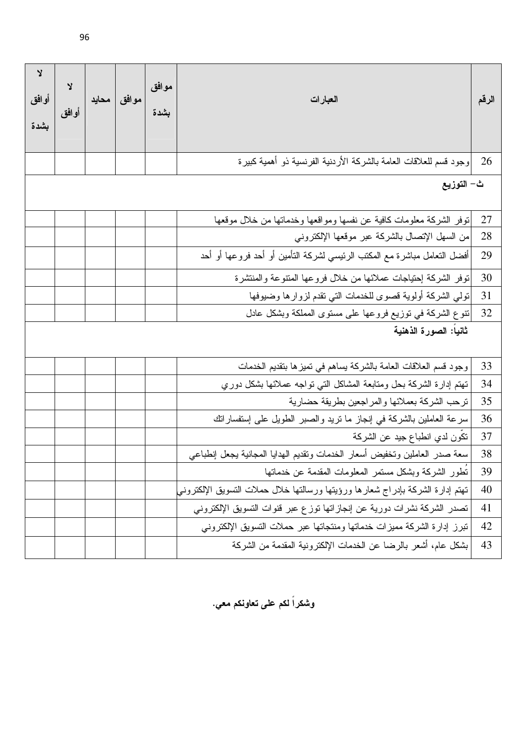| الرقم | العبارات | موافق بشدة | موافق | محايد | لا أوافق | لا أوافق بشدة |
|---|---|---|---|---|---|---|
| 26 | وجود قسم للعلاقات العامة بالشركة الأردنية الفرنسية ذو أهمية كبيرة | | | | | |
| **ث- التوزيع** | | | | | | |
| 27 | توفر الشركة معلومات كافية عن نفسها ومواقعها وخدماتها من خلال موقعها | | | | | |
| 28 | من السهل الإتصال بالشركة عبر موقعها الإلكتروني | | | | | |
| 29 | أفضل التعامل مباشرة مع المكتب الرئيسي لشركة التأمين أو أحد فروعها أو أحد | | | | | |
| 30 | توفر الشركة إحتياجات عملائها من خلال فروعها المتنوعة والمنتشرة | | | | | |
| 31 | تولي الشركة أولوية قصوى للخدمات التي تقدم لزوارها وضيوفها | | | | | |
| 32 | تنوع الشركة في توزيع فروعها على مستوى المملكة وبشكل عادل | | | | | |
| **ثانياً: الصورة الذهنية** | | | | | | |
| 33 | وجود قسم العلاقات العامة بالشركة يساهم في تميزها بتقديم الخدمات | | | | | |
| 34 | تهتم إدارة الشركة بحل ومتابعة المشاكل التي تواجه عملائها بشكل دوري | | | | | |
| 35 | ترحب الشركة بعملائها والمراجعين بطريقة حضارية | | | | | |
| 36 | سرعة العاملين بالشركة في إنجاز ما تريد والصبر الطويل على إستفساراتك | | | | | |
| 37 | تكّون لدي انطباع جيد عن الشركة | | | | | |
| 38 | سعة صدر العاملين وتخفيض أسعار الخدمات وتقديم الهدايا المجانية يجعل إنطباعي | | | | | |
| 39 | تُطور الشركة وبشكل مستمر المعلومات المقدمة عن خدماتها | | | | | |
| 40 | تهتم إدارة الشركة بإدراج شعارها ورؤيتها ورسالتها خلال حملات التسويق الإلكتروني | | | | | |
| 41 | تصدر الشركة نشرات دورية عن إنجازاتها توزع عبر قنوات التسويق الإلكتروني | | | | | |
| 42 | تبرز إدارة الشركة مميزات خدماتها ومنتجاتها عبر حملات التسويق الإلكتروني | | | | | |
| 43 | بشكل عام، أشعر بالرضا عن الخدمات الإلكترونية المقدمة من الشركة | | | | | |

**وشكراً لكم على تعاونكم معي.**